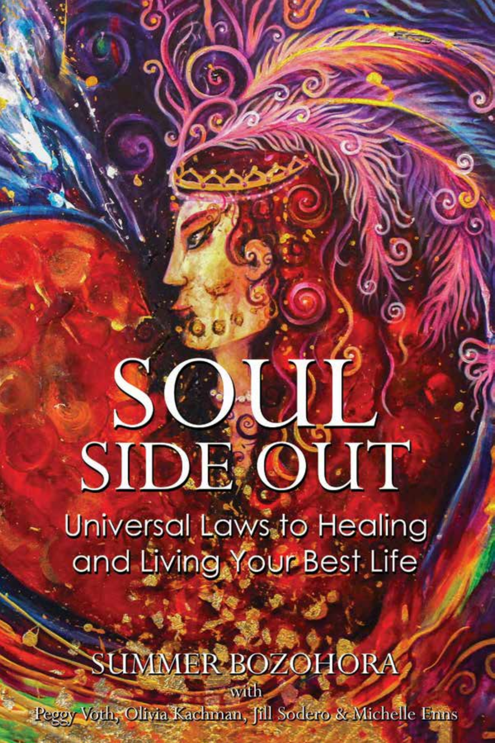# SOUL SIDE OUT

## Universal Laws to Healing and Living Your Best Life

SUMMER BOZOHORA

with

Peggy Voth, Olivia Kachman, Jill Sodero & Michelle Enns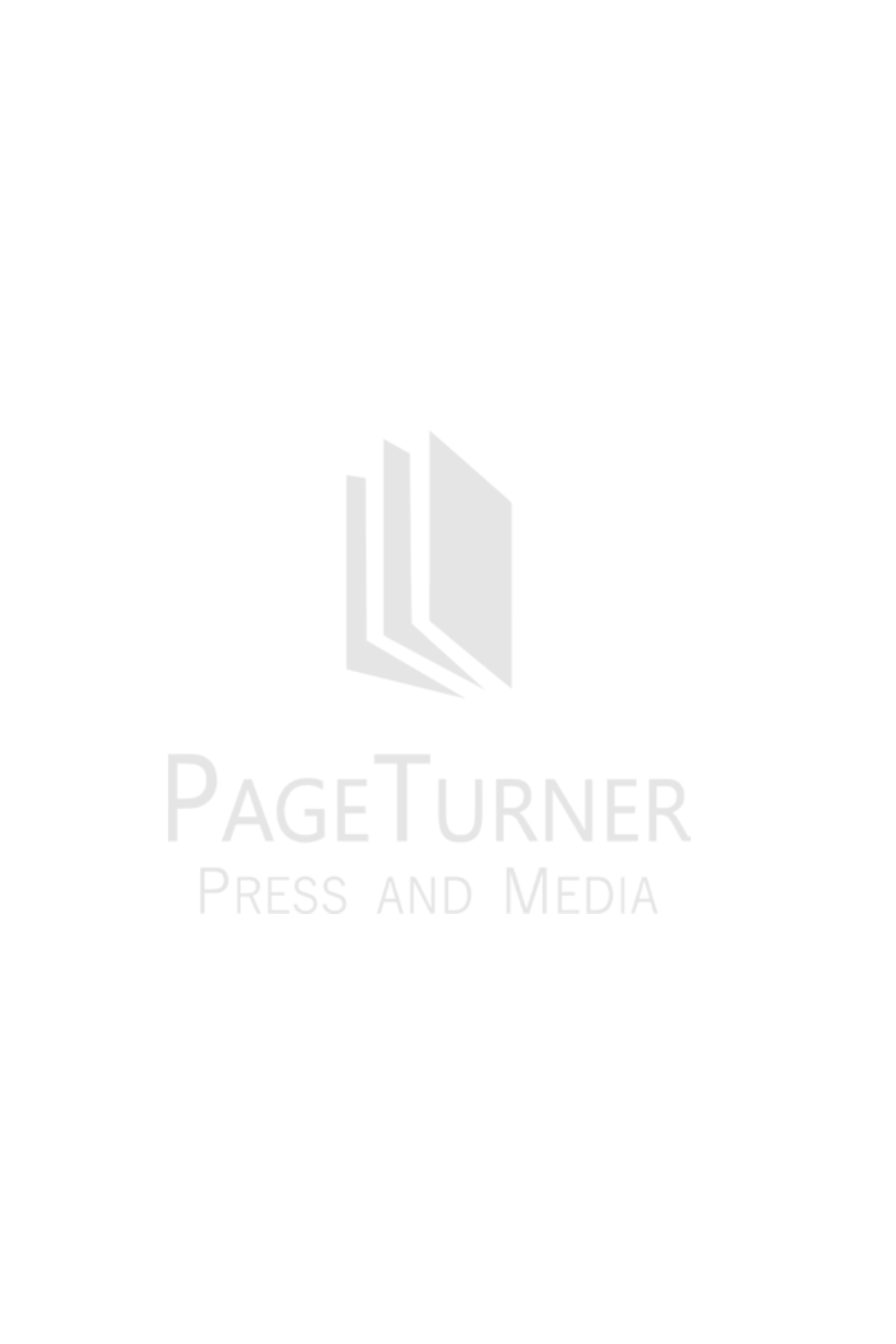PageTurner

Press and Media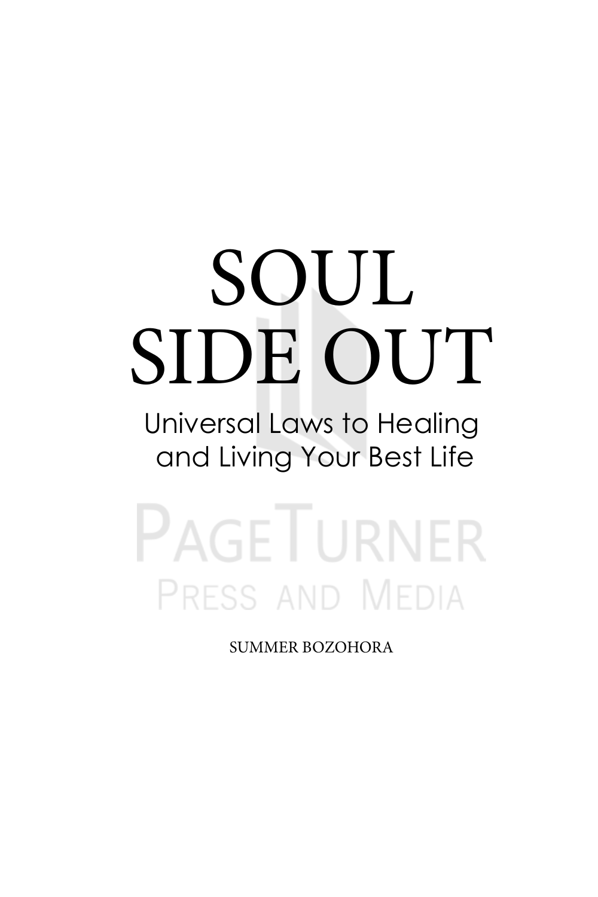# SOUL SIDE OUT

## Universal Laws to Healing and Living Your Best Life

PAGETURNER
PRESS AND MEDIA

SUMMER BOZOHORA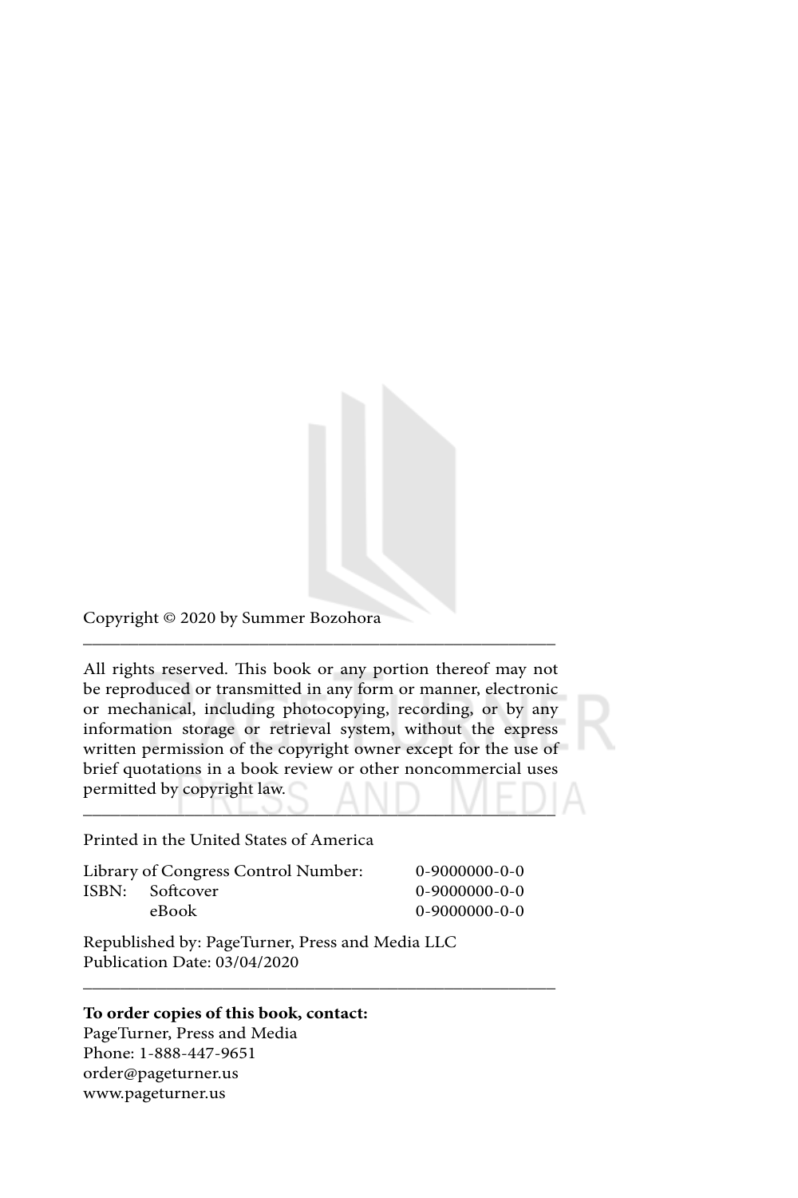Copyright © 2020 by Summer Bozohora

---

All rights reserved. This book or any portion thereof may not be reproduced or transmitted in any form or manner, electronic or mechanical, including photocopying, recording, or by any information storage or retrieval system, without the express written permission of the copyright owner except for the use of brief quotations in a book review or other noncommercial uses permitted by copyright law.

---

Printed in the United States of America

| | | |
|---|---|---|
| Library of Congress Control Number: | | 0-9000000-0-0 |
| ISBN: | Softcover | 0-9000000-0-0 |
| | eBook | 0-9000000-0-0 |

Republished by: PageTurner, Press and Media LLC
Publication Date: 03/04/2020

---

**To order copies of this book, contact:**
PageTurner, Press and Media
Phone: 1-888-447-9651
order@pageturner.us
www.pageturner.us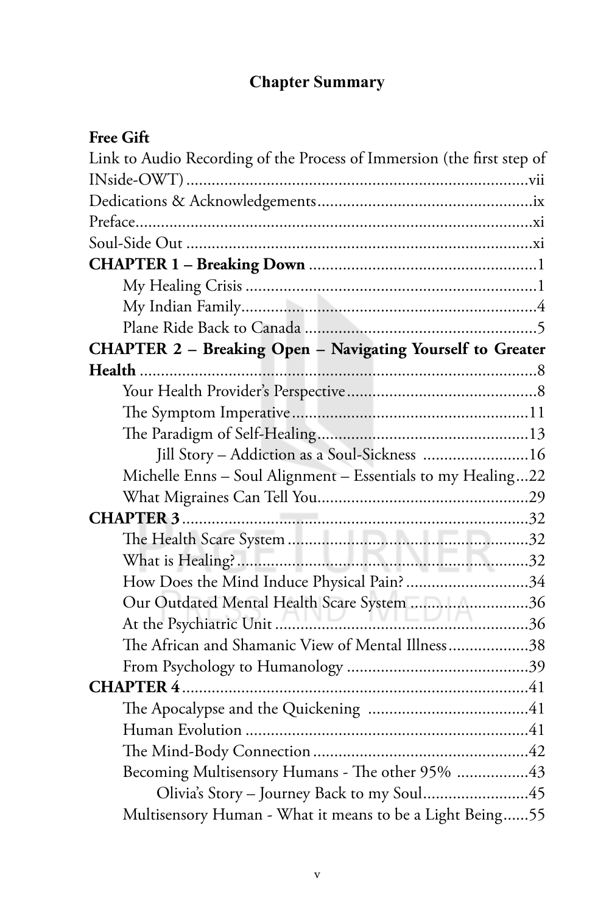## Chapter Summary

**Free Gift**

Link to Audio Recording of the Process of Immersion (the first step of INside-OWT) ................................................................................vii

Dedications & Acknowledgements..................................................ix

Preface..............................................................................................xi

Soul-Side Out ...................................................................................xi

**CHAPTER 1 – Breaking Down** .....................................................1

- My Healing Crisis .....................................................................1
- My Indian Family.......................................................................4
- Plane Ride Back to Canada .......................................................5

**CHAPTER 2 – Breaking Open – Navigating Yourself to Greater Health** ..............................................................................................8

- Your Health Provider's Perspective..............................................8
- The Symptom Imperative.........................................................11
- The Paradigm of Self-Healing...................................................13
    - Jill Story – Addiction as a Soul-Sickness .........................16
- Michelle Enns – Soul Alignment – Essentials to my Healing...22
- What Migraines Can Tell You..................................................29

**CHAPTER 3**...................................................................................32

- The Health Scare System .........................................................32
- What is Healing?.....................................................................32
- How Does the Mind Induce Physical Pain?.............................34
- Our Outdated Mental Health Scare System ............................36
- At the Psychiatric Unit ............................................................36
- The African and Shamanic View of Mental Illness...................38
- From Psychology to Humanology ...........................................39

**CHAPTER 4**...................................................................................41

- The Apocalypse and the Quickening .....................................41
- Human Evolution ...................................................................41
- The Mind-Body Connection ...................................................42
- Becoming Multisensory Humans - The other 95% .................43
    - Olivia's Story – Journey Back to my Soul.........................45
- Multisensory Human - What it means to be a Light Being......55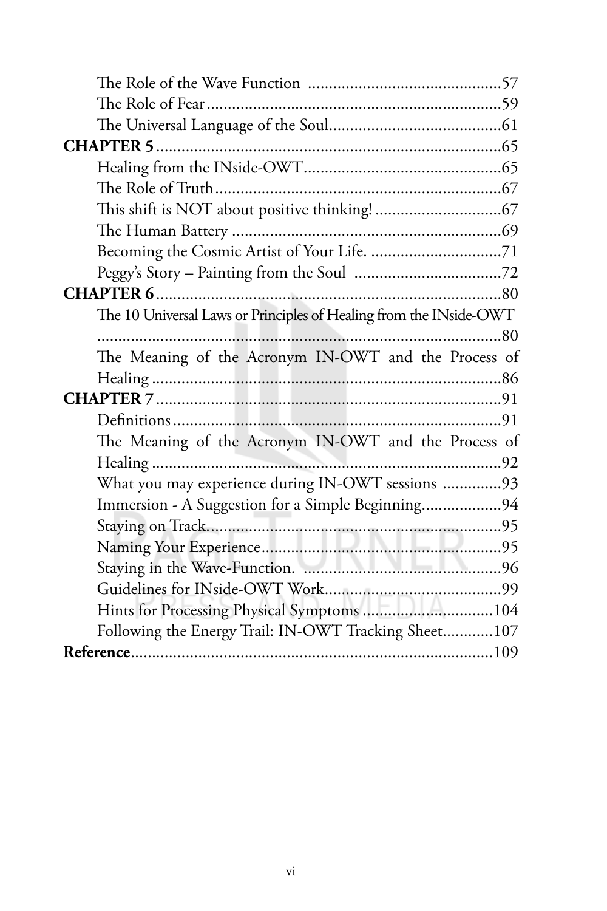The Role of the Wave Function .............................................57
The Role of Fear.....................................................................59
The Universal Language of the Soul........................................61

**CHAPTER 5**.................................................................................65
Healing from the INside-OWT...............................................65
The Role of Truth...................................................................67
This shift is NOT about positive thinking! ..............................67
The Human Battery ...............................................................69
Becoming the Cosmic Artist of Your Life. ..............................71
Peggy's Story – Painting from the Soul ..................................72

**CHAPTER 6**.................................................................................80
The 10 Universal Laws or Principles of Healing from the INside-OWT ................................................................................80
The Meaning of the Acronym IN-OWT and the Process of Healing ..................................................................................86

**CHAPTER 7**.................................................................................91
Definitions .............................................................................91
The Meaning of the Acronym IN-OWT and the Process of Healing ..................................................................................92
What you may experience during IN-OWT sessions .............93
Immersion - A Suggestion for a Simple Beginning..................94
Staying on Track.....................................................................95
Naming Your Experience........................................................95
Staying in the Wave-Function. ..............................................96
Guidelines for INside-OWT Work.........................................99
Hints for Processing Physical Symptoms ..............................104
Following the Energy Trail: IN-OWT Tracking Sheet............107

**Reference**.....................................................................................109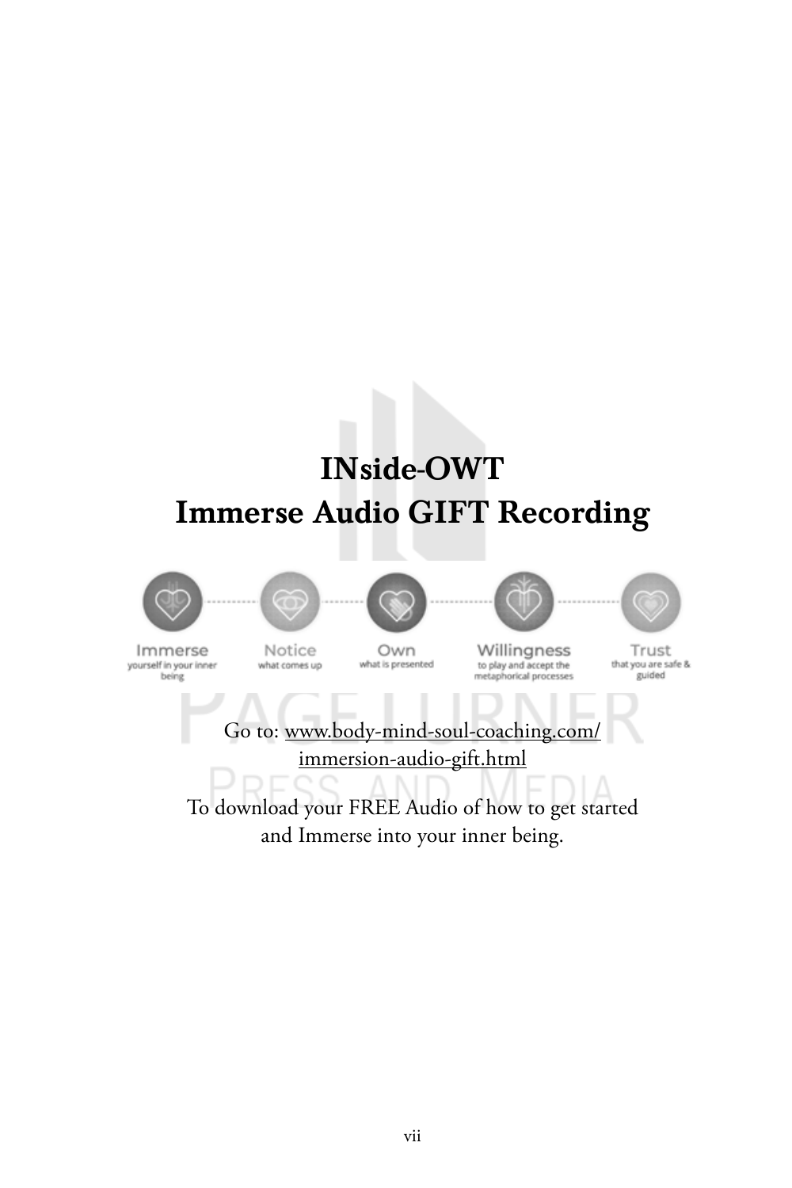# INside-OWT
# Immerse Audio GIFT Recording

**Immerse** yourself in your inner being — **Notice** what comes up — **Own** what is presented — **Willingness** to play and accept the metaphorical processes — **Trust** that you are safe & guided

Go to: www.body-mind-soul-coaching.com/immersion-audio-gift.html

To download your FREE Audio of how to get started and Immerse into your inner being.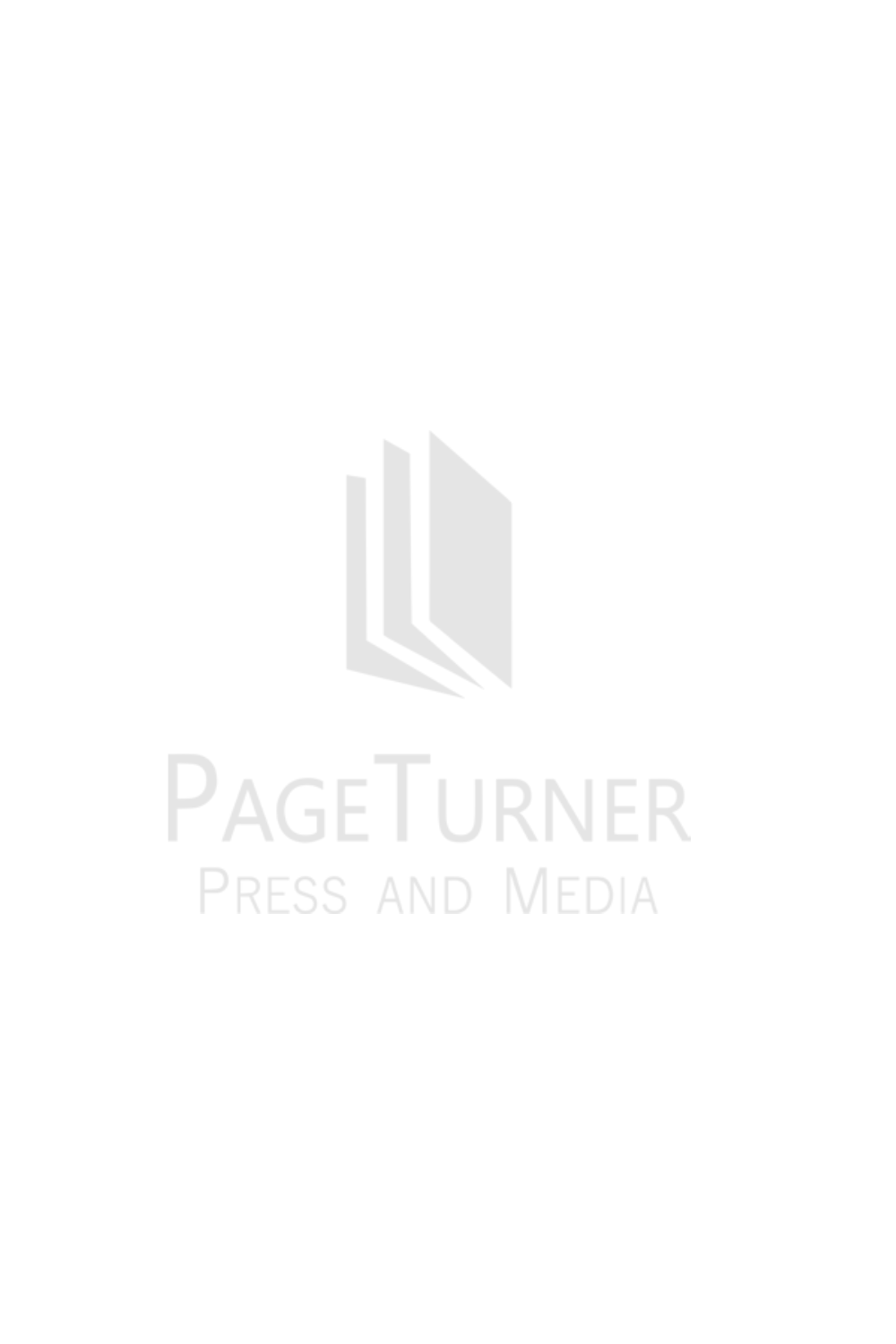PageTurner

Press and Media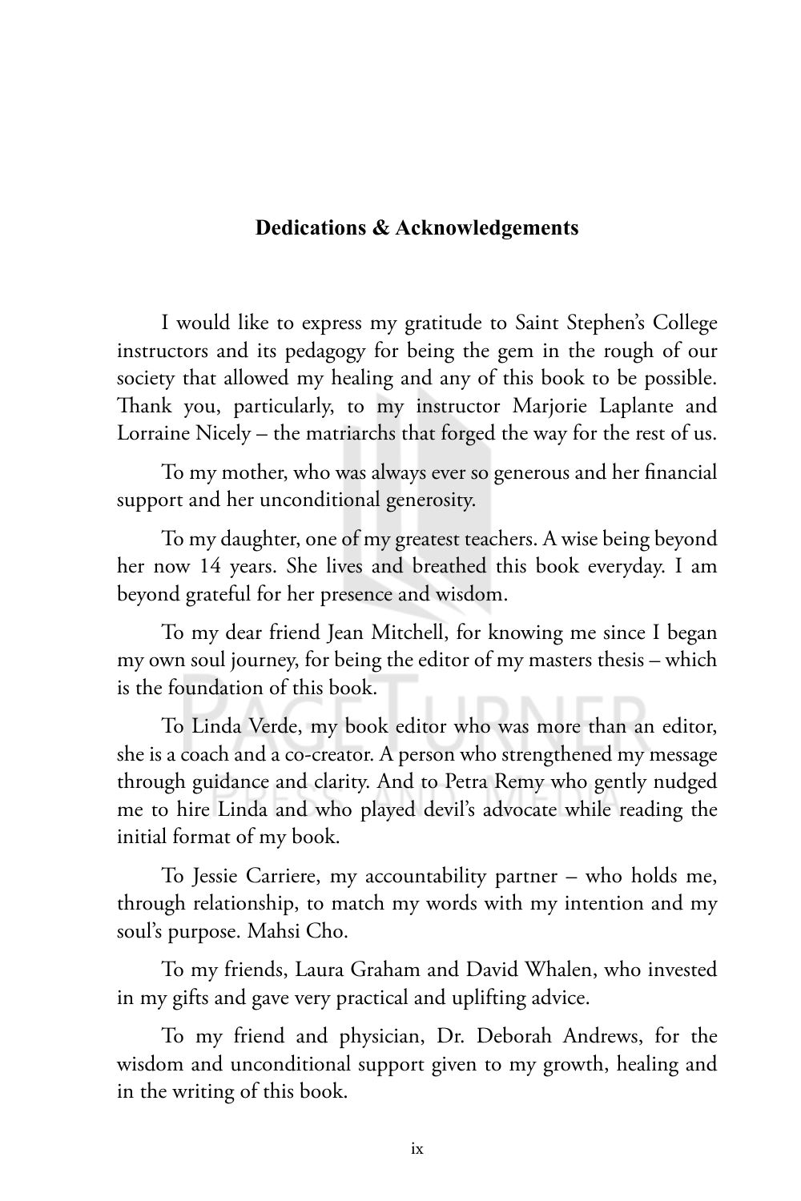## Dedications & Acknowledgements

I would like to express my gratitude to Saint Stephen's College instructors and its pedagogy for being the gem in the rough of our society that allowed my healing and any of this book to be possible. Thank you, particularly, to my instructor Marjorie Laplante and Lorraine Nicely – the matriarchs that forged the way for the rest of us.

To my mother, who was always ever so generous and her financial support and her unconditional generosity.

To my daughter, one of my greatest teachers. A wise being beyond her now 14 years. She lives and breathed this book everyday. I am beyond grateful for her presence and wisdom.

To my dear friend Jean Mitchell, for knowing me since I began my own soul journey, for being the editor of my masters thesis – which is the foundation of this book.

To Linda Verde, my book editor who was more than an editor, she is a coach and a co-creator. A person who strengthened my message through guidance and clarity. And to Petra Remy who gently nudged me to hire Linda and who played devil's advocate while reading the initial format of my book.

To Jessie Carriere, my accountability partner – who holds me, through relationship, to match my words with my intention and my soul's purpose. Mahsi Cho.

To my friends, Laura Graham and David Whalen, who invested in my gifts and gave very practical and uplifting advice.

To my friend and physician, Dr. Deborah Andrews, for the wisdom and unconditional support given to my growth, healing and in the writing of this book.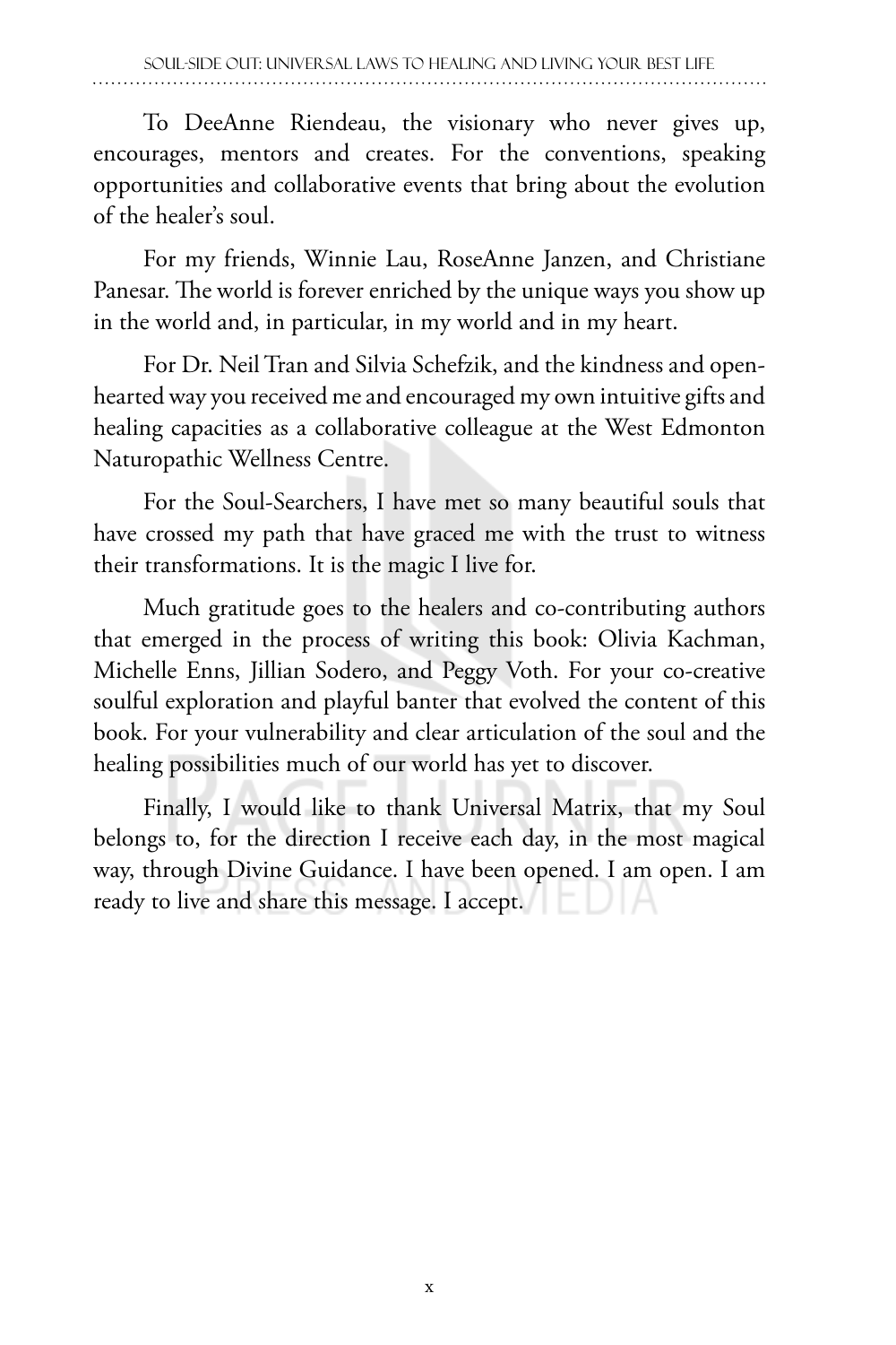To DeeAnne Riendeau, the visionary who never gives up, encourages, mentors and creates. For the conventions, speaking opportunities and collaborative events that bring about the evolution of the healer's soul.

For my friends, Winnie Lau, RoseAnne Janzen, and Christiane Panesar. The world is forever enriched by the unique ways you show up in the world and, in particular, in my world and in my heart.

For Dr. Neil Tran and Silvia Schefzik, and the kindness and open-hearted way you received me and encouraged my own intuitive gifts and healing capacities as a collaborative colleague at the West Edmonton Naturopathic Wellness Centre.

For the Soul-Searchers, I have met so many beautiful souls that have crossed my path that have graced me with the trust to witness their transformations. It is the magic I live for.

Much gratitude goes to the healers and co-contributing authors that emerged in the process of writing this book: Olivia Kachman, Michelle Enns, Jillian Sodero, and Peggy Voth. For your co-creative soulful exploration and playful banter that evolved the content of this book. For your vulnerability and clear articulation of the soul and the healing possibilities much of our world has yet to discover.

Finally, I would like to thank Universal Matrix, that my Soul belongs to, for the direction I receive each day, in the most magical way, through Divine Guidance. I have been opened. I am open. I am ready to live and share this message. I accept.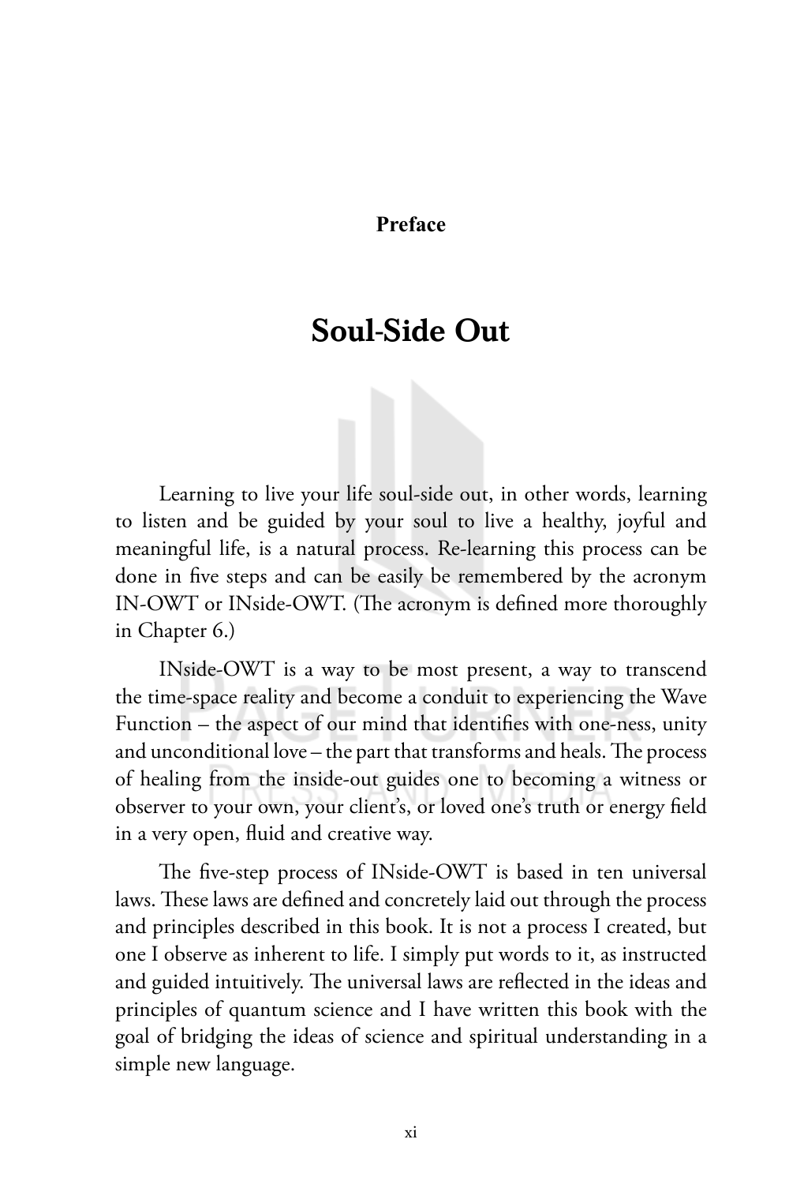**Preface**

# Soul-Side Out

Learning to live your life soul-side out, in other words, learning to listen and be guided by your soul to live a healthy, joyful and meaningful life, is a natural process. Re-learning this process can be done in five steps and can be easily be remembered by the acronym IN-OWT or INside-OWT. (The acronym is defined more thoroughly in Chapter 6.)

INside-OWT is a way to be most present, a way to transcend the time-space reality and become a conduit to experiencing the Wave Function – the aspect of our mind that identifies with one-ness, unity and unconditional love – the part that transforms and heals. The process of healing from the inside-out guides one to becoming a witness or observer to your own, your client's, or loved one's truth or energy field in a very open, fluid and creative way.

The five-step process of INside-OWT is based in ten universal laws. These laws are defined and concretely laid out through the process and principles described in this book. It is not a process I created, but one I observe as inherent to life. I simply put words to it, as instructed and guided intuitively. The universal laws are reflected in the ideas and principles of quantum science and I have written this book with the goal of bridging the ideas of science and spiritual understanding in a simple new language.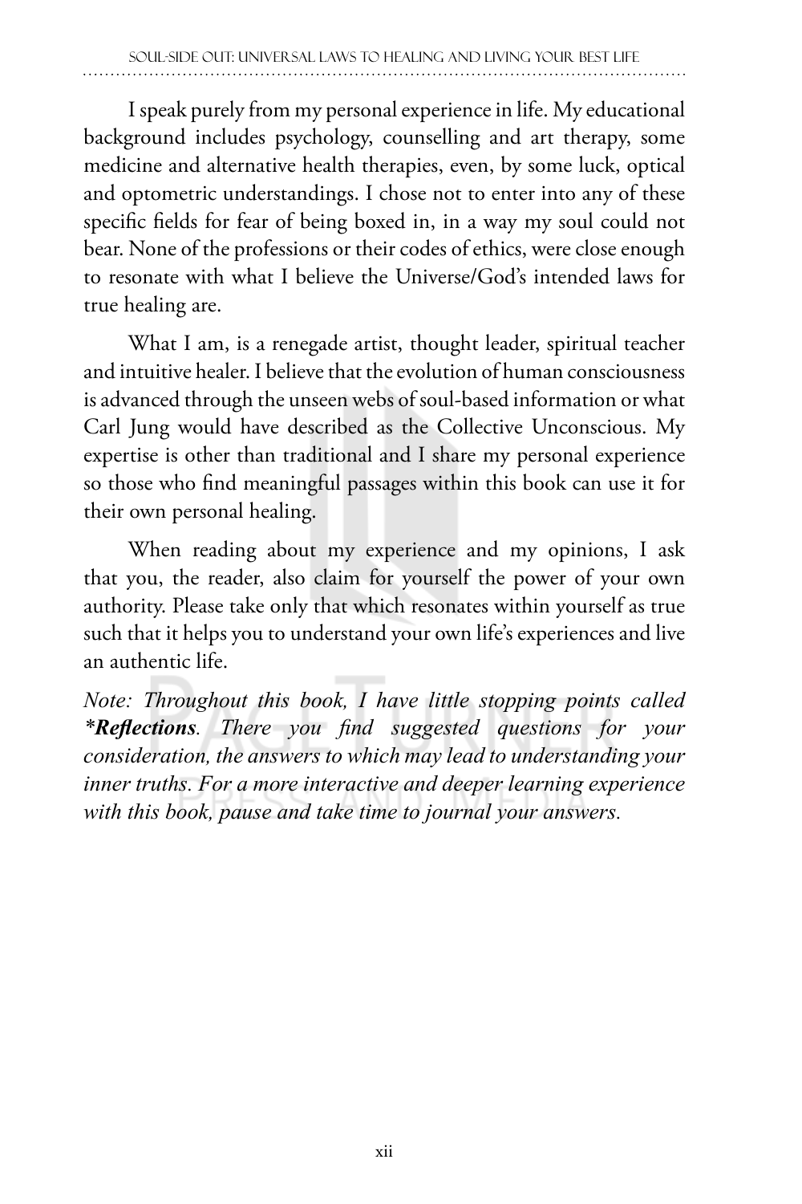I speak purely from my personal experience in life. My educational background includes psychology, counselling and art therapy, some medicine and alternative health therapies, even, by some luck, optical and optometric understandings. I chose not to enter into any of these specific fields for fear of being boxed in, in a way my soul could not bear. None of the professions or their codes of ethics, were close enough to resonate with what I believe the Universe/God's intended laws for true healing are.

What I am, is a renegade artist, thought leader, spiritual teacher and intuitive healer. I believe that the evolution of human consciousness is advanced through the unseen webs of soul-based information or what Carl Jung would have described as the Collective Unconscious. My expertise is other than traditional and I share my personal experience so those who find meaningful passages within this book can use it for their own personal healing.

When reading about my experience and my opinions, I ask that you, the reader, also claim for yourself the power of your own authority. Please take only that which resonates within yourself as true such that it helps you to understand your own life's experiences and live an authentic life.

*Note: Throughout this book, I have little stopping points called **\*Reflections**. There you find suggested questions for your consideration, the answers to which may lead to understanding your inner truths. For a more interactive and deeper learning experience with this book, pause and take time to journal your answers.*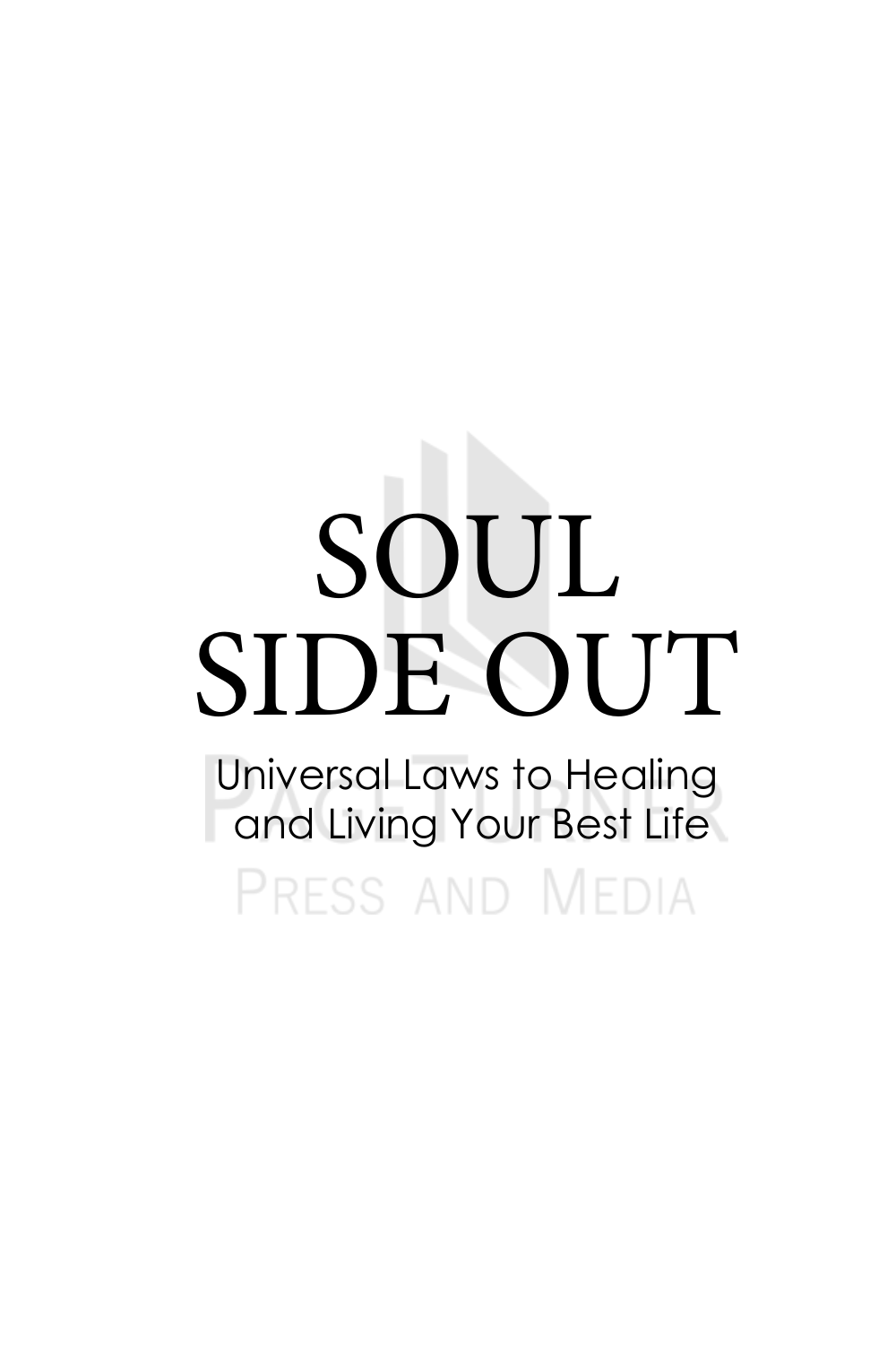# SOUL SIDE OUT

## Universal Laws to Healing and Living Your Best Life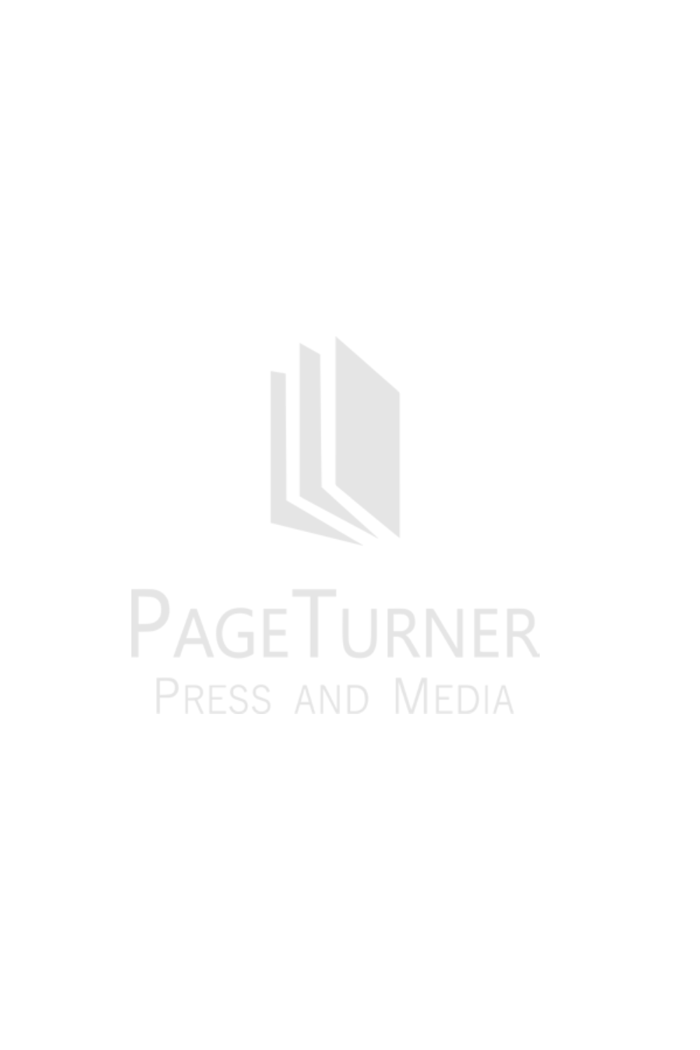PageTurner

Press and Media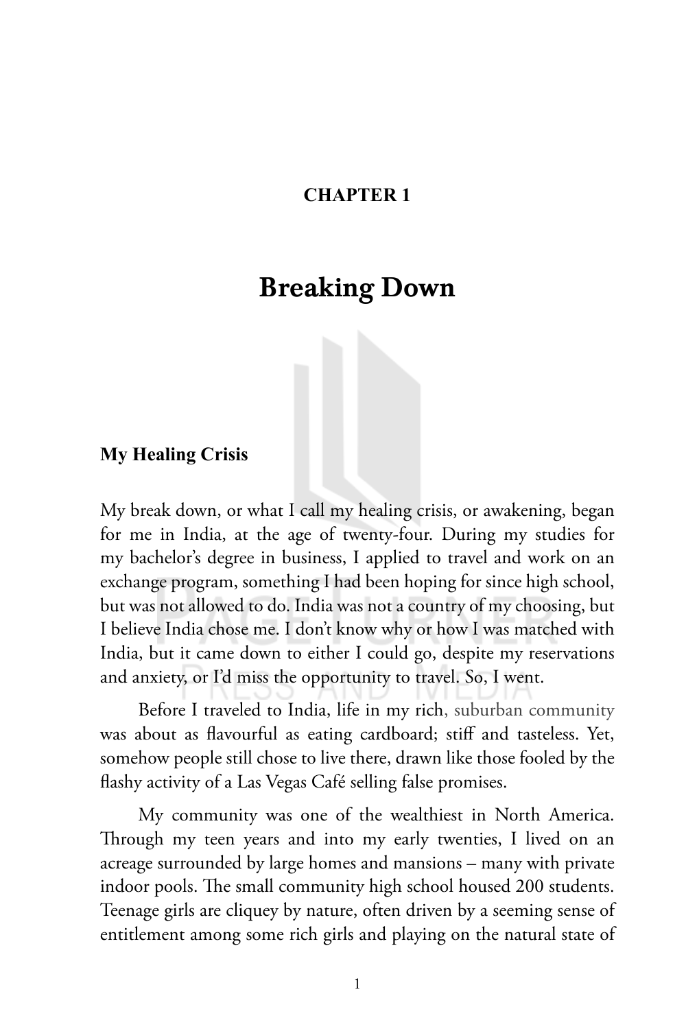## CHAPTER 1

# Breaking Down

### My Healing Crisis

My break down, or what I call my healing crisis, or awakening, began for me in India, at the age of twenty-four. During my studies for my bachelor's degree in business, I applied to travel and work on an exchange program, something I had been hoping for since high school, but was not allowed to do. India was not a country of my choosing, but I believe India chose me. I don't know why or how I was matched with India, but it came down to either I could go, despite my reservations and anxiety, or I'd miss the opportunity to travel. So, I went.

Before I traveled to India, life in my rich, suburban community was about as flavourful as eating cardboard; stiff and tasteless. Yet, somehow people still chose to live there, drawn like those fooled by the flashy activity of a Las Vegas Café selling false promises.

My community was one of the wealthiest in North America. Through my teen years and into my early twenties, I lived on an acreage surrounded by large homes and mansions – many with private indoor pools. The small community high school housed 200 students. Teenage girls are cliquey by nature, often driven by a seeming sense of entitlement among some rich girls and playing on the natural state of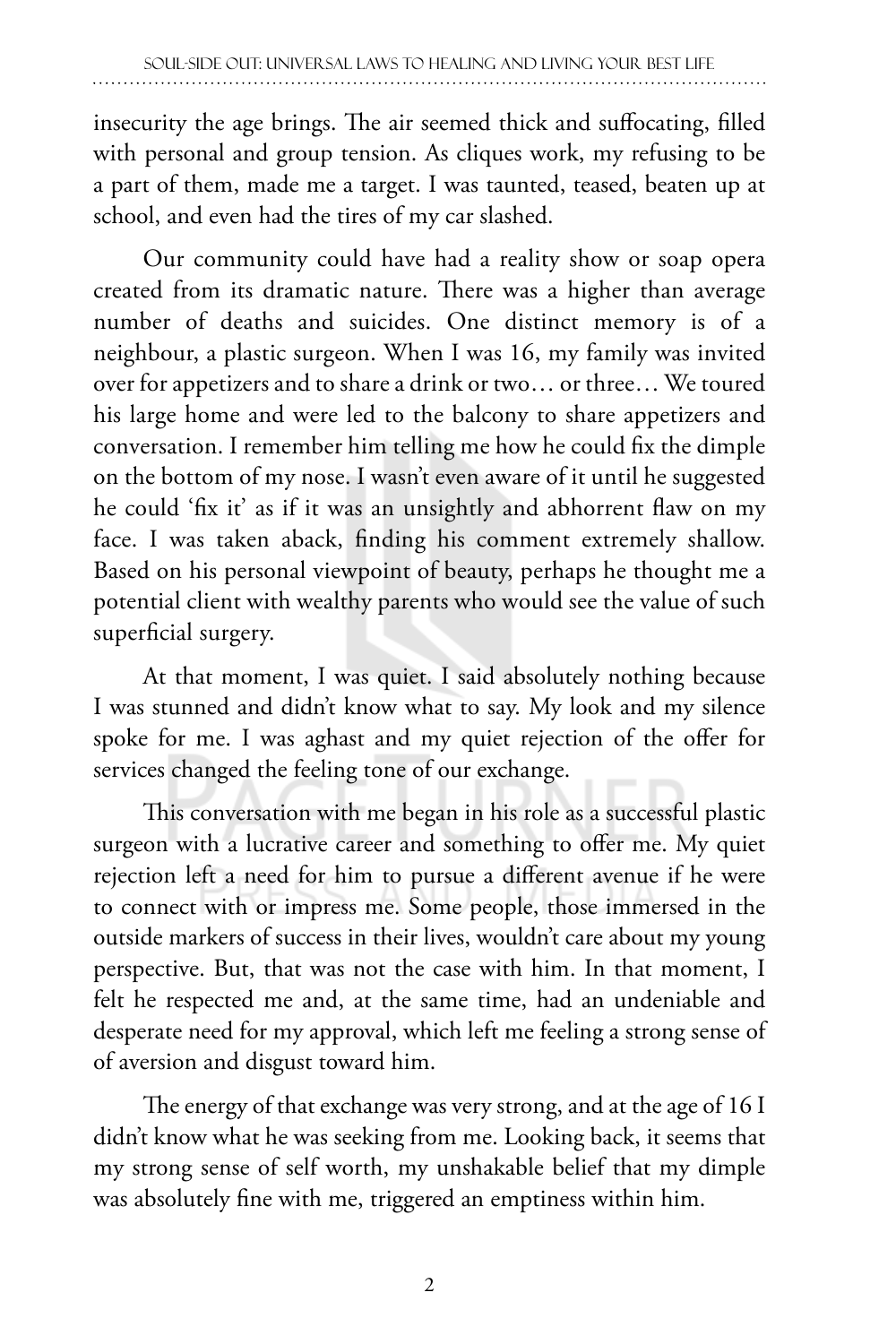insecurity the age brings. The air seemed thick and suffocating, filled with personal and group tension. As cliques work, my refusing to be a part of them, made me a target. I was taunted, teased, beaten up at school, and even had the tires of my car slashed.

Our community could have had a reality show or soap opera created from its dramatic nature. There was a higher than average number of deaths and suicides. One distinct memory is of a neighbour, a plastic surgeon. When I was 16, my family was invited over for appetizers and to share a drink or two… or three… We toured his large home and were led to the balcony to share appetizers and conversation. I remember him telling me how he could fix the dimple on the bottom of my nose. I wasn't even aware of it until he suggested he could 'fix it' as if it was an unsightly and abhorrent flaw on my face. I was taken aback, finding his comment extremely shallow. Based on his personal viewpoint of beauty, perhaps he thought me a potential client with wealthy parents who would see the value of such superficial surgery.

At that moment, I was quiet. I said absolutely nothing because I was stunned and didn't know what to say. My look and my silence spoke for me. I was aghast and my quiet rejection of the offer for services changed the feeling tone of our exchange.

This conversation with me began in his role as a successful plastic surgeon with a lucrative career and something to offer me. My quiet rejection left a need for him to pursue a different avenue if he were to connect with or impress me. Some people, those immersed in the outside markers of success in their lives, wouldn't care about my young perspective. But, that was not the case with him. In that moment, I felt he respected me and, at the same time, had an undeniable and desperate need for my approval, which left me feeling a strong sense of of aversion and disgust toward him.

The energy of that exchange was very strong, and at the age of 16 I didn't know what he was seeking from me. Looking back, it seems that my strong sense of self worth, my unshakable belief that my dimple was absolutely fine with me, triggered an emptiness within him.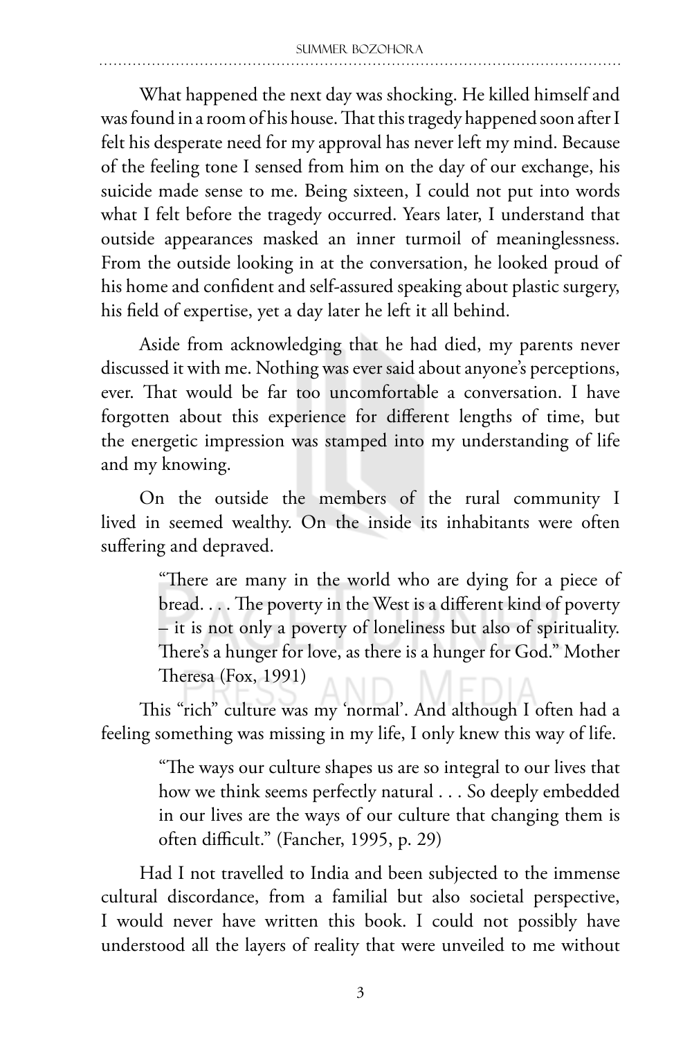What happened the next day was shocking. He killed himself and was found in a room of his house. That this tragedy happened soon after I felt his desperate need for my approval has never left my mind. Because of the feeling tone I sensed from him on the day of our exchange, his suicide made sense to me. Being sixteen, I could not put into words what I felt before the tragedy occurred. Years later, I understand that outside appearances masked an inner turmoil of meaninglessness. From the outside looking in at the conversation, he looked proud of his home and confident and self-assured speaking about plastic surgery, his field of expertise, yet a day later he left it all behind.

Aside from acknowledging that he had died, my parents never discussed it with me. Nothing was ever said about anyone's perceptions, ever. That would be far too uncomfortable a conversation. I have forgotten about this experience for different lengths of time, but the energetic impression was stamped into my understanding of life and my knowing.

On the outside the members of the rural community I lived in seemed wealthy. On the inside its inhabitants were often suffering and depraved.

> "There are many in the world who are dying for a piece of bread. . . . The poverty in the West is a different kind of poverty – it is not only a poverty of loneliness but also of spirituality. There's a hunger for love, as there is a hunger for God." Mother Theresa (Fox, 1991)

This "rich" culture was my 'normal'. And although I often had a feeling something was missing in my life, I only knew this way of life.

> "The ways our culture shapes us are so integral to our lives that how we think seems perfectly natural . . . So deeply embedded in our lives are the ways of our culture that changing them is often difficult." (Fancher, 1995, p. 29)

Had I not travelled to India and been subjected to the immense cultural discordance, from a familial but also societal perspective, I would never have written this book. I could not possibly have understood all the layers of reality that were unveiled to me without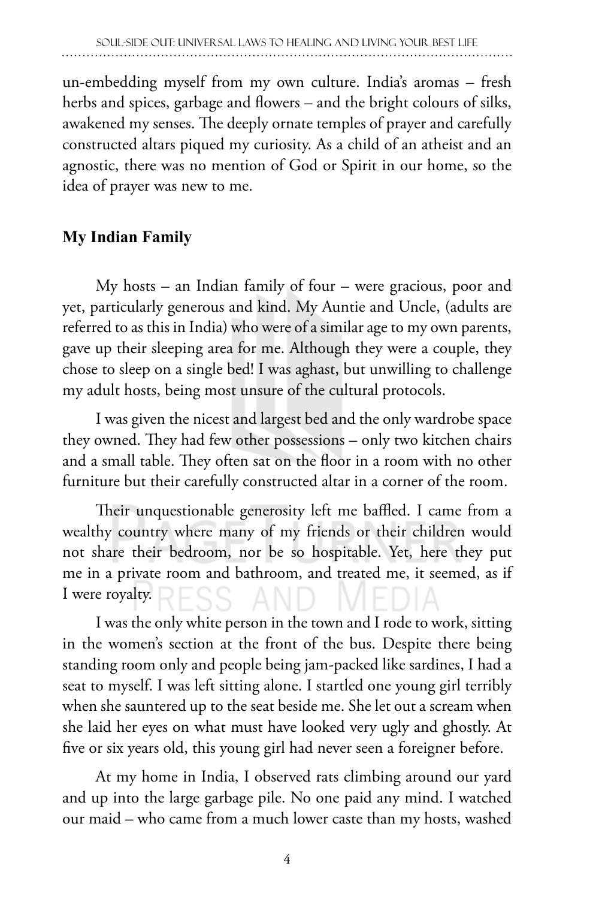un-embedding myself from my own culture. India's aromas – fresh herbs and spices, garbage and flowers – and the bright colours of silks, awakened my senses. The deeply ornate temples of prayer and carefully constructed altars piqued my curiosity. As a child of an atheist and an agnostic, there was no mention of God or Spirit in our home, so the idea of prayer was new to me.

## My Indian Family

My hosts – an Indian family of four – were gracious, poor and yet, particularly generous and kind. My Auntie and Uncle, (adults are referred to as this in India) who were of a similar age to my own parents, gave up their sleeping area for me. Although they were a couple, they chose to sleep on a single bed! I was aghast, but unwilling to challenge my adult hosts, being most unsure of the cultural protocols.

I was given the nicest and largest bed and the only wardrobe space they owned. They had few other possessions – only two kitchen chairs and a small table. They often sat on the floor in a room with no other furniture but their carefully constructed altar in a corner of the room.

Their unquestionable generosity left me baffled. I came from a wealthy country where many of my friends or their children would not share their bedroom, nor be so hospitable. Yet, here they put me in a private room and bathroom, and treated me, it seemed, as if I were royalty.

I was the only white person in the town and I rode to work, sitting in the women's section at the front of the bus. Despite there being standing room only and people being jam-packed like sardines, I had a seat to myself. I was left sitting alone. I startled one young girl terribly when she sauntered up to the seat beside me. She let out a scream when she laid her eyes on what must have looked very ugly and ghostly. At five or six years old, this young girl had never seen a foreigner before.

At my home in India, I observed rats climbing around our yard and up into the large garbage pile. No one paid any mind. I watched our maid – who came from a much lower caste than my hosts, washed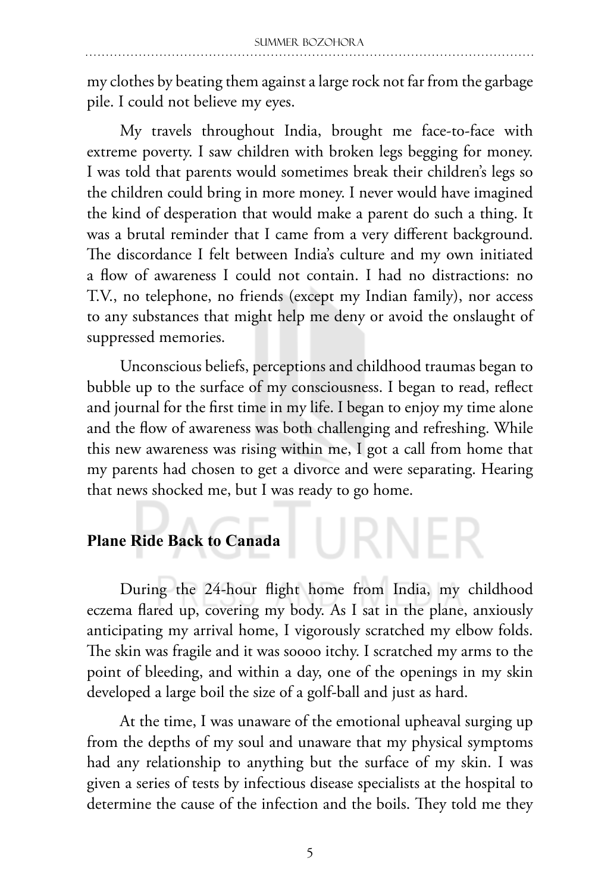my clothes by beating them against a large rock not far from the garbage pile. I could not believe my eyes.

My travels throughout India, brought me face-to-face with extreme poverty. I saw children with broken legs begging for money. I was told that parents would sometimes break their children's legs so the children could bring in more money. I never would have imagined the kind of desperation that would make a parent do such a thing. It was a brutal reminder that I came from a very different background. The discordance I felt between India's culture and my own initiated a flow of awareness I could not contain. I had no distractions: no T.V., no telephone, no friends (except my Indian family), nor access to any substances that might help me deny or avoid the onslaught of suppressed memories.

Unconscious beliefs, perceptions and childhood traumas began to bubble up to the surface of my consciousness. I began to read, reflect and journal for the first time in my life. I began to enjoy my time alone and the flow of awareness was both challenging and refreshing. While this new awareness was rising within me, I got a call from home that my parents had chosen to get a divorce and were separating. Hearing that news shocked me, but I was ready to go home.

**Plane Ride Back to Canada**

During the 24-hour flight home from India, my childhood eczema flared up, covering my body. As I sat in the plane, anxiously anticipating my arrival home, I vigorously scratched my elbow folds. The skin was fragile and it was soooo itchy. I scratched my arms to the point of bleeding, and within a day, one of the openings in my skin developed a large boil the size of a golf-ball and just as hard.

At the time, I was unaware of the emotional upheaval surging up from the depths of my soul and unaware that my physical symptoms had any relationship to anything but the surface of my skin. I was given a series of tests by infectious disease specialists at the hospital to determine the cause of the infection and the boils. They told me they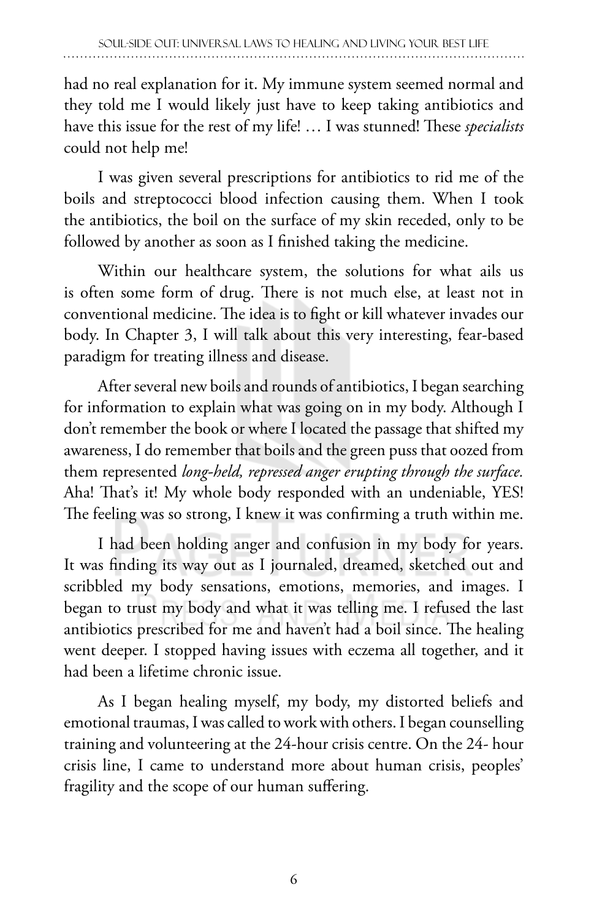had no real explanation for it. My immune system seemed normal and they told me I would likely just have to keep taking antibiotics and have this issue for the rest of my life! … I was stunned! These *specialists* could not help me!

I was given several prescriptions for antibiotics to rid me of the boils and streptococci blood infection causing them. When I took the antibiotics, the boil on the surface of my skin receded, only to be followed by another as soon as I finished taking the medicine.

Within our healthcare system, the solutions for what ails us is often some form of drug. There is not much else, at least not in conventional medicine. The idea is to fight or kill whatever invades our body. In Chapter 3, I will talk about this very interesting, fear-based paradigm for treating illness and disease.

After several new boils and rounds of antibiotics, I began searching for information to explain what was going on in my body. Although I don't remember the book or where I located the passage that shifted my awareness, I do remember that boils and the green puss that oozed from them represented *long-held, repressed anger erupting through the surface.* Aha! That's it! My whole body responded with an undeniable, YES! The feeling was so strong, I knew it was confirming a truth within me.

I had been holding anger and confusion in my body for years. It was finding its way out as I journaled, dreamed, sketched out and scribbled my body sensations, emotions, memories, and images. I began to trust my body and what it was telling me. I refused the last antibiotics prescribed for me and haven't had a boil since. The healing went deeper. I stopped having issues with eczema all together, and it had been a lifetime chronic issue.

As I began healing myself, my body, my distorted beliefs and emotional traumas, I was called to work with others. I began counselling training and volunteering at the 24-hour crisis centre. On the 24- hour crisis line, I came to understand more about human crisis, peoples' fragility and the scope of our human suffering.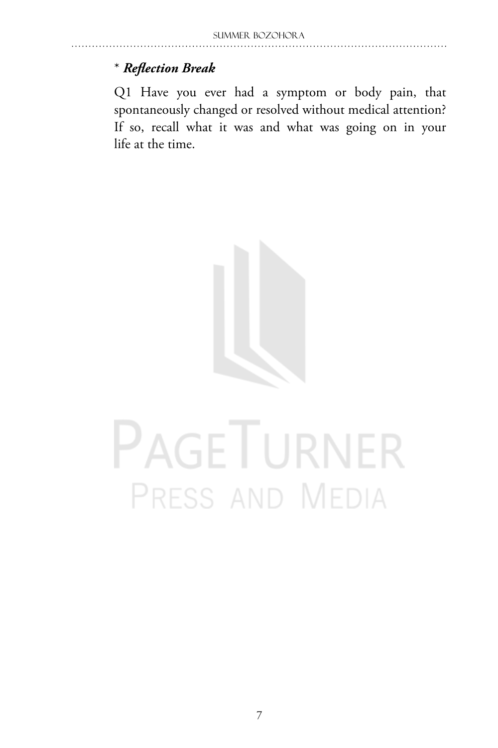\* ***Reflection Break***

Q1 Have you ever had a symptom or body pain, that spontaneously changed or resolved without medical attention? If so, recall what it was and what was going on in your life at the time.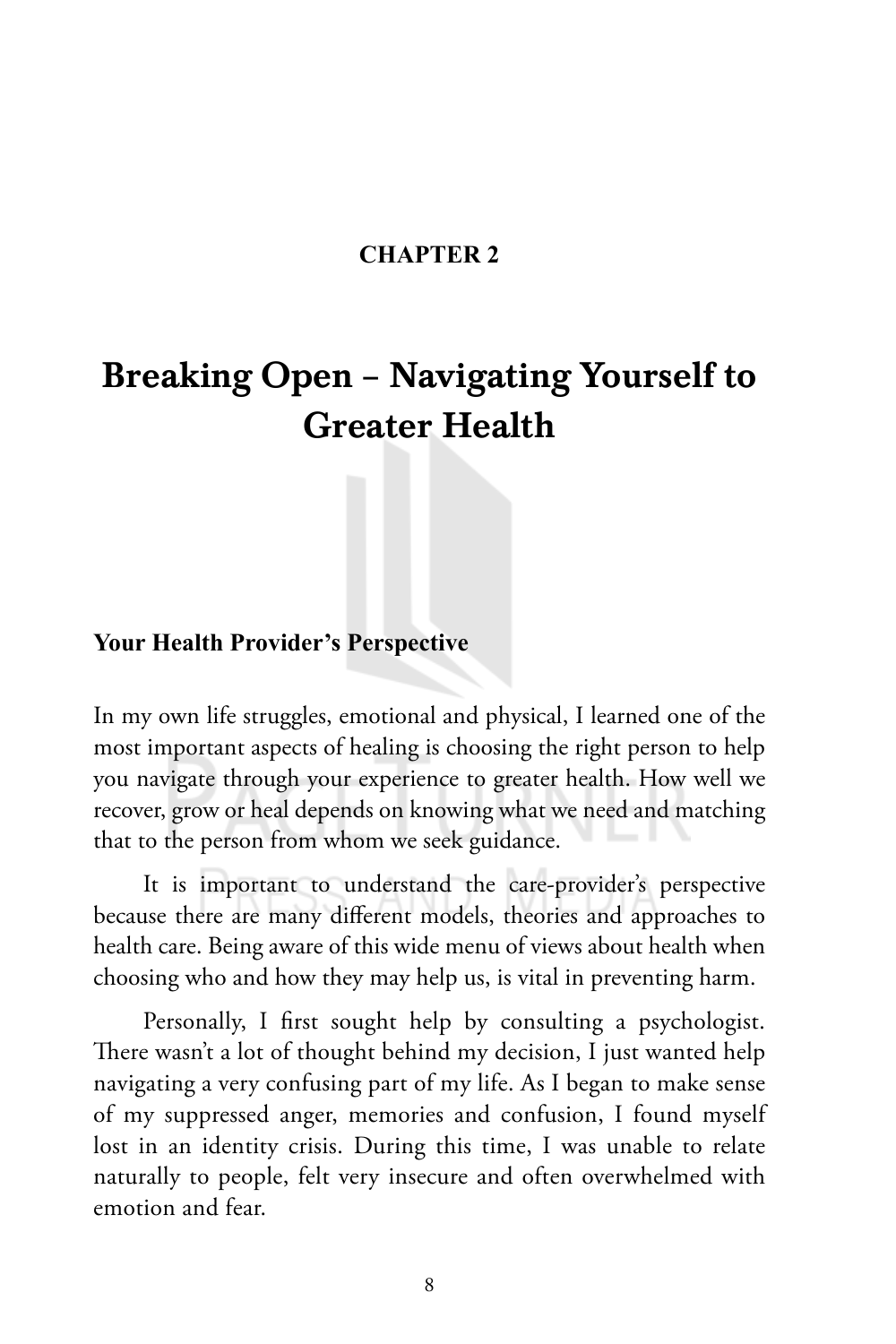**CHAPTER 2**

# Breaking Open – Navigating Yourself to Greater Health

## Your Health Provider's Perspective

In my own life struggles, emotional and physical, I learned one of the most important aspects of healing is choosing the right person to help you navigate through your experience to greater health. How well we recover, grow or heal depends on knowing what we need and matching that to the person from whom we seek guidance.

It is important to understand the care-provider's perspective because there are many different models, theories and approaches to health care. Being aware of this wide menu of views about health when choosing who and how they may help us, is vital in preventing harm.

Personally, I first sought help by consulting a psychologist. There wasn't a lot of thought behind my decision, I just wanted help navigating a very confusing part of my life. As I began to make sense of my suppressed anger, memories and confusion, I found myself lost in an identity crisis. During this time, I was unable to relate naturally to people, felt very insecure and often overwhelmed with emotion and fear.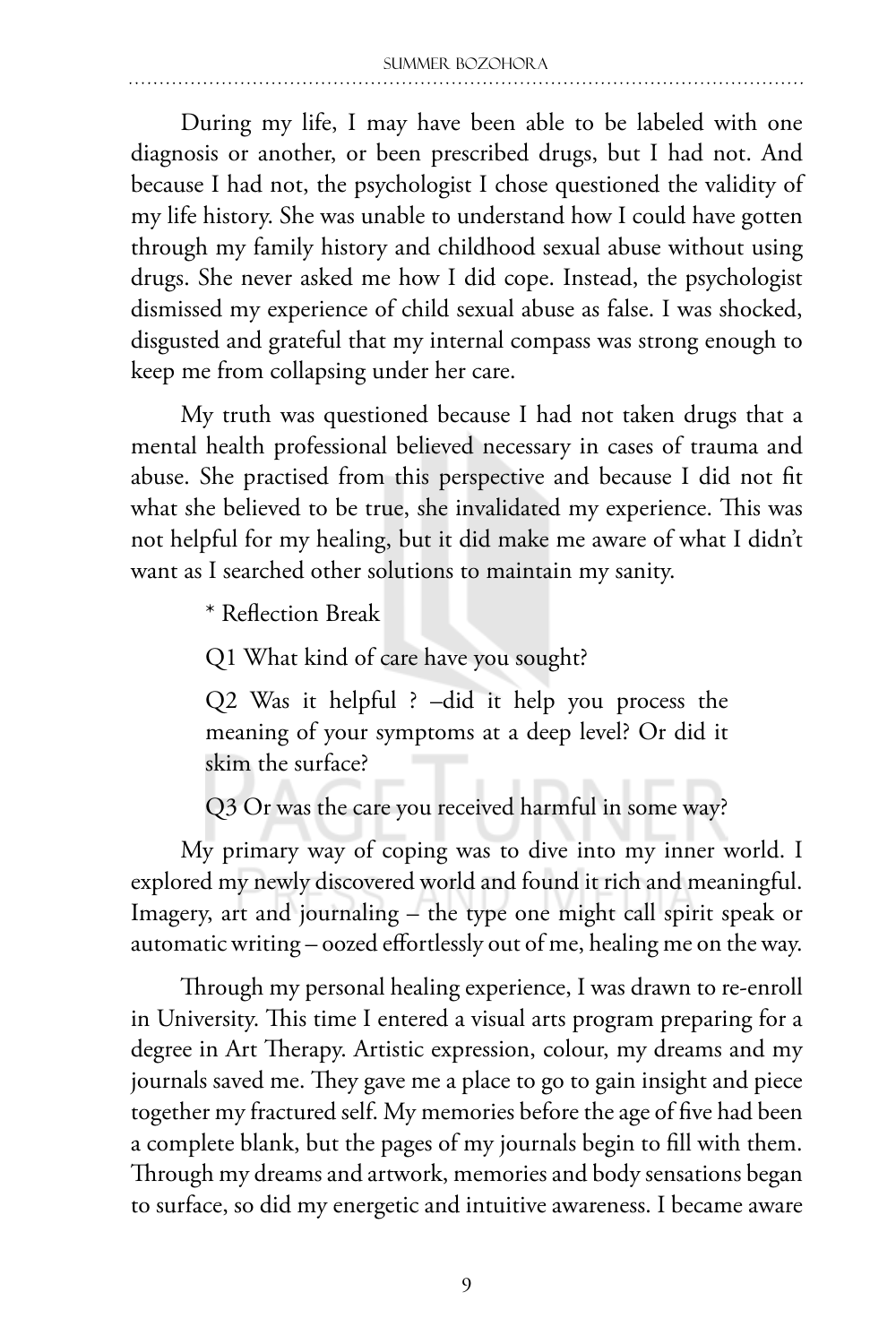During my life, I may have been able to be labeled with one diagnosis or another, or been prescribed drugs, but I had not. And because I had not, the psychologist I chose questioned the validity of my life history. She was unable to understand how I could have gotten through my family history and childhood sexual abuse without using drugs. She never asked me how I did cope. Instead, the psychologist dismissed my experience of child sexual abuse as false. I was shocked, disgusted and grateful that my internal compass was strong enough to keep me from collapsing under her care.

My truth was questioned because I had not taken drugs that a mental health professional believed necessary in cases of trauma and abuse. She practised from this perspective and because I did not fit what she believed to be true, she invalidated my experience. This was not helpful for my healing, but it did make me aware of what I didn't want as I searched other solutions to maintain my sanity.

> * Reflection Break
>
> Q1 What kind of care have you sought?
>
> Q2 Was it helpful ? –did it help you process the meaning of your symptoms at a deep level? Or did it skim the surface?
>
> Q3 Or was the care you received harmful in some way?

My primary way of coping was to dive into my inner world. I explored my newly discovered world and found it rich and meaningful. Imagery, art and journaling – the type one might call spirit speak or automatic writing – oozed effortlessly out of me, healing me on the way.

Through my personal healing experience, I was drawn to re-enroll in University. This time I entered a visual arts program preparing for a degree in Art Therapy. Artistic expression, colour, my dreams and my journals saved me. They gave me a place to go to gain insight and piece together my fractured self. My memories before the age of five had been a complete blank, but the pages of my journals begin to fill with them. Through my dreams and artwork, memories and body sensations began to surface, so did my energetic and intuitive awareness. I became aware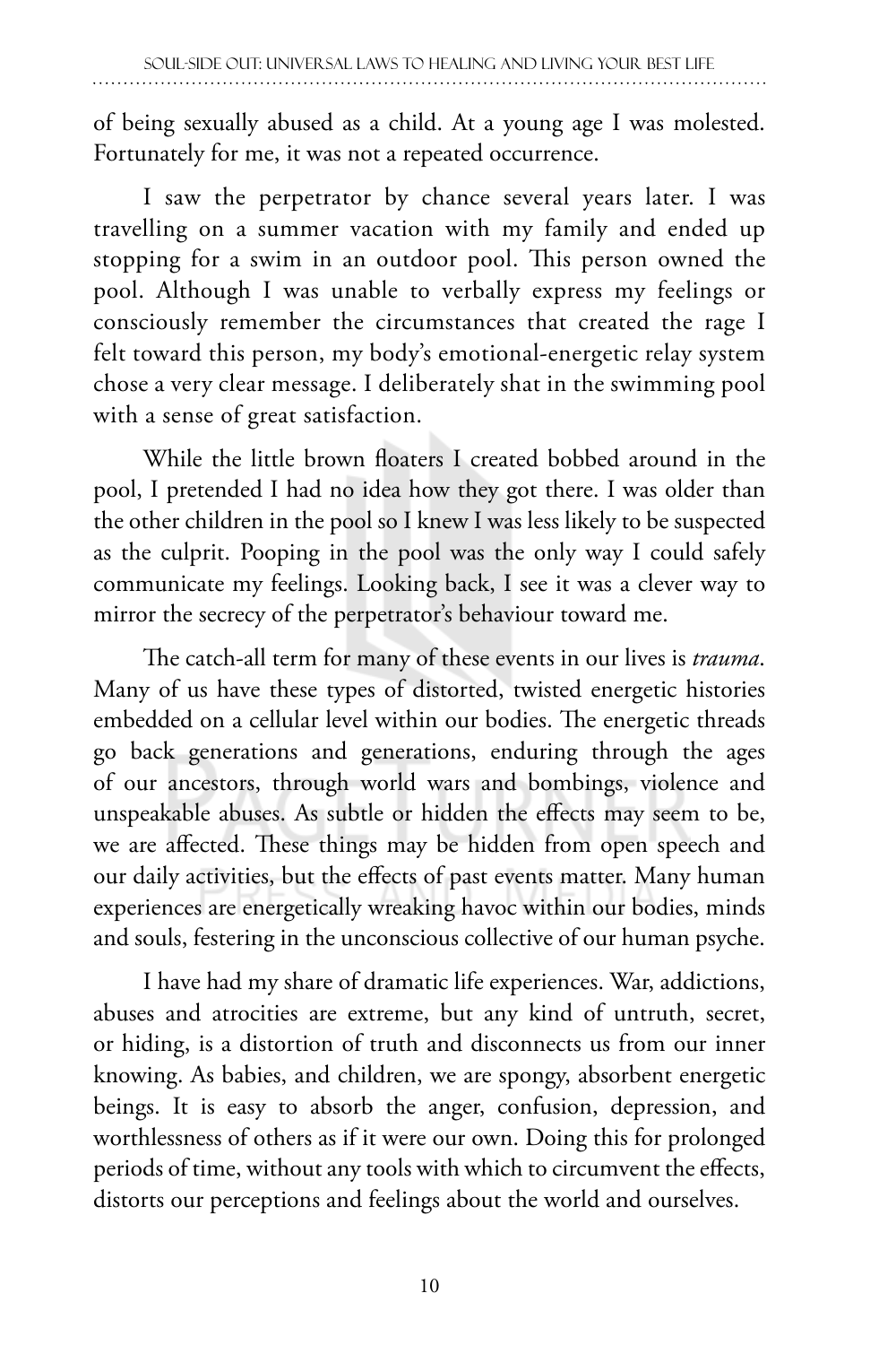of being sexually abused as a child. At a young age I was molested. Fortunately for me, it was not a repeated occurrence.

I saw the perpetrator by chance several years later. I was travelling on a summer vacation with my family and ended up stopping for a swim in an outdoor pool. This person owned the pool. Although I was unable to verbally express my feelings or consciously remember the circumstances that created the rage I felt toward this person, my body's emotional-energetic relay system chose a very clear message. I deliberately shat in the swimming pool with a sense of great satisfaction.

While the little brown floaters I created bobbed around in the pool, I pretended I had no idea how they got there. I was older than the other children in the pool so I knew I was less likely to be suspected as the culprit. Pooping in the pool was the only way I could safely communicate my feelings. Looking back, I see it was a clever way to mirror the secrecy of the perpetrator's behaviour toward me.

The catch-all term for many of these events in our lives is *trauma*. Many of us have these types of distorted, twisted energetic histories embedded on a cellular level within our bodies. The energetic threads go back generations and generations, enduring through the ages of our ancestors, through world wars and bombings, violence and unspeakable abuses. As subtle or hidden the effects may seem to be, we are affected. These things may be hidden from open speech and our daily activities, but the effects of past events matter. Many human experiences are energetically wreaking havoc within our bodies, minds and souls, festering in the unconscious collective of our human psyche.

I have had my share of dramatic life experiences. War, addictions, abuses and atrocities are extreme, but any kind of untruth, secret, or hiding, is a distortion of truth and disconnects us from our inner knowing. As babies, and children, we are spongy, absorbent energetic beings. It is easy to absorb the anger, confusion, depression, and worthlessness of others as if it were our own. Doing this for prolonged periods of time, without any tools with which to circumvent the effects, distorts our perceptions and feelings about the world and ourselves.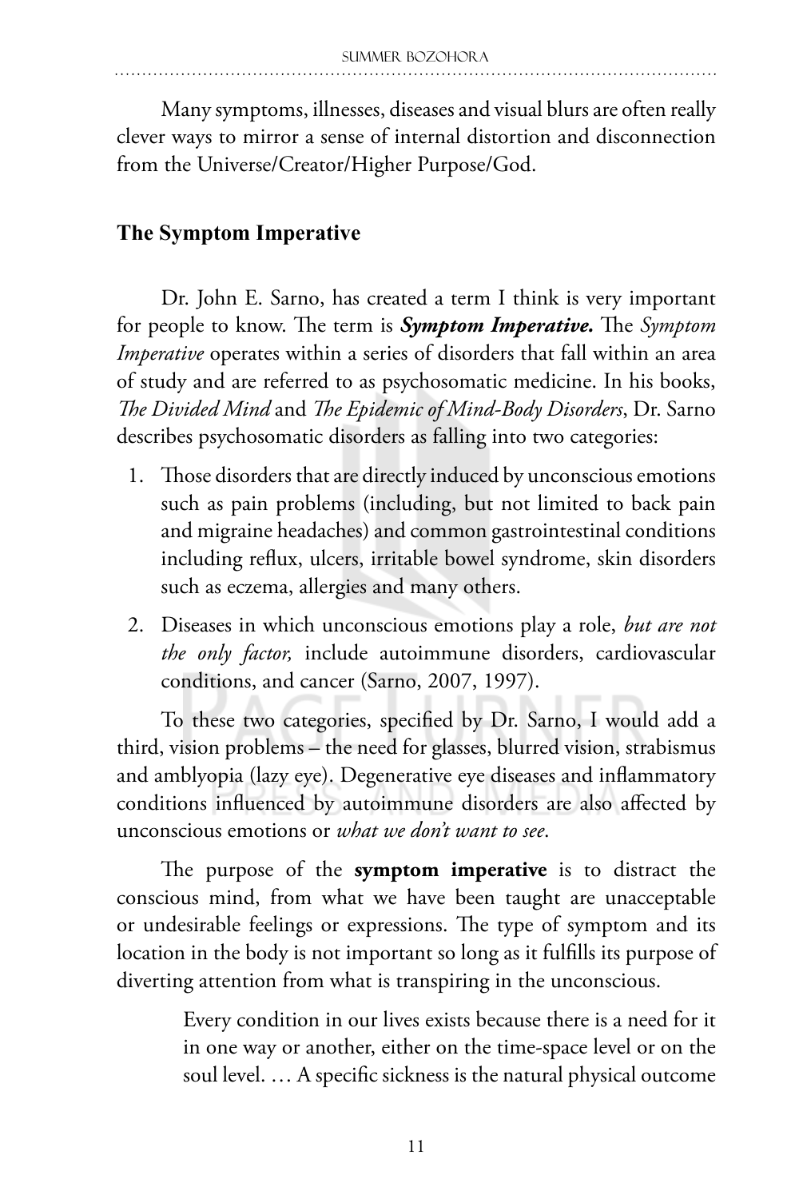Many symptoms, illnesses, diseases and visual blurs are often really clever ways to mirror a sense of internal distortion and disconnection from the Universe/Creator/Higher Purpose/God.

### The Symptom Imperative

Dr. John E. Sarno, has created a term I think is very important for people to know. The term is ***Symptom Imperative.*** The *Symptom Imperative* operates within a series of disorders that fall within an area of study and are referred to as psychosomatic medicine. In his books, *The Divided Mind* and *The Epidemic of Mind-Body Disorders*, Dr. Sarno describes psychosomatic disorders as falling into two categories:

1. Those disorders that are directly induced by unconscious emotions such as pain problems (including, but not limited to back pain and migraine headaches) and common gastrointestinal conditions including reflux, ulcers, irritable bowel syndrome, skin disorders such as eczema, allergies and many others.
2. Diseases in which unconscious emotions play a role, *but are not the only factor,* include autoimmune disorders, cardiovascular conditions, and cancer (Sarno, 2007, 1997).

To these two categories, specified by Dr. Sarno, I would add a third, vision problems – the need for glasses, blurred vision, strabismus and amblyopia (lazy eye). Degenerative eye diseases and inflammatory conditions influenced by autoimmune disorders are also affected by unconscious emotions or *what we don't want to see*.

The purpose of the **symptom imperative** is to distract the conscious mind, from what we have been taught are unacceptable or undesirable feelings or expressions. The type of symptom and its location in the body is not important so long as it fulfills its purpose of diverting attention from what is transpiring in the unconscious.

> Every condition in our lives exists because there is a need for it in one way or another, either on the time-space level or on the soul level. … A specific sickness is the natural physical outcome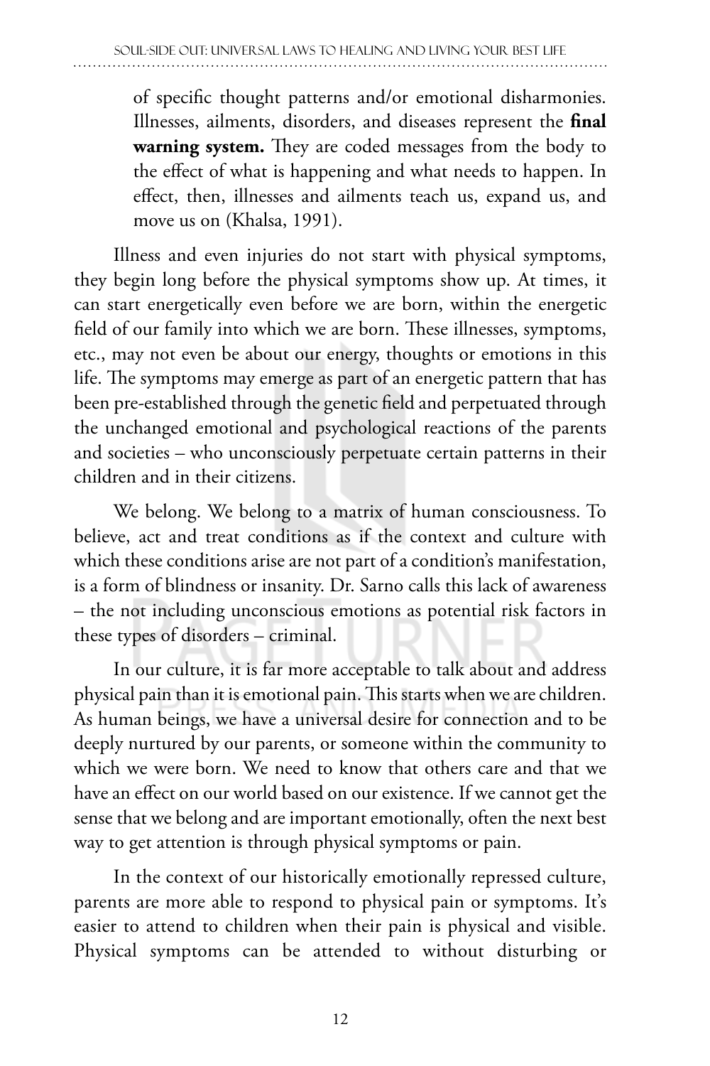of specific thought patterns and/or emotional disharmonies. Illnesses, ailments, disorders, and diseases represent the **final warning system.** They are coded messages from the body to the effect of what is happening and what needs to happen. In effect, then, illnesses and ailments teach us, expand us, and move us on (Khalsa, 1991).

Illness and even injuries do not start with physical symptoms, they begin long before the physical symptoms show up. At times, it can start energetically even before we are born, within the energetic field of our family into which we are born. These illnesses, symptoms, etc., may not even be about our energy, thoughts or emotions in this life. The symptoms may emerge as part of an energetic pattern that has been pre-established through the genetic field and perpetuated through the unchanged emotional and psychological reactions of the parents and societies – who unconsciously perpetuate certain patterns in their children and in their citizens.

We belong. We belong to a matrix of human consciousness. To believe, act and treat conditions as if the context and culture with which these conditions arise are not part of a condition's manifestation, is a form of blindness or insanity. Dr. Sarno calls this lack of awareness – the not including unconscious emotions as potential risk factors in these types of disorders – criminal.

In our culture, it is far more acceptable to talk about and address physical pain than it is emotional pain. This starts when we are children. As human beings, we have a universal desire for connection and to be deeply nurtured by our parents, or someone within the community to which we were born. We need to know that others care and that we have an effect on our world based on our existence. If we cannot get the sense that we belong and are important emotionally, often the next best way to get attention is through physical symptoms or pain.

In the context of our historically emotionally repressed culture, parents are more able to respond to physical pain or symptoms. It's easier to attend to children when their pain is physical and visible. Physical symptoms can be attended to without disturbing or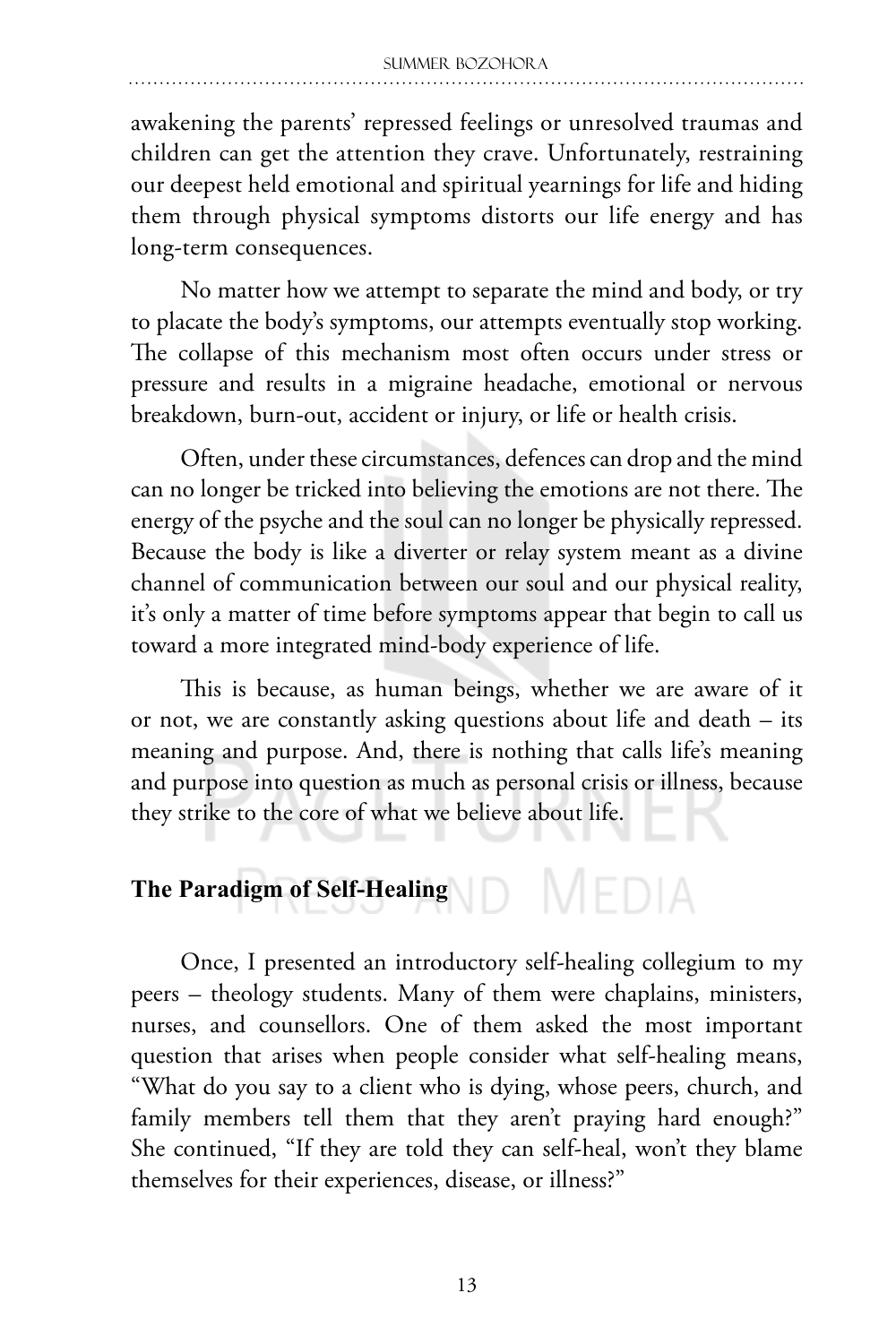awakening the parents' repressed feelings or unresolved traumas and children can get the attention they crave. Unfortunately, restraining our deepest held emotional and spiritual yearnings for life and hiding them through physical symptoms distorts our life energy and has long-term consequences.

No matter how we attempt to separate the mind and body, or try to placate the body's symptoms, our attempts eventually stop working. The collapse of this mechanism most often occurs under stress or pressure and results in a migraine headache, emotional or nervous breakdown, burn-out, accident or injury, or life or health crisis.

Often, under these circumstances, defences can drop and the mind can no longer be tricked into believing the emotions are not there. The energy of the psyche and the soul can no longer be physically repressed. Because the body is like a diverter or relay system meant as a divine channel of communication between our soul and our physical reality, it's only a matter of time before symptoms appear that begin to call us toward a more integrated mind-body experience of life.

This is because, as human beings, whether we are aware of it or not, we are constantly asking questions about life and death – its meaning and purpose. And, there is nothing that calls life's meaning and purpose into question as much as personal crisis or illness, because they strike to the core of what we believe about life.

## The Paradigm of Self-Healing

Once, I presented an introductory self-healing collegium to my peers – theology students. Many of them were chaplains, ministers, nurses, and counsellors. One of them asked the most important question that arises when people consider what self-healing means, "What do you say to a client who is dying, whose peers, church, and family members tell them that they aren't praying hard enough?" She continued, "If they are told they can self-heal, won't they blame themselves for their experiences, disease, or illness?"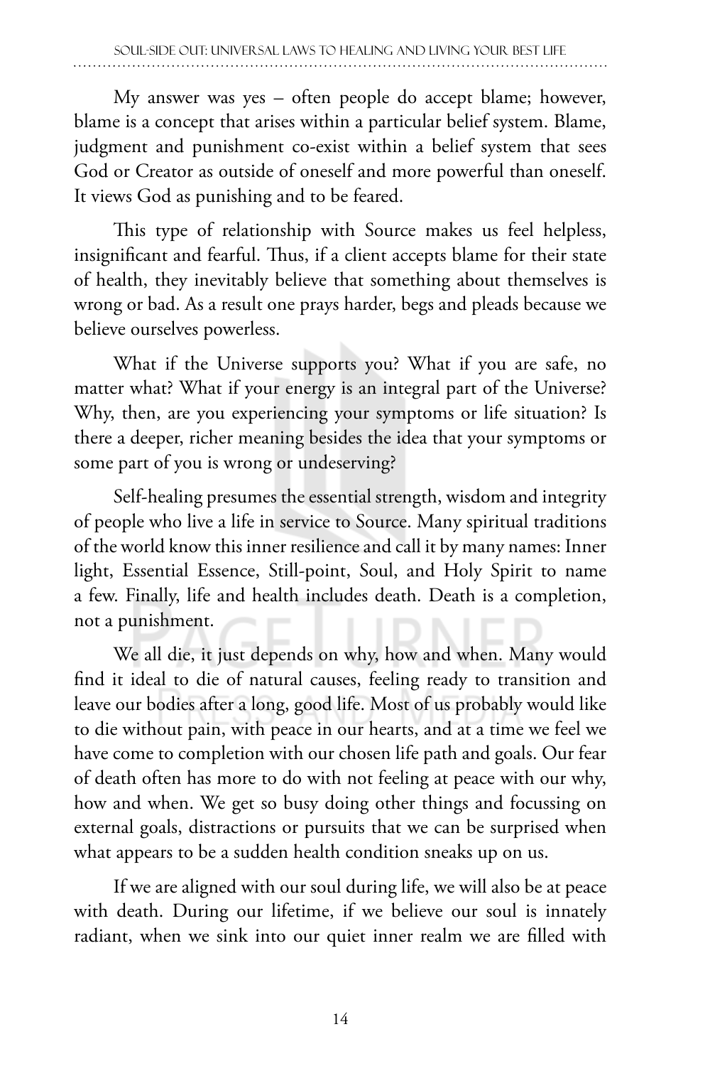My answer was yes – often people do accept blame; however, blame is a concept that arises within a particular belief system. Blame, judgment and punishment co-exist within a belief system that sees God or Creator as outside of oneself and more powerful than oneself. It views God as punishing and to be feared.

This type of relationship with Source makes us feel helpless, insignificant and fearful. Thus, if a client accepts blame for their state of health, they inevitably believe that something about themselves is wrong or bad. As a result one prays harder, begs and pleads because we believe ourselves powerless.

What if the Universe supports you? What if you are safe, no matter what? What if your energy is an integral part of the Universe? Why, then, are you experiencing your symptoms or life situation? Is there a deeper, richer meaning besides the idea that your symptoms or some part of you is wrong or undeserving?

Self-healing presumes the essential strength, wisdom and integrity of people who live a life in service to Source. Many spiritual traditions of the world know this inner resilience and call it by many names: Inner light, Essential Essence, Still-point, Soul, and Holy Spirit to name a few. Finally, life and health includes death. Death is a completion, not a punishment.

We all die, it just depends on why, how and when. Many would find it ideal to die of natural causes, feeling ready to transition and leave our bodies after a long, good life. Most of us probably would like to die without pain, with peace in our hearts, and at a time we feel we have come to completion with our chosen life path and goals. Our fear of death often has more to do with not feeling at peace with our why, how and when. We get so busy doing other things and focussing on external goals, distractions or pursuits that we can be surprised when what appears to be a sudden health condition sneaks up on us.

If we are aligned with our soul during life, we will also be at peace with death. During our lifetime, if we believe our soul is innately radiant, when we sink into our quiet inner realm we are filled with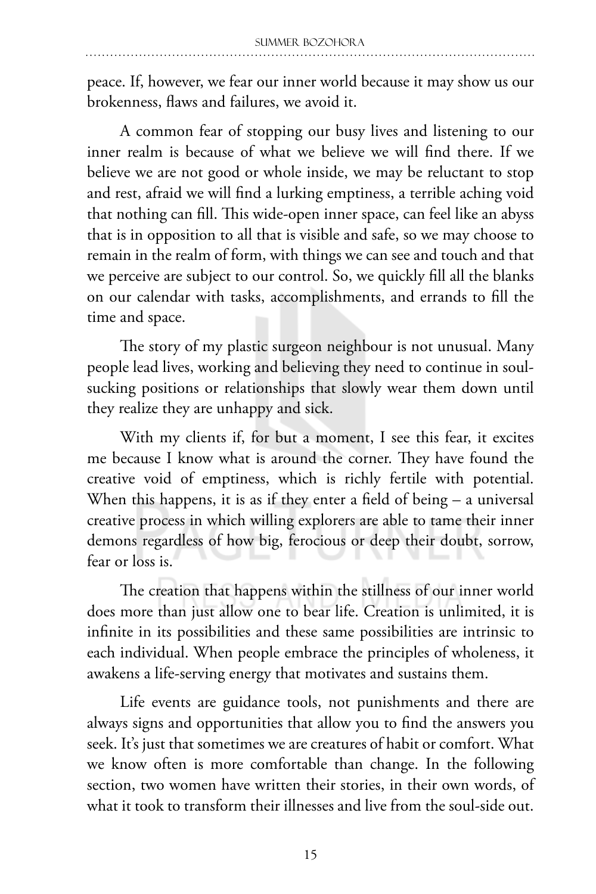peace. If, however, we fear our inner world because it may show us our brokenness, flaws and failures, we avoid it.

A common fear of stopping our busy lives and listening to our inner realm is because of what we believe we will find there. If we believe we are not good or whole inside, we may be reluctant to stop and rest, afraid we will find a lurking emptiness, a terrible aching void that nothing can fill. This wide-open inner space, can feel like an abyss that is in opposition to all that is visible and safe, so we may choose to remain in the realm of form, with things we can see and touch and that we perceive are subject to our control. So, we quickly fill all the blanks on our calendar with tasks, accomplishments, and errands to fill the time and space.

The story of my plastic surgeon neighbour is not unusual. Many people lead lives, working and believing they need to continue in soul-sucking positions or relationships that slowly wear them down until they realize they are unhappy and sick.

With my clients if, for but a moment, I see this fear, it excites me because I know what is around the corner. They have found the creative void of emptiness, which is richly fertile with potential. When this happens, it is as if they enter a field of being – a universal creative process in which willing explorers are able to tame their inner demons regardless of how big, ferocious or deep their doubt, sorrow, fear or loss is.

The creation that happens within the stillness of our inner world does more than just allow one to bear life. Creation is unlimited, it is infinite in its possibilities and these same possibilities are intrinsic to each individual. When people embrace the principles of wholeness, it awakens a life-serving energy that motivates and sustains them.

Life events are guidance tools, not punishments and there are always signs and opportunities that allow you to find the answers you seek. It's just that sometimes we are creatures of habit or comfort. What we know often is more comfortable than change. In the following section, two women have written their stories, in their own words, of what it took to transform their illnesses and live from the soul-side out.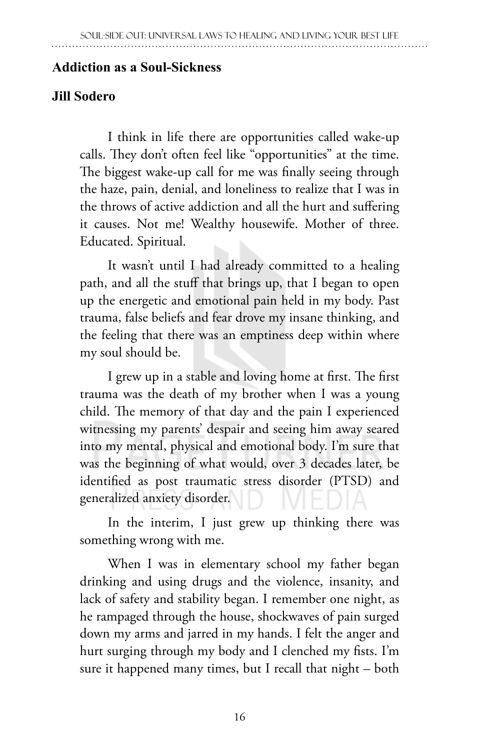## Addiction as a Soul-Sickness

### Jill Sodero

I think in life there are opportunities called wake-up calls. They don't often feel like "opportunities" at the time. The biggest wake-up call for me was finally seeing through the haze, pain, denial, and loneliness to realize that I was in the throws of active addiction and all the hurt and suffering it causes. Not me! Wealthy housewife. Mother of three. Educated. Spiritual.

It wasn't until I had already committed to a healing path, and all the stuff that brings up, that I began to open up the energetic and emotional pain held in my body. Past trauma, false beliefs and fear drove my insane thinking, and the feeling that there was an emptiness deep within where my soul should be.

I grew up in a stable and loving home at first. The first trauma was the death of my brother when I was a young child. The memory of that day and the pain I experienced witnessing my parents' despair and seeing him away seared into my mental, physical and emotional body. I'm sure that was the beginning of what would, over 3 decades later, be identified as post traumatic stress disorder (PTSD) and generalized anxiety disorder.

In the interim, I just grew up thinking there was something wrong with me.

When I was in elementary school my father began drinking and using drugs and the violence, insanity, and lack of safety and stability began. I remember one night, as he rampaged through the house, shockwaves of pain surged down my arms and jarred in my hands. I felt the anger and hurt surging through my body and I clenched my fists. I'm sure it happened many times, but I recall that night – both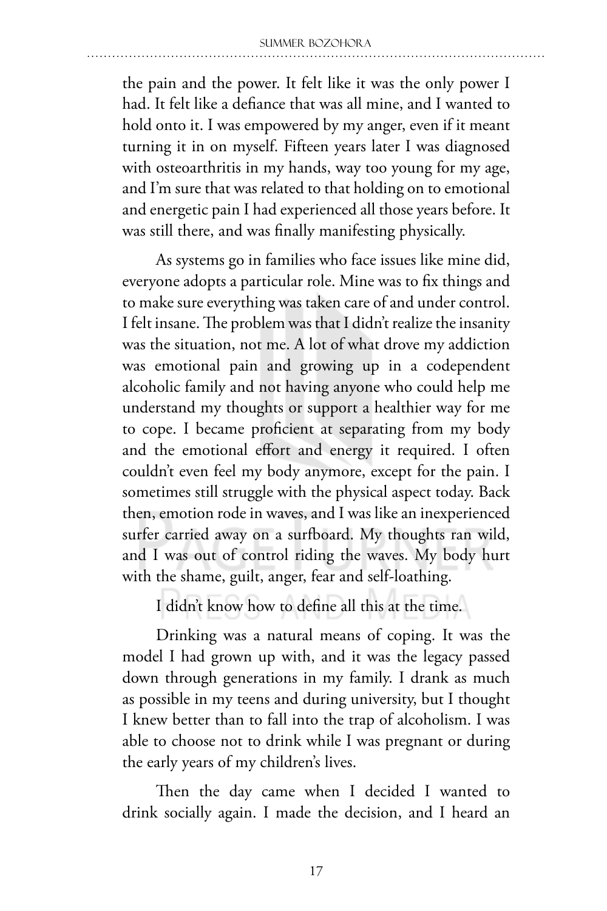the pain and the power. It felt like it was the only power I had. It felt like a defiance that was all mine, and I wanted to hold onto it. I was empowered by my anger, even if it meant turning it in on myself. Fifteen years later I was diagnosed with osteoarthritis in my hands, way too young for my age, and I'm sure that was related to that holding on to emotional and energetic pain I had experienced all those years before. It was still there, and was finally manifesting physically.

As systems go in families who face issues like mine did, everyone adopts a particular role. Mine was to fix things and to make sure everything was taken care of and under control. I felt insane. The problem was that I didn't realize the insanity was the situation, not me. A lot of what drove my addiction was emotional pain and growing up in a codependent alcoholic family and not having anyone who could help me understand my thoughts or support a healthier way for me to cope. I became proficient at separating from my body and the emotional effort and energy it required. I often couldn't even feel my body anymore, except for the pain. I sometimes still struggle with the physical aspect today. Back then, emotion rode in waves, and I was like an inexperienced surfer carried away on a surfboard. My thoughts ran wild, and I was out of control riding the waves. My body hurt with the shame, guilt, anger, fear and self-loathing.

I didn't know how to define all this at the time.

Drinking was a natural means of coping. It was the model I had grown up with, and it was the legacy passed down through generations in my family. I drank as much as possible in my teens and during university, but I thought I knew better than to fall into the trap of alcoholism. I was able to choose not to drink while I was pregnant or during the early years of my children's lives.

Then the day came when I decided I wanted to drink socially again. I made the decision, and I heard an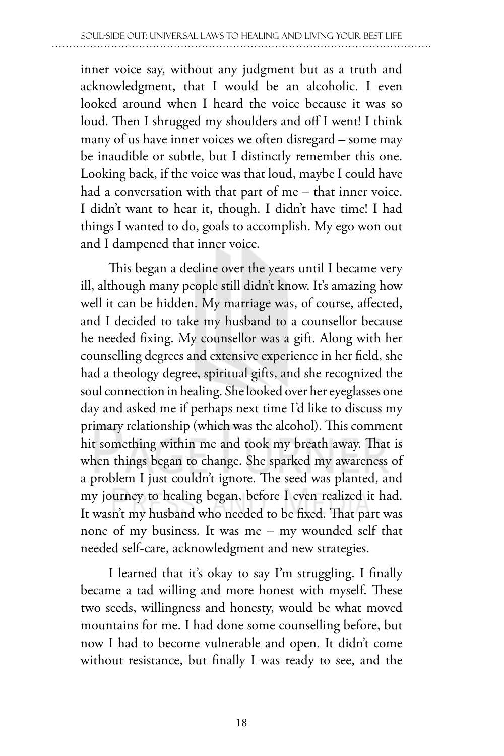inner voice say, without any judgment but as a truth and acknowledgment, that I would be an alcoholic. I even looked around when I heard the voice because it was so loud. Then I shrugged my shoulders and off I went! I think many of us have inner voices we often disregard – some may be inaudible or subtle, but I distinctly remember this one. Looking back, if the voice was that loud, maybe I could have had a conversation with that part of me – that inner voice. I didn't want to hear it, though. I didn't have time! I had things I wanted to do, goals to accomplish. My ego won out and I dampened that inner voice.

This began a decline over the years until I became very ill, although many people still didn't know. It's amazing how well it can be hidden. My marriage was, of course, affected, and I decided to take my husband to a counsellor because he needed fixing. My counsellor was a gift. Along with her counselling degrees and extensive experience in her field, she had a theology degree, spiritual gifts, and she recognized the soul connection in healing. She looked over her eyeglasses one day and asked me if perhaps next time I'd like to discuss my primary relationship (which was the alcohol). This comment hit something within me and took my breath away. That is when things began to change. She sparked my awareness of a problem I just couldn't ignore. The seed was planted, and my journey to healing began, before I even realized it had. It wasn't my husband who needed to be fixed. That part was none of my business. It was me – my wounded self that needed self-care, acknowledgment and new strategies.

I learned that it's okay to say I'm struggling. I finally became a tad willing and more honest with myself. These two seeds, willingness and honesty, would be what moved mountains for me. I had done some counselling before, but now I had to become vulnerable and open. It didn't come without resistance, but finally I was ready to see, and the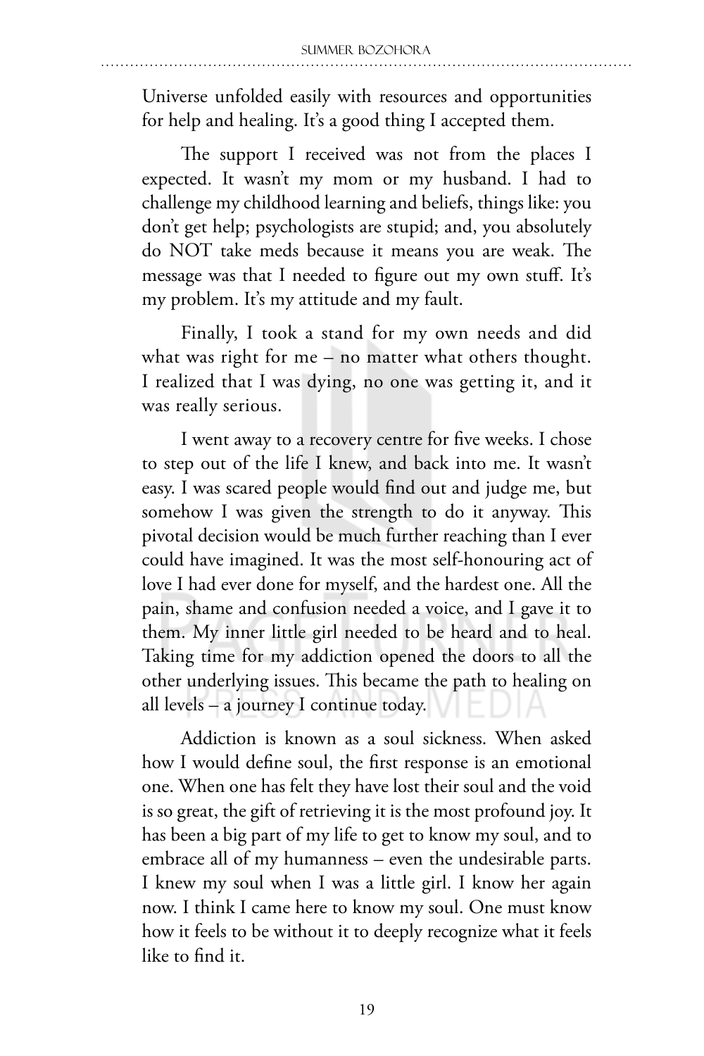Universe unfolded easily with resources and opportunities for help and healing. It's a good thing I accepted them.

The support I received was not from the places I expected. It wasn't my mom or my husband. I had to challenge my childhood learning and beliefs, things like: you don't get help; psychologists are stupid; and, you absolutely do NOT take meds because it means you are weak. The message was that I needed to figure out my own stuff. It's my problem. It's my attitude and my fault.

Finally, I took a stand for my own needs and did what was right for me – no matter what others thought. I realized that I was dying, no one was getting it, and it was really serious.

I went away to a recovery centre for five weeks. I chose to step out of the life I knew, and back into me. It wasn't easy. I was scared people would find out and judge me, but somehow I was given the strength to do it anyway. This pivotal decision would be much further reaching than I ever could have imagined. It was the most self-honouring act of love I had ever done for myself, and the hardest one. All the pain, shame and confusion needed a voice, and I gave it to them. My inner little girl needed to be heard and to heal. Taking time for my addiction opened the doors to all the other underlying issues. This became the path to healing on all levels – a journey I continue today.

Addiction is known as a soul sickness. When asked how I would define soul, the first response is an emotional one. When one has felt they have lost their soul and the void is so great, the gift of retrieving it is the most profound joy. It has been a big part of my life to get to know my soul, and to embrace all of my humanness – even the undesirable parts. I knew my soul when I was a little girl. I know her again now. I think I came here to know my soul. One must know how it feels to be without it to deeply recognize what it feels like to find it.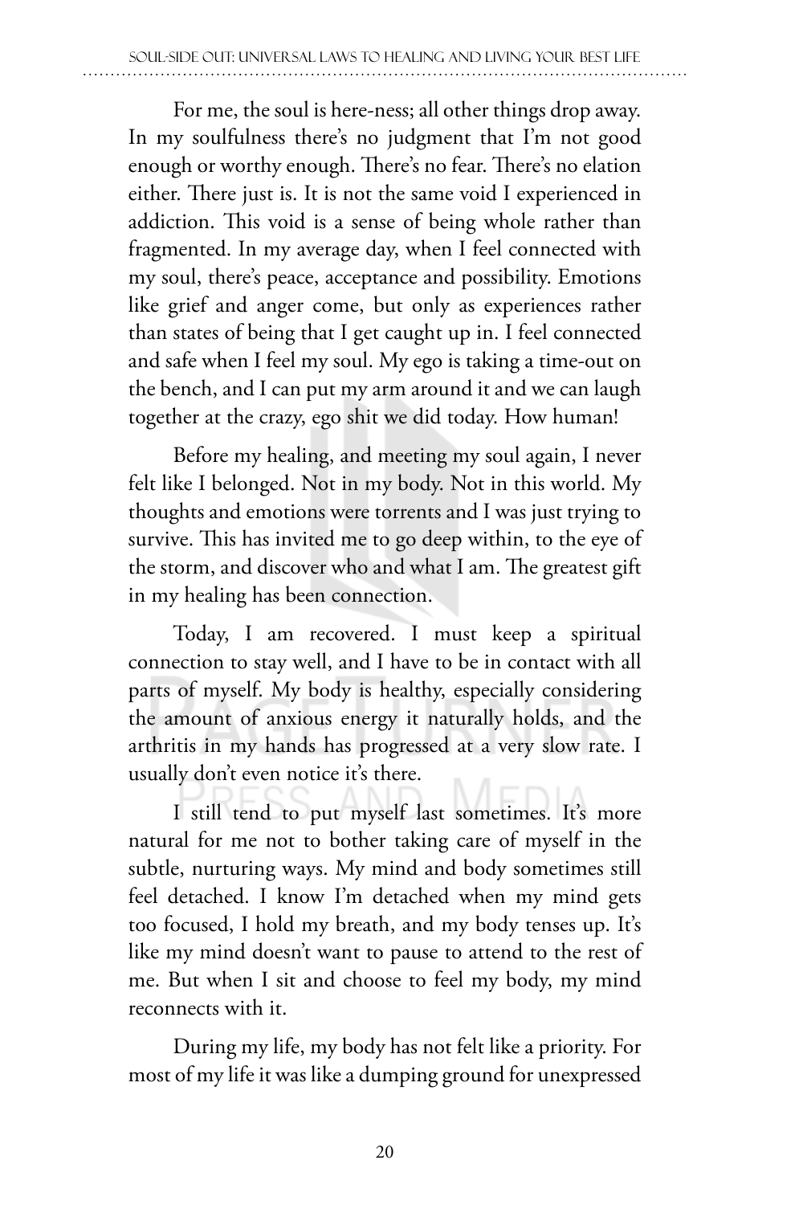For me, the soul is here-ness; all other things drop away. In my soulfulness there's no judgment that I'm not good enough or worthy enough. There's no fear. There's no elation either. There just is. It is not the same void I experienced in addiction. This void is a sense of being whole rather than fragmented. In my average day, when I feel connected with my soul, there's peace, acceptance and possibility. Emotions like grief and anger come, but only as experiences rather than states of being that I get caught up in. I feel connected and safe when I feel my soul. My ego is taking a time-out on the bench, and I can put my arm around it and we can laugh together at the crazy, ego shit we did today. How human!

Before my healing, and meeting my soul again, I never felt like I belonged. Not in my body. Not in this world. My thoughts and emotions were torrents and I was just trying to survive. This has invited me to go deep within, to the eye of the storm, and discover who and what I am. The greatest gift in my healing has been connection.

Today, I am recovered. I must keep a spiritual connection to stay well, and I have to be in contact with all parts of myself. My body is healthy, especially considering the amount of anxious energy it naturally holds, and the arthritis in my hands has progressed at a very slow rate. I usually don't even notice it's there.

I still tend to put myself last sometimes. It's more natural for me not to bother taking care of myself in the subtle, nurturing ways. My mind and body sometimes still feel detached. I know I'm detached when my mind gets too focused, I hold my breath, and my body tenses up. It's like my mind doesn't want to pause to attend to the rest of me. But when I sit and choose to feel my body, my mind reconnects with it.

During my life, my body has not felt like a priority. For most of my life it was like a dumping ground for unexpressed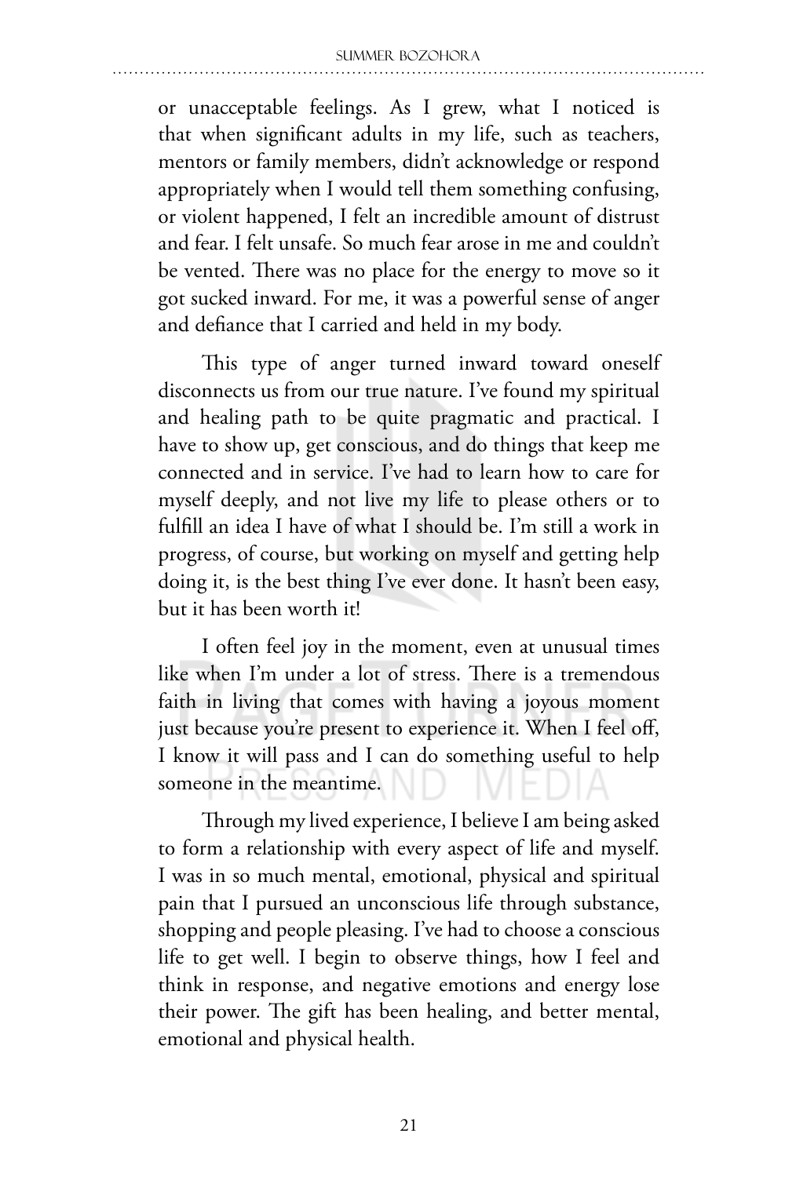or unacceptable feelings. As I grew, what I noticed is that when significant adults in my life, such as teachers, mentors or family members, didn't acknowledge or respond appropriately when I would tell them something confusing, or violent happened, I felt an incredible amount of distrust and fear. I felt unsafe. So much fear arose in me and couldn't be vented. There was no place for the energy to move so it got sucked inward. For me, it was a powerful sense of anger and defiance that I carried and held in my body.

This type of anger turned inward toward oneself disconnects us from our true nature. I've found my spiritual and healing path to be quite pragmatic and practical. I have to show up, get conscious, and do things that keep me connected and in service. I've had to learn how to care for myself deeply, and not live my life to please others or to fulfill an idea I have of what I should be. I'm still a work in progress, of course, but working on myself and getting help doing it, is the best thing I've ever done. It hasn't been easy, but it has been worth it!

I often feel joy in the moment, even at unusual times like when I'm under a lot of stress. There is a tremendous faith in living that comes with having a joyous moment just because you're present to experience it. When I feel off, I know it will pass and I can do something useful to help someone in the meantime.

Through my lived experience, I believe I am being asked to form a relationship with every aspect of life and myself. I was in so much mental, emotional, physical and spiritual pain that I pursued an unconscious life through substance, shopping and people pleasing. I've had to choose a conscious life to get well. I begin to observe things, how I feel and think in response, and negative emotions and energy lose their power. The gift has been healing, and better mental, emotional and physical health.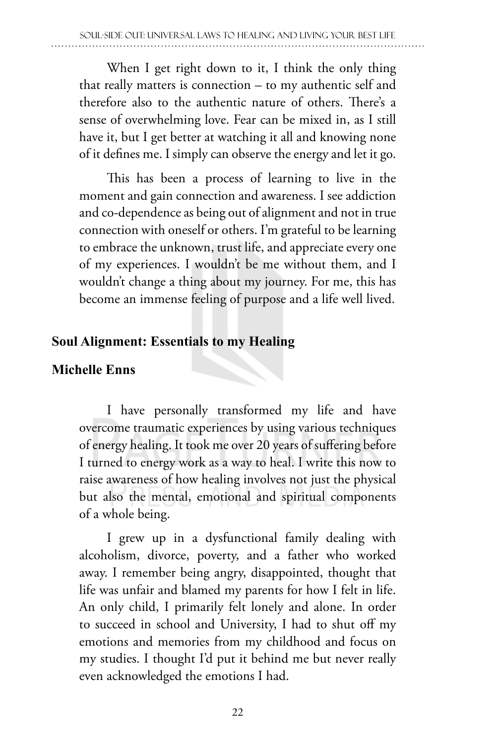When I get right down to it, I think the only thing that really matters is connection – to my authentic self and therefore also to the authentic nature of others. There's a sense of overwhelming love. Fear can be mixed in, as I still have it, but I get better at watching it all and knowing none of it defines me. I simply can observe the energy and let it go.

This has been a process of learning to live in the moment and gain connection and awareness. I see addiction and co-dependence as being out of alignment and not in true connection with oneself or others. I'm grateful to be learning to embrace the unknown, trust life, and appreciate every one of my experiences. I wouldn't be me without them, and I wouldn't change a thing about my journey. For me, this has become an immense feeling of purpose and a life well lived.

## Soul Alignment: Essentials to my Healing

**Michelle Enns**

I have personally transformed my life and have overcome traumatic experiences by using various techniques of energy healing. It took me over 20 years of suffering before I turned to energy work as a way to heal. I write this now to raise awareness of how healing involves not just the physical but also the mental, emotional and spiritual components of a whole being.

I grew up in a dysfunctional family dealing with alcoholism, divorce, poverty, and a father who worked away. I remember being angry, disappointed, thought that life was unfair and blamed my parents for how I felt in life. An only child, I primarily felt lonely and alone. In order to succeed in school and University, I had to shut off my emotions and memories from my childhood and focus on my studies. I thought I'd put it behind me but never really even acknowledged the emotions I had.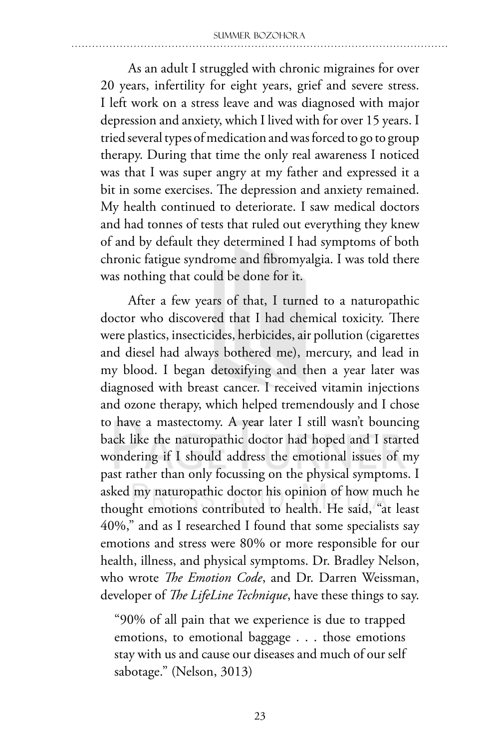As an adult I struggled with chronic migraines for over 20 years, infertility for eight years, grief and severe stress. I left work on a stress leave and was diagnosed with major depression and anxiety, which I lived with for over 15 years. I tried several types of medication and was forced to go to group therapy. During that time the only real awareness I noticed was that I was super angry at my father and expressed it a bit in some exercises. The depression and anxiety remained. My health continued to deteriorate. I saw medical doctors and had tonnes of tests that ruled out everything they knew of and by default they determined I had symptoms of both chronic fatigue syndrome and fibromyalgia. I was told there was nothing that could be done for it.

After a few years of that, I turned to a naturopathic doctor who discovered that I had chemical toxicity. There were plastics, insecticides, herbicides, air pollution (cigarettes and diesel had always bothered me), mercury, and lead in my blood. I began detoxifying and then a year later was diagnosed with breast cancer. I received vitamin injections and ozone therapy, which helped tremendously and I chose to have a mastectomy. A year later I still wasn't bouncing back like the naturopathic doctor had hoped and I started wondering if I should address the emotional issues of my past rather than only focussing on the physical symptoms. I asked my naturopathic doctor his opinion of how much he thought emotions contributed to health. He said, "at least 40%," and as I researched I found that some specialists say emotions and stress were 80% or more responsible for our health, illness, and physical symptoms. Dr. Bradley Nelson, who wrote *The Emotion Code*, and Dr. Darren Weissman, developer of *The LifeLine Technique*, have these things to say.

> "90% of all pain that we experience is due to trapped emotions, to emotional baggage . . . those emotions stay with us and cause our diseases and much of our self sabotage." (Nelson, 3013)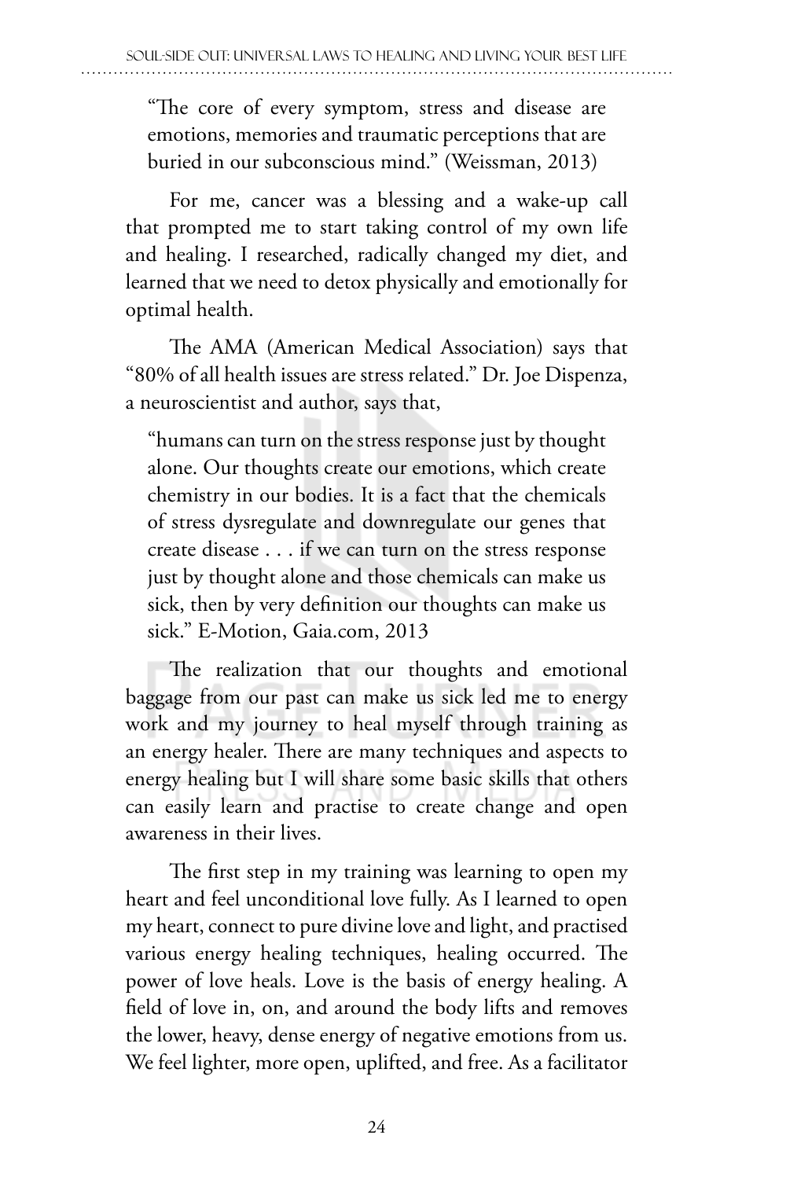> "The core of every symptom, stress and disease are emotions, memories and traumatic perceptions that are buried in our subconscious mind." (Weissman, 2013)

For me, cancer was a blessing and a wake-up call that prompted me to start taking control of my own life and healing. I researched, radically changed my diet, and learned that we need to detox physically and emotionally for optimal health.

The AMA (American Medical Association) says that "80% of all health issues are stress related." Dr. Joe Dispenza, a neuroscientist and author, says that,

> "humans can turn on the stress response just by thought alone. Our thoughts create our emotions, which create chemistry in our bodies. It is a fact that the chemicals of stress dysregulate and downregulate our genes that create disease . . . if we can turn on the stress response just by thought alone and those chemicals can make us sick, then by very definition our thoughts can make us sick." E-Motion, Gaia.com, 2013

The realization that our thoughts and emotional baggage from our past can make us sick led me to energy work and my journey to heal myself through training as an energy healer. There are many techniques and aspects to energy healing but I will share some basic skills that others can easily learn and practise to create change and open awareness in their lives.

The first step in my training was learning to open my heart and feel unconditional love fully. As I learned to open my heart, connect to pure divine love and light, and practised various energy healing techniques, healing occurred. The power of love heals. Love is the basis of energy healing. A field of love in, on, and around the body lifts and removes the lower, heavy, dense energy of negative emotions from us. We feel lighter, more open, uplifted, and free. As a facilitator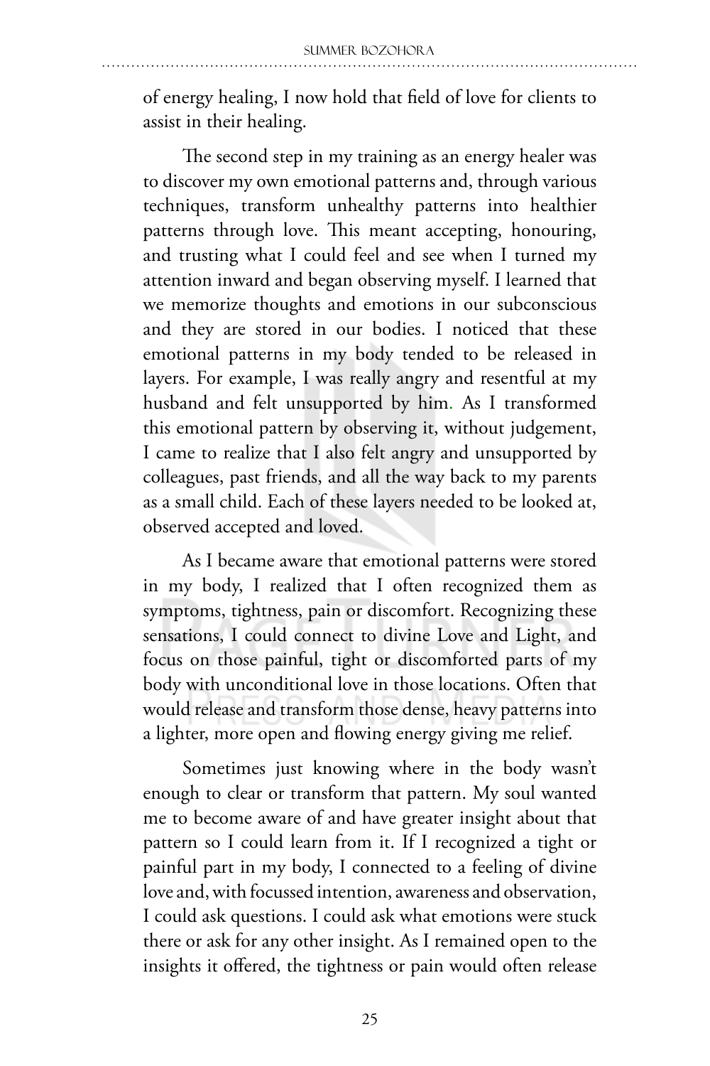of energy healing, I now hold that field of love for clients to assist in their healing.

The second step in my training as an energy healer was to discover my own emotional patterns and, through various techniques, transform unhealthy patterns into healthier patterns through love. This meant accepting, honouring, and trusting what I could feel and see when I turned my attention inward and began observing myself. I learned that we memorize thoughts and emotions in our subconscious and they are stored in our bodies. I noticed that these emotional patterns in my body tended to be released in layers. For example, I was really angry and resentful at my husband and felt unsupported by him. As I transformed this emotional pattern by observing it, without judgement, I came to realize that I also felt angry and unsupported by colleagues, past friends, and all the way back to my parents as a small child. Each of these layers needed to be looked at, observed accepted and loved.

As I became aware that emotional patterns were stored in my body, I realized that I often recognized them as symptoms, tightness, pain or discomfort. Recognizing these sensations, I could connect to divine Love and Light, and focus on those painful, tight or discomforted parts of my body with unconditional love in those locations. Often that would release and transform those dense, heavy patterns into a lighter, more open and flowing energy giving me relief.

Sometimes just knowing where in the body wasn't enough to clear or transform that pattern. My soul wanted me to become aware of and have greater insight about that pattern so I could learn from it. If I recognized a tight or painful part in my body, I connected to a feeling of divine love and, with focussed intention, awareness and observation, I could ask questions. I could ask what emotions were stuck there or ask for any other insight. As I remained open to the insights it offered, the tightness or pain would often release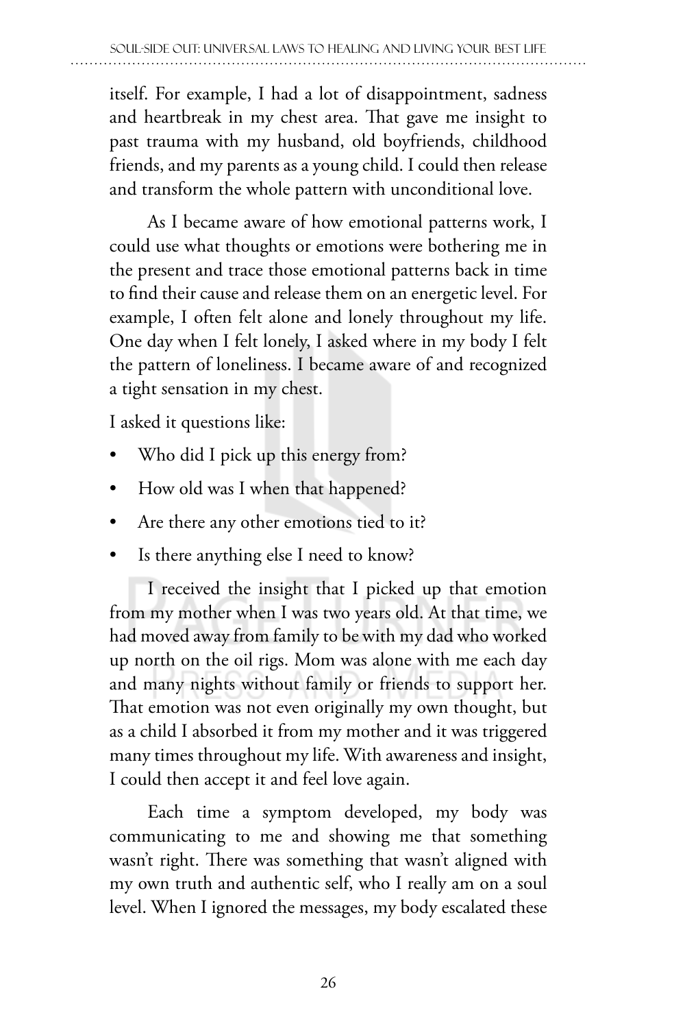itself. For example, I had a lot of disappointment, sadness and heartbreak in my chest area. That gave me insight to past trauma with my husband, old boyfriends, childhood friends, and my parents as a young child. I could then release and transform the whole pattern with unconditional love.

As I became aware of how emotional patterns work, I could use what thoughts or emotions were bothering me in the present and trace those emotional patterns back in time to find their cause and release them on an energetic level. For example, I often felt alone and lonely throughout my life. One day when I felt lonely, I asked where in my body I felt the pattern of loneliness. I became aware of and recognized a tight sensation in my chest.

I asked it questions like:

- Who did I pick up this energy from?
- How old was I when that happened?
- Are there any other emotions tied to it?
- Is there anything else I need to know?

I received the insight that I picked up that emotion from my mother when I was two years old. At that time, we had moved away from family to be with my dad who worked up north on the oil rigs. Mom was alone with me each day and many nights without family or friends to support her. That emotion was not even originally my own thought, but as a child I absorbed it from my mother and it was triggered many times throughout my life. With awareness and insight, I could then accept it and feel love again.

Each time a symptom developed, my body was communicating to me and showing me that something wasn't right. There was something that wasn't aligned with my own truth and authentic self, who I really am on a soul level. When I ignored the messages, my body escalated these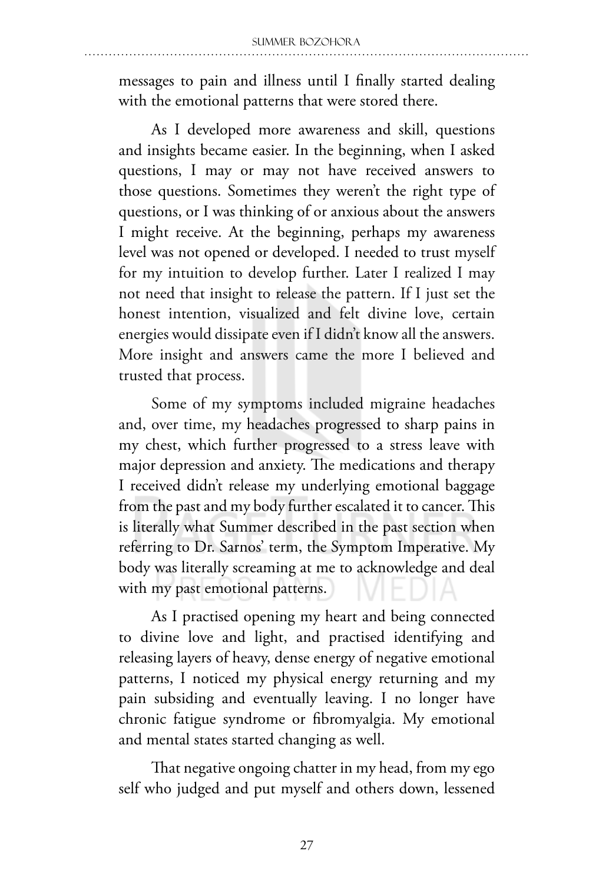messages to pain and illness until I finally started dealing with the emotional patterns that were stored there.

As I developed more awareness and skill, questions and insights became easier. In the beginning, when I asked questions, I may or may not have received answers to those questions. Sometimes they weren't the right type of questions, or I was thinking of or anxious about the answers I might receive. At the beginning, perhaps my awareness level was not opened or developed. I needed to trust myself for my intuition to develop further. Later I realized I may not need that insight to release the pattern. If I just set the honest intention, visualized and felt divine love, certain energies would dissipate even if I didn't know all the answers. More insight and answers came the more I believed and trusted that process.

Some of my symptoms included migraine headaches and, over time, my headaches progressed to sharp pains in my chest, which further progressed to a stress leave with major depression and anxiety. The medications and therapy I received didn't release my underlying emotional baggage from the past and my body further escalated it to cancer. This is literally what Summer described in the past section when referring to Dr. Sarnos' term, the Symptom Imperative. My body was literally screaming at me to acknowledge and deal with my past emotional patterns.

As I practised opening my heart and being connected to divine love and light, and practised identifying and releasing layers of heavy, dense energy of negative emotional patterns, I noticed my physical energy returning and my pain subsiding and eventually leaving. I no longer have chronic fatigue syndrome or fibromyalgia. My emotional and mental states started changing as well.

That negative ongoing chatter in my head, from my ego self who judged and put myself and others down, lessened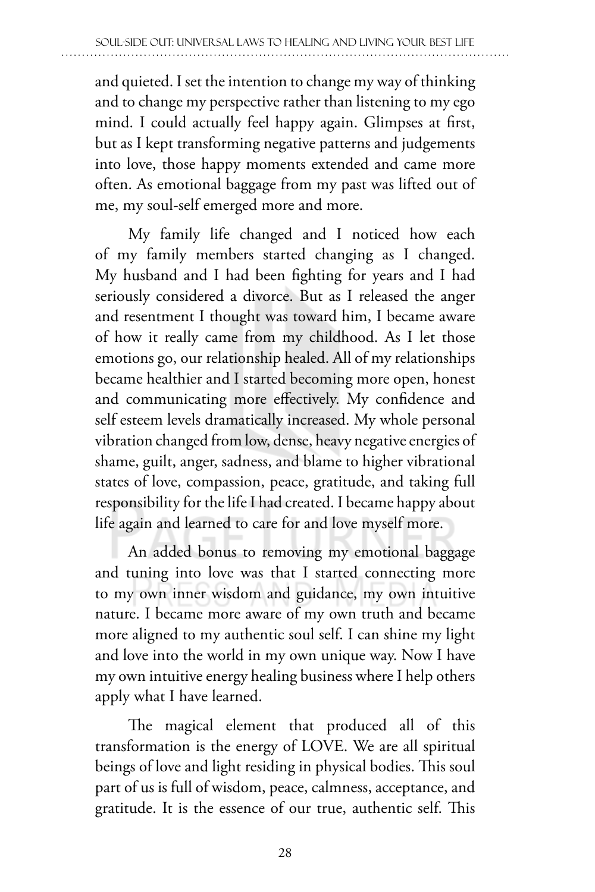and quieted. I set the intention to change my way of thinking and to change my perspective rather than listening to my ego mind. I could actually feel happy again. Glimpses at first, but as I kept transforming negative patterns and judgements into love, those happy moments extended and came more often. As emotional baggage from my past was lifted out of me, my soul-self emerged more and more.

My family life changed and I noticed how each of my family members started changing as I changed. My husband and I had been fighting for years and I had seriously considered a divorce. But as I released the anger and resentment I thought was toward him, I became aware of how it really came from my childhood. As I let those emotions go, our relationship healed. All of my relationships became healthier and I started becoming more open, honest and communicating more effectively. My confidence and self esteem levels dramatically increased. My whole personal vibration changed from low, dense, heavy negative energies of shame, guilt, anger, sadness, and blame to higher vibrational states of love, compassion, peace, gratitude, and taking full responsibility for the life I had created. I became happy about life again and learned to care for and love myself more.

An added bonus to removing my emotional baggage and tuning into love was that I started connecting more to my own inner wisdom and guidance, my own intuitive nature. I became more aware of my own truth and became more aligned to my authentic soul self. I can shine my light and love into the world in my own unique way. Now I have my own intuitive energy healing business where I help others apply what I have learned.

The magical element that produced all of this transformation is the energy of LOVE. We are all spiritual beings of love and light residing in physical bodies. This soul part of us is full of wisdom, peace, calmness, acceptance, and gratitude. It is the essence of our true, authentic self. This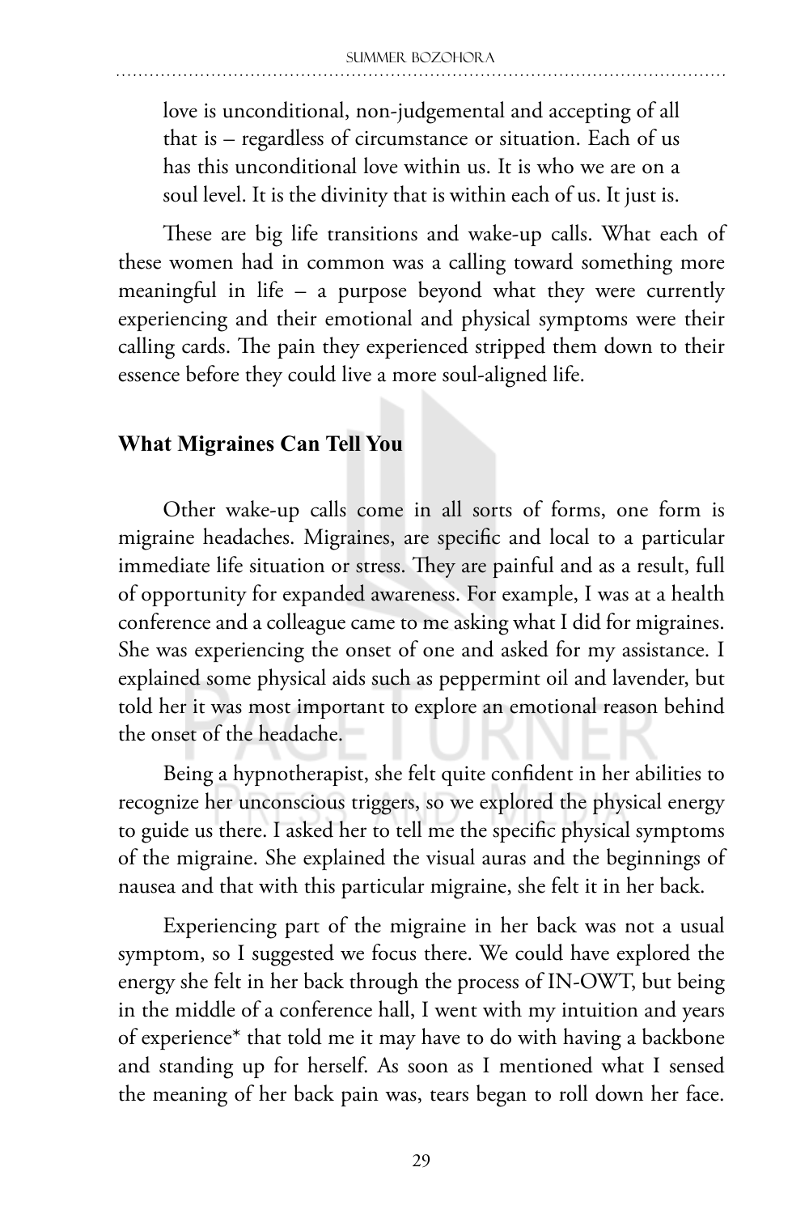love is unconditional, non-judgemental and accepting of all that is – regardless of circumstance or situation. Each of us has this unconditional love within us. It is who we are on a soul level. It is the divinity that is within each of us. It just is.

These are big life transitions and wake-up calls. What each of these women had in common was a calling toward something more meaningful in life – a purpose beyond what they were currently experiencing and their emotional and physical symptoms were their calling cards. The pain they experienced stripped them down to their essence before they could live a more soul-aligned life.

## What Migraines Can Tell You

Other wake-up calls come in all sorts of forms, one form is migraine headaches. Migraines, are specific and local to a particular immediate life situation or stress. They are painful and as a result, full of opportunity for expanded awareness. For example, I was at a health conference and a colleague came to me asking what I did for migraines. She was experiencing the onset of one and asked for my assistance. I explained some physical aids such as peppermint oil and lavender, but told her it was most important to explore an emotional reason behind the onset of the headache.

Being a hypnotherapist, she felt quite confident in her abilities to recognize her unconscious triggers, so we explored the physical energy to guide us there. I asked her to tell me the specific physical symptoms of the migraine. She explained the visual auras and the beginnings of nausea and that with this particular migraine, she felt it in her back.

Experiencing part of the migraine in her back was not a usual symptom, so I suggested we focus there. We could have explored the energy she felt in her back through the process of IN-OWT, but being in the middle of a conference hall, I went with my intuition and years of experience* that told me it may have to do with having a backbone and standing up for herself. As soon as I mentioned what I sensed the meaning of her back pain was, tears began to roll down her face.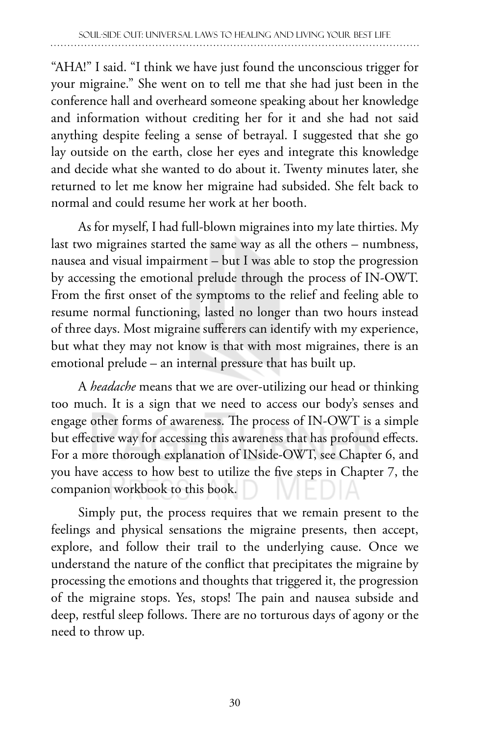"AHA!" I said. "I think we have just found the unconscious trigger for your migraine." She went on to tell me that she had just been in the conference hall and overheard someone speaking about her knowledge and information without crediting her for it and she had not said anything despite feeling a sense of betrayal. I suggested that she go lay outside on the earth, close her eyes and integrate this knowledge and decide what she wanted to do about it. Twenty minutes later, she returned to let me know her migraine had subsided. She felt back to normal and could resume her work at her booth.

As for myself, I had full-blown migraines into my late thirties. My last two migraines started the same way as all the others – numbness, nausea and visual impairment – but I was able to stop the progression by accessing the emotional prelude through the process of IN-OWT. From the first onset of the symptoms to the relief and feeling able to resume normal functioning, lasted no longer than two hours instead of three days. Most migraine sufferers can identify with my experience, but what they may not know is that with most migraines, there is an emotional prelude – an internal pressure that has built up.

A *headache* means that we are over-utilizing our head or thinking too much. It is a sign that we need to access our body's senses and engage other forms of awareness. The process of IN-OWT is a simple but effective way for accessing this awareness that has profound effects. For a more thorough explanation of INside-OWT, see Chapter 6, and you have access to how best to utilize the five steps in Chapter 7, the companion workbook to this book.

Simply put, the process requires that we remain present to the feelings and physical sensations the migraine presents, then accept, explore, and follow their trail to the underlying cause. Once we understand the nature of the conflict that precipitates the migraine by processing the emotions and thoughts that triggered it, the progression of the migraine stops. Yes, stops! The pain and nausea subside and deep, restful sleep follows. There are no torturous days of agony or the need to throw up.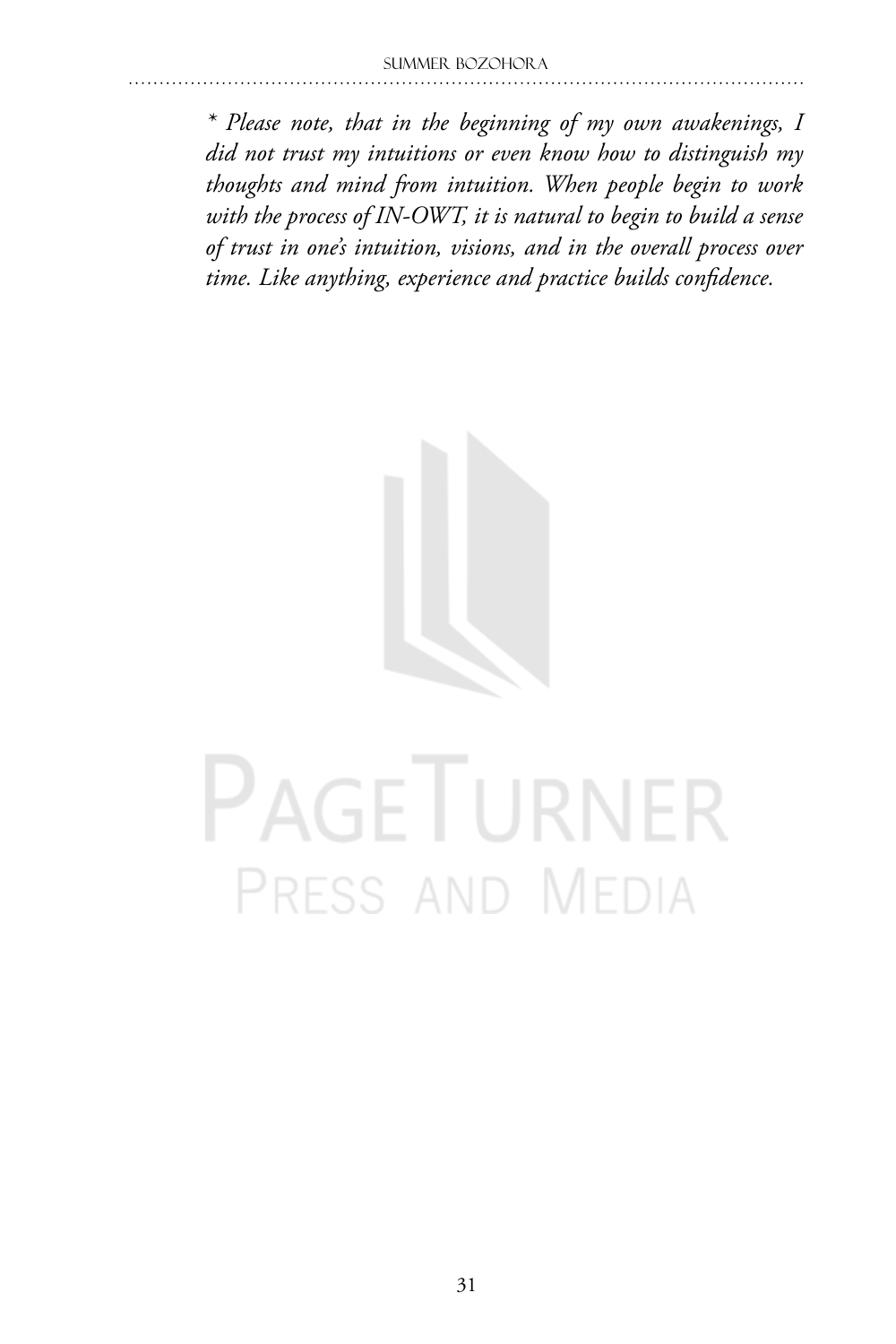*\* Please note, that in the beginning of my own awakenings, I did not trust my intuitions or even know how to distinguish my thoughts and mind from intuition. When people begin to work with the process of IN-OWT, it is natural to begin to build a sense of trust in one's intuition, visions, and in the overall process over time. Like anything, experience and practice builds confidence.*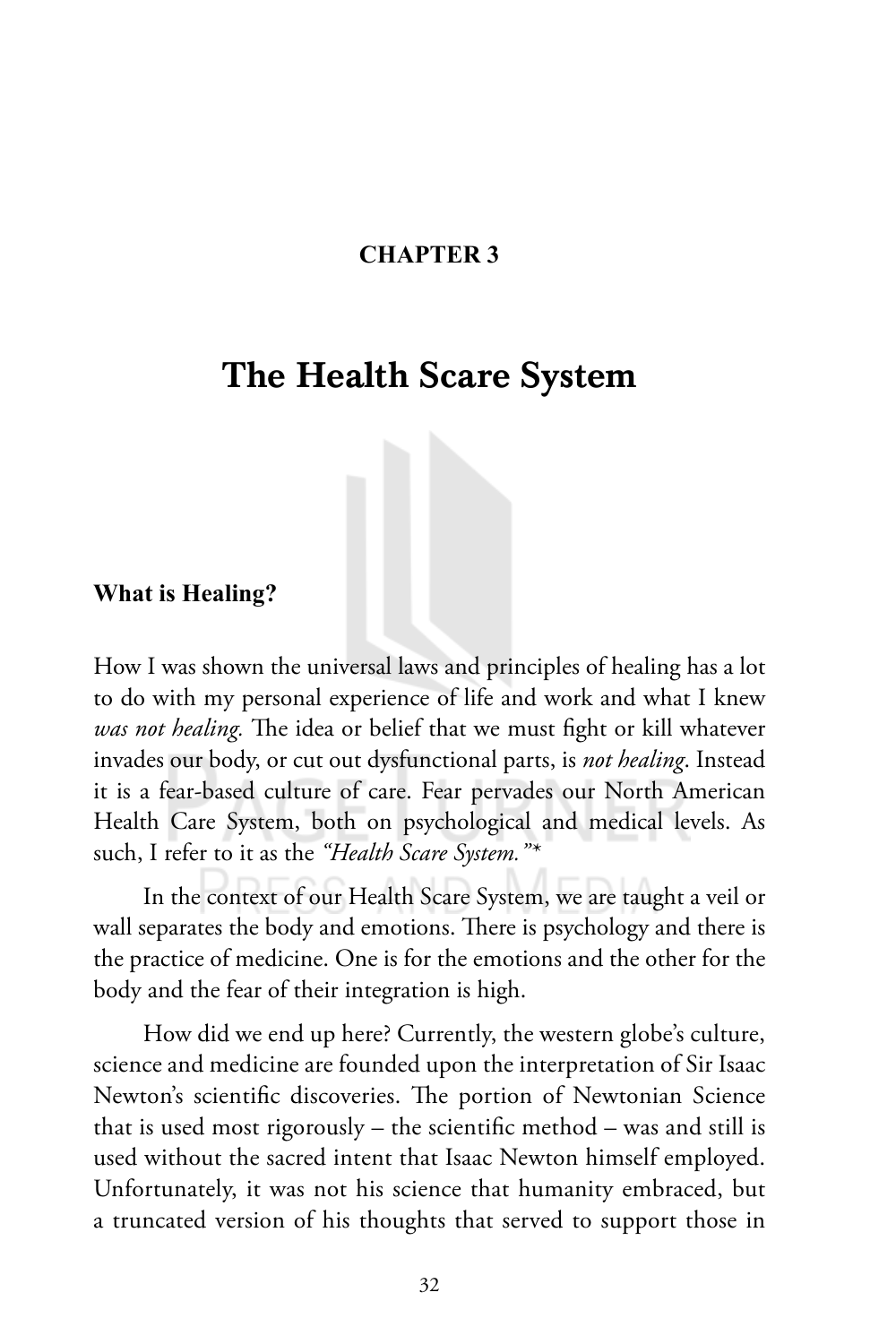**CHAPTER 3**

# The Health Scare System

### What is Healing?

How I was shown the universal laws and principles of healing has a lot to do with my personal experience of life and work and what I knew *was not healing.* The idea or belief that we must fight or kill whatever invades our body, or cut out dysfunctional parts, is *not healing*. Instead it is a fear-based culture of care. Fear pervades our North American Health Care System, both on psychological and medical levels. As such, I refer to it as the *"Health Scare System."**

In the context of our Health Scare System, we are taught a veil or wall separates the body and emotions. There is psychology and there is the practice of medicine. One is for the emotions and the other for the body and the fear of their integration is high.

How did we end up here? Currently, the western globe's culture, science and medicine are founded upon the interpretation of Sir Isaac Newton's scientific discoveries. The portion of Newtonian Science that is used most rigorously – the scientific method – was and still is used without the sacred intent that Isaac Newton himself employed. Unfortunately, it was not his science that humanity embraced, but a truncated version of his thoughts that served to support those in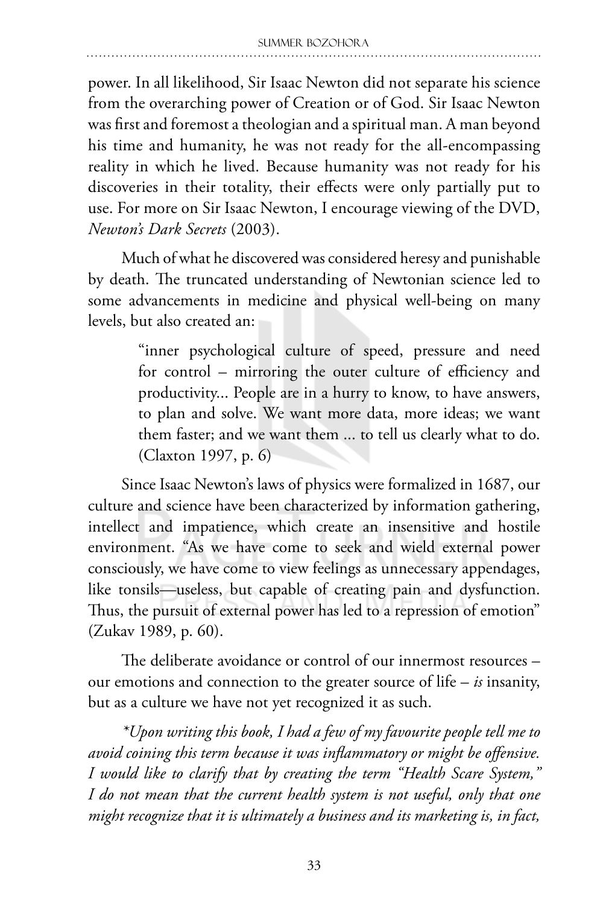power. In all likelihood, Sir Isaac Newton did not separate his science from the overarching power of Creation or of God. Sir Isaac Newton was first and foremost a theologian and a spiritual man. A man beyond his time and humanity, he was not ready for the all-encompassing reality in which he lived. Because humanity was not ready for his discoveries in their totality, their effects were only partially put to use. For more on Sir Isaac Newton, I encourage viewing of the DVD, *Newton's Dark Secrets* (2003).

Much of what he discovered was considered heresy and punishable by death. The truncated understanding of Newtonian science led to some advancements in medicine and physical well-being on many levels, but also created an:

> "inner psychological culture of speed, pressure and need for control – mirroring the outer culture of efficiency and productivity... People are in a hurry to know, to have answers, to plan and solve. We want more data, more ideas; we want them faster; and we want them ... to tell us clearly what to do. (Claxton 1997, p. 6)

Since Isaac Newton's laws of physics were formalized in 1687, our culture and science have been characterized by information gathering, intellect and impatience, which create an insensitive and hostile environment. "As we have come to seek and wield external power consciously, we have come to view feelings as unnecessary appendages, like tonsils—useless, but capable of creating pain and dysfunction. Thus, the pursuit of external power has led to a repression of emotion" (Zukav 1989, p. 60).

The deliberate avoidance or control of our innermost resources – our emotions and connection to the greater source of life – *is* insanity, but as a culture we have not yet recognized it as such.

*\*Upon writing this book, I had a few of my favourite people tell me to avoid coining this term because it was inflammatory or might be offensive. I would like to clarify that by creating the term "Health Scare System," I do not mean that the current health system is not useful, only that one might recognize that it is ultimately a business and its marketing is, in fact,*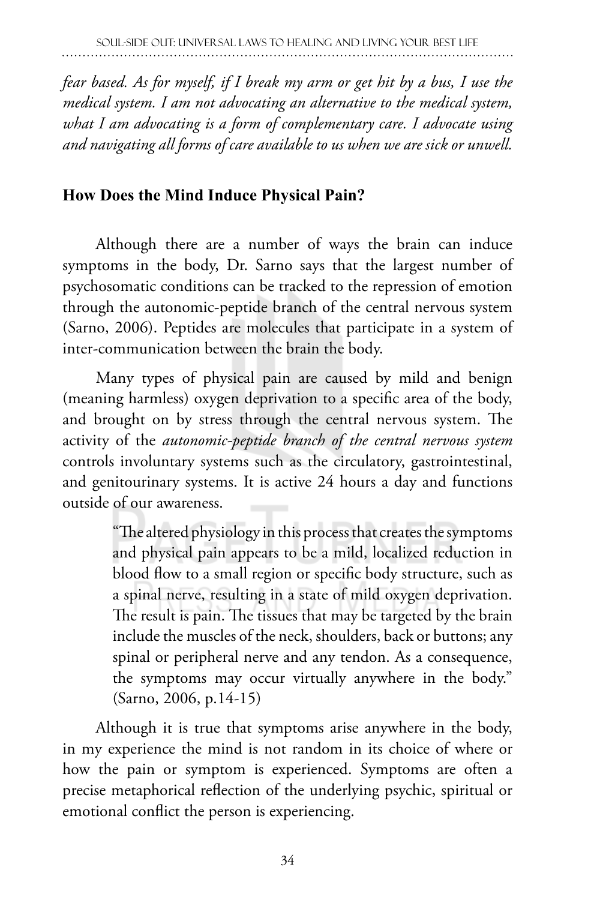*fear based. As for myself, if I break my arm or get hit by a bus, I use the medical system. I am not advocating an alternative to the medical system, what I am advocating is a form of complementary care. I advocate using and navigating all forms of care available to us when we are sick or unwell.*

## How Does the Mind Induce Physical Pain?

Although there are a number of ways the brain can induce symptoms in the body, Dr. Sarno says that the largest number of psychosomatic conditions can be tracked to the repression of emotion through the autonomic-peptide branch of the central nervous system (Sarno, 2006). Peptides are molecules that participate in a system of inter-communication between the brain the body.

Many types of physical pain are caused by mild and benign (meaning harmless) oxygen deprivation to a specific area of the body, and brought on by stress through the central nervous system. The activity of the *autonomic-peptide branch of the central nervous system* controls involuntary systems such as the circulatory, gastrointestinal, and genitourinary systems. It is active 24 hours a day and functions outside of our awareness.

> "The altered physiology in this process that creates the symptoms and physical pain appears to be a mild, localized reduction in blood flow to a small region or specific body structure, such as a spinal nerve, resulting in a state of mild oxygen deprivation. The result is pain. The tissues that may be targeted by the brain include the muscles of the neck, shoulders, back or buttons; any spinal or peripheral nerve and any tendon. As a consequence, the symptoms may occur virtually anywhere in the body." (Sarno, 2006, p.14-15)

Although it is true that symptoms arise anywhere in the body, in my experience the mind is not random in its choice of where or how the pain or symptom is experienced. Symptoms are often a precise metaphorical reflection of the underlying psychic, spiritual or emotional conflict the person is experiencing.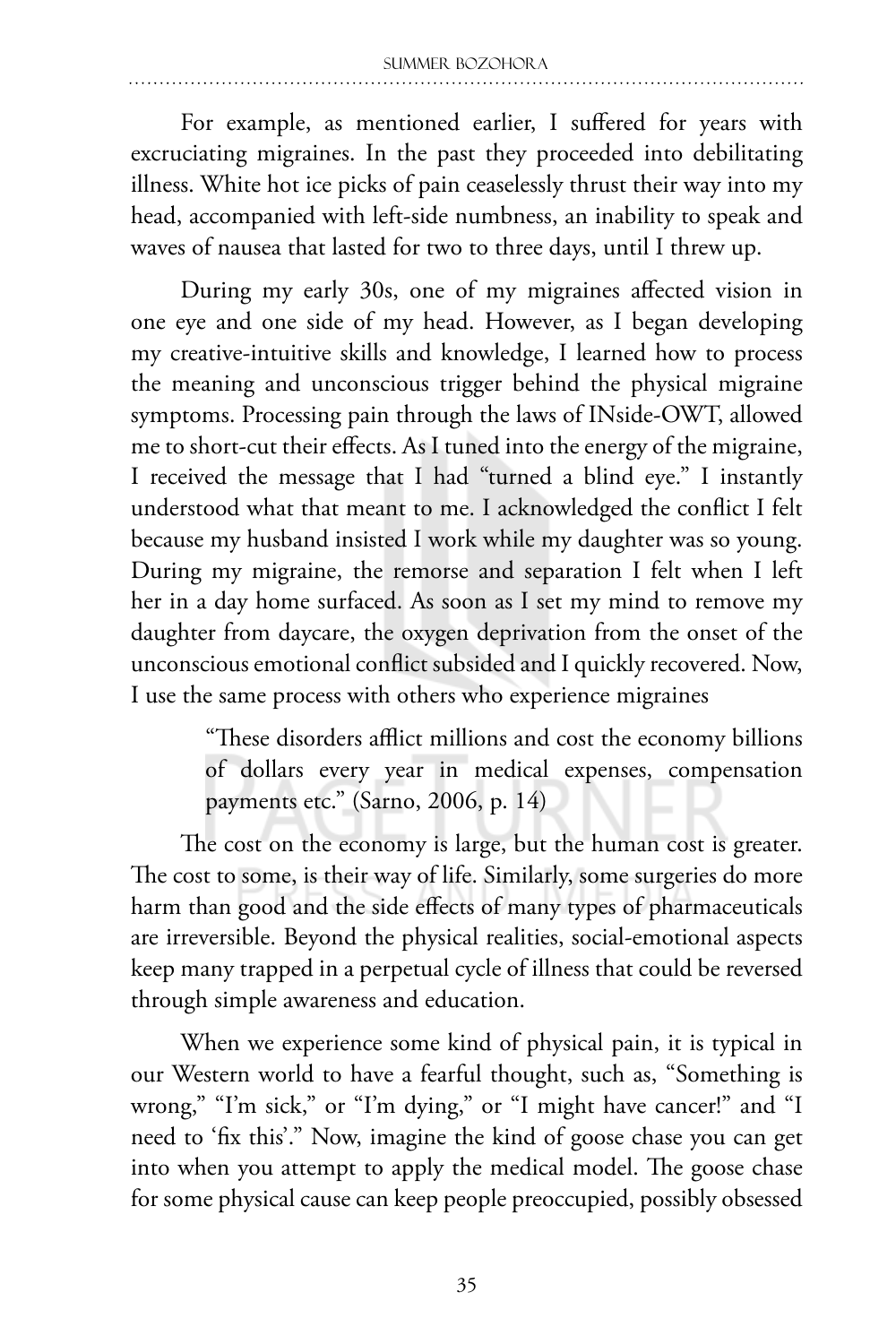For example, as mentioned earlier, I suffered for years with excruciating migraines. In the past they proceeded into debilitating illness. White hot ice picks of pain ceaselessly thrust their way into my head, accompanied with left-side numbness, an inability to speak and waves of nausea that lasted for two to three days, until I threw up.

During my early 30s, one of my migraines affected vision in one eye and one side of my head. However, as I began developing my creative-intuitive skills and knowledge, I learned how to process the meaning and unconscious trigger behind the physical migraine symptoms. Processing pain through the laws of INside-OWT, allowed me to short-cut their effects. As I tuned into the energy of the migraine, I received the message that I had "turned a blind eye." I instantly understood what that meant to me. I acknowledged the conflict I felt because my husband insisted I work while my daughter was so young. During my migraine, the remorse and separation I felt when I left her in a day home surfaced. As soon as I set my mind to remove my daughter from daycare, the oxygen deprivation from the onset of the unconscious emotional conflict subsided and I quickly recovered. Now, I use the same process with others who experience migraines

> "These disorders afflict millions and cost the economy billions of dollars every year in medical expenses, compensation payments etc." (Sarno, 2006, p. 14)

The cost on the economy is large, but the human cost is greater. The cost to some, is their way of life. Similarly, some surgeries do more harm than good and the side effects of many types of pharmaceuticals are irreversible. Beyond the physical realities, social-emotional aspects keep many trapped in a perpetual cycle of illness that could be reversed through simple awareness and education.

When we experience some kind of physical pain, it is typical in our Western world to have a fearful thought, such as, "Something is wrong," "I'm sick," or "I'm dying," or "I might have cancer!" and "I need to 'fix this'." Now, imagine the kind of goose chase you can get into when you attempt to apply the medical model. The goose chase for some physical cause can keep people preoccupied, possibly obsessed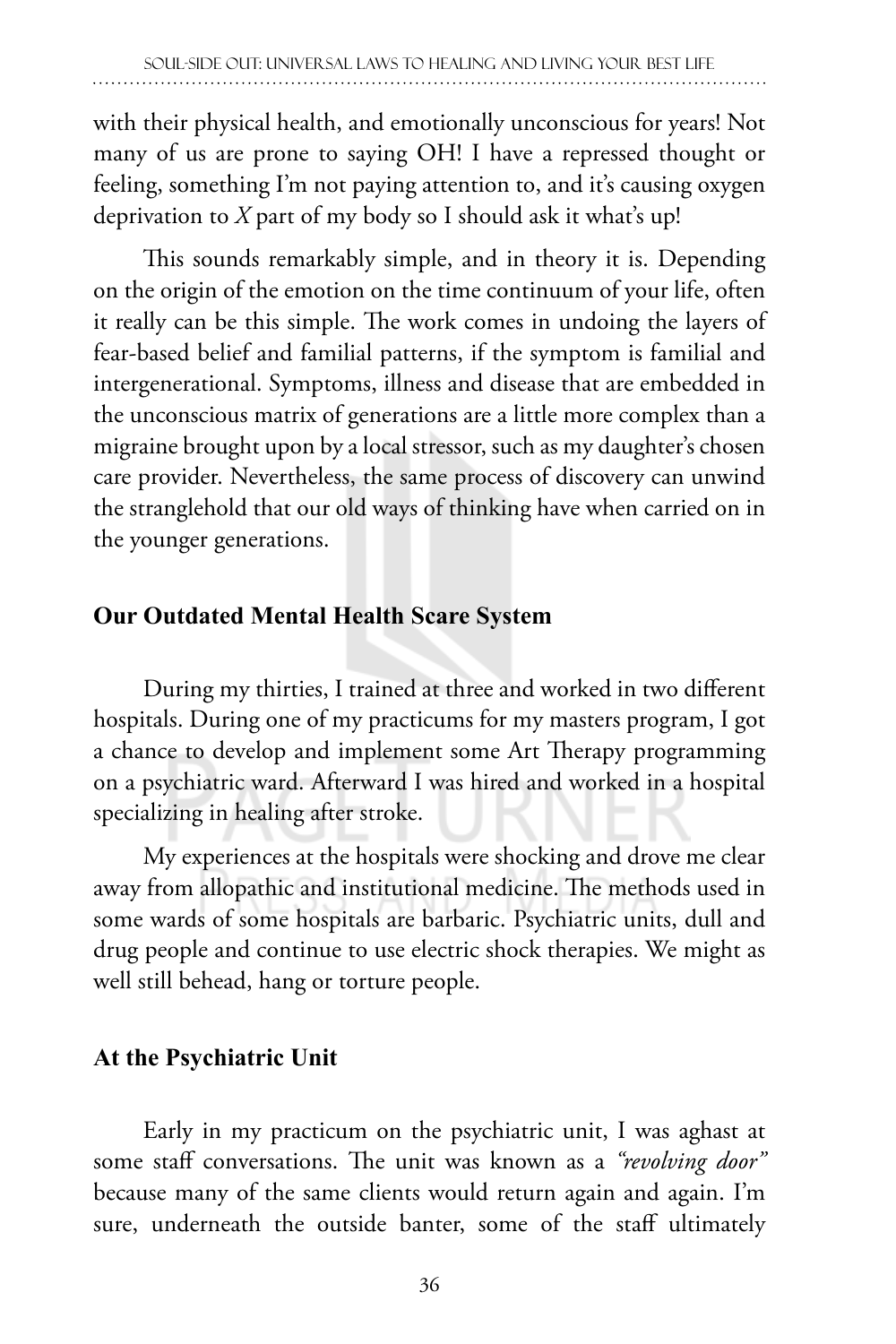with their physical health, and emotionally unconscious for years! Not many of us are prone to saying OH! I have a repressed thought or feeling, something I'm not paying attention to, and it's causing oxygen deprivation to *X* part of my body so I should ask it what's up!

This sounds remarkably simple, and in theory it is. Depending on the origin of the emotion on the time continuum of your life, often it really can be this simple. The work comes in undoing the layers of fear-based belief and familial patterns, if the symptom is familial and intergenerational. Symptoms, illness and disease that are embedded in the unconscious matrix of generations are a little more complex than a migraine brought upon by a local stressor, such as my daughter's chosen care provider. Nevertheless, the same process of discovery can unwind the stranglehold that our old ways of thinking have when carried on in the younger generations.

## Our Outdated Mental Health Scare System

During my thirties, I trained at three and worked in two different hospitals. During one of my practicums for my masters program, I got a chance to develop and implement some Art Therapy programming on a psychiatric ward. Afterward I was hired and worked in a hospital specializing in healing after stroke.

My experiences at the hospitals were shocking and drove me clear away from allopathic and institutional medicine. The methods used in some wards of some hospitals are barbaric. Psychiatric units, dull and drug people and continue to use electric shock therapies. We might as well still behead, hang or torture people.

## At the Psychiatric Unit

Early in my practicum on the psychiatric unit, I was aghast at some staff conversations. The unit was known as a *"revolving door"* because many of the same clients would return again and again. I'm sure, underneath the outside banter, some of the staff ultimately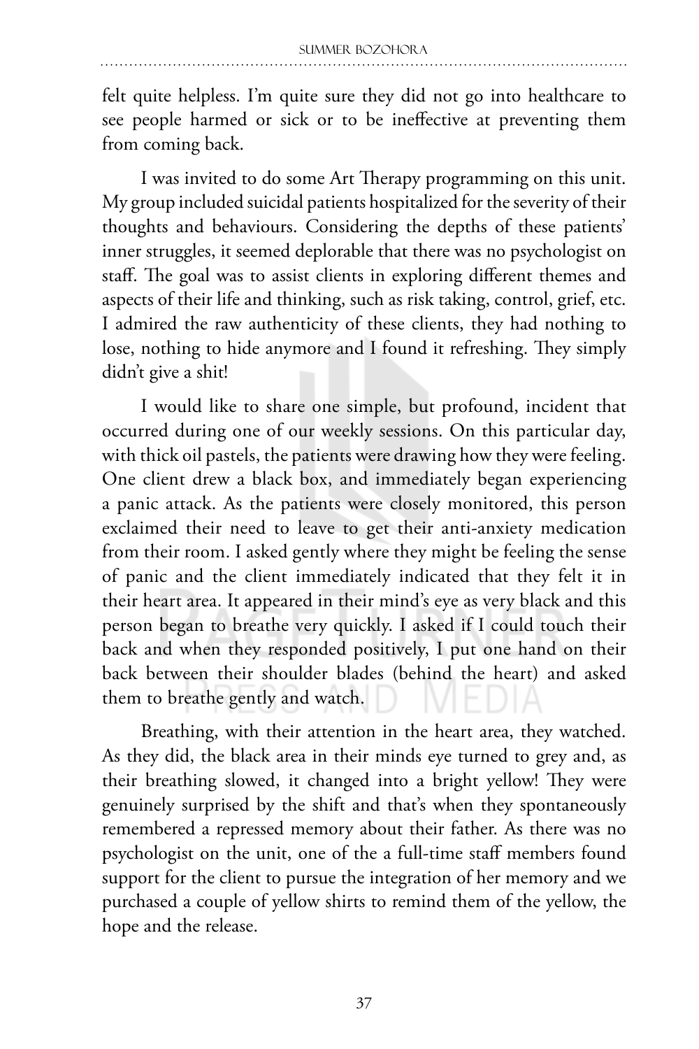felt quite helpless. I'm quite sure they did not go into healthcare to see people harmed or sick or to be ineffective at preventing them from coming back.

I was invited to do some Art Therapy programming on this unit. My group included suicidal patients hospitalized for the severity of their thoughts and behaviours. Considering the depths of these patients' inner struggles, it seemed deplorable that there was no psychologist on staff. The goal was to assist clients in exploring different themes and aspects of their life and thinking, such as risk taking, control, grief, etc. I admired the raw authenticity of these clients, they had nothing to lose, nothing to hide anymore and I found it refreshing. They simply didn't give a shit!

I would like to share one simple, but profound, incident that occurred during one of our weekly sessions. On this particular day, with thick oil pastels, the patients were drawing how they were feeling. One client drew a black box, and immediately began experiencing a panic attack. As the patients were closely monitored, this person exclaimed their need to leave to get their anti-anxiety medication from their room. I asked gently where they might be feeling the sense of panic and the client immediately indicated that they felt it in their heart area. It appeared in their mind's eye as very black and this person began to breathe very quickly. I asked if I could touch their back and when they responded positively, I put one hand on their back between their shoulder blades (behind the heart) and asked them to breathe gently and watch.

Breathing, with their attention in the heart area, they watched. As they did, the black area in their minds eye turned to grey and, as their breathing slowed, it changed into a bright yellow! They were genuinely surprised by the shift and that's when they spontaneously remembered a repressed memory about their father. As there was no psychologist on the unit, one of the a full-time staff members found support for the client to pursue the integration of her memory and we purchased a couple of yellow shirts to remind them of the yellow, the hope and the release.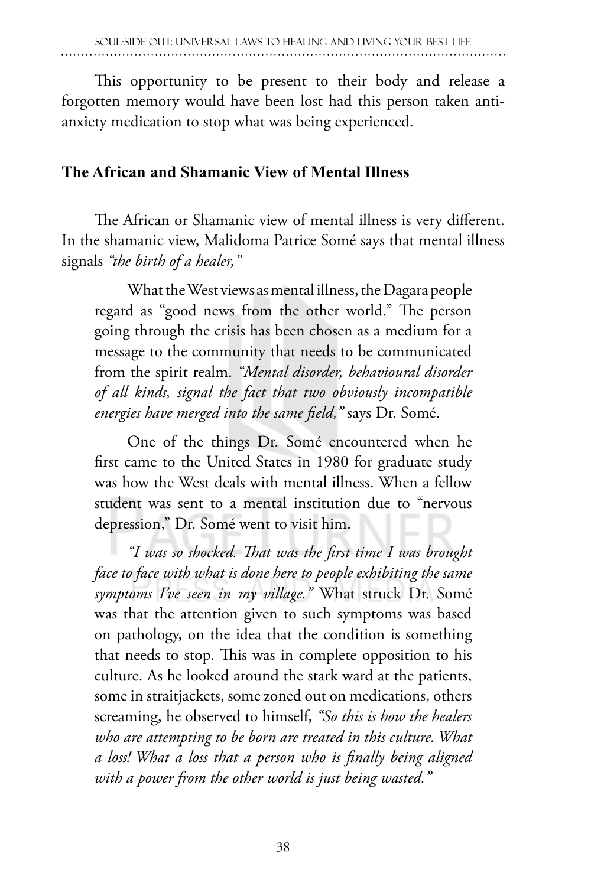This opportunity to be present to their body and release a forgotten memory would have been lost had this person taken anti-anxiety medication to stop what was being experienced.

## The African and Shamanic View of Mental Illness

The African or Shamanic view of mental illness is very different. In the shamanic view, Malidoma Patrice Somé says that mental illness signals *"the birth of a healer,"*

> What the West views as mental illness, the Dagara people regard as "good news from the other world." The person going through the crisis has been chosen as a medium for a message to the community that needs to be communicated from the spirit realm. *"Mental disorder, behavioural disorder of all kinds, signal the fact that two obviously incompatible energies have merged into the same field,"* says Dr. Somé.
>
> One of the things Dr. Somé encountered when he first came to the United States in 1980 for graduate study was how the West deals with mental illness. When a fellow student was sent to a mental institution due to "nervous depression," Dr. Somé went to visit him.
>
> *"I was so shocked. That was the first time I was brought face to face with what is done here to people exhibiting the same symptoms I've seen in my village."* What struck Dr. Somé was that the attention given to such symptoms was based on pathology, on the idea that the condition is something that needs to stop. This was in complete opposition to his culture. As he looked around the stark ward at the patients, some in straitjackets, some zoned out on medications, others screaming, he observed to himself, *"So this is how the healers who are attempting to be born are treated in this culture. What a loss! What a loss that a person who is finally being aligned with a power from the other world is just being wasted."*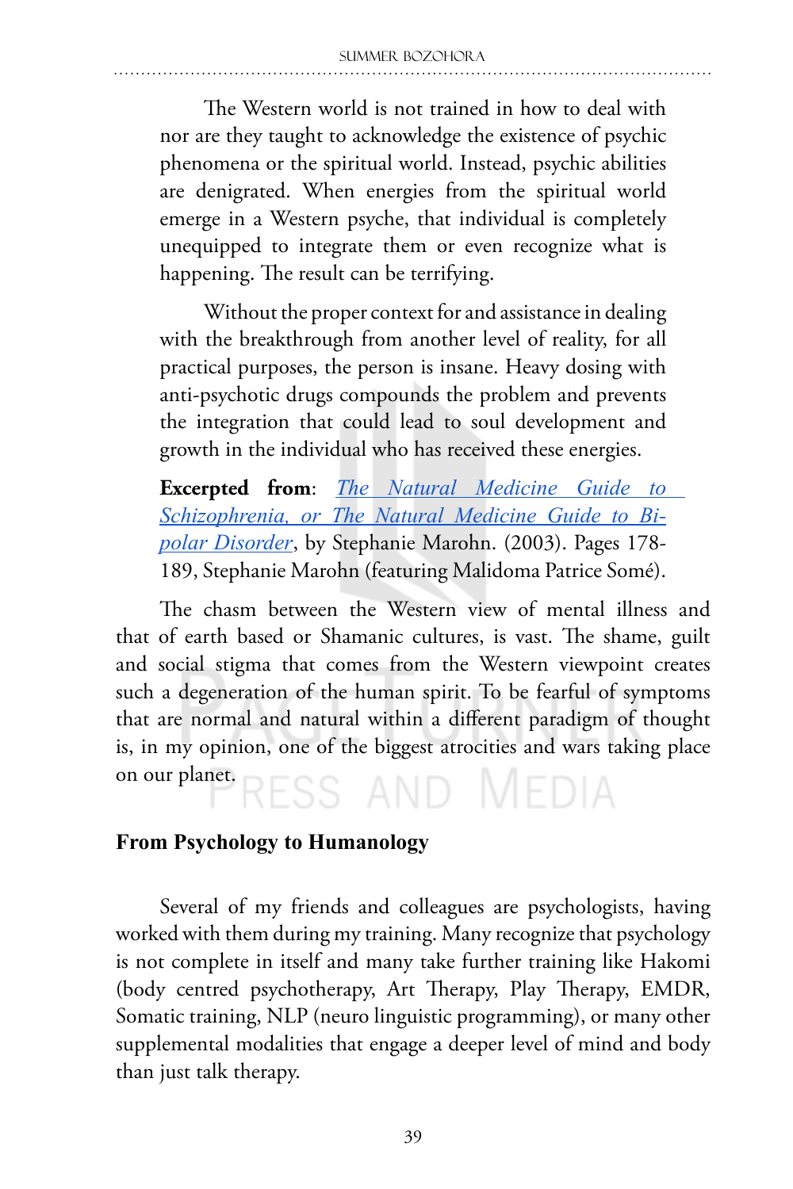The Western world is not trained in how to deal with nor are they taught to acknowledge the existence of psychic phenomena or the spiritual world. Instead, psychic abilities are denigrated. When energies from the spiritual world emerge in a Western psyche, that individual is completely unequipped to integrate them or even recognize what is happening. The result can be terrifying.

Without the proper context for and assistance in dealing with the breakthrough from another level of reality, for all practical purposes, the person is insane. Heavy dosing with anti-psychotic drugs compounds the problem and prevents the integration that could lead to soul development and growth in the individual who has received these energies.

**Excerpted from**: *The Natural Medicine Guide to Schizophrenia, or The Natural Medicine Guide to Bi-polar Disorder*, by Stephanie Marohn. (2003). Pages 178-189, Stephanie Marohn (featuring Malidoma Patrice Somé).

The chasm between the Western view of mental illness and that of earth based or Shamanic cultures, is vast. The shame, guilt and social stigma that comes from the Western viewpoint creates such a degeneration of the human spirit. To be fearful of symptoms that are normal and natural within a different paradigm of thought is, in my opinion, one of the biggest atrocities and wars taking place on our planet.

## From Psychology to Humanology

Several of my friends and colleagues are psychologists, having worked with them during my training. Many recognize that psychology is not complete in itself and many take further training like Hakomi (body centred psychotherapy, Art Therapy, Play Therapy, EMDR, Somatic training, NLP (neuro linguistic programming), or many other supplemental modalities that engage a deeper level of mind and body than just talk therapy.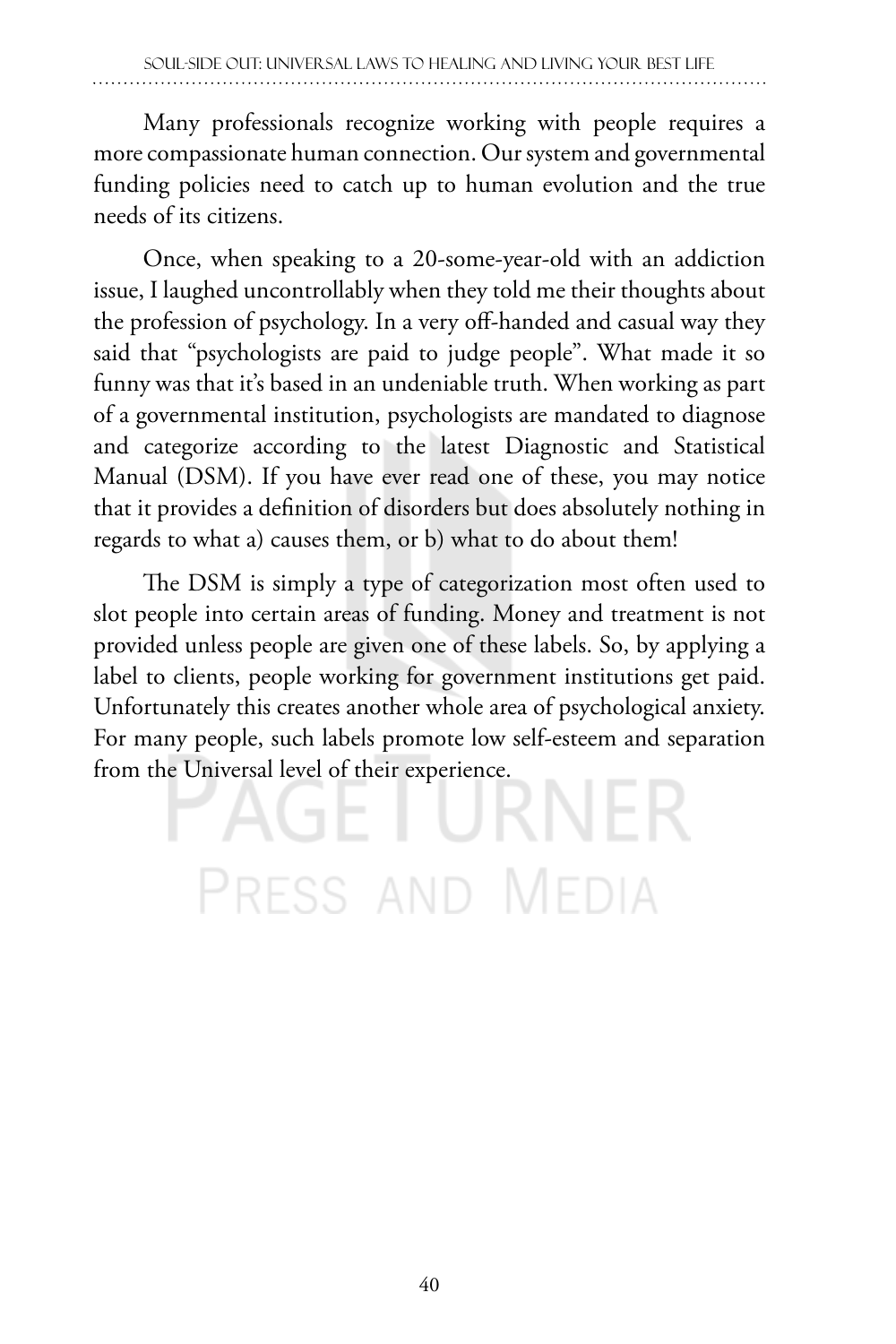Many professionals recognize working with people requires a more compassionate human connection. Our system and governmental funding policies need to catch up to human evolution and the true needs of its citizens.

Once, when speaking to a 20-some-year-old with an addiction issue, I laughed uncontrollably when they told me their thoughts about the profession of psychology. In a very off-handed and casual way they said that "psychologists are paid to judge people". What made it so funny was that it's based in an undeniable truth. When working as part of a governmental institution, psychologists are mandated to diagnose and categorize according to the latest Diagnostic and Statistical Manual (DSM). If you have ever read one of these, you may notice that it provides a definition of disorders but does absolutely nothing in regards to what a) causes them, or b) what to do about them!

The DSM is simply a type of categorization most often used to slot people into certain areas of funding. Money and treatment is not provided unless people are given one of these labels. So, by applying a label to clients, people working for government institutions get paid. Unfortunately this creates another whole area of psychological anxiety. For many people, such labels promote low self-esteem and separation from the Universal level of their experience.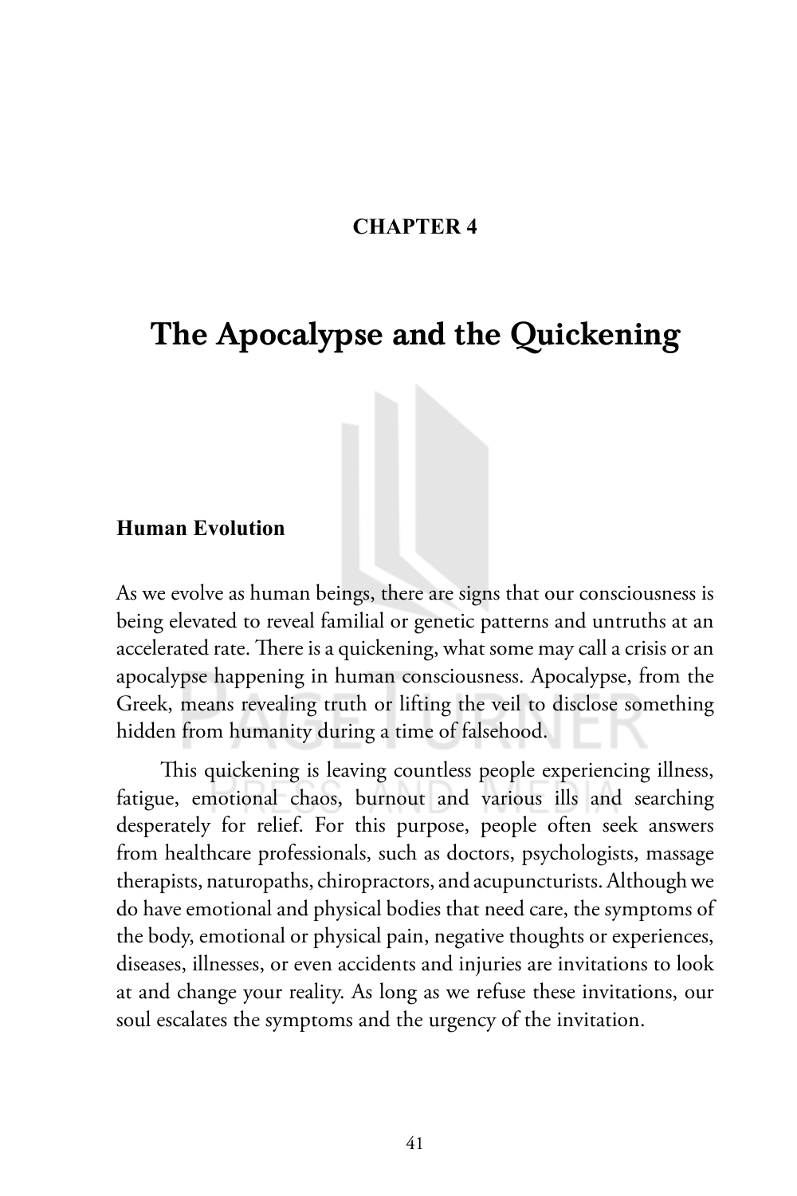**CHAPTER 4**

# The Apocalypse and the Quickening

### Human Evolution

As we evolve as human beings, there are signs that our consciousness is being elevated to reveal familial or genetic patterns and untruths at an accelerated rate. There is a quickening, what some may call a crisis or an apocalypse happening in human consciousness. Apocalypse, from the Greek, means revealing truth or lifting the veil to disclose something hidden from humanity during a time of falsehood.

This quickening is leaving countless people experiencing illness, fatigue, emotional chaos, burnout and various ills and searching desperately for relief. For this purpose, people often seek answers from healthcare professionals, such as doctors, psychologists, massage therapists, naturopaths, chiropractors, and acupuncturists. Although we do have emotional and physical bodies that need care, the symptoms of the body, emotional or physical pain, negative thoughts or experiences, diseases, illnesses, or even accidents and injuries are invitations to look at and change your reality. As long as we refuse these invitations, our soul escalates the symptoms and the urgency of the invitation.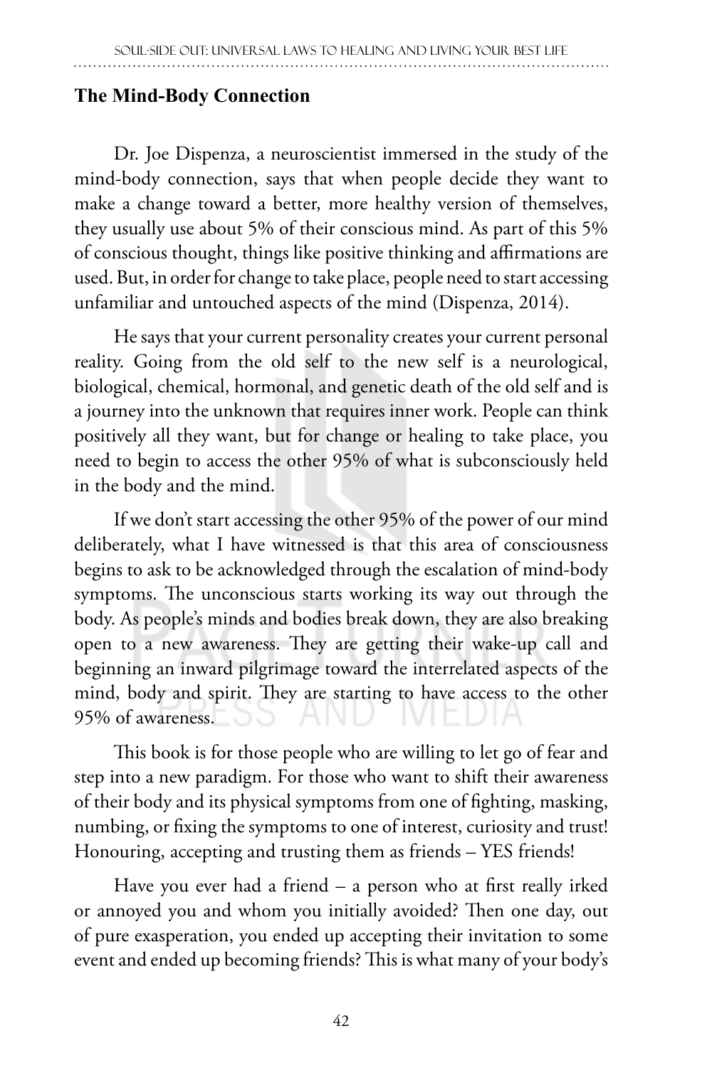## The Mind-Body Connection

Dr. Joe Dispenza, a neuroscientist immersed in the study of the mind-body connection, says that when people decide they want to make a change toward a better, more healthy version of themselves, they usually use about 5% of their conscious mind. As part of this 5% of conscious thought, things like positive thinking and affirmations are used. But, in order for change to take place, people need to start accessing unfamiliar and untouched aspects of the mind (Dispenza, 2014).

He says that your current personality creates your current personal reality. Going from the old self to the new self is a neurological, biological, chemical, hormonal, and genetic death of the old self and is a journey into the unknown that requires inner work. People can think positively all they want, but for change or healing to take place, you need to begin to access the other 95% of what is subconsciously held in the body and the mind.

If we don't start accessing the other 95% of the power of our mind deliberately, what I have witnessed is that this area of consciousness begins to ask to be acknowledged through the escalation of mind-body symptoms. The unconscious starts working its way out through the body. As people's minds and bodies break down, they are also breaking open to a new awareness. They are getting their wake-up call and beginning an inward pilgrimage toward the interrelated aspects of the mind, body and spirit. They are starting to have access to the other 95% of awareness.

This book is for those people who are willing to let go of fear and step into a new paradigm. For those who want to shift their awareness of their body and its physical symptoms from one of fighting, masking, numbing, or fixing the symptoms to one of interest, curiosity and trust! Honouring, accepting and trusting them as friends – YES friends!

Have you ever had a friend – a person who at first really irked or annoyed you and whom you initially avoided? Then one day, out of pure exasperation, you ended up accepting their invitation to some event and ended up becoming friends? This is what many of your body's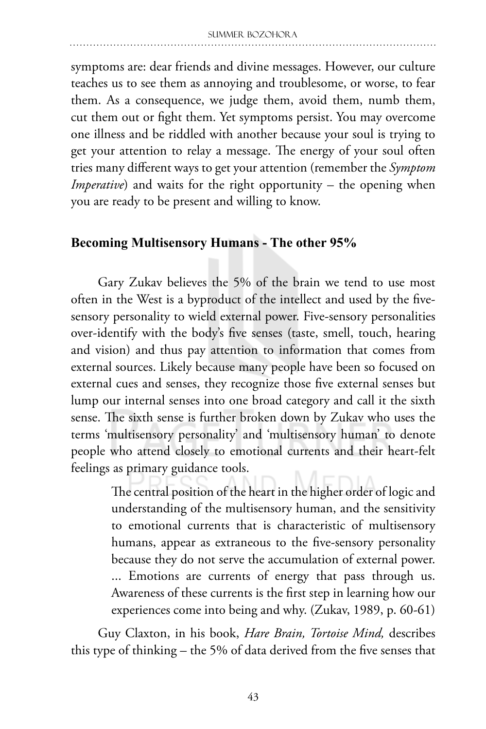symptoms are: dear friends and divine messages. However, our culture teaches us to see them as annoying and troublesome, or worse, to fear them. As a consequence, we judge them, avoid them, numb them, cut them out or fight them. Yet symptoms persist. You may overcome one illness and be riddled with another because your soul is trying to get your attention to relay a message. The energy of your soul often tries many different ways to get your attention (remember the *Symptom Imperative*) and waits for the right opportunity – the opening when you are ready to be present and willing to know.

## Becoming Multisensory Humans - The other 95%

Gary Zukav believes the 5% of the brain we tend to use most often in the West is a byproduct of the intellect and used by the five-sensory personality to wield external power. Five-sensory personalities over-identify with the body's five senses (taste, smell, touch, hearing and vision) and thus pay attention to information that comes from external sources. Likely because many people have been so focused on external cues and senses, they recognize those five external senses but lump our internal senses into one broad category and call it the sixth sense. The sixth sense is further broken down by Zukav who uses the terms 'multisensory personality' and 'multisensory human' to denote people who attend closely to emotional currents and their heart-felt feelings as primary guidance tools.

> The central position of the heart in the higher order of logic and understanding of the multisensory human, and the sensitivity to emotional currents that is characteristic of multisensory humans, appear as extraneous to the five-sensory personality because they do not serve the accumulation of external power. ... Emotions are currents of energy that pass through us. Awareness of these currents is the first step in learning how our experiences come into being and why. (Zukav, 1989, p. 60-61)

Guy Claxton, in his book, *Hare Brain, Tortoise Mind,* describes this type of thinking – the 5% of data derived from the five senses that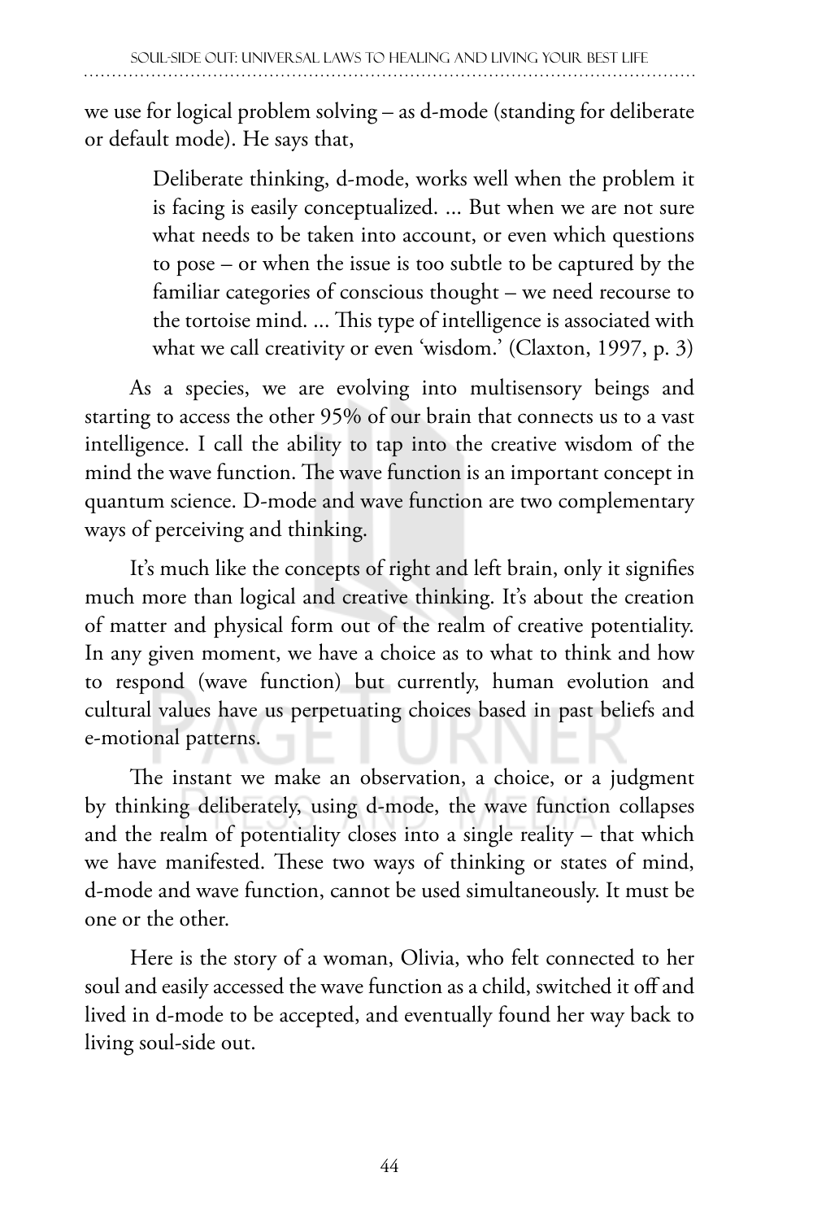we use for logical problem solving – as d-mode (standing for deliberate or default mode). He says that,

> Deliberate thinking, d-mode, works well when the problem it is facing is easily conceptualized. ... But when we are not sure what needs to be taken into account, or even which questions to pose – or when the issue is too subtle to be captured by the familiar categories of conscious thought – we need recourse to the tortoise mind. ... This type of intelligence is associated with what we call creativity or even 'wisdom.' (Claxton, 1997, p. 3)

As a species, we are evolving into multisensory beings and starting to access the other 95% of our brain that connects us to a vast intelligence. I call the ability to tap into the creative wisdom of the mind the wave function. The wave function is an important concept in quantum science. D-mode and wave function are two complementary ways of perceiving and thinking.

It's much like the concepts of right and left brain, only it signifies much more than logical and creative thinking. It's about the creation of matter and physical form out of the realm of creative potentiality. In any given moment, we have a choice as to what to think and how to respond (wave function) but currently, human evolution and cultural values have us perpetuating choices based in past beliefs and e-motional patterns.

The instant we make an observation, a choice, or a judgment by thinking deliberately, using d-mode, the wave function collapses and the realm of potentiality closes into a single reality – that which we have manifested. These two ways of thinking or states of mind, d-mode and wave function, cannot be used simultaneously. It must be one or the other.

Here is the story of a woman, Olivia, who felt connected to her soul and easily accessed the wave function as a child, switched it off and lived in d-mode to be accepted, and eventually found her way back to living soul-side out.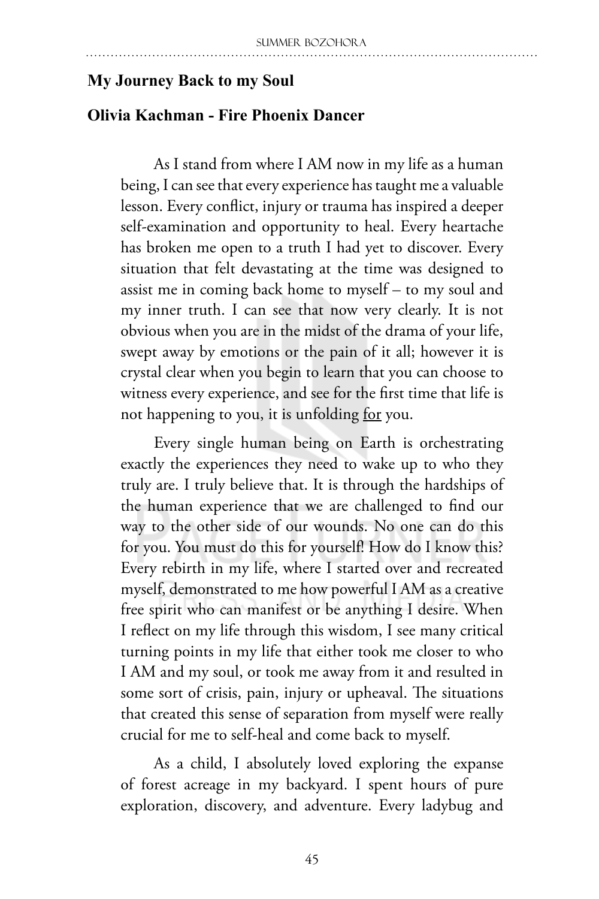## My Journey Back to my Soul

## Olivia Kachman - Fire Phoenix Dancer

As I stand from where I AM now in my life as a human being, I can see that every experience has taught me a valuable lesson. Every conflict, injury or trauma has inspired a deeper self-examination and opportunity to heal. Every heartache has broken me open to a truth I had yet to discover. Every situation that felt devastating at the time was designed to assist me in coming back home to myself – to my soul and my inner truth. I can see that now very clearly. It is not obvious when you are in the midst of the drama of your life, swept away by emotions or the pain of it all; however it is crystal clear when you begin to learn that you can choose to witness every experience, and see for the first time that life is not happening to you, it is unfolding <u>for</u> you.

Every single human being on Earth is orchestrating exactly the experiences they need to wake up to who they truly are. I truly believe that. It is through the hardships of the human experience that we are challenged to find our way to the other side of our wounds. No one can do this for you. You must do this for yourself! How do I know this? Every rebirth in my life, where I started over and recreated myself, demonstrated to me how powerful I AM as a creative free spirit who can manifest or be anything I desire. When I reflect on my life through this wisdom, I see many critical turning points in my life that either took me closer to who I AM and my soul, or took me away from it and resulted in some sort of crisis, pain, injury or upheaval. The situations that created this sense of separation from myself were really crucial for me to self-heal and come back to myself.

As a child, I absolutely loved exploring the expanse of forest acreage in my backyard. I spent hours of pure exploration, discovery, and adventure. Every ladybug and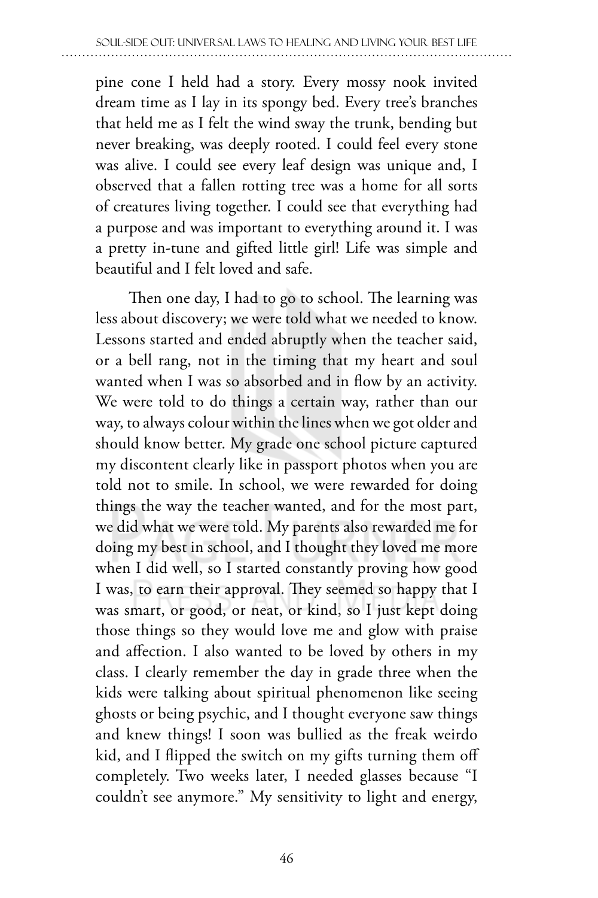pine cone I held had a story. Every mossy nook invited dream time as I lay in its spongy bed. Every tree's branches that held me as I felt the wind sway the trunk, bending but never breaking, was deeply rooted. I could feel every stone was alive. I could see every leaf design was unique and, I observed that a fallen rotting tree was a home for all sorts of creatures living together. I could see that everything had a purpose and was important to everything around it. I was a pretty in-tune and gifted little girl! Life was simple and beautiful and I felt loved and safe.

Then one day, I had to go to school. The learning was less about discovery; we were told what we needed to know. Lessons started and ended abruptly when the teacher said, or a bell rang, not in the timing that my heart and soul wanted when I was so absorbed and in flow by an activity. We were told to do things a certain way, rather than our way, to always colour within the lines when we got older and should know better. My grade one school picture captured my discontent clearly like in passport photos when you are told not to smile. In school, we were rewarded for doing things the way the teacher wanted, and for the most part, we did what we were told. My parents also rewarded me for doing my best in school, and I thought they loved me more when I did well, so I started constantly proving how good I was, to earn their approval. They seemed so happy that I was smart, or good, or neat, or kind, so I just kept doing those things so they would love me and glow with praise and affection. I also wanted to be loved by others in my class. I clearly remember the day in grade three when the kids were talking about spiritual phenomenon like seeing ghosts or being psychic, and I thought everyone saw things and knew things! I soon was bullied as the freak weirdo kid, and I flipped the switch on my gifts turning them off completely. Two weeks later, I needed glasses because "I couldn't see anymore." My sensitivity to light and energy,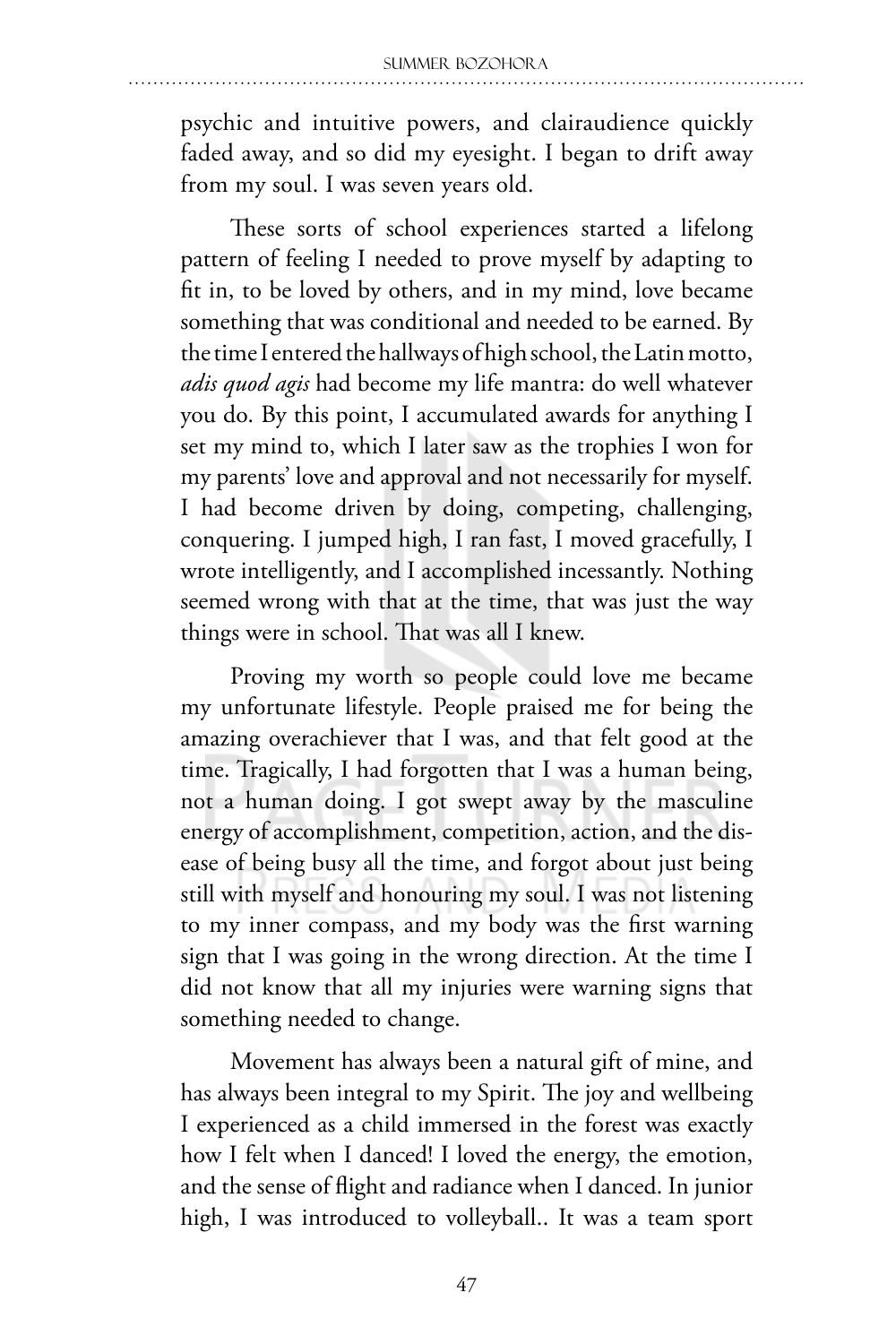psychic and intuitive powers, and clairaudience quickly faded away, and so did my eyesight. I began to drift away from my soul. I was seven years old.

These sorts of school experiences started a lifelong pattern of feeling I needed to prove myself by adapting to fit in, to be loved by others, and in my mind, love became something that was conditional and needed to be earned. By the time I entered the hallways of high school, the Latin motto, *adis quod agis* had become my life mantra: do well whatever you do. By this point, I accumulated awards for anything I set my mind to, which I later saw as the trophies I won for my parents' love and approval and not necessarily for myself. I had become driven by doing, competing, challenging, conquering. I jumped high, I ran fast, I moved gracefully, I wrote intelligently, and I accomplished incessantly. Nothing seemed wrong with that at the time, that was just the way things were in school. That was all I knew.

Proving my worth so people could love me became my unfortunate lifestyle. People praised me for being the amazing overachiever that I was, and that felt good at the time. Tragically, I had forgotten that I was a human being, not a human doing. I got swept away by the masculine energy of accomplishment, competition, action, and the disease of being busy all the time, and forgot about just being still with myself and honouring my soul. I was not listening to my inner compass, and my body was the first warning sign that I was going in the wrong direction. At the time I did not know that all my injuries were warning signs that something needed to change.

Movement has always been a natural gift of mine, and has always been integral to my Spirit. The joy and wellbeing I experienced as a child immersed in the forest was exactly how I felt when I danced! I loved the energy, the emotion, and the sense of flight and radiance when I danced. In junior high, I was introduced to volleyball.. It was a team sport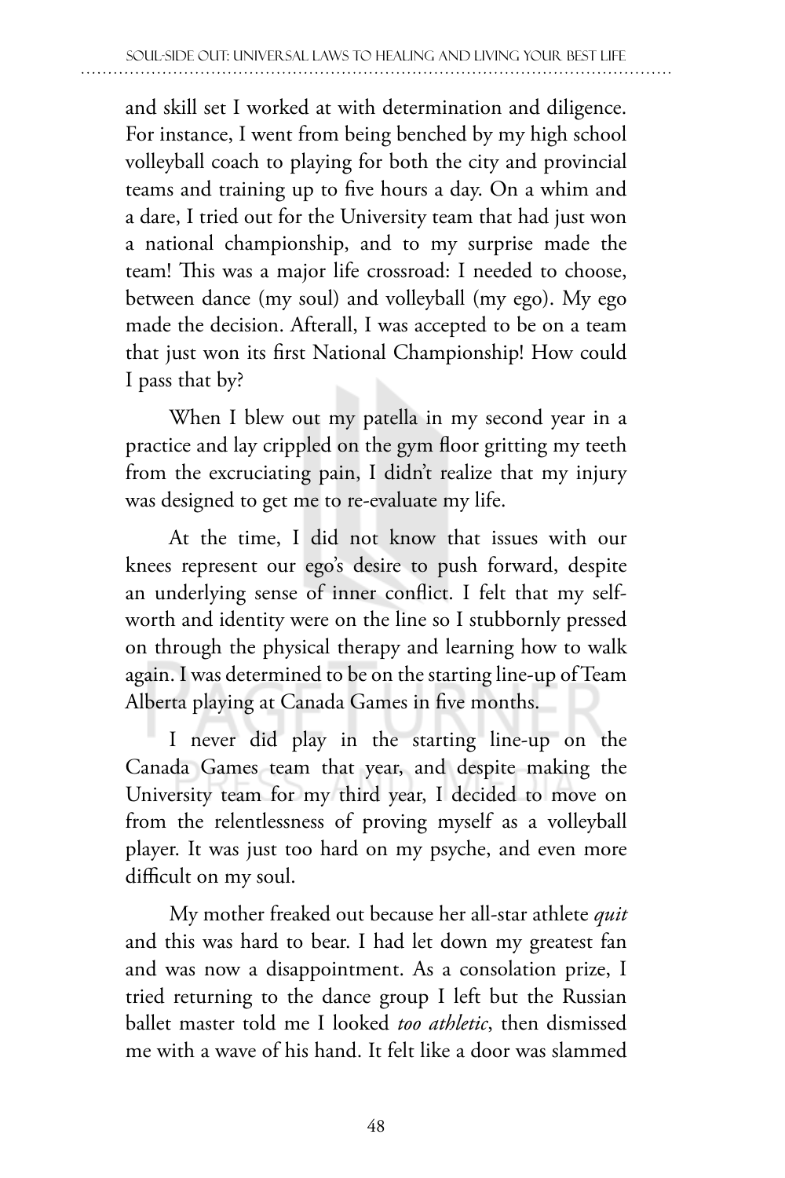and skill set I worked at with determination and diligence. For instance, I went from being benched by my high school volleyball coach to playing for both the city and provincial teams and training up to five hours a day. On a whim and a dare, I tried out for the University team that had just won a national championship, and to my surprise made the team! This was a major life crossroad: I needed to choose, between dance (my soul) and volleyball (my ego). My ego made the decision. Afterall, I was accepted to be on a team that just won its first National Championship! How could I pass that by?

When I blew out my patella in my second year in a practice and lay crippled on the gym floor gritting my teeth from the excruciating pain, I didn't realize that my injury was designed to get me to re-evaluate my life.

At the time, I did not know that issues with our knees represent our ego's desire to push forward, despite an underlying sense of inner conflict. I felt that my self-worth and identity were on the line so I stubbornly pressed on through the physical therapy and learning how to walk again. I was determined to be on the starting line-up of Team Alberta playing at Canada Games in five months.

I never did play in the starting line-up on the Canada Games team that year, and despite making the University team for my third year, I decided to move on from the relentlessness of proving myself as a volleyball player. It was just too hard on my psyche, and even more difficult on my soul.

My mother freaked out because her all-star athlete *quit* and this was hard to bear. I had let down my greatest fan and was now a disappointment. As a consolation prize, I tried returning to the dance group I left but the Russian ballet master told me I looked *too athletic*, then dismissed me with a wave of his hand. It felt like a door was slammed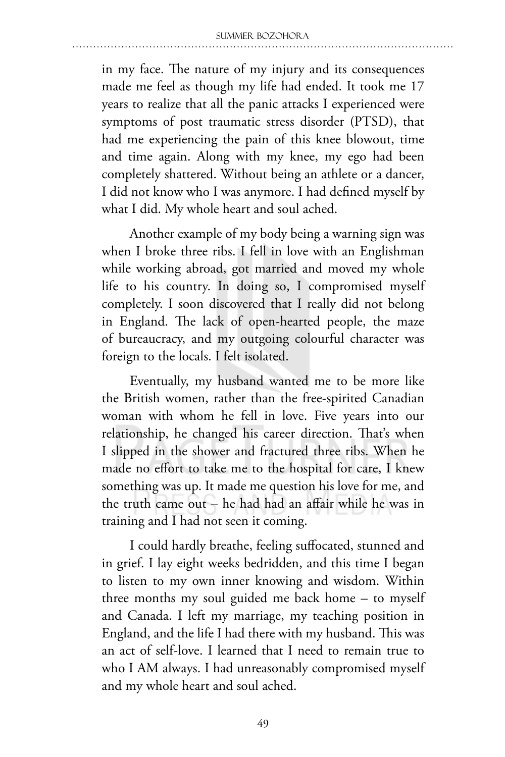in my face. The nature of my injury and its consequences made me feel as though my life had ended. It took me 17 years to realize that all the panic attacks I experienced were symptoms of post traumatic stress disorder (PTSD), that had me experiencing the pain of this knee blowout, time and time again. Along with my knee, my ego had been completely shattered. Without being an athlete or a dancer, I did not know who I was anymore. I had defined myself by what I did. My whole heart and soul ached.

Another example of my body being a warning sign was when I broke three ribs. I fell in love with an Englishman while working abroad, got married and moved my whole life to his country. In doing so, I compromised myself completely. I soon discovered that I really did not belong in England. The lack of open-hearted people, the maze of bureaucracy, and my outgoing colourful character was foreign to the locals. I felt isolated.

Eventually, my husband wanted me to be more like the British women, rather than the free-spirited Canadian woman with whom he fell in love. Five years into our relationship, he changed his career direction. That's when I slipped in the shower and fractured three ribs. When he made no effort to take me to the hospital for care, I knew something was up. It made me question his love for me, and the truth came out – he had had an affair while he was in training and I had not seen it coming.

I could hardly breathe, feeling suffocated, stunned and in grief. I lay eight weeks bedridden, and this time I began to listen to my own inner knowing and wisdom. Within three months my soul guided me back home – to myself and Canada. I left my marriage, my teaching position in England, and the life I had there with my husband. This was an act of self-love. I learned that I need to remain true to who I AM always. I had unreasonably compromised myself and my whole heart and soul ached.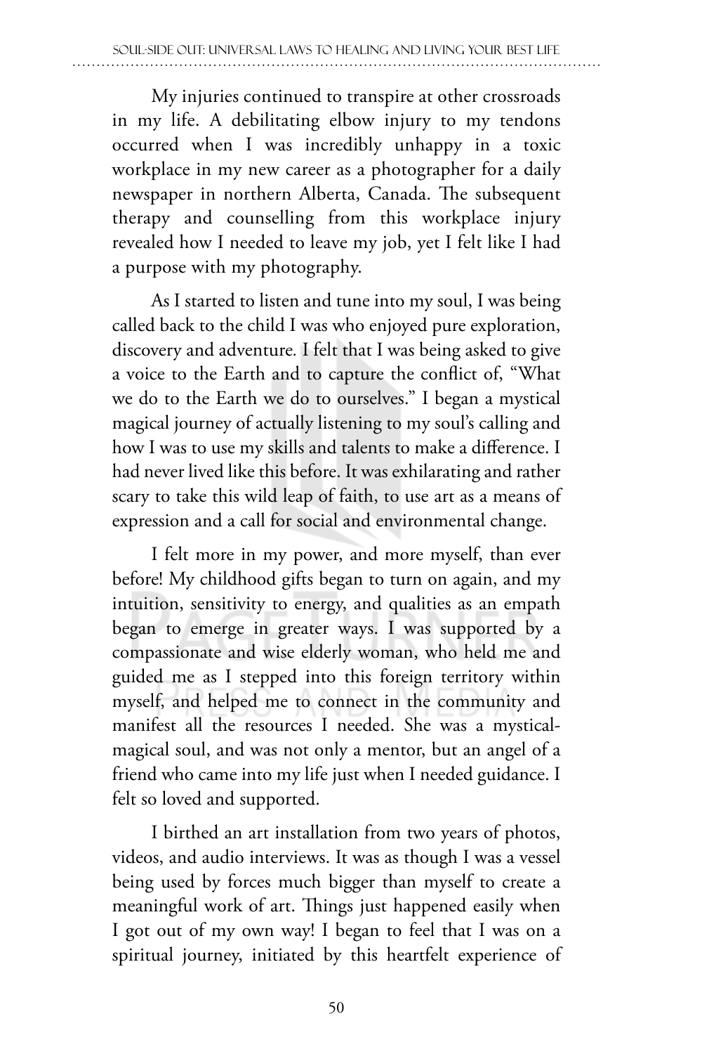My injuries continued to transpire at other crossroads in my life. A debilitating elbow injury to my tendons occurred when I was incredibly unhappy in a toxic workplace in my new career as a photographer for a daily newspaper in northern Alberta, Canada. The subsequent therapy and counselling from this workplace injury revealed how I needed to leave my job, yet I felt like I had a purpose with my photography.

As I started to listen and tune into my soul, I was being called back to the child I was who enjoyed pure exploration, discovery and adventure. I felt that I was being asked to give a voice to the Earth and to capture the conflict of, "What we do to the Earth we do to ourselves." I began a mystical magical journey of actually listening to my soul's calling and how I was to use my skills and talents to make a difference. I had never lived like this before. It was exhilarating and rather scary to take this wild leap of faith, to use art as a means of expression and a call for social and environmental change.

I felt more in my power, and more myself, than ever before! My childhood gifts began to turn on again, and my intuition, sensitivity to energy, and qualities as an empath began to emerge in greater ways. I was supported by a compassionate and wise elderly woman, who held me and guided me as I stepped into this foreign territory within myself, and helped me to connect in the community and manifest all the resources I needed. She was a mystical-magical soul, and was not only a mentor, but an angel of a friend who came into my life just when I needed guidance. I felt so loved and supported.

I birthed an art installation from two years of photos, videos, and audio interviews. It was as though I was a vessel being used by forces much bigger than myself to create a meaningful work of art. Things just happened easily when I got out of my own way! I began to feel that I was on a spiritual journey, initiated by this heartfelt experience of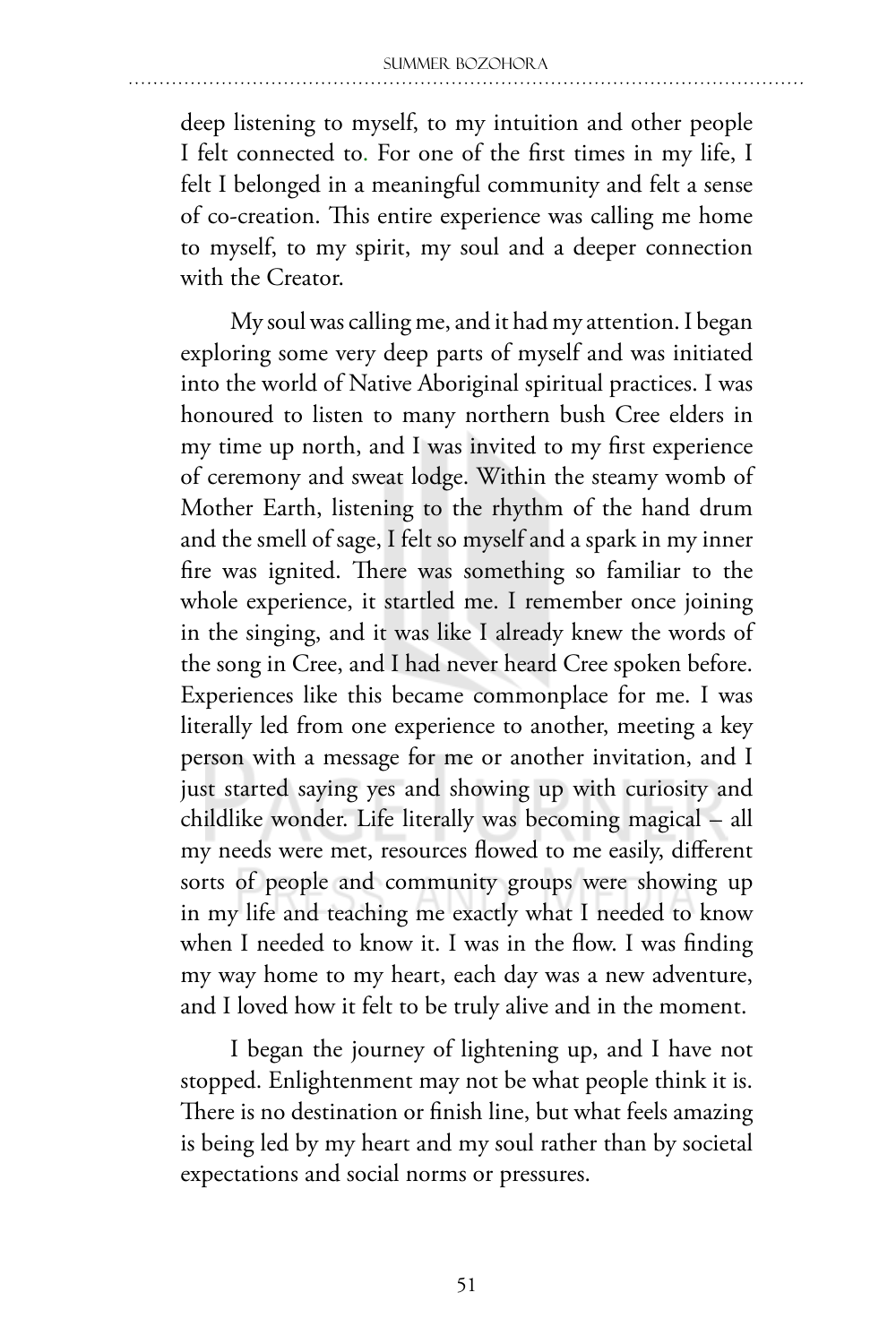deep listening to myself, to my intuition and other people I felt connected to. For one of the first times in my life, I felt I belonged in a meaningful community and felt a sense of co-creation. This entire experience was calling me home to myself, to my spirit, my soul and a deeper connection with the Creator.

My soul was calling me, and it had my attention. I began exploring some very deep parts of myself and was initiated into the world of Native Aboriginal spiritual practices. I was honoured to listen to many northern bush Cree elders in my time up north, and I was invited to my first experience of ceremony and sweat lodge. Within the steamy womb of Mother Earth, listening to the rhythm of the hand drum and the smell of sage, I felt so myself and a spark in my inner fire was ignited. There was something so familiar to the whole experience, it startled me. I remember once joining in the singing, and it was like I already knew the words of the song in Cree, and I had never heard Cree spoken before. Experiences like this became commonplace for me. I was literally led from one experience to another, meeting a key person with a message for me or another invitation, and I just started saying yes and showing up with curiosity and childlike wonder. Life literally was becoming magical – all my needs were met, resources flowed to me easily, different sorts of people and community groups were showing up in my life and teaching me exactly what I needed to know when I needed to know it. I was in the flow. I was finding my way home to my heart, each day was a new adventure, and I loved how it felt to be truly alive and in the moment.

I began the journey of lightening up, and I have not stopped. Enlightenment may not be what people think it is. There is no destination or finish line, but what feels amazing is being led by my heart and my soul rather than by societal expectations and social norms or pressures.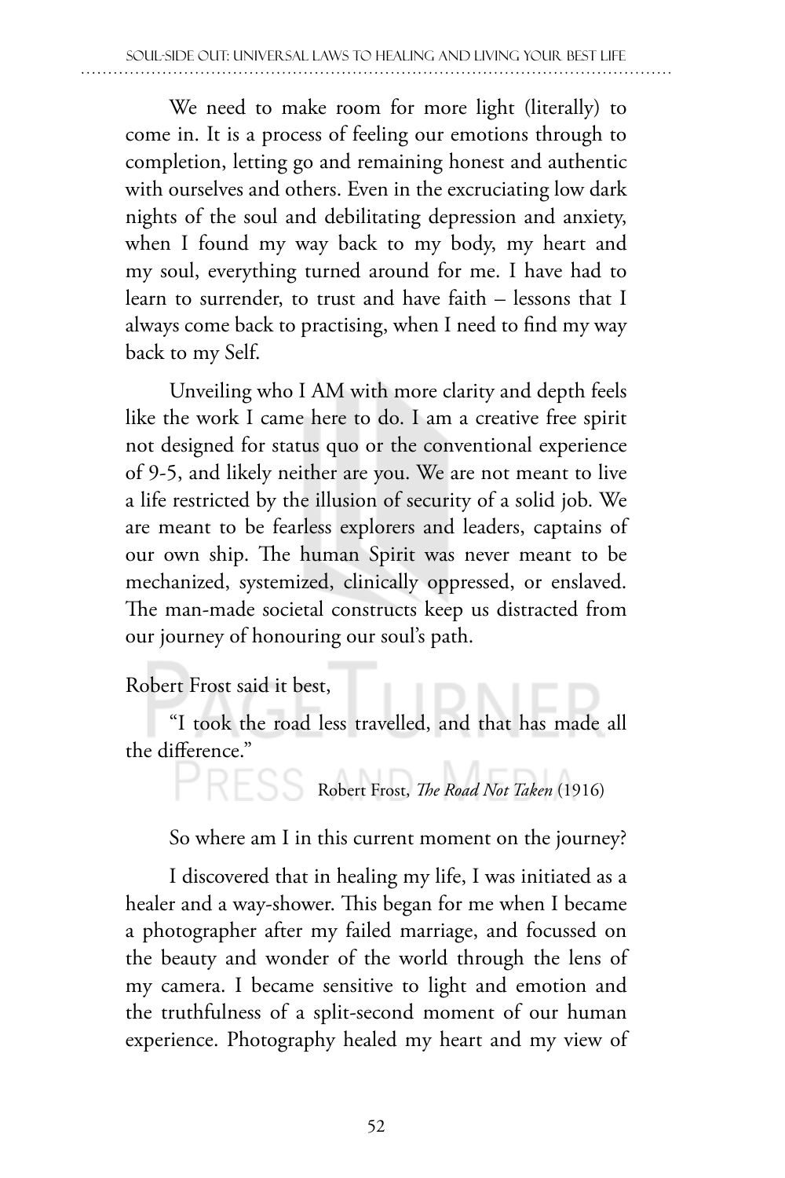We need to make room for more light (literally) to come in. It is a process of feeling our emotions through to completion, letting go and remaining honest and authentic with ourselves and others. Even in the excruciating low dark nights of the soul and debilitating depression and anxiety, when I found my way back to my body, my heart and my soul, everything turned around for me. I have had to learn to surrender, to trust and have faith – lessons that I always come back to practising, when I need to find my way back to my Self.

Unveiling who I AM with more clarity and depth feels like the work I came here to do. I am a creative free spirit not designed for status quo or the conventional experience of 9-5, and likely neither are you. We are not meant to live a life restricted by the illusion of security of a solid job. We are meant to be fearless explorers and leaders, captains of our own ship. The human Spirit was never meant to be mechanized, systemized, clinically oppressed, or enslaved. The man-made societal constructs keep us distracted from our journey of honouring our soul's path.

Robert Frost said it best,

"I took the road less travelled, and that has made all the difference."

Robert Frost, *The Road Not Taken* (1916)

So where am I in this current moment on the journey?

I discovered that in healing my life, I was initiated as a healer and a way-shower. This began for me when I became a photographer after my failed marriage, and focussed on the beauty and wonder of the world through the lens of my camera. I became sensitive to light and emotion and the truthfulness of a split-second moment of our human experience. Photography healed my heart and my view of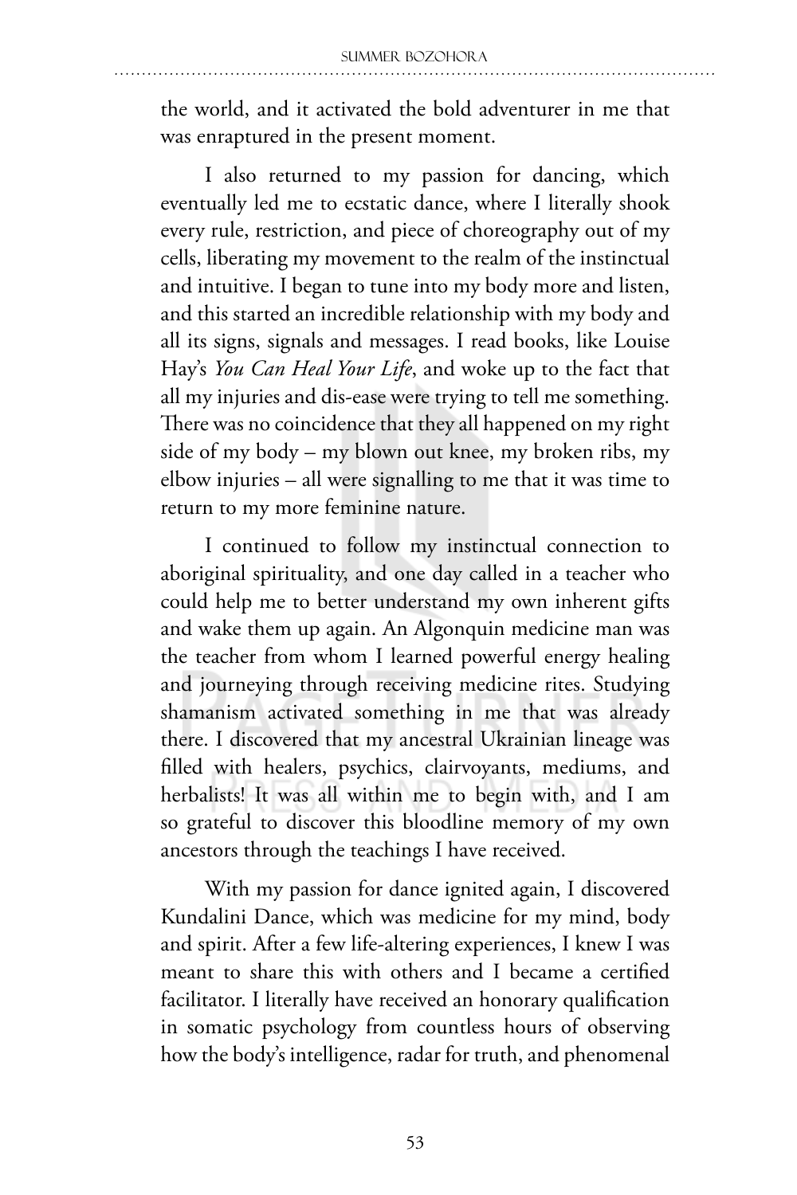the world, and it activated the bold adventurer in me that was enraptured in the present moment.

I also returned to my passion for dancing, which eventually led me to ecstatic dance, where I literally shook every rule, restriction, and piece of choreography out of my cells, liberating my movement to the realm of the instinctual and intuitive. I began to tune into my body more and listen, and this started an incredible relationship with my body and all its signs, signals and messages. I read books, like Louise Hay's *You Can Heal Your Life*, and woke up to the fact that all my injuries and dis-ease were trying to tell me something. There was no coincidence that they all happened on my right side of my body – my blown out knee, my broken ribs, my elbow injuries – all were signalling to me that it was time to return to my more feminine nature.

I continued to follow my instinctual connection to aboriginal spirituality, and one day called in a teacher who could help me to better understand my own inherent gifts and wake them up again. An Algonquin medicine man was the teacher from whom I learned powerful energy healing and journeying through receiving medicine rites. Studying shamanism activated something in me that was already there. I discovered that my ancestral Ukrainian lineage was filled with healers, psychics, clairvoyants, mediums, and herbalists! It was all within me to begin with, and I am so grateful to discover this bloodline memory of my own ancestors through the teachings I have received.

With my passion for dance ignited again, I discovered Kundalini Dance, which was medicine for my mind, body and spirit. After a few life-altering experiences, I knew I was meant to share this with others and I became a certified facilitator. I literally have received an honorary qualification in somatic psychology from countless hours of observing how the body's intelligence, radar for truth, and phenomenal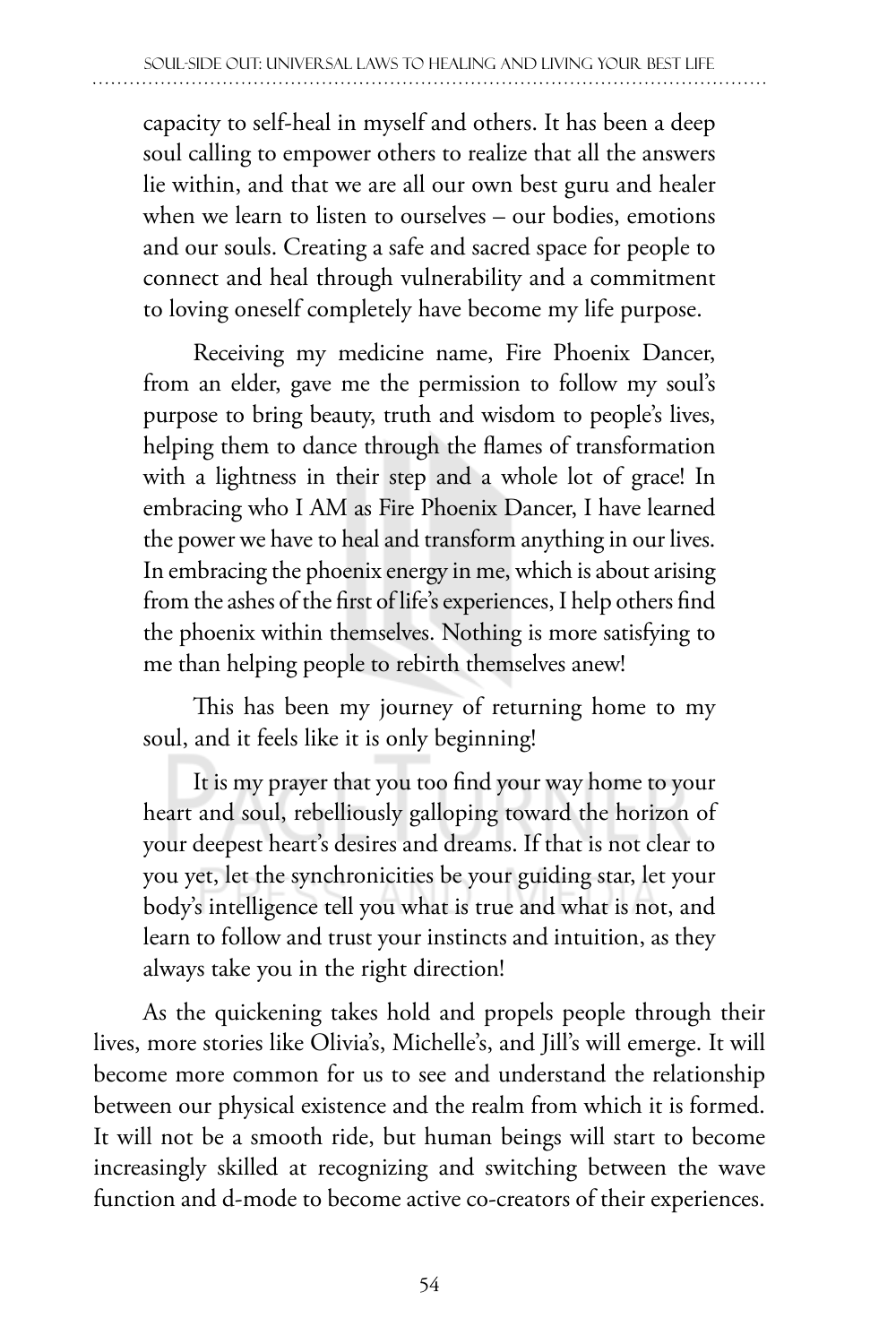capacity to self-heal in myself and others. It has been a deep soul calling to empower others to realize that all the answers lie within, and that we are all our own best guru and healer when we learn to listen to ourselves – our bodies, emotions and our souls. Creating a safe and sacred space for people to connect and heal through vulnerability and a commitment to loving oneself completely have become my life purpose.

Receiving my medicine name, Fire Phoenix Dancer, from an elder, gave me the permission to follow my soul's purpose to bring beauty, truth and wisdom to people's lives, helping them to dance through the flames of transformation with a lightness in their step and a whole lot of grace! In embracing who I AM as Fire Phoenix Dancer, I have learned the power we have to heal and transform anything in our lives. In embracing the phoenix energy in me, which is about arising from the ashes of the first of life's experiences, I help others find the phoenix within themselves. Nothing is more satisfying to me than helping people to rebirth themselves anew!

This has been my journey of returning home to my soul, and it feels like it is only beginning!

It is my prayer that you too find your way home to your heart and soul, rebelliously galloping toward the horizon of your deepest heart's desires and dreams. If that is not clear to you yet, let the synchronicities be your guiding star, let your body's intelligence tell you what is true and what is not, and learn to follow and trust your instincts and intuition, as they always take you in the right direction!

As the quickening takes hold and propels people through their lives, more stories like Olivia's, Michelle's, and Jill's will emerge. It will become more common for us to see and understand the relationship between our physical existence and the realm from which it is formed. It will not be a smooth ride, but human beings will start to become increasingly skilled at recognizing and switching between the wave function and d-mode to become active co-creators of their experiences.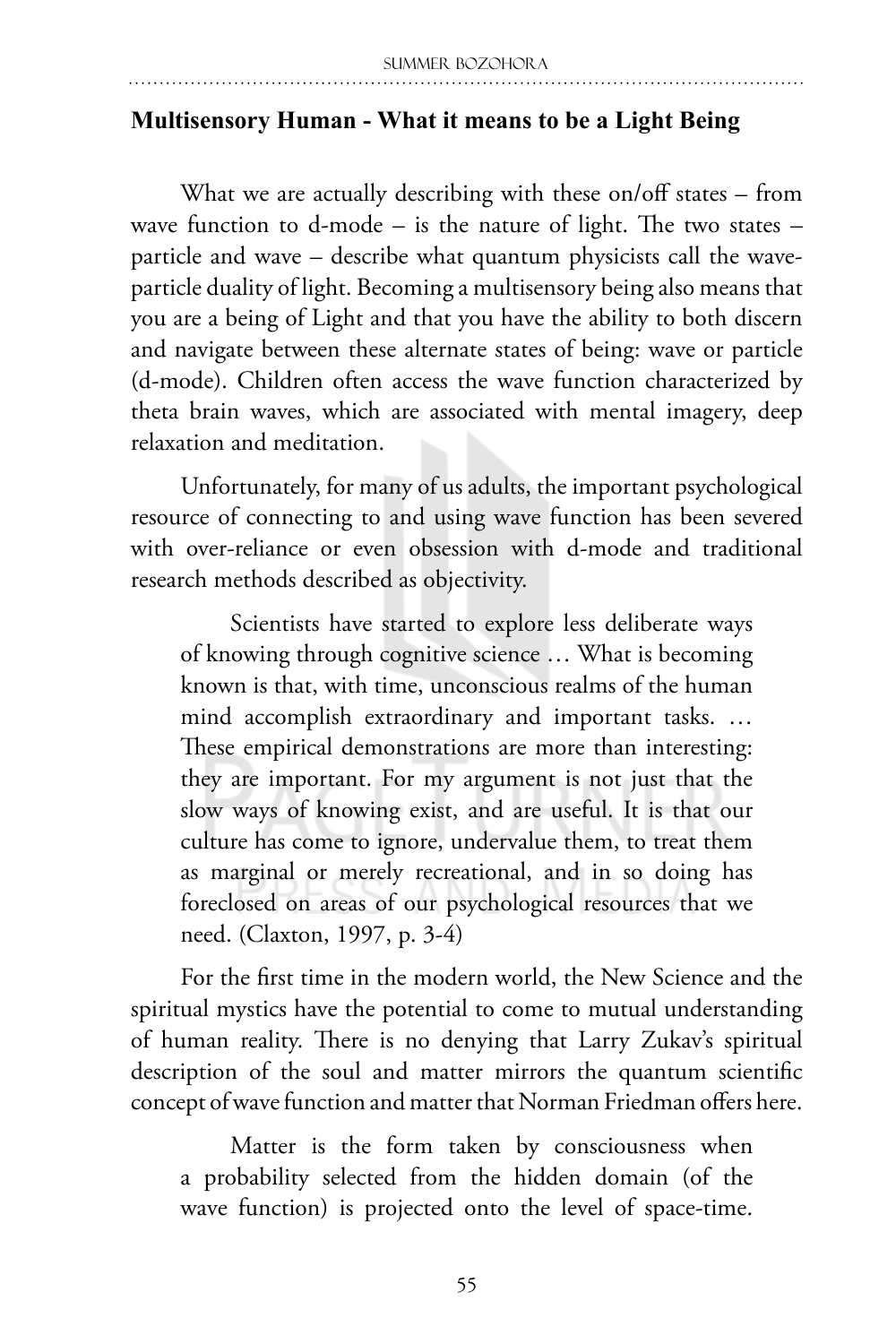## Multisensory Human - What it means to be a Light Being

What we are actually describing with these on/off states – from wave function to d-mode – is the nature of light. The two states – particle and wave – describe what quantum physicists call the wave-particle duality of light. Becoming a multisensory being also means that you are a being of Light and that you have the ability to both discern and navigate between these alternate states of being: wave or particle (d-mode). Children often access the wave function characterized by theta brain waves, which are associated with mental imagery, deep relaxation and meditation.

Unfortunately, for many of us adults, the important psychological resource of connecting to and using wave function has been severed with over-reliance or even obsession with d-mode and traditional research methods described as objectivity.

> Scientists have started to explore less deliberate ways of knowing through cognitive science … What is becoming known is that, with time, unconscious realms of the human mind accomplish extraordinary and important tasks. … These empirical demonstrations are more than interesting: they are important. For my argument is not just that the slow ways of knowing exist, and are useful. It is that our culture has come to ignore, undervalue them, to treat them as marginal or merely recreational, and in so doing has foreclosed on areas of our psychological resources that we need. (Claxton, 1997, p. 3-4)

For the first time in the modern world, the New Science and the spiritual mystics have the potential to come to mutual understanding of human reality. There is no denying that Larry Zukav's spiritual description of the soul and matter mirrors the quantum scientific concept of wave function and matter that Norman Friedman offers here.

> Matter is the form taken by consciousness when a probability selected from the hidden domain (of the wave function) is projected onto the level of space-time.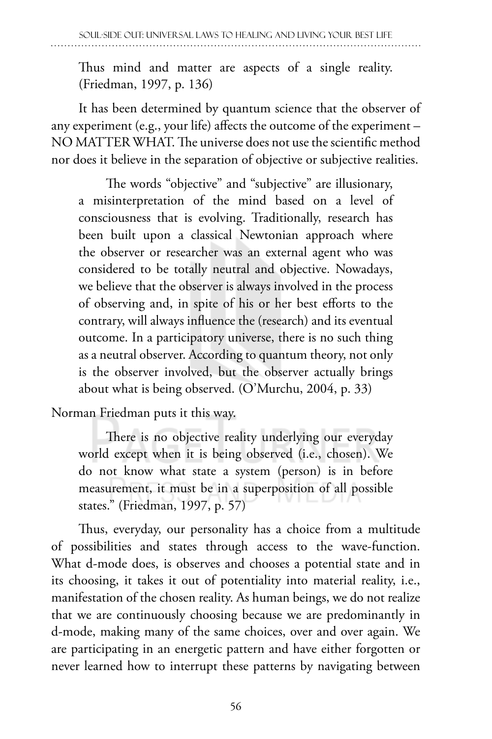Thus mind and matter are aspects of a single reality. (Friedman, 1997, p. 136)

It has been determined by quantum science that the observer of any experiment (e.g., your life) affects the outcome of the experiment – NO MATTER WHAT. The universe does not use the scientific method nor does it believe in the separation of objective or subjective realities.

> The words "objective" and "subjective" are illusionary, a misinterpretation of the mind based on a level of consciousness that is evolving. Traditionally, research has been built upon a classical Newtonian approach where the observer or researcher was an external agent who was considered to be totally neutral and objective. Nowadays, we believe that the observer is always involved in the process of observing and, in spite of his or her best efforts to the contrary, will always influence the (research) and its eventual outcome. In a participatory universe, there is no such thing as a neutral observer. According to quantum theory, not only is the observer involved, but the observer actually brings about what is being observed. (O'Murchu, 2004, p. 33)

Norman Friedman puts it this way.

> There is no objective reality underlying our everyday world except when it is being observed (i.e., chosen). We do not know what state a system (person) is in before measurement, it must be in a superposition of all possible states." (Friedman, 1997, p. 57)

Thus, everyday, our personality has a choice from a multitude of possibilities and states through access to the wave-function. What d-mode does, is observes and chooses a potential state and in its choosing, it takes it out of potentiality into material reality, i.e., manifestation of the chosen reality. As human beings, we do not realize that we are continuously choosing because we are predominantly in d-mode, making many of the same choices, over and over again. We are participating in an energetic pattern and have either forgotten or never learned how to interrupt these patterns by navigating between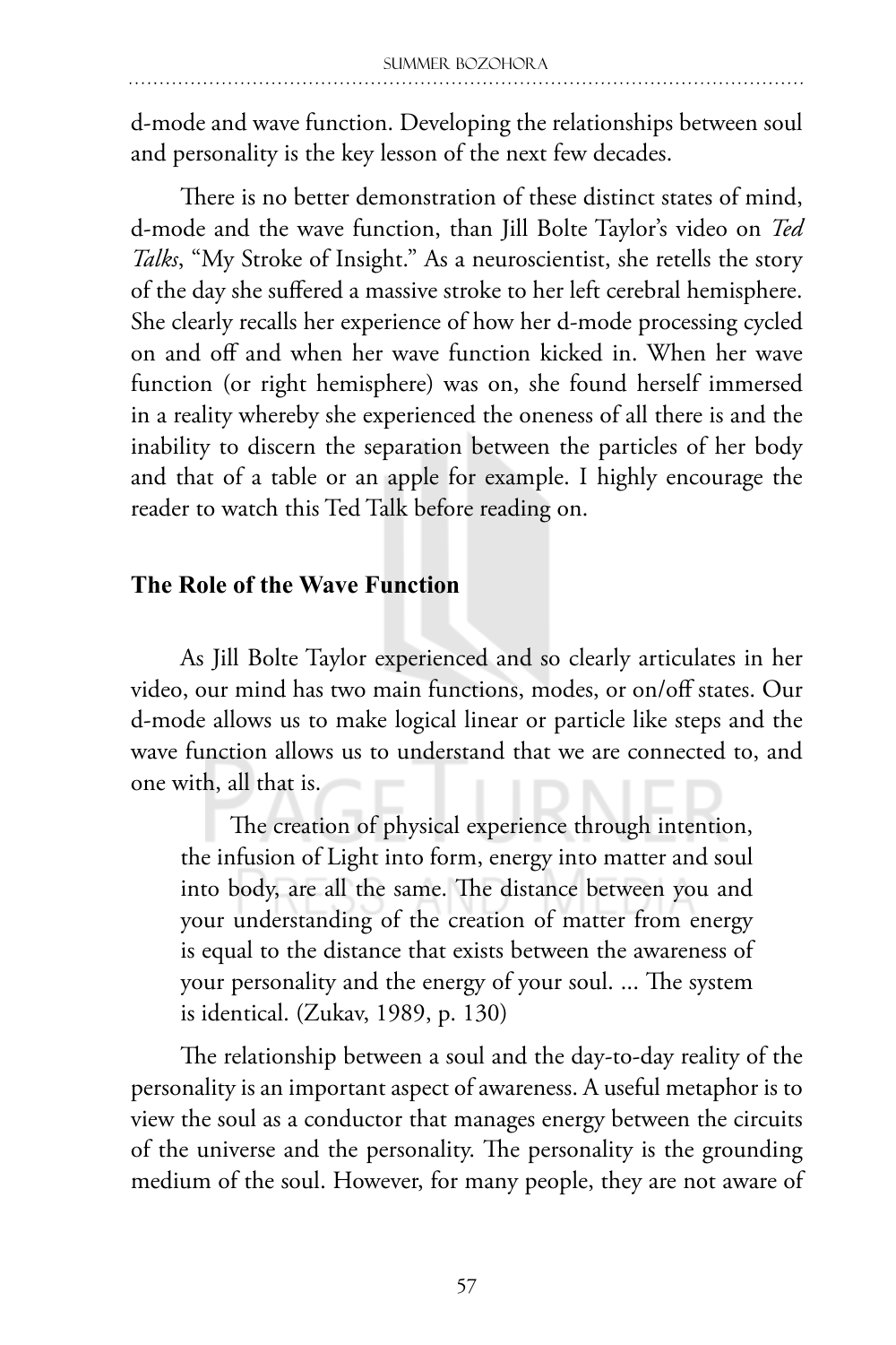d-mode and wave function. Developing the relationships between soul and personality is the key lesson of the next few decades.

There is no better demonstration of these distinct states of mind, d-mode and the wave function, than Jill Bolte Taylor's video on *Ted Talks*, "My Stroke of Insight." As a neuroscientist, she retells the story of the day she suffered a massive stroke to her left cerebral hemisphere. She clearly recalls her experience of how her d-mode processing cycled on and off and when her wave function kicked in. When her wave function (or right hemisphere) was on, she found herself immersed in a reality whereby she experienced the oneness of all there is and the inability to discern the separation between the particles of her body and that of a table or an apple for example. I highly encourage the reader to watch this Ted Talk before reading on.

### The Role of the Wave Function

As Jill Bolte Taylor experienced and so clearly articulates in her video, our mind has two main functions, modes, or on/off states. Our d-mode allows us to make logical linear or particle like steps and the wave function allows us to understand that we are connected to, and one with, all that is.

> The creation of physical experience through intention, the infusion of Light into form, energy into matter and soul into body, are all the same. The distance between you and your understanding of the creation of matter from energy is equal to the distance that exists between the awareness of your personality and the energy of your soul. ... The system is identical. (Zukav, 1989, p. 130)

The relationship between a soul and the day-to-day reality of the personality is an important aspect of awareness. A useful metaphor is to view the soul as a conductor that manages energy between the circuits of the universe and the personality. The personality is the grounding medium of the soul. However, for many people, they are not aware of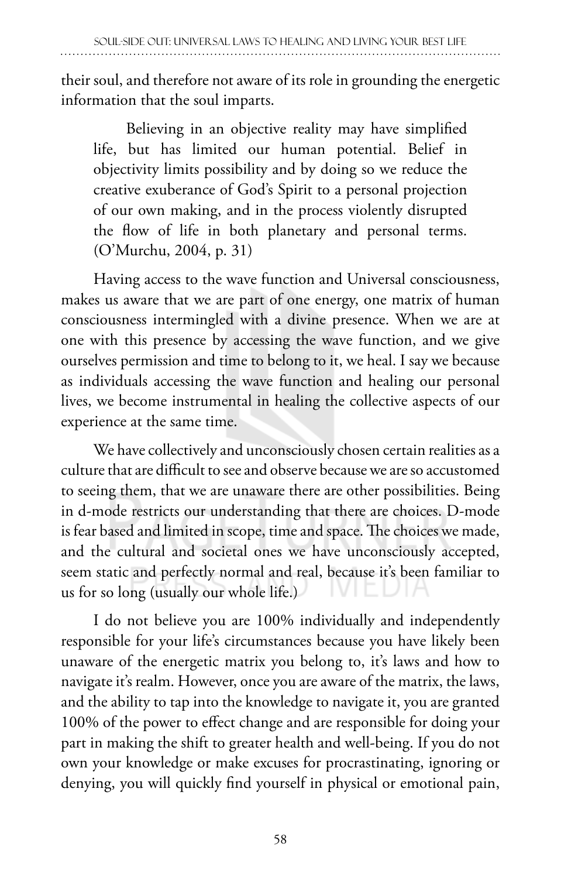their soul, and therefore not aware of its role in grounding the energetic information that the soul imparts.

> Believing in an objective reality may have simplified life, but has limited our human potential. Belief in objectivity limits possibility and by doing so we reduce the creative exuberance of God's Spirit to a personal projection of our own making, and in the process violently disrupted the flow of life in both planetary and personal terms. (O'Murchu, 2004, p. 31)

Having access to the wave function and Universal consciousness, makes us aware that we are part of one energy, one matrix of human consciousness intermingled with a divine presence. When we are at one with this presence by accessing the wave function, and we give ourselves permission and time to belong to it, we heal. I say we because as individuals accessing the wave function and healing our personal lives, we become instrumental in healing the collective aspects of our experience at the same time.

We have collectively and unconsciously chosen certain realities as a culture that are difficult to see and observe because we are so accustomed to seeing them, that we are unaware there are other possibilities. Being in d-mode restricts our understanding that there are choices. D-mode is fear based and limited in scope, time and space. The choices we made, and the cultural and societal ones we have unconsciously accepted, seem static and perfectly normal and real, because it's been familiar to us for so long (usually our whole life.)

I do not believe you are 100% individually and independently responsible for your life's circumstances because you have likely been unaware of the energetic matrix you belong to, it's laws and how to navigate it's realm. However, once you are aware of the matrix, the laws, and the ability to tap into the knowledge to navigate it, you are granted 100% of the power to effect change and are responsible for doing your part in making the shift to greater health and well-being. If you do not own your knowledge or make excuses for procrastinating, ignoring or denying, you will quickly find yourself in physical or emotional pain,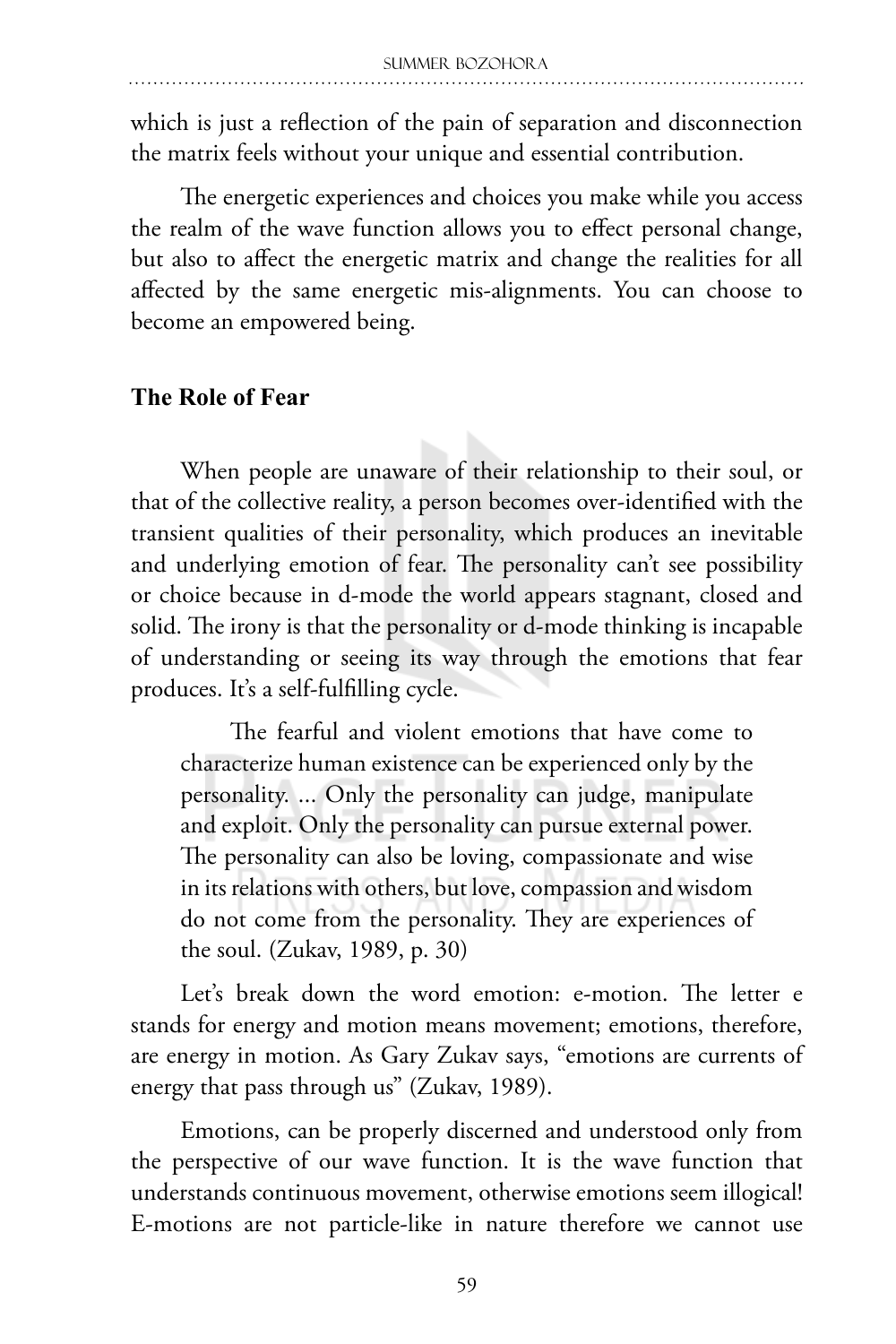which is just a reflection of the pain of separation and disconnection the matrix feels without your unique and essential contribution.

The energetic experiences and choices you make while you access the realm of the wave function allows you to effect personal change, but also to affect the energetic matrix and change the realities for all affected by the same energetic mis-alignments. You can choose to become an empowered being.

### The Role of Fear

When people are unaware of their relationship to their soul, or that of the collective reality, a person becomes over-identified with the transient qualities of their personality, which produces an inevitable and underlying emotion of fear. The personality can't see possibility or choice because in d-mode the world appears stagnant, closed and solid. The irony is that the personality or d-mode thinking is incapable of understanding or seeing its way through the emotions that fear produces. It's a self-fulfilling cycle.

> The fearful and violent emotions that have come to characterize human existence can be experienced only by the personality. ... Only the personality can judge, manipulate and exploit. Only the personality can pursue external power. The personality can also be loving, compassionate and wise in its relations with others, but love, compassion and wisdom do not come from the personality. They are experiences of the soul. (Zukav, 1989, p. 30)

Let's break down the word emotion: e-motion. The letter e stands for energy and motion means movement; emotions, therefore, are energy in motion. As Gary Zukav says, "emotions are currents of energy that pass through us" (Zukav, 1989).

Emotions, can be properly discerned and understood only from the perspective of our wave function. It is the wave function that understands continuous movement, otherwise emotions seem illogical! E-motions are not particle-like in nature therefore we cannot use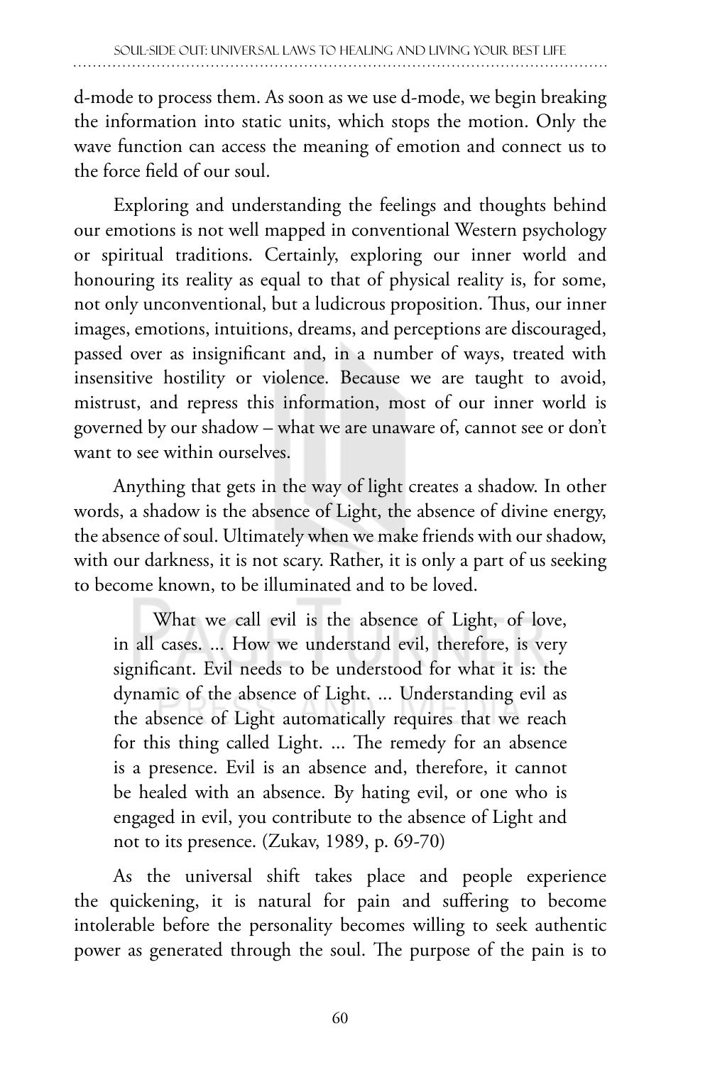d-mode to process them. As soon as we use d-mode, we begin breaking the information into static units, which stops the motion. Only the wave function can access the meaning of emotion and connect us to the force field of our soul.

Exploring and understanding the feelings and thoughts behind our emotions is not well mapped in conventional Western psychology or spiritual traditions. Certainly, exploring our inner world and honouring its reality as equal to that of physical reality is, for some, not only unconventional, but a ludicrous proposition. Thus, our inner images, emotions, intuitions, dreams, and perceptions are discouraged, passed over as insignificant and, in a number of ways, treated with insensitive hostility or violence. Because we are taught to avoid, mistrust, and repress this information, most of our inner world is governed by our shadow – what we are unaware of, cannot see or don't want to see within ourselves.

Anything that gets in the way of light creates a shadow. In other words, a shadow is the absence of Light, the absence of divine energy, the absence of soul. Ultimately when we make friends with our shadow, with our darkness, it is not scary. Rather, it is only a part of us seeking to become known, to be illuminated and to be loved.

> What we call evil is the absence of Light, of love, in all cases. ... How we understand evil, therefore, is very significant. Evil needs to be understood for what it is: the dynamic of the absence of Light. ... Understanding evil as the absence of Light automatically requires that we reach for this thing called Light. ... The remedy for an absence is a presence. Evil is an absence and, therefore, it cannot be healed with an absence. By hating evil, or one who is engaged in evil, you contribute to the absence of Light and not to its presence. (Zukav, 1989, p. 69-70)

As the universal shift takes place and people experience the quickening, it is natural for pain and suffering to become intolerable before the personality becomes willing to seek authentic power as generated through the soul. The purpose of the pain is to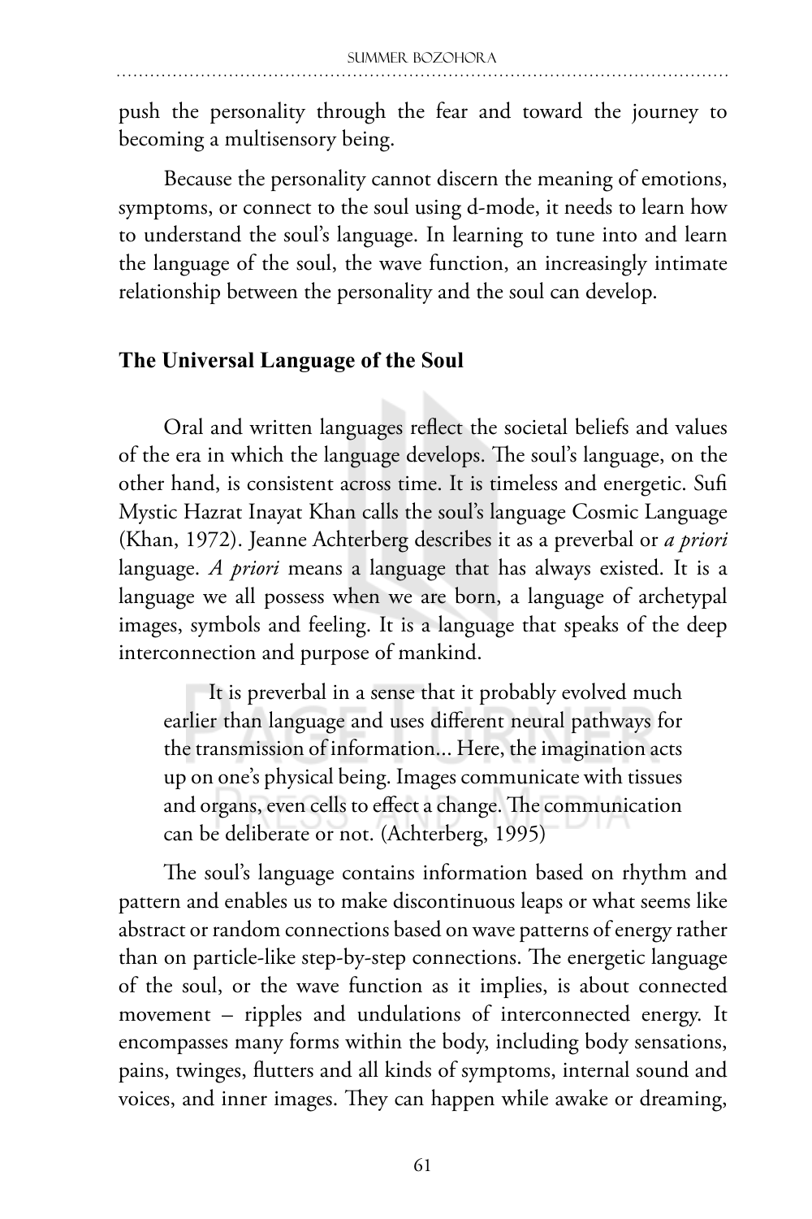push the personality through the fear and toward the journey to becoming a multisensory being.

Because the personality cannot discern the meaning of emotions, symptoms, or connect to the soul using d-mode, it needs to learn how to understand the soul's language. In learning to tune into and learn the language of the soul, the wave function, an increasingly intimate relationship between the personality and the soul can develop.

## The Universal Language of the Soul

Oral and written languages reflect the societal beliefs and values of the era in which the language develops. The soul's language, on the other hand, is consistent across time. It is timeless and energetic. Sufi Mystic Hazrat Inayat Khan calls the soul's language Cosmic Language (Khan, 1972). Jeanne Achterberg describes it as a preverbal or *a priori* language. *A priori* means a language that has always existed. It is a language we all possess when we are born, a language of archetypal images, symbols and feeling. It is a language that speaks of the deep interconnection and purpose of mankind.

> It is preverbal in a sense that it probably evolved much earlier than language and uses different neural pathways for the transmission of information... Here, the imagination acts up on one's physical being. Images communicate with tissues and organs, even cells to effect a change. The communication can be deliberate or not. (Achterberg, 1995)

The soul's language contains information based on rhythm and pattern and enables us to make discontinuous leaps or what seems like abstract or random connections based on wave patterns of energy rather than on particle-like step-by-step connections. The energetic language of the soul, or the wave function as it implies, is about connected movement – ripples and undulations of interconnected energy. It encompasses many forms within the body, including body sensations, pains, twinges, flutters and all kinds of symptoms, internal sound and voices, and inner images. They can happen while awake or dreaming,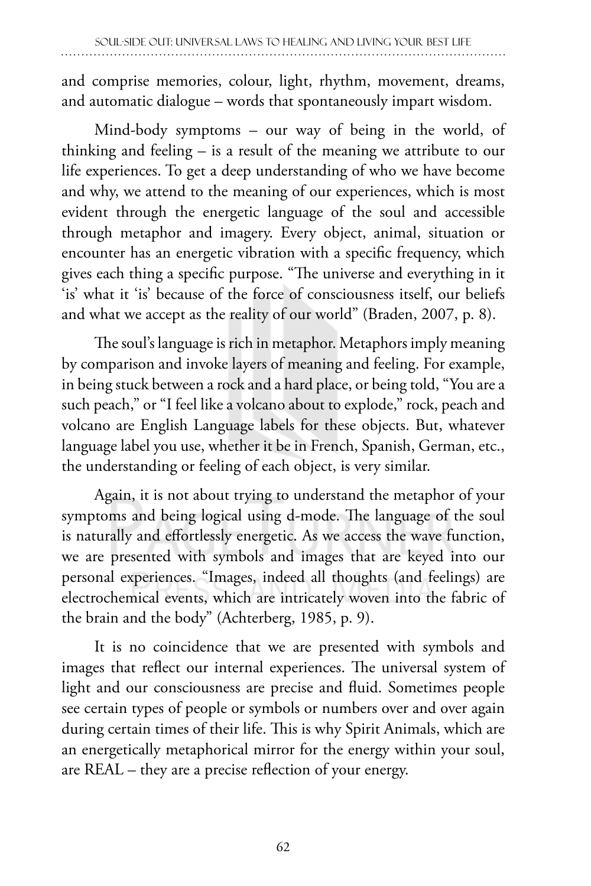and comprise memories, colour, light, rhythm, movement, dreams, and automatic dialogue – words that spontaneously impart wisdom.

Mind-body symptoms – our way of being in the world, of thinking and feeling – is a result of the meaning we attribute to our life experiences. To get a deep understanding of who we have become and why, we attend to the meaning of our experiences, which is most evident through the energetic language of the soul and accessible through metaphor and imagery. Every object, animal, situation or encounter has an energetic vibration with a specific frequency, which gives each thing a specific purpose. "The universe and everything in it 'is' what it 'is' because of the force of consciousness itself, our beliefs and what we accept as the reality of our world" (Braden, 2007, p. 8).

The soul's language is rich in metaphor. Metaphors imply meaning by comparison and invoke layers of meaning and feeling. For example, in being stuck between a rock and a hard place, or being told, "You are a such peach," or "I feel like a volcano about to explode," rock, peach and volcano are English Language labels for these objects. But, whatever language label you use, whether it be in French, Spanish, German, etc., the understanding or feeling of each object, is very similar.

Again, it is not about trying to understand the metaphor of your symptoms and being logical using d-mode. The language of the soul is naturally and effortlessly energetic. As we access the wave function, we are presented with symbols and images that are keyed into our personal experiences. "Images, indeed all thoughts (and feelings) are electrochemical events, which are intricately woven into the fabric of the brain and the body" (Achterberg, 1985, p. 9).

It is no coincidence that we are presented with symbols and images that reflect our internal experiences. The universal system of light and our consciousness are precise and fluid. Sometimes people see certain types of people or symbols or numbers over and over again during certain times of their life. This is why Spirit Animals, which are an energetically metaphorical mirror for the energy within your soul, are REAL – they are a precise reflection of your energy.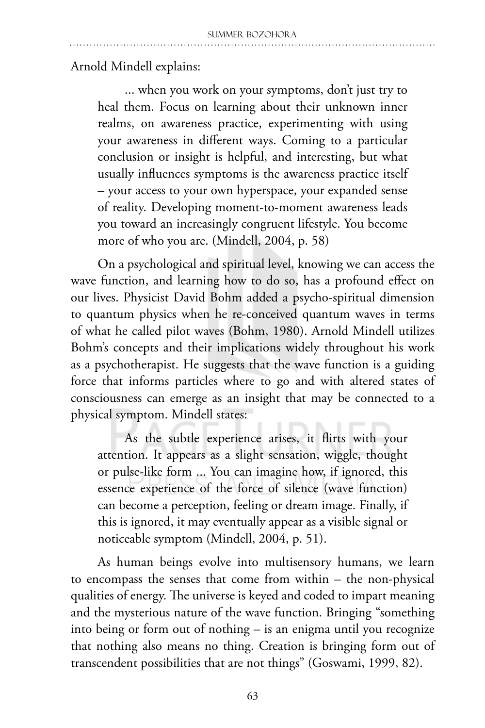Arnold Mindell explains:

> ... when you work on your symptoms, don't just try to heal them. Focus on learning about their unknown inner realms, on awareness practice, experimenting with using your awareness in different ways. Coming to a particular conclusion or insight is helpful, and interesting, but what usually influences symptoms is the awareness practice itself – your access to your own hyperspace, your expanded sense of reality. Developing moment-to-moment awareness leads you toward an increasingly congruent lifestyle. You become more of who you are. (Mindell, 2004, p. 58)

On a psychological and spiritual level, knowing we can access the wave function, and learning how to do so, has a profound effect on our lives. Physicist David Bohm added a psycho-spiritual dimension to quantum physics when he re-conceived quantum waves in terms of what he called pilot waves (Bohm, 1980). Arnold Mindell utilizes Bohm's concepts and their implications widely throughout his work as a psychotherapist. He suggests that the wave function is a guiding force that informs particles where to go and with altered states of consciousness can emerge as an insight that may be connected to a physical symptom. Mindell states:

> As the subtle experience arises, it flirts with your attention. It appears as a slight sensation, wiggle, thought or pulse-like form ... You can imagine how, if ignored, this essence experience of the force of silence (wave function) can become a perception, feeling or dream image. Finally, if this is ignored, it may eventually appear as a visible signal or noticeable symptom (Mindell, 2004, p. 51).

As human beings evolve into multisensory humans, we learn to encompass the senses that come from within – the non-physical qualities of energy. The universe is keyed and coded to impart meaning and the mysterious nature of the wave function. Bringing "something into being or form out of nothing – is an enigma until you recognize that nothing also means no thing. Creation is bringing form out of transcendent possibilities that are not things" (Goswami, 1999, 82).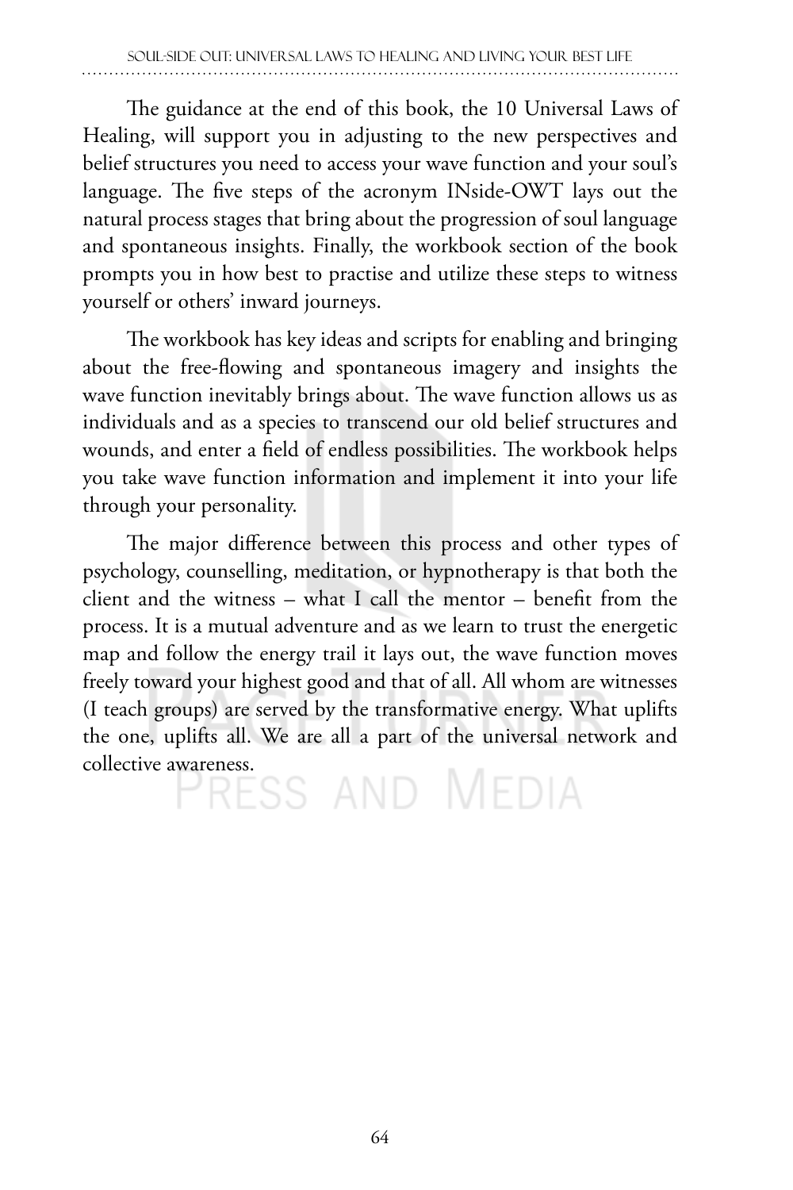The guidance at the end of this book, the 10 Universal Laws of Healing, will support you in adjusting to the new perspectives and belief structures you need to access your wave function and your soul's language. The five steps of the acronym INside-OWT lays out the natural process stages that bring about the progression of soul language and spontaneous insights. Finally, the workbook section of the book prompts you in how best to practise and utilize these steps to witness yourself or others' inward journeys.

The workbook has key ideas and scripts for enabling and bringing about the free-flowing and spontaneous imagery and insights the wave function inevitably brings about. The wave function allows us as individuals and as a species to transcend our old belief structures and wounds, and enter a field of endless possibilities. The workbook helps you take wave function information and implement it into your life through your personality.

The major difference between this process and other types of psychology, counselling, meditation, or hypnotherapy is that both the client and the witness – what I call the mentor – benefit from the process. It is a mutual adventure and as we learn to trust the energetic map and follow the energy trail it lays out, the wave function moves freely toward your highest good and that of all. All whom are witnesses (I teach groups) are served by the transformative energy. What uplifts the one, uplifts all. We are all a part of the universal network and collective awareness.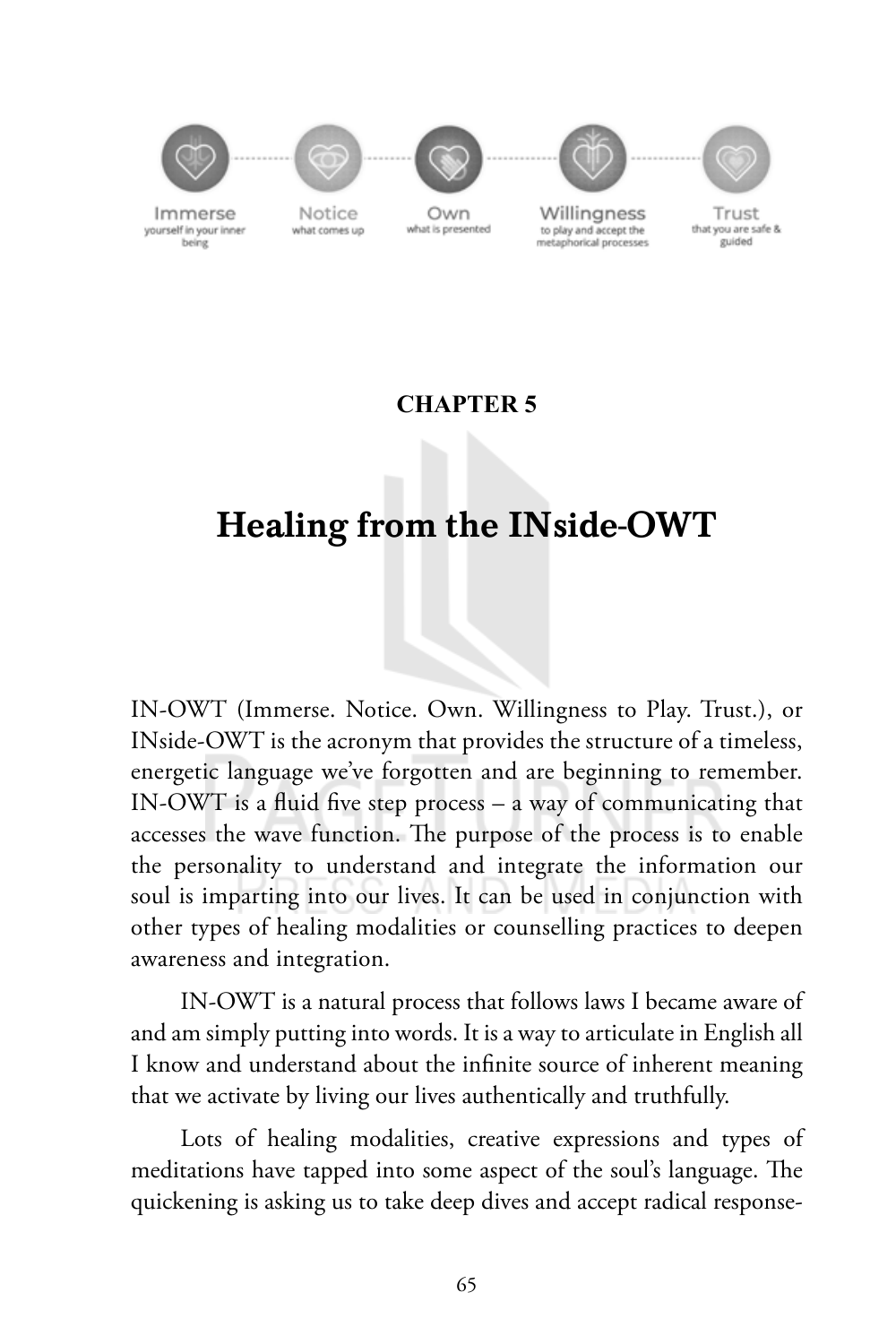Immerse yourself in your inner being — Notice what comes up — Own what is presented — Willingness to play and accept the metaphorical processes — Trust that you are safe & guided

**CHAPTER 5**

# Healing from the INside-OWT

IN-OWT (Immerse. Notice. Own. Willingness to Play. Trust.), or INside-OWT is the acronym that provides the structure of a timeless, energetic language we've forgotten and are beginning to remember. IN-OWT is a fluid five step process – a way of communicating that accesses the wave function. The purpose of the process is to enable the personality to understand and integrate the information our soul is imparting into our lives. It can be used in conjunction with other types of healing modalities or counselling practices to deepen awareness and integration.

IN-OWT is a natural process that follows laws I became aware of and am simply putting into words. It is a way to articulate in English all I know and understand about the infinite source of inherent meaning that we activate by living our lives authentically and truthfully.

Lots of healing modalities, creative expressions and types of meditations have tapped into some aspect of the soul's language. The quickening is asking us to take deep dives and accept radical response-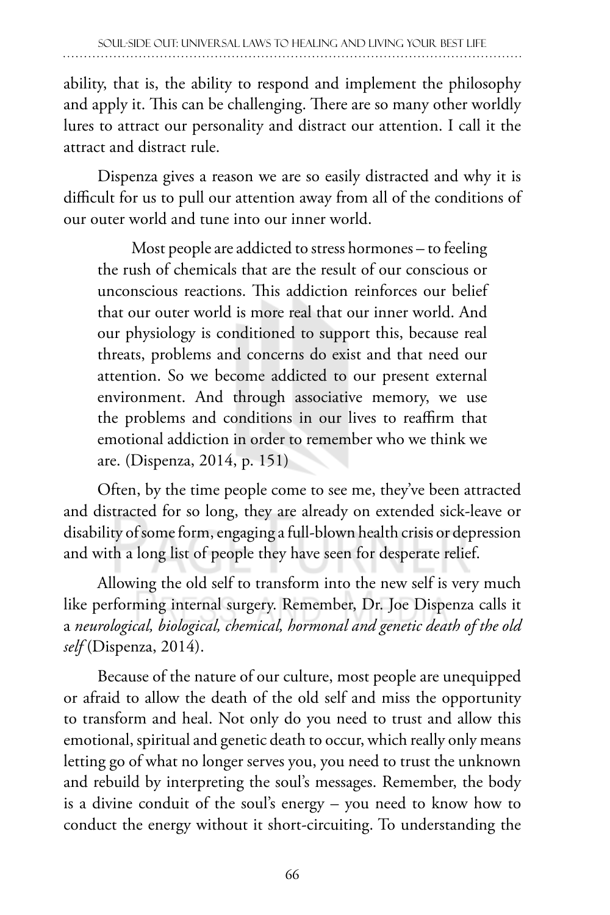ability, that is, the ability to respond and implement the philosophy and apply it. This can be challenging. There are so many other worldly lures to attract our personality and distract our attention. I call it the attract and distract rule.

Dispenza gives a reason we are so easily distracted and why it is difficult for us to pull our attention away from all of the conditions of our outer world and tune into our inner world.

> Most people are addicted to stress hormones – to feeling the rush of chemicals that are the result of our conscious or unconscious reactions. This addiction reinforces our belief that our outer world is more real that our inner world. And our physiology is conditioned to support this, because real threats, problems and concerns do exist and that need our attention. So we become addicted to our present external environment. And through associative memory, we use the problems and conditions in our lives to reaffirm that emotional addiction in order to remember who we think we are. (Dispenza, 2014, p. 151)

Often, by the time people come to see me, they've been attracted and distracted for so long, they are already on extended sick-leave or disability of some form, engaging a full-blown health crisis or depression and with a long list of people they have seen for desperate relief.

Allowing the old self to transform into the new self is very much like performing internal surgery. Remember, Dr. Joe Dispenza calls it a *neurological, biological, chemical, hormonal and genetic death of the old self* (Dispenza, 2014).

Because of the nature of our culture, most people are unequipped or afraid to allow the death of the old self and miss the opportunity to transform and heal. Not only do you need to trust and allow this emotional, spiritual and genetic death to occur, which really only means letting go of what no longer serves you, you need to trust the unknown and rebuild by interpreting the soul's messages. Remember, the body is a divine conduit of the soul's energy – you need to know how to conduct the energy without it short-circuiting. To understanding the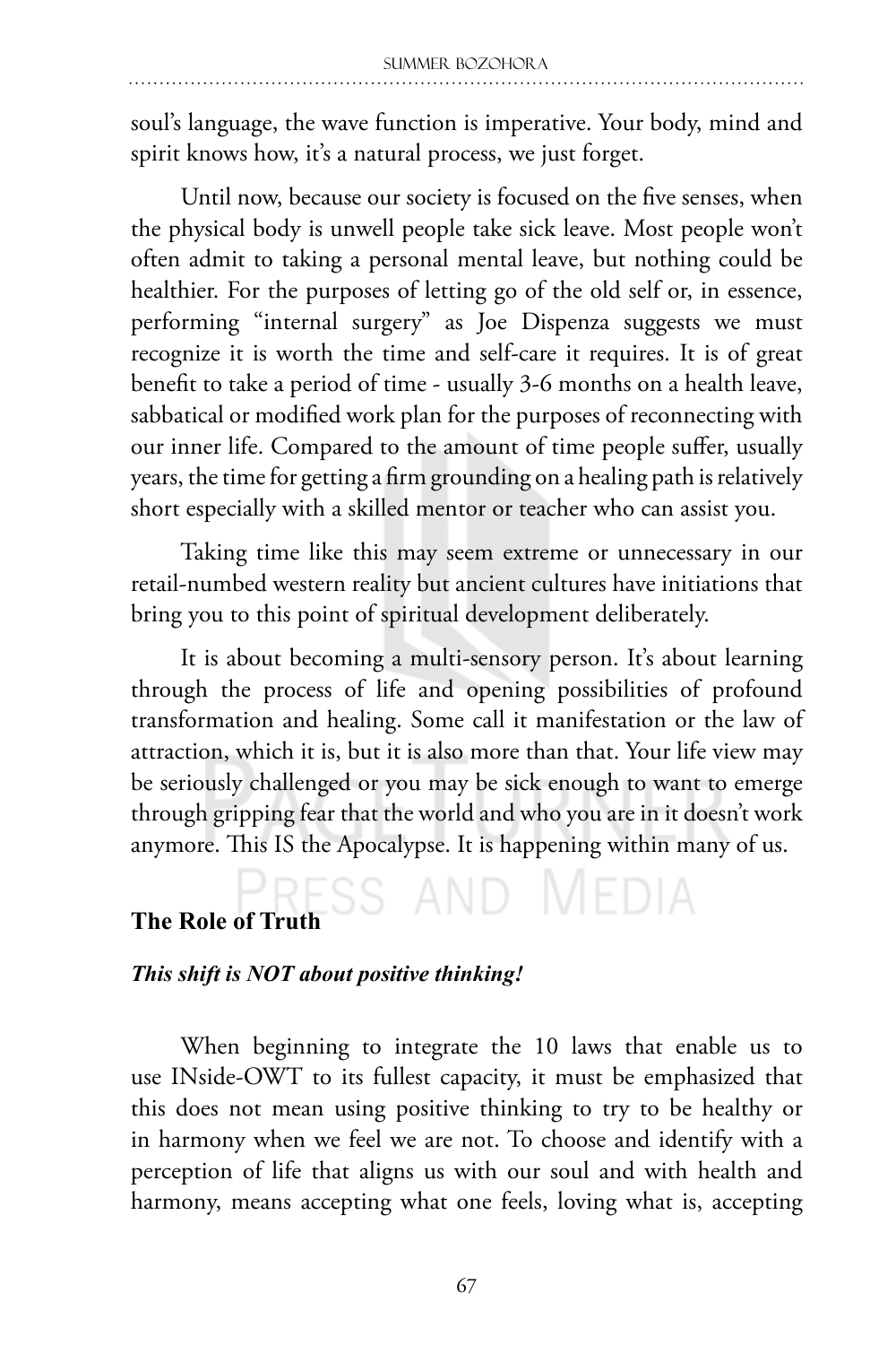soul's language, the wave function is imperative. Your body, mind and spirit knows how, it's a natural process, we just forget.

Until now, because our society is focused on the five senses, when the physical body is unwell people take sick leave. Most people won't often admit to taking a personal mental leave, but nothing could be healthier. For the purposes of letting go of the old self or, in essence, performing "internal surgery" as Joe Dispenza suggests we must recognize it is worth the time and self-care it requires. It is of great benefit to take a period of time - usually 3-6 months on a health leave, sabbatical or modified work plan for the purposes of reconnecting with our inner life. Compared to the amount of time people suffer, usually years, the time for getting a firm grounding on a healing path is relatively short especially with a skilled mentor or teacher who can assist you.

Taking time like this may seem extreme or unnecessary in our retail-numbed western reality but ancient cultures have initiations that bring you to this point of spiritual development deliberately.

It is about becoming a multi-sensory person. It's about learning through the process of life and opening possibilities of profound transformation and healing. Some call it manifestation or the law of attraction, which it is, but it is also more than that. Your life view may be seriously challenged or you may be sick enough to want to emerge through gripping fear that the world and who you are in it doesn't work anymore. This IS the Apocalypse. It is happening within many of us.

## The Role of Truth

***This shift is NOT about positive thinking!***

When beginning to integrate the 10 laws that enable us to use INside-OWT to its fullest capacity, it must be emphasized that this does not mean using positive thinking to try to be healthy or in harmony when we feel we are not. To choose and identify with a perception of life that aligns us with our soul and with health and harmony, means accepting what one feels, loving what is, accepting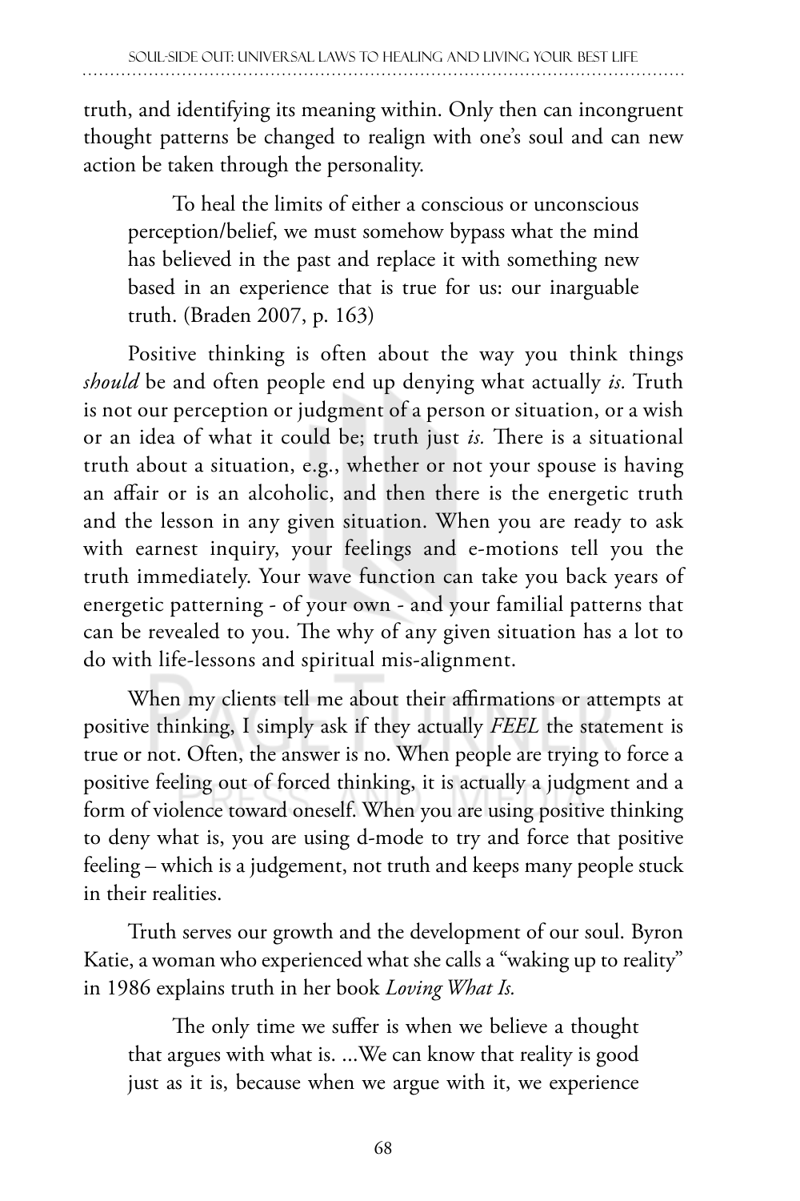truth, and identifying its meaning within. Only then can incongruent thought patterns be changed to realign with one's soul and can new action be taken through the personality.

> To heal the limits of either a conscious or unconscious perception/belief, we must somehow bypass what the mind has believed in the past and replace it with something new based in an experience that is true for us: our inarguable truth. (Braden 2007, p. 163)

Positive thinking is often about the way you think things *should* be and often people end up denying what actually *is.* Truth is not our perception or judgment of a person or situation, or a wish or an idea of what it could be; truth just *is.* There is a situational truth about a situation, e.g., whether or not your spouse is having an affair or is an alcoholic, and then there is the energetic truth and the lesson in any given situation. When you are ready to ask with earnest inquiry, your feelings and e-motions tell you the truth immediately. Your wave function can take you back years of energetic patterning - of your own - and your familial patterns that can be revealed to you. The why of any given situation has a lot to do with life-lessons and spiritual mis-alignment.

When my clients tell me about their affirmations or attempts at positive thinking, I simply ask if they actually *FEEL* the statement is true or not. Often, the answer is no. When people are trying to force a positive feeling out of forced thinking, it is actually a judgment and a form of violence toward oneself. When you are using positive thinking to deny what is, you are using d-mode to try and force that positive feeling – which is a judgement, not truth and keeps many people stuck in their realities.

Truth serves our growth and the development of our soul. Byron Katie, a woman who experienced what she calls a "waking up to reality" in 1986 explains truth in her book *Loving What Is.*

> The only time we suffer is when we believe a thought that argues with what is. ...We can know that reality is good just as it is, because when we argue with it, we experience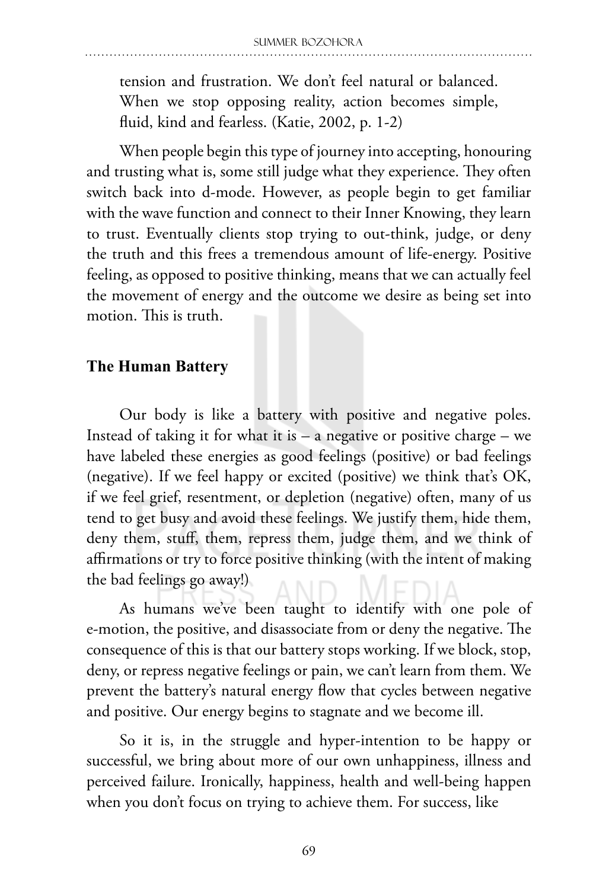> tension and frustration. We don't feel natural or balanced. When we stop opposing reality, action becomes simple, fluid, kind and fearless. (Katie, 2002, p. 1-2)

When people begin this type of journey into accepting, honouring and trusting what is, some still judge what they experience. They often switch back into d-mode. However, as people begin to get familiar with the wave function and connect to their Inner Knowing, they learn to trust. Eventually clients stop trying to out-think, judge, or deny the truth and this frees a tremendous amount of life-energy. Positive feeling, as opposed to positive thinking, means that we can actually feel the movement of energy and the outcome we desire as being set into motion. This is truth.

## The Human Battery

Our body is like a battery with positive and negative poles. Instead of taking it for what it is – a negative or positive charge – we have labeled these energies as good feelings (positive) or bad feelings (negative). If we feel happy or excited (positive) we think that's OK, if we feel grief, resentment, or depletion (negative) often, many of us tend to get busy and avoid these feelings. We justify them, hide them, deny them, stuff, them, repress them, judge them, and we think of affirmations or try to force positive thinking (with the intent of making the bad feelings go away!)

As humans we've been taught to identify with one pole of e-motion, the positive, and disassociate from or deny the negative. The consequence of this is that our battery stops working. If we block, stop, deny, or repress negative feelings or pain, we can't learn from them. We prevent the battery's natural energy flow that cycles between negative and positive. Our energy begins to stagnate and we become ill.

So it is, in the struggle and hyper-intention to be happy or successful, we bring about more of our own unhappiness, illness and perceived failure. Ironically, happiness, health and well-being happen when you don't focus on trying to achieve them. For success, like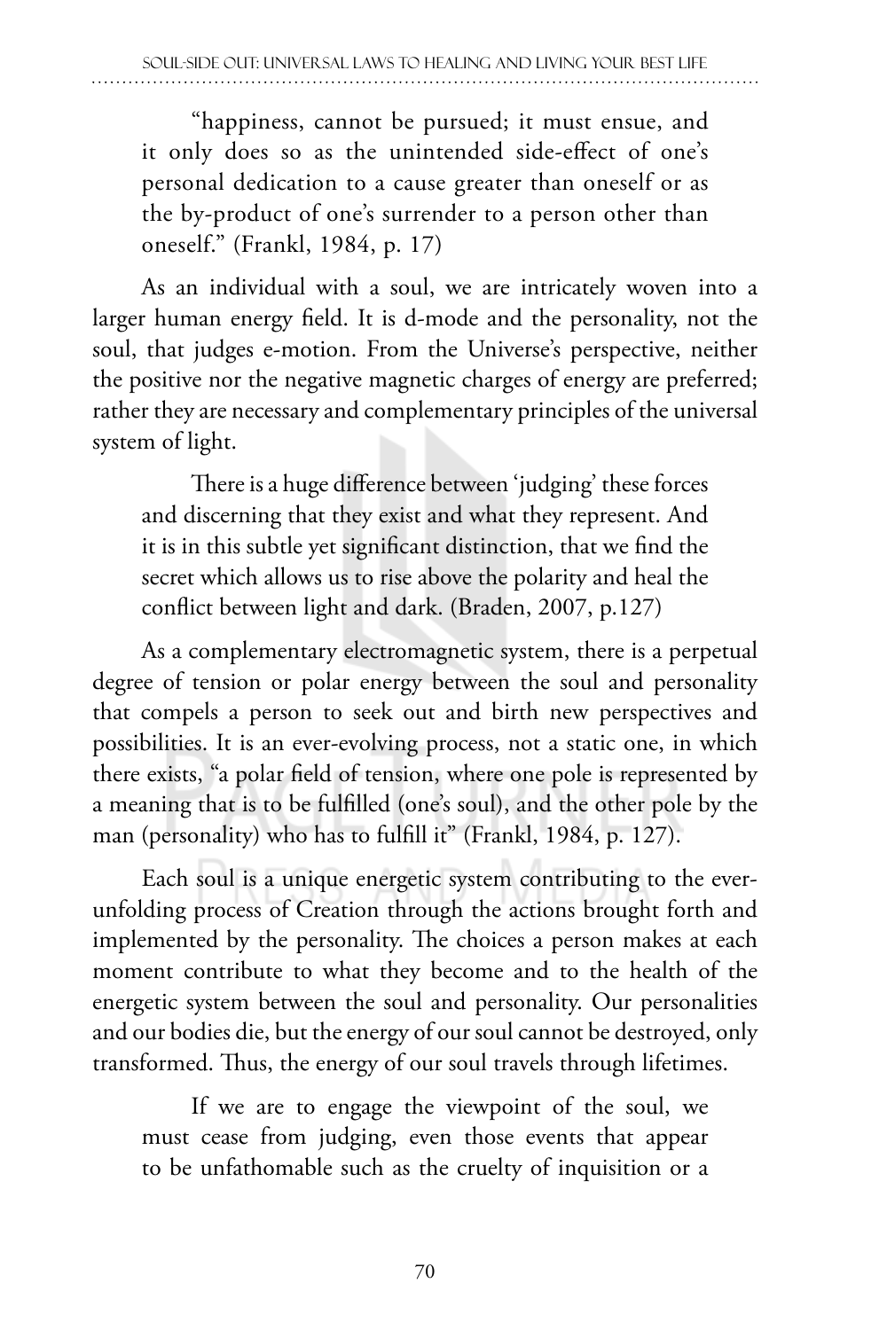> "happiness, cannot be pursued; it must ensue, and it only does so as the unintended side-effect of one's personal dedication to a cause greater than oneself or as the by-product of one's surrender to a person other than oneself." (Frankl, 1984, p. 17)

As an individual with a soul, we are intricately woven into a larger human energy field. It is d-mode and the personality, not the soul, that judges e-motion. From the Universe's perspective, neither the positive nor the negative magnetic charges of energy are preferred; rather they are necessary and complementary principles of the universal system of light.

> There is a huge difference between 'judging' these forces and discerning that they exist and what they represent. And it is in this subtle yet significant distinction, that we find the secret which allows us to rise above the polarity and heal the conflict between light and dark. (Braden, 2007, p.127)

As a complementary electromagnetic system, there is a perpetual degree of tension or polar energy between the soul and personality that compels a person to seek out and birth new perspectives and possibilities. It is an ever-evolving process, not a static one, in which there exists, "a polar field of tension, where one pole is represented by a meaning that is to be fulfilled (one's soul), and the other pole by the man (personality) who has to fulfill it" (Frankl, 1984, p. 127).

Each soul is a unique energetic system contributing to the ever-unfolding process of Creation through the actions brought forth and implemented by the personality. The choices a person makes at each moment contribute to what they become and to the health of the energetic system between the soul and personality. Our personalities and our bodies die, but the energy of our soul cannot be destroyed, only transformed. Thus, the energy of our soul travels through lifetimes.

> If we are to engage the viewpoint of the soul, we must cease from judging, even those events that appear to be unfathomable such as the cruelty of inquisition or a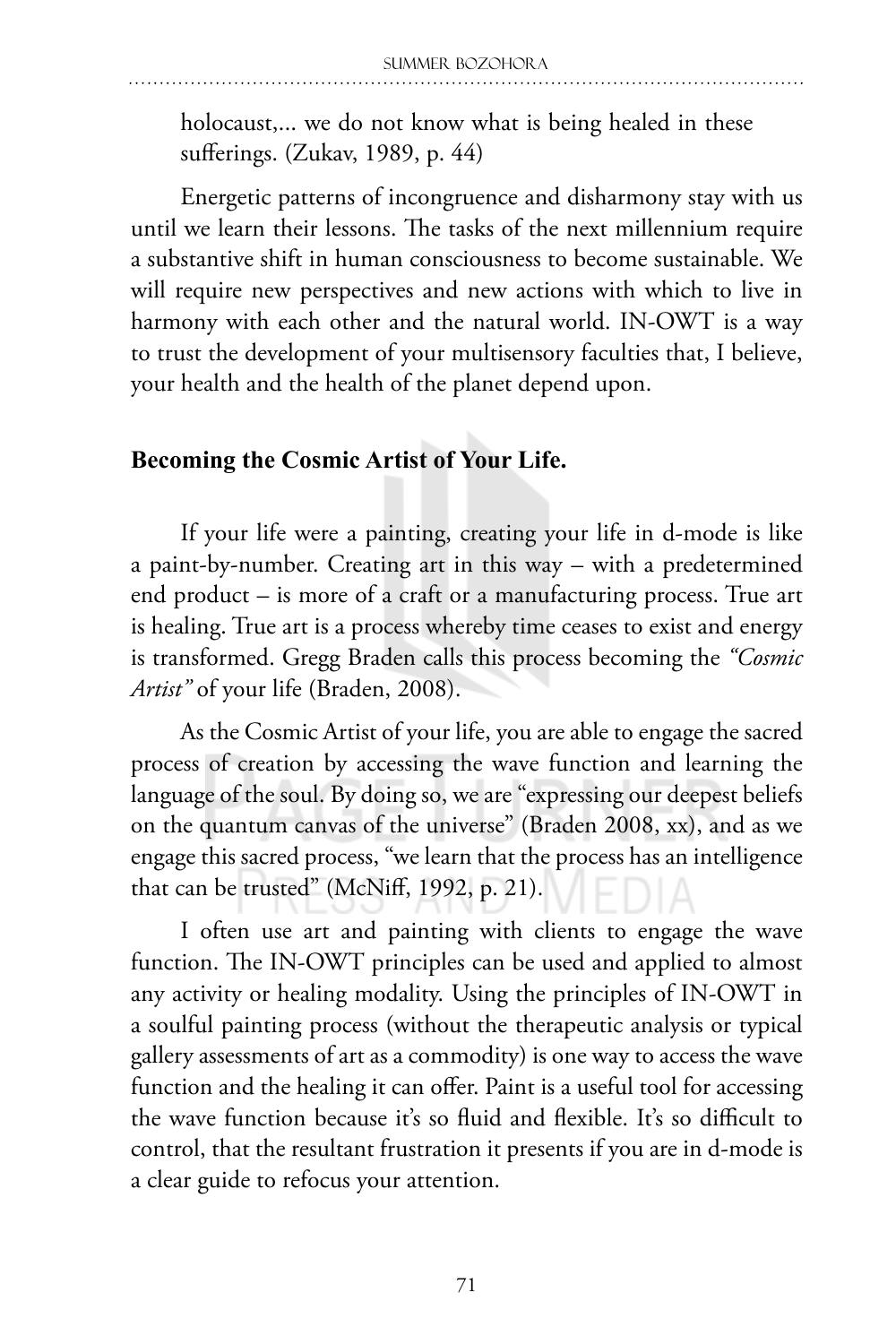holocaust,... we do not know what is being healed in these sufferings. (Zukav, 1989, p. 44)

Energetic patterns of incongruence and disharmony stay with us until we learn their lessons. The tasks of the next millennium require a substantive shift in human consciousness to become sustainable. We will require new perspectives and new actions with which to live in harmony with each other and the natural world. IN-OWT is a way to trust the development of your multisensory faculties that, I believe, your health and the health of the planet depend upon.

### Becoming the Cosmic Artist of Your Life.

If your life were a painting, creating your life in d-mode is like a paint-by-number. Creating art in this way – with a predetermined end product – is more of a craft or a manufacturing process. True art is healing. True art is a process whereby time ceases to exist and energy is transformed. Gregg Braden calls this process becoming the *"Cosmic Artist"* of your life (Braden, 2008).

As the Cosmic Artist of your life, you are able to engage the sacred process of creation by accessing the wave function and learning the language of the soul. By doing so, we are "expressing our deepest beliefs on the quantum canvas of the universe" (Braden 2008, xx), and as we engage this sacred process, "we learn that the process has an intelligence that can be trusted" (McNiff, 1992, p. 21).

I often use art and painting with clients to engage the wave function. The IN-OWT principles can be used and applied to almost any activity or healing modality. Using the principles of IN-OWT in a soulful painting process (without the therapeutic analysis or typical gallery assessments of art as a commodity) is one way to access the wave function and the healing it can offer. Paint is a useful tool for accessing the wave function because it's so fluid and flexible. It's so difficult to control, that the resultant frustration it presents if you are in d-mode is a clear guide to refocus your attention.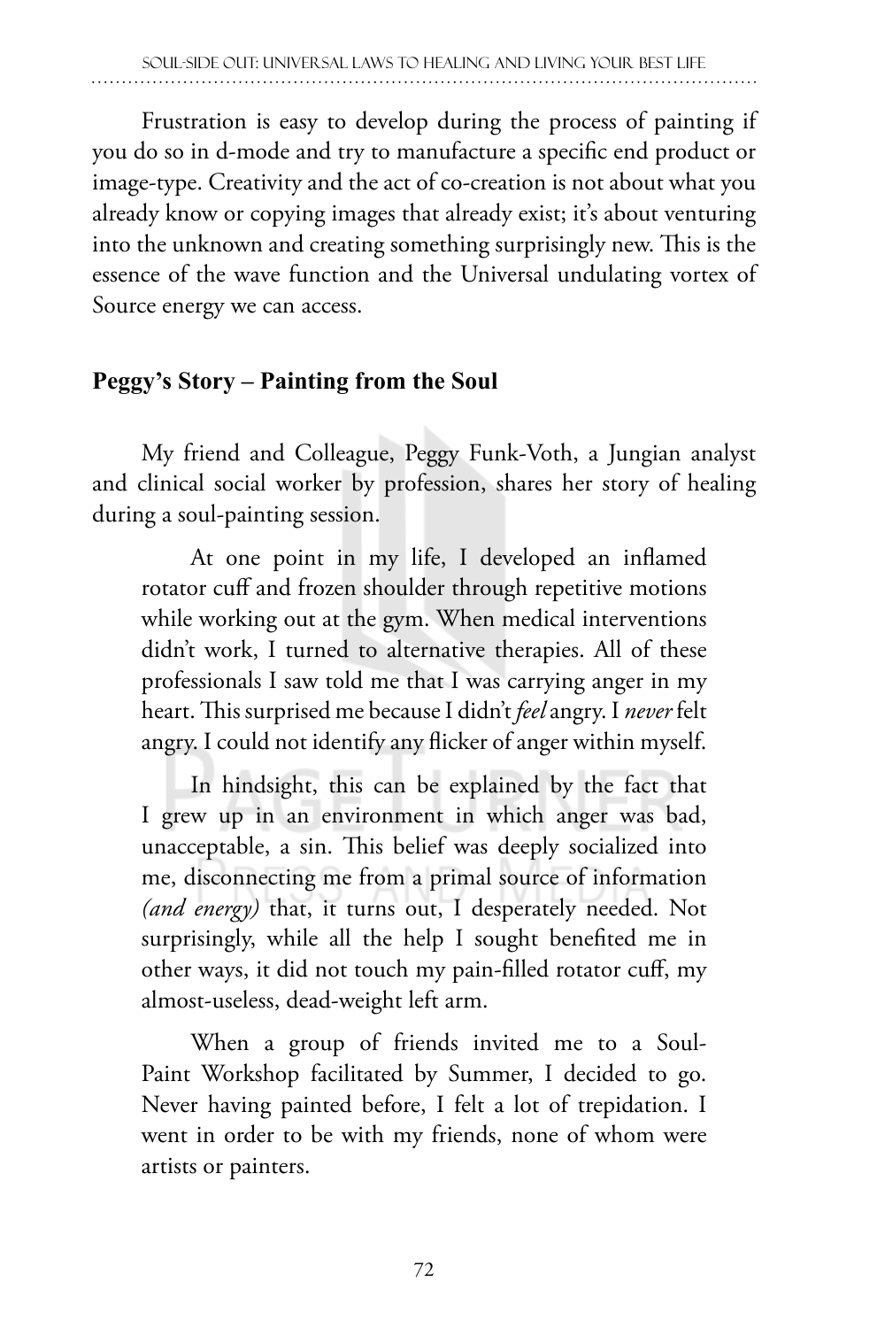Frustration is easy to develop during the process of painting if you do so in d-mode and try to manufacture a specific end product or image-type. Creativity and the act of co-creation is not about what you already know or copying images that already exist; it's about venturing into the unknown and creating something surprisingly new. This is the essence of the wave function and the Universal undulating vortex of Source energy we can access.

### Peggy's Story – Painting from the Soul

My friend and Colleague, Peggy Funk-Voth, a Jungian analyst and clinical social worker by profession, shares her story of healing during a soul-painting session.

> At one point in my life, I developed an inflamed rotator cuff and frozen shoulder through repetitive motions while working out at the gym. When medical interventions didn't work, I turned to alternative therapies. All of these professionals I saw told me that I was carrying anger in my heart. This surprised me because I didn't *feel* angry. I *never* felt angry. I could not identify any flicker of anger within myself.
>
> In hindsight, this can be explained by the fact that I grew up in an environment in which anger was bad, unacceptable, a sin. This belief was deeply socialized into me, disconnecting me from a primal source of information *(and energy)* that, it turns out, I desperately needed. Not surprisingly, while all the help I sought benefited me in other ways, it did not touch my pain-filled rotator cuff, my almost-useless, dead-weight left arm.
>
> When a group of friends invited me to a Soul-Paint Workshop facilitated by Summer, I decided to go. Never having painted before, I felt a lot of trepidation. I went in order to be with my friends, none of whom were artists or painters.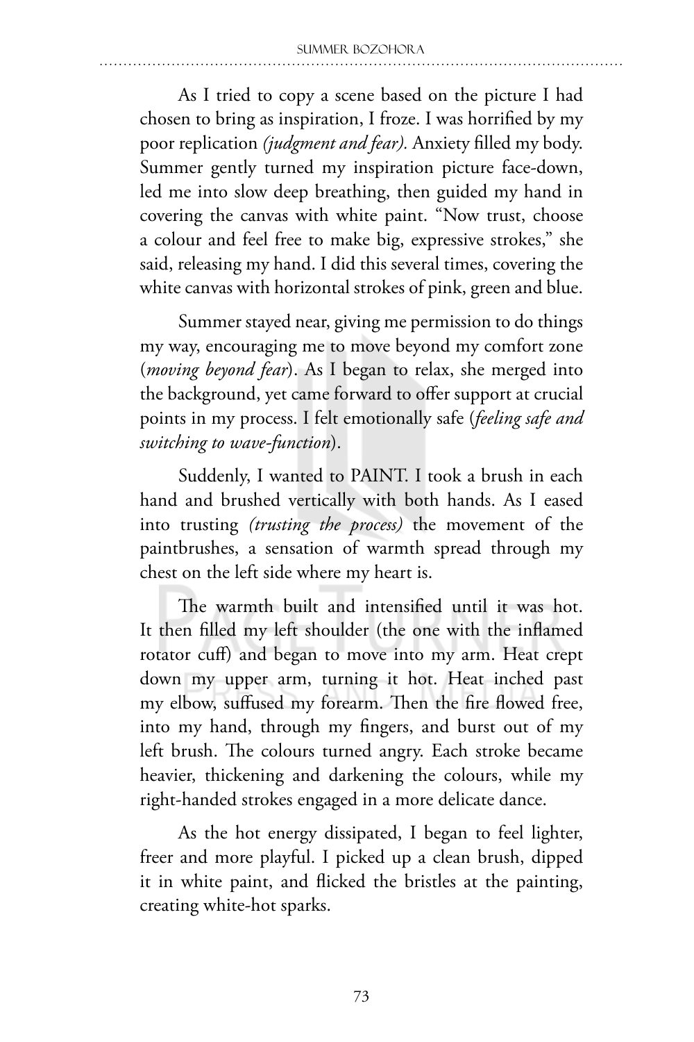As I tried to copy a scene based on the picture I had chosen to bring as inspiration, I froze. I was horrified by my poor replication *(judgment and fear).* Anxiety filled my body. Summer gently turned my inspiration picture face-down, led me into slow deep breathing, then guided my hand in covering the canvas with white paint. "Now trust, choose a colour and feel free to make big, expressive strokes," she said, releasing my hand. I did this several times, covering the white canvas with horizontal strokes of pink, green and blue.

Summer stayed near, giving me permission to do things my way, encouraging me to move beyond my comfort zone (*moving beyond fear*). As I began to relax, she merged into the background, yet came forward to offer support at crucial points in my process. I felt emotionally safe (*feeling safe and switching to wave-function*).

Suddenly, I wanted to PAINT. I took a brush in each hand and brushed vertically with both hands. As I eased into trusting *(trusting the process)* the movement of the paintbrushes, a sensation of warmth spread through my chest on the left side where my heart is.

The warmth built and intensified until it was hot. It then filled my left shoulder (the one with the inflamed rotator cuff) and began to move into my arm. Heat crept down my upper arm, turning it hot. Heat inched past my elbow, suffused my forearm. Then the fire flowed free, into my hand, through my fingers, and burst out of my left brush. The colours turned angry. Each stroke became heavier, thickening and darkening the colours, while my right-handed strokes engaged in a more delicate dance.

As the hot energy dissipated, I began to feel lighter, freer and more playful. I picked up a clean brush, dipped it in white paint, and flicked the bristles at the painting, creating white-hot sparks.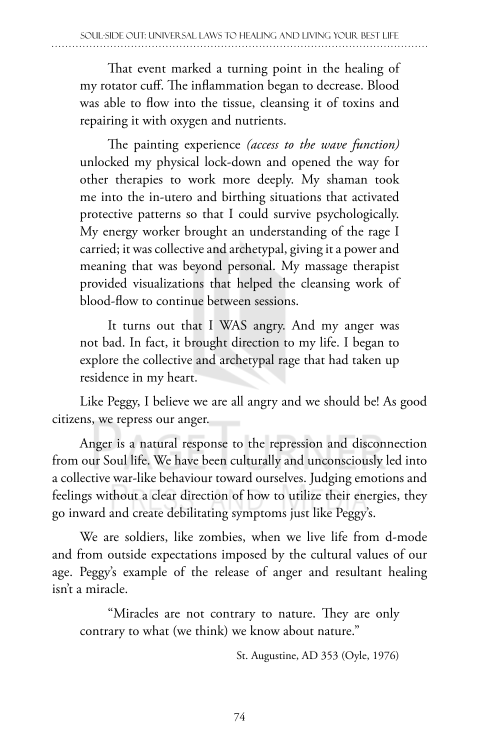> That event marked a turning point in the healing of my rotator cuff. The inflammation began to decrease. Blood was able to flow into the tissue, cleansing it of toxins and repairing it with oxygen and nutrients.
>
> The painting experience *(access to the wave function)* unlocked my physical lock-down and opened the way for other therapies to work more deeply. My shaman took me into the in-utero and birthing situations that activated protective patterns so that I could survive psychologically. My energy worker brought an understanding of the rage I carried; it was collective and archetypal, giving it a power and meaning that was beyond personal. My massage therapist provided visualizations that helped the cleansing work of blood-flow to continue between sessions.
>
> It turns out that I WAS angry. And my anger was not bad. In fact, it brought direction to my life. I began to explore the collective and archetypal rage that had taken up residence in my heart.

Like Peggy, I believe we are all angry and we should be! As good citizens, we repress our anger.

Anger is a natural response to the repression and disconnection from our Soul life. We have been culturally and unconsciously led into a collective war-like behaviour toward ourselves. Judging emotions and feelings without a clear direction of how to utilize their energies, they go inward and create debilitating symptoms just like Peggy's.

We are soldiers, like zombies, when we live life from d-mode and from outside expectations imposed by the cultural values of our age. Peggy's example of the release of anger and resultant healing isn't a miracle.

> "Miracles are not contrary to nature. They are only contrary to what (we think) we know about nature."
>
> St. Augustine, AD 353 (Oyle, 1976)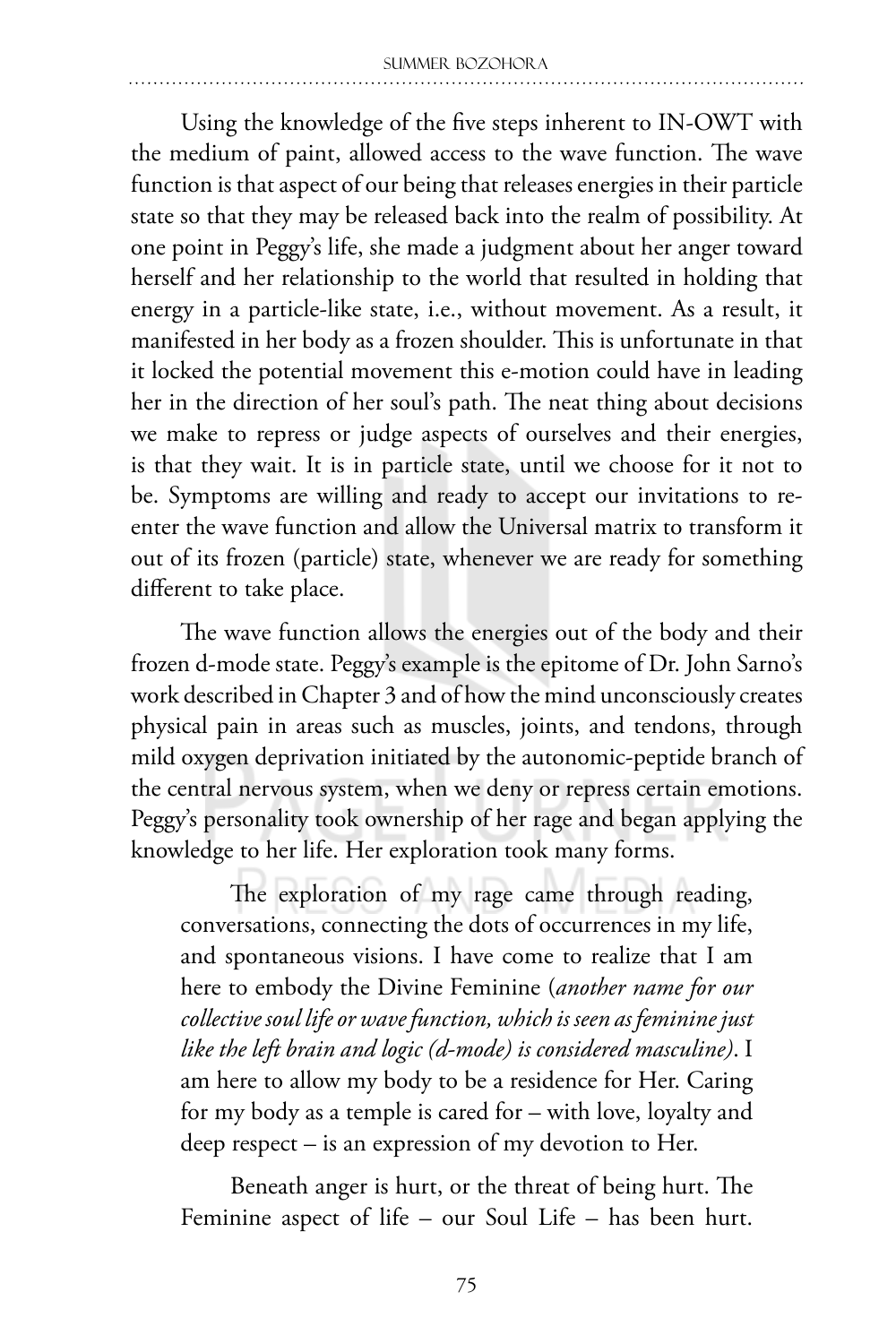Using the knowledge of the five steps inherent to IN-OWT with the medium of paint, allowed access to the wave function. The wave function is that aspect of our being that releases energies in their particle state so that they may be released back into the realm of possibility. At one point in Peggy's life, she made a judgment about her anger toward herself and her relationship to the world that resulted in holding that energy in a particle-like state, i.e., without movement. As a result, it manifested in her body as a frozen shoulder. This is unfortunate in that it locked the potential movement this e-motion could have in leading her in the direction of her soul's path. The neat thing about decisions we make to repress or judge aspects of ourselves and their energies, is that they wait. It is in particle state, until we choose for it not to be. Symptoms are willing and ready to accept our invitations to re-enter the wave function and allow the Universal matrix to transform it out of its frozen (particle) state, whenever we are ready for something different to take place.

The wave function allows the energies out of the body and their frozen d-mode state. Peggy's example is the epitome of Dr. John Sarno's work described in Chapter 3 and of how the mind unconsciously creates physical pain in areas such as muscles, joints, and tendons, through mild oxygen deprivation initiated by the autonomic-peptide branch of the central nervous system, when we deny or repress certain emotions. Peggy's personality took ownership of her rage and began applying the knowledge to her life. Her exploration took many forms.

> The exploration of my rage came through reading, conversations, connecting the dots of occurrences in my life, and spontaneous visions. I have come to realize that I am here to embody the Divine Feminine (*another name for our collective soul life or wave function, which is seen as feminine just like the left brain and logic (d-mode) is considered masculine)*. I am here to allow my body to be a residence for Her. Caring for my body as a temple is cared for – with love, loyalty and deep respect – is an expression of my devotion to Her.
>
> Beneath anger is hurt, or the threat of being hurt. The Feminine aspect of life – our Soul Life – has been hurt.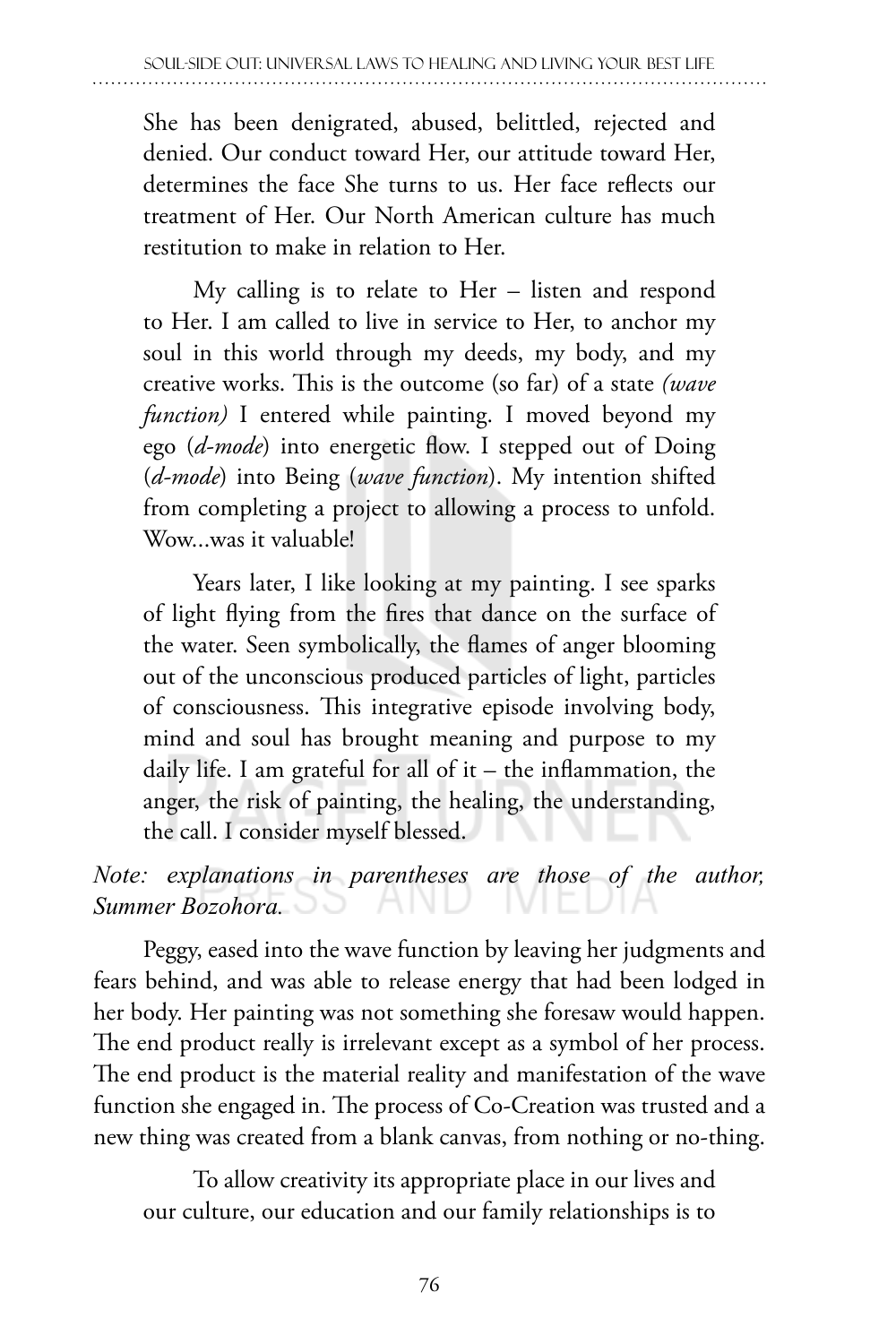She has been denigrated, abused, belittled, rejected and denied. Our conduct toward Her, our attitude toward Her, determines the face She turns to us. Her face reflects our treatment of Her. Our North American culture has much restitution to make in relation to Her.

My calling is to relate to Her – listen and respond to Her. I am called to live in service to Her, to anchor my soul in this world through my deeds, my body, and my creative works. This is the outcome (so far) of a state *(wave function)* I entered while painting. I moved beyond my ego (*d-mode*) into energetic flow. I stepped out of Doing (*d-mode*) into Being (*wave function*). My intention shifted from completing a project to allowing a process to unfold. Wow...was it valuable!

Years later, I like looking at my painting. I see sparks of light flying from the fires that dance on the surface of the water. Seen symbolically, the flames of anger blooming out of the unconscious produced particles of light, particles of consciousness. This integrative episode involving body, mind and soul has brought meaning and purpose to my daily life. I am grateful for all of it – the inflammation, the anger, the risk of painting, the healing, the understanding, the call. I consider myself blessed.

*Note: explanations in parentheses are those of the author, Summer Bozohora.*

Peggy, eased into the wave function by leaving her judgments and fears behind, and was able to release energy that had been lodged in her body. Her painting was not something she foresaw would happen. The end product really is irrelevant except as a symbol of her process. The end product is the material reality and manifestation of the wave function she engaged in. The process of Co-Creation was trusted and a new thing was created from a blank canvas, from nothing or no-thing.

To allow creativity its appropriate place in our lives and our culture, our education and our family relationships is to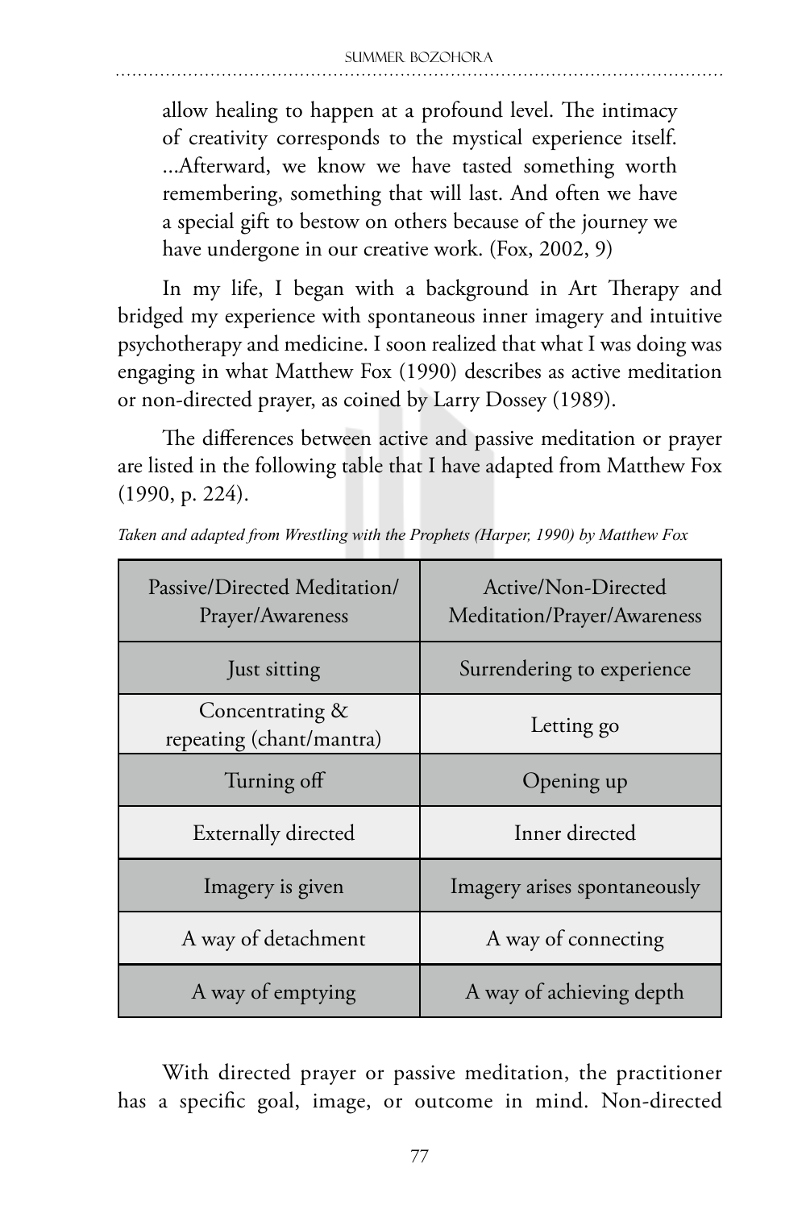allow healing to happen at a profound level. The intimacy of creativity corresponds to the mystical experience itself. ...Afterward, we know we have tasted something worth remembering, something that will last. And often we have a special gift to bestow on others because of the journey we have undergone in our creative work. (Fox, 2002, 9)

In my life, I began with a background in Art Therapy and bridged my experience with spontaneous inner imagery and intuitive psychotherapy and medicine. I soon realized that what I was doing was engaging in what Matthew Fox (1990) describes as active meditation or non-directed prayer, as coined by Larry Dossey (1989).

The differences between active and passive meditation or prayer are listed in the following table that I have adapted from Matthew Fox (1990, p. 224).

*Taken and adapted from Wrestling with the Prophets (Harper, 1990) by Matthew Fox*

| Passive/Directed Meditation/ Prayer/Awareness | Active/Non-Directed Meditation/Prayer/Awareness |
|---|---|
| Just sitting | Surrendering to experience |
| Concentrating & repeating (chant/mantra) | Letting go |
| Turning off | Opening up |
| Externally directed | Inner directed |
| Imagery is given | Imagery arises spontaneously |
| A way of detachment | A way of connecting |
| A way of emptying | A way of achieving depth |

With directed prayer or passive meditation, the practitioner has a specific goal, image, or outcome in mind. Non-directed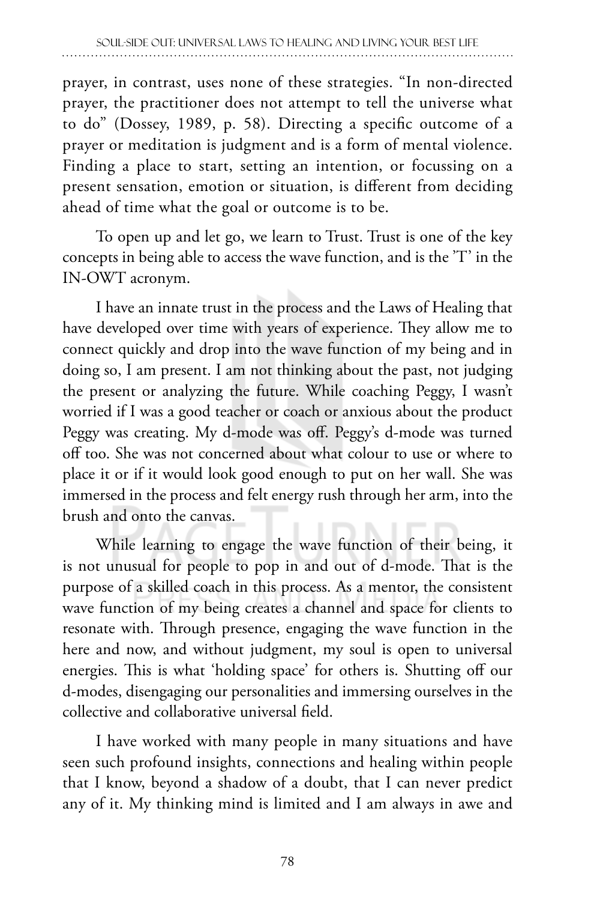prayer, in contrast, uses none of these strategies. "In non-directed prayer, the practitioner does not attempt to tell the universe what to do" (Dossey, 1989, p. 58). Directing a specific outcome of a prayer or meditation is judgment and is a form of mental violence. Finding a place to start, setting an intention, or focussing on a present sensation, emotion or situation, is different from deciding ahead of time what the goal or outcome is to be.

To open up and let go, we learn to Trust. Trust is one of the key concepts in being able to access the wave function, and is the 'T' in the IN-OWT acronym.

I have an innate trust in the process and the Laws of Healing that have developed over time with years of experience. They allow me to connect quickly and drop into the wave function of my being and in doing so, I am present. I am not thinking about the past, not judging the present or analyzing the future. While coaching Peggy, I wasn't worried if I was a good teacher or coach or anxious about the product Peggy was creating. My d-mode was off. Peggy's d-mode was turned off too. She was not concerned about what colour to use or where to place it or if it would look good enough to put on her wall. She was immersed in the process and felt energy rush through her arm, into the brush and onto the canvas.

While learning to engage the wave function of their being, it is not unusual for people to pop in and out of d-mode. That is the purpose of a skilled coach in this process. As a mentor, the consistent wave function of my being creates a channel and space for clients to resonate with. Through presence, engaging the wave function in the here and now, and without judgment, my soul is open to universal energies. This is what 'holding space' for others is. Shutting off our d-modes, disengaging our personalities and immersing ourselves in the collective and collaborative universal field.

I have worked with many people in many situations and have seen such profound insights, connections and healing within people that I know, beyond a shadow of a doubt, that I can never predict any of it. My thinking mind is limited and I am always in awe and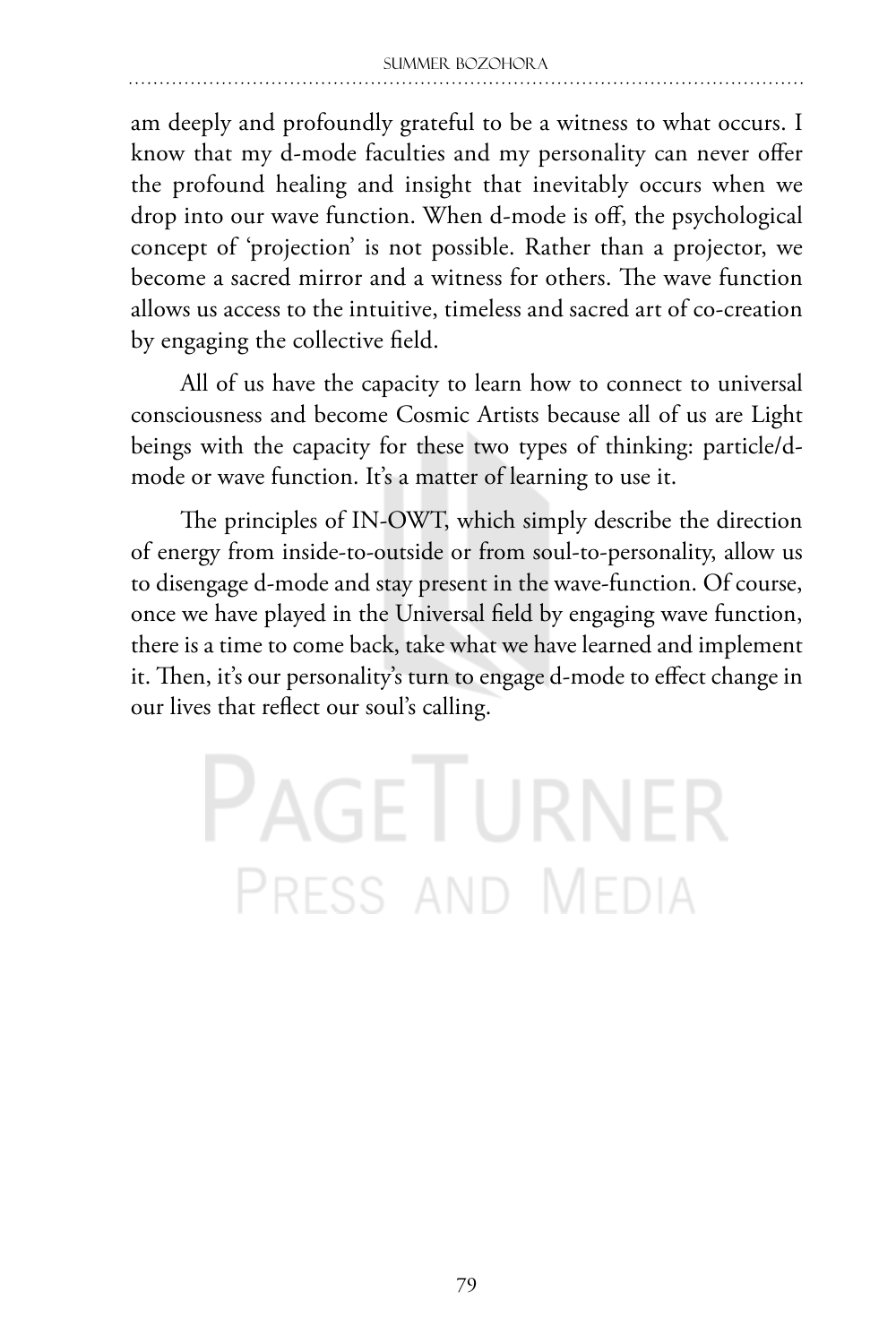am deeply and profoundly grateful to be a witness to what occurs. I know that my d-mode faculties and my personality can never offer the profound healing and insight that inevitably occurs when we drop into our wave function. When d-mode is off, the psychological concept of 'projection' is not possible. Rather than a projector, we become a sacred mirror and a witness for others. The wave function allows us access to the intuitive, timeless and sacred art of co-creation by engaging the collective field.

All of us have the capacity to learn how to connect to universal consciousness and become Cosmic Artists because all of us are Light beings with the capacity for these two types of thinking: particle/d-mode or wave function. It's a matter of learning to use it.

The principles of IN-OWT, which simply describe the direction of energy from inside-to-outside or from soul-to-personality, allow us to disengage d-mode and stay present in the wave-function. Of course, once we have played in the Universal field by engaging wave function, there is a time to come back, take what we have learned and implement it. Then, it's our personality's turn to engage d-mode to effect change in our lives that reflect our soul's calling.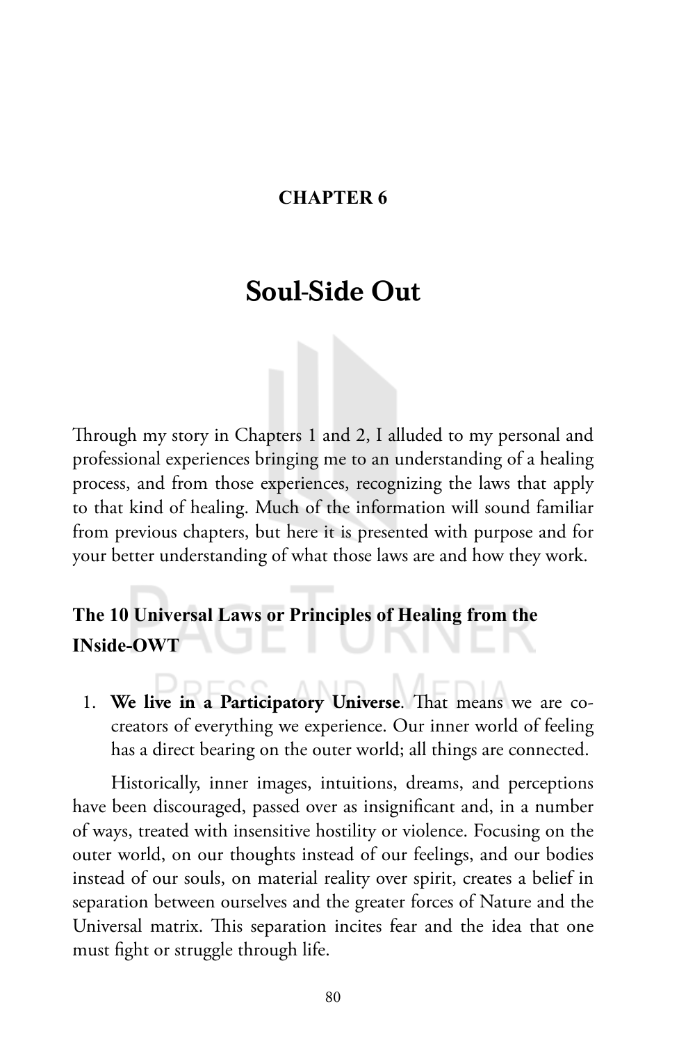**CHAPTER 6**

# Soul-Side Out

Through my story in Chapters 1 and 2, I alluded to my personal and professional experiences bringing me to an understanding of a healing process, and from those experiences, recognizing the laws that apply to that kind of healing. Much of the information will sound familiar from previous chapters, but here it is presented with purpose and for your better understanding of what those laws are and how they work.

## The 10 Universal Laws or Principles of Healing from the INside-OWT

1. **We live in a Participatory Universe**. That means we are co-creators of everything we experience. Our inner world of feeling has a direct bearing on the outer world; all things are connected.

Historically, inner images, intuitions, dreams, and perceptions have been discouraged, passed over as insignificant and, in a number of ways, treated with insensitive hostility or violence. Focusing on the outer world, on our thoughts instead of our feelings, and our bodies instead of our souls, on material reality over spirit, creates a belief in separation between ourselves and the greater forces of Nature and the Universal matrix. This separation incites fear and the idea that one must fight or struggle through life.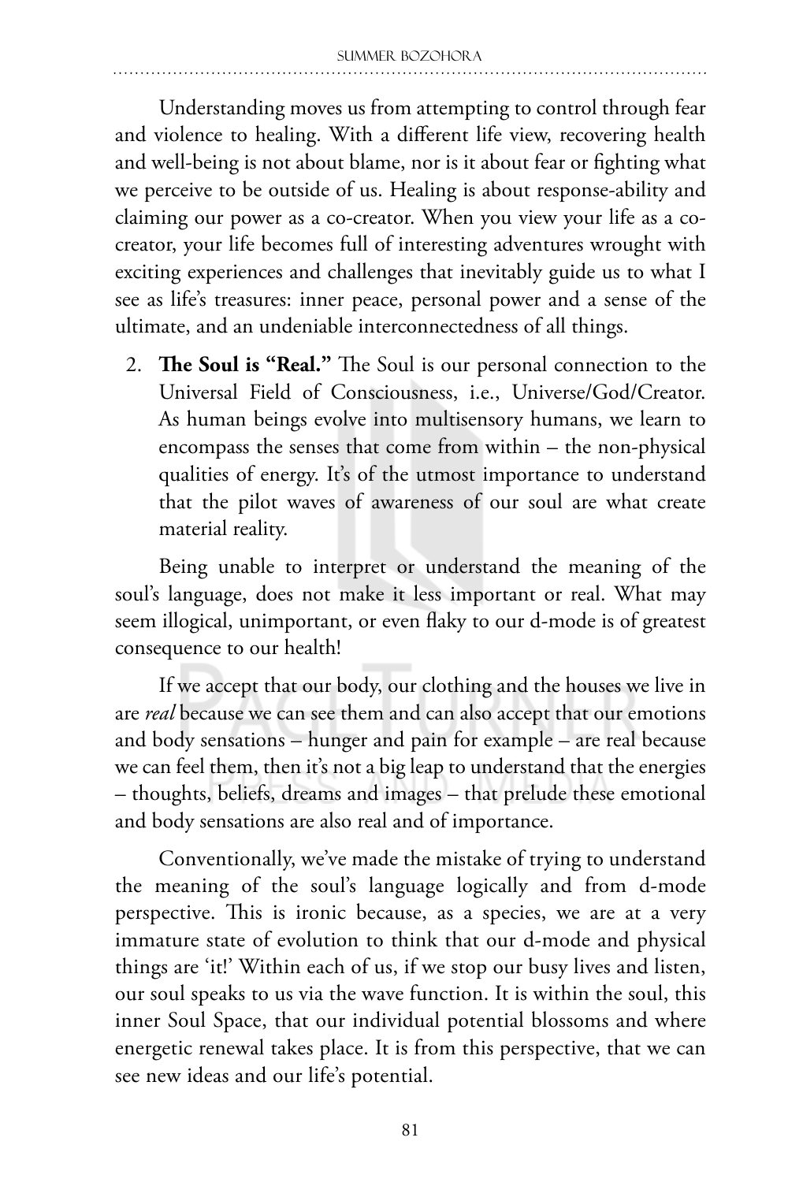Understanding moves us from attempting to control through fear and violence to healing. With a different life view, recovering health and well-being is not about blame, nor is it about fear or fighting what we perceive to be outside of us. Healing is about response-ability and claiming our power as a co-creator. When you view your life as a co-creator, your life becomes full of interesting adventures wrought with exciting experiences and challenges that inevitably guide us to what I see as life's treasures: inner peace, personal power and a sense of the ultimate, and an undeniable interconnectedness of all things.

2. **The Soul is "Real."** The Soul is our personal connection to the Universal Field of Consciousness, i.e., Universe/God/Creator. As human beings evolve into multisensory humans, we learn to encompass the senses that come from within – the non-physical qualities of energy. It's of the utmost importance to understand that the pilot waves of awareness of our soul are what create material reality.

Being unable to interpret or understand the meaning of the soul's language, does not make it less important or real. What may seem illogical, unimportant, or even flaky to our d-mode is of greatest consequence to our health!

If we accept that our body, our clothing and the houses we live in are *real* because we can see them and can also accept that our emotions and body sensations – hunger and pain for example – are real because we can feel them, then it's not a big leap to understand that the energies – thoughts, beliefs, dreams and images – that prelude these emotional and body sensations are also real and of importance.

Conventionally, we've made the mistake of trying to understand the meaning of the soul's language logically and from d-mode perspective. This is ironic because, as a species, we are at a very immature state of evolution to think that our d-mode and physical things are 'it!' Within each of us, if we stop our busy lives and listen, our soul speaks to us via the wave function. It is within the soul, this inner Soul Space, that our individual potential blossoms and where energetic renewal takes place. It is from this perspective, that we can see new ideas and our life's potential.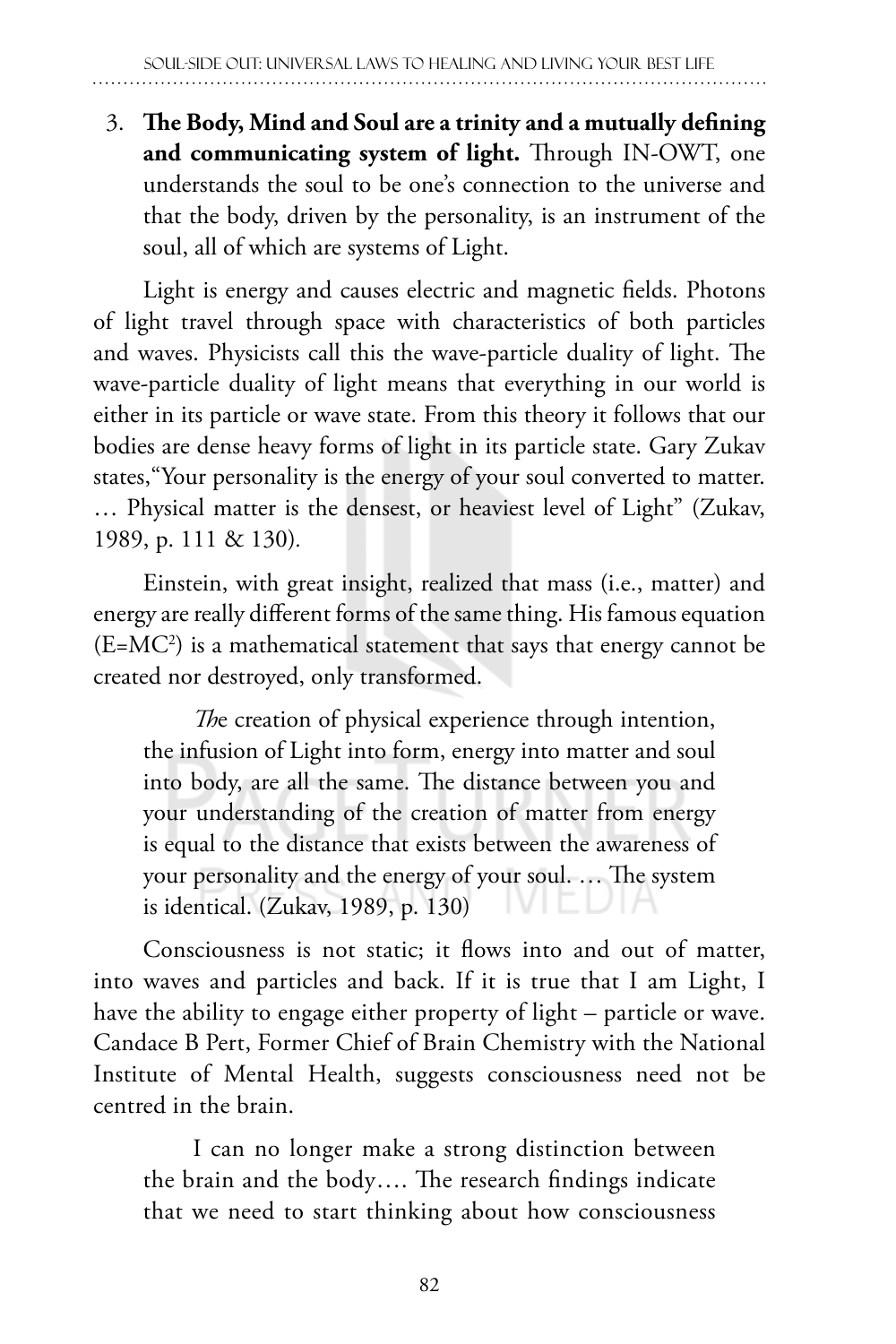3. **The Body, Mind and Soul are a trinity and a mutually defining and communicating system of light.** Through IN-OWT, one understands the soul to be one's connection to the universe and that the body, driven by the personality, is an instrument of the soul, all of which are systems of Light.

Light is energy and causes electric and magnetic fields. Photons of light travel through space with characteristics of both particles and waves. Physicists call this the wave-particle duality of light. The wave-particle duality of light means that everything in our world is either in its particle or wave state. From this theory it follows that our bodies are dense heavy forms of light in its particle state. Gary Zukav states,"Your personality is the energy of your soul converted to matter. … Physical matter is the densest, or heaviest level of Light" (Zukav, 1989, p. 111 & 130).

Einstein, with great insight, realized that mass (i.e., matter) and energy are really different forms of the same thing. His famous equation ($E=MC^2$) is a mathematical statement that says that energy cannot be created nor destroyed, only transformed.

> *Th*e creation of physical experience through intention, the infusion of Light into form, energy into matter and soul into body, are all the same. The distance between you and your understanding of the creation of matter from energy is equal to the distance that exists between the awareness of your personality and the energy of your soul. … The system is identical. (Zukav, 1989, p. 130)

Consciousness is not static; it flows into and out of matter, into waves and particles and back. If it is true that I am Light, I have the ability to engage either property of light – particle or wave. Candace B Pert, Former Chief of Brain Chemistry with the National Institute of Mental Health, suggests consciousness need not be centred in the brain.

> I can no longer make a strong distinction between the brain and the body…. The research findings indicate that we need to start thinking about how consciousness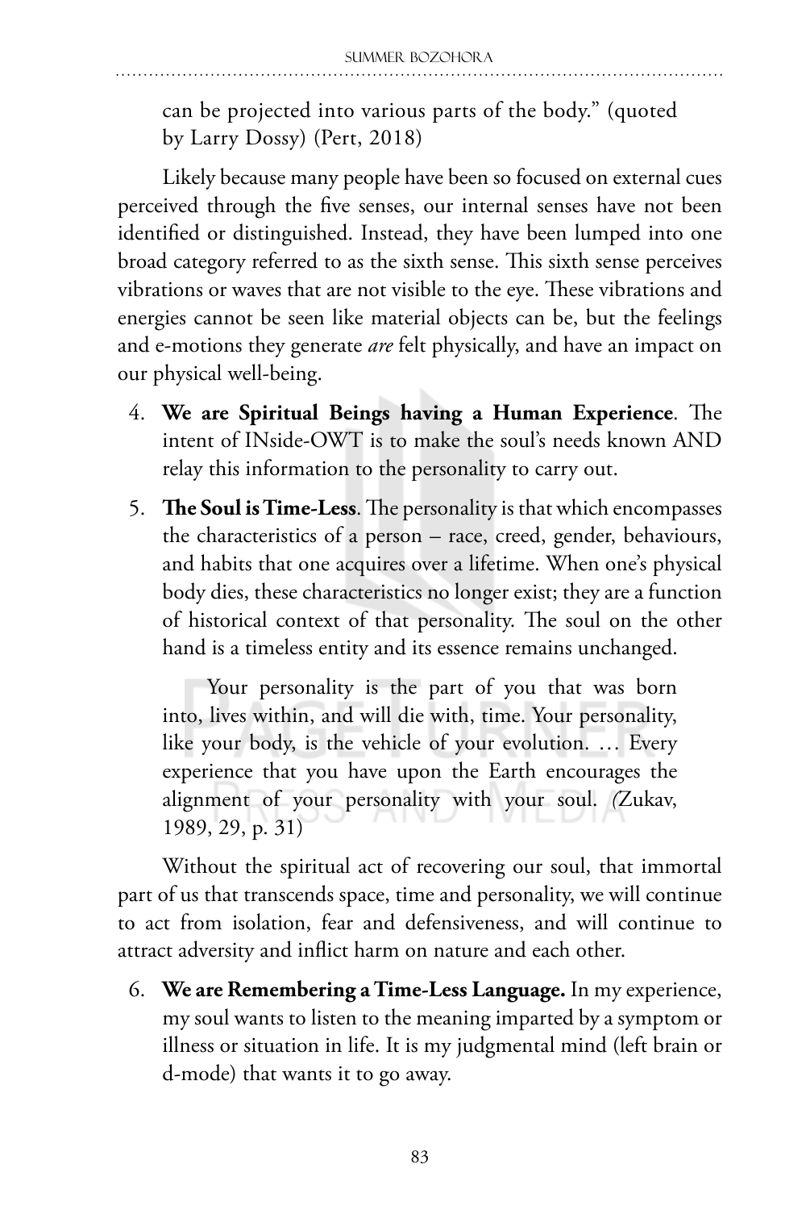can be projected into various parts of the body." (quoted by Larry Dossy) (Pert, 2018)

Likely because many people have been so focused on external cues perceived through the five senses, our internal senses have not been identified or distinguished. Instead, they have been lumped into one broad category referred to as the sixth sense. This sixth sense perceives vibrations or waves that are not visible to the eye. These vibrations and energies cannot be seen like material objects can be, but the feelings and e-motions they generate *are* felt physically, and have an impact on our physical well-being.

4. **We are Spiritual Beings having a Human Experience**. The intent of INside-OWT is to make the soul's needs known AND relay this information to the personality to carry out.

5. **The Soul is Time-Less**. The personality is that which encompasses the characteristics of a person – race, creed, gender, behaviours, and habits that one acquires over a lifetime. When one's physical body dies, these characteristics no longer exist; they are a function of historical context of that personality. The soul on the other hand is a timeless entity and its essence remains unchanged.

   > Your personality is the part of you that was born into, lives within, and will die with, time. Your personality, like your body, is the vehicle of your evolution. … Every experience that you have upon the Earth encourages the alignment of your personality with your soul. *(*Zukav, 1989, 29, p. 31)

Without the spiritual act of recovering our soul, that immortal part of us that transcends space, time and personality, we will continue to act from isolation, fear and defensiveness, and will continue to attract adversity and inflict harm on nature and each other.

6. **We are Remembering a Time-Less Language.** In my experience, my soul wants to listen to the meaning imparted by a symptom or illness or situation in life. It is my judgmental mind (left brain or d-mode) that wants it to go away.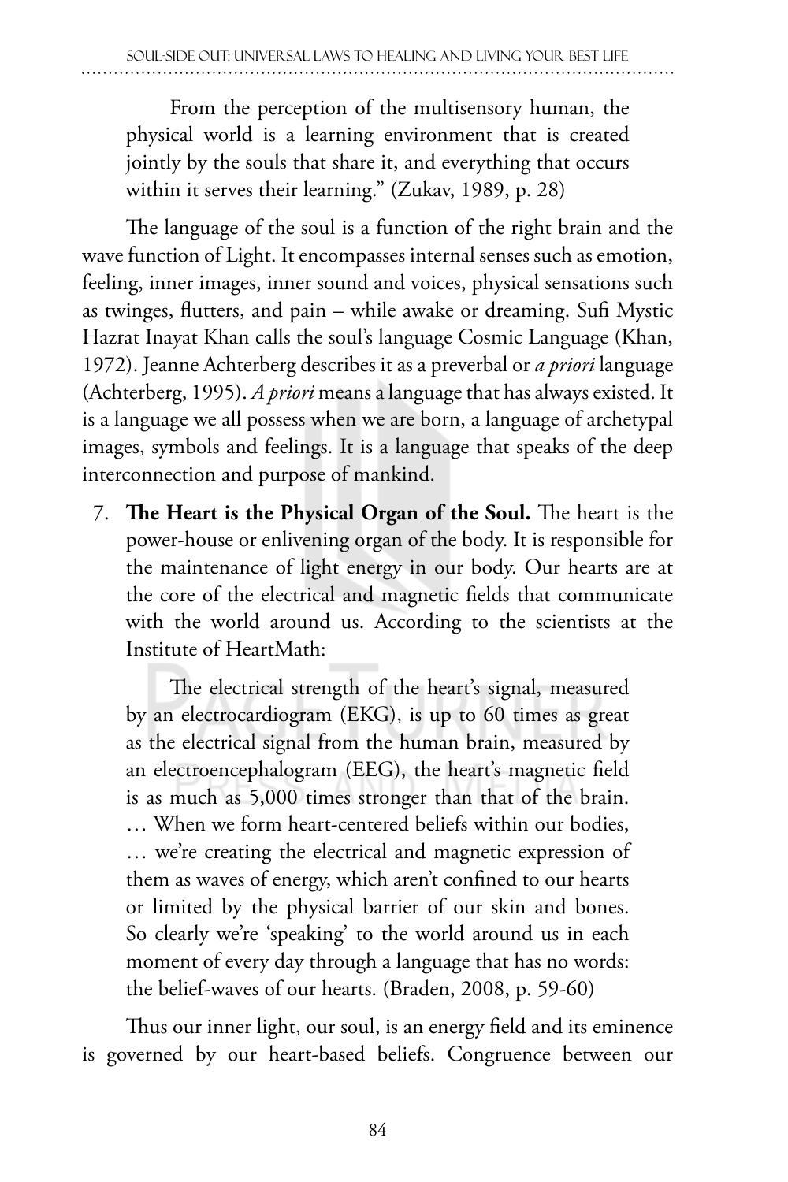> From the perception of the multisensory human, the physical world is a learning environment that is created jointly by the souls that share it, and everything that occurs within it serves their learning." (Zukav, 1989, p. 28)

The language of the soul is a function of the right brain and the wave function of Light. It encompasses internal senses such as emotion, feeling, inner images, inner sound and voices, physical sensations such as twinges, flutters, and pain – while awake or dreaming. Sufi Mystic Hazrat Inayat Khan calls the soul's language Cosmic Language (Khan, 1972). Jeanne Achterberg describes it as a preverbal or *a priori* language (Achterberg, 1995). *A priori* means a language that has always existed. It is a language we all possess when we are born, a language of archetypal images, symbols and feelings. It is a language that speaks of the deep interconnection and purpose of mankind.

7. **The Heart is the Physical Organ of the Soul.** The heart is the power-house or enlivening organ of the body. It is responsible for the maintenance of light energy in our body. Our hearts are at the core of the electrical and magnetic fields that communicate with the world around us. According to the scientists at the Institute of HeartMath:

> The electrical strength of the heart's signal, measured by an electrocardiogram (EKG), is up to 60 times as great as the electrical signal from the human brain, measured by an electroencephalogram (EEG), the heart's magnetic field is as much as 5,000 times stronger than that of the brain. … When we form heart-centered beliefs within our bodies, … we're creating the electrical and magnetic expression of them as waves of energy, which aren't confined to our hearts or limited by the physical barrier of our skin and bones. So clearly we're 'speaking' to the world around us in each moment of every day through a language that has no words: the belief-waves of our hearts. (Braden, 2008, p. 59-60)

Thus our inner light, our soul, is an energy field and its eminence is governed by our heart-based beliefs. Congruence between our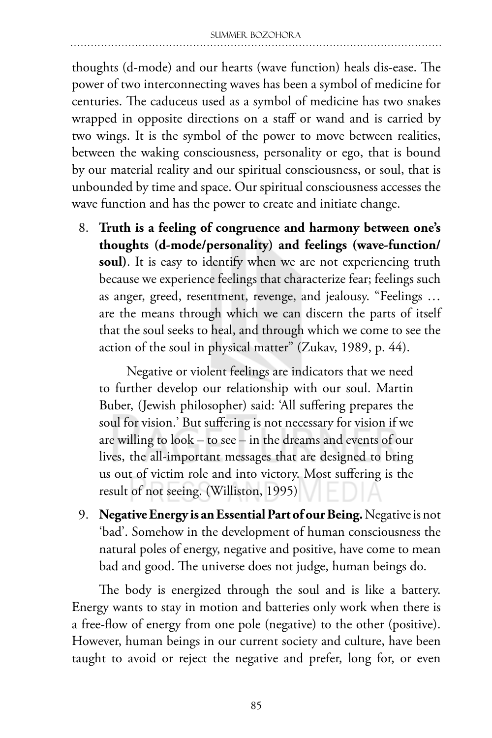thoughts (d-mode) and our hearts (wave function) heals dis-ease. The power of two interconnecting waves has been a symbol of medicine for centuries. The caduceus used as a symbol of medicine has two snakes wrapped in opposite directions on a staff or wand and is carried by two wings. It is the symbol of the power to move between realities, between the waking consciousness, personality or ego, that is bound by our material reality and our spiritual consciousness, or soul, that is unbounded by time and space. Our spiritual consciousness accesses the wave function and has the power to create and initiate change.

8. **Truth is a feeling of congruence and harmony between one's thoughts (d-mode/personality) and feelings (wave-function/ soul)**. It is easy to identify when we are not experiencing truth because we experience feelings that characterize fear; feelings such as anger, greed, resentment, revenge, and jealousy. "Feelings … are the means through which we can discern the parts of itself that the soul seeks to heal, and through which we come to see the action of the soul in physical matter" (Zukav, 1989, p. 44).

   Negative or violent feelings are indicators that we need to further develop our relationship with our soul. Martin Buber, (Jewish philosopher) said: 'All suffering prepares the soul for vision.' But suffering is not necessary for vision if we are willing to look – to see – in the dreams and events of our lives, the all-important messages that are designed to bring us out of victim role and into victory. Most suffering is the result of not seeing. (Williston, 1995)

9. **Negative Energy is an Essential Part of our Being.** Negative is not 'bad'. Somehow in the development of human consciousness the natural poles of energy, negative and positive, have come to mean bad and good. The universe does not judge, human beings do.

The body is energized through the soul and is like a battery. Energy wants to stay in motion and batteries only work when there is a free-flow of energy from one pole (negative) to the other (positive). However, human beings in our current society and culture, have been taught to avoid or reject the negative and prefer, long for, or even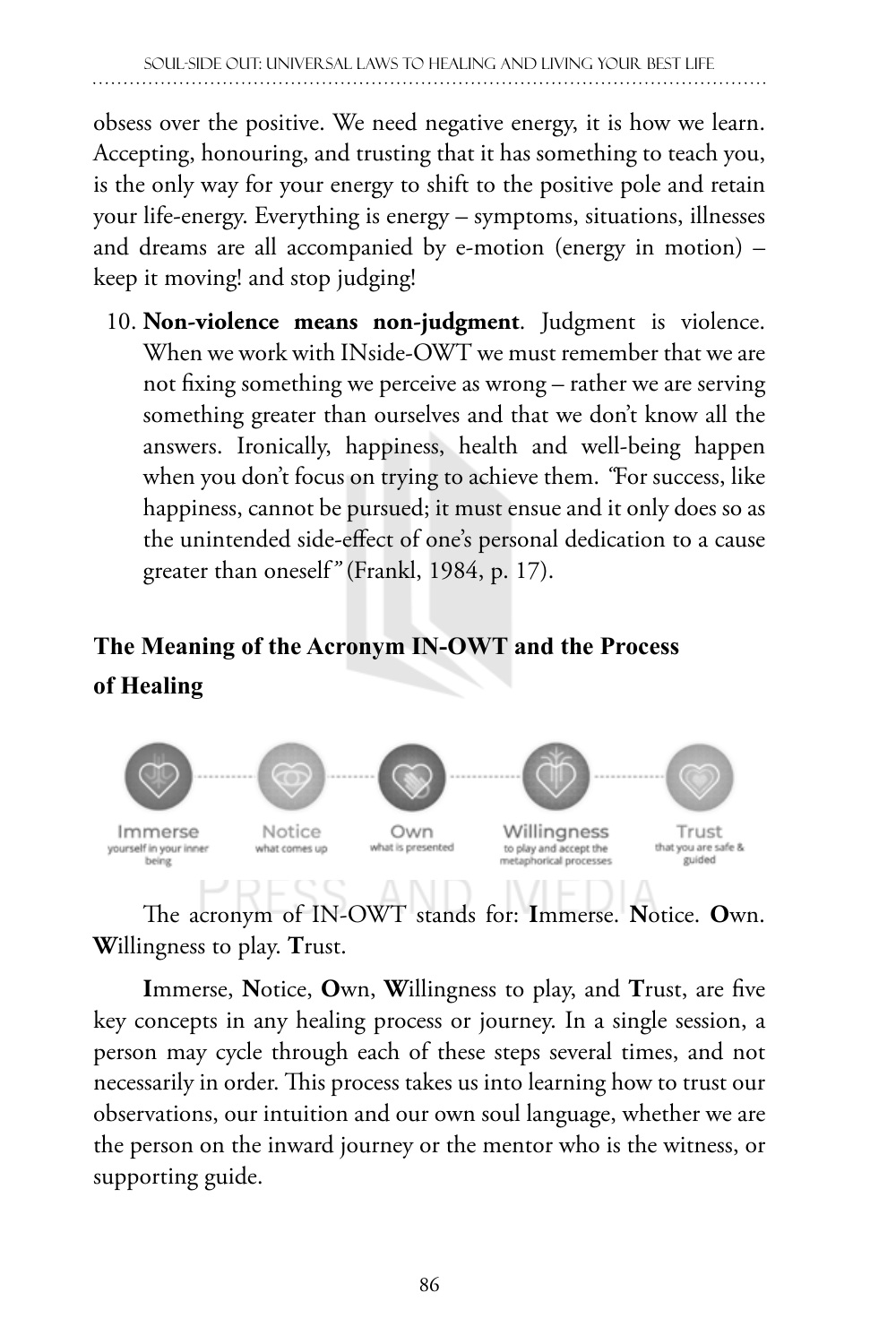obsess over the positive. We need negative energy, it is how we learn. Accepting, honouring, and trusting that it has something to teach you, is the only way for your energy to shift to the positive pole and retain your life-energy. Everything is energy – symptoms, situations, illnesses and dreams are all accompanied by e-motion (energy in motion) – keep it moving! and stop judging!

10. **Non-violence means non-judgment**. Judgment is violence. When we work with INside-OWT we must remember that we are not fixing something we perceive as wrong – rather we are serving something greater than ourselves and that we don't know all the answers. Ironically, happiness, health and well-being happen when you don't focus on trying to achieve them. *"For success, like happiness, cannot be pursued; it must ensue and it only does so as the unintended side-effect of one's personal dedication to a cause greater than oneself"* (Frankl, 1984, p. 17).

## The Meaning of the Acronym IN-OWT and the Process of Healing

Immerse yourself in your inner being — Notice what comes up — Own what is presented — Willingness to play and accept the metaphorical processes — Trust that you are safe & guided

The acronym of IN-OWT stands for: **I**mmerse. **N**otice. **O**wn. **W**illingness to play. **T**rust.

**I**mmerse, **N**otice, **O**wn, **W**illingness to play, and **T**rust, are five key concepts in any healing process or journey. In a single session, a person may cycle through each of these steps several times, and not necessarily in order. This process takes us into learning how to trust our observations, our intuition and our own soul language, whether we are the person on the inward journey or the mentor who is the witness, or supporting guide.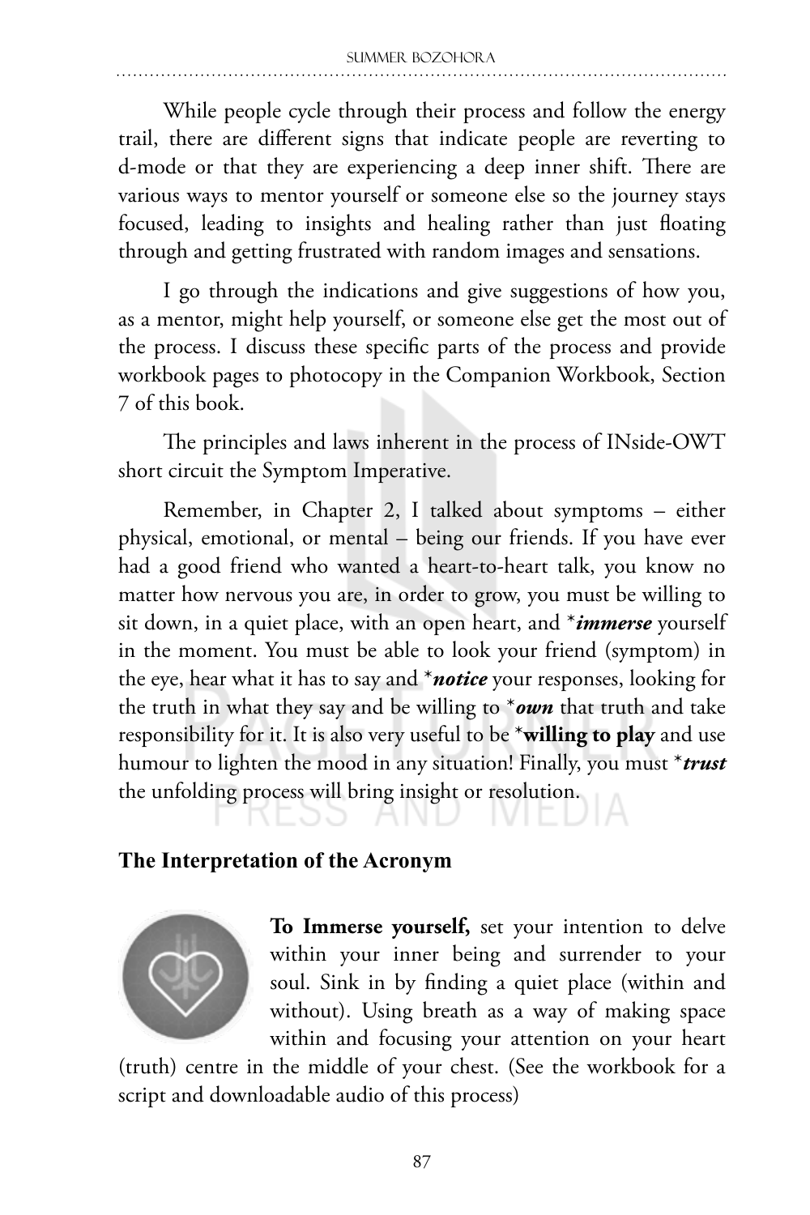While people cycle through their process and follow the energy trail, there are different signs that indicate people are reverting to d-mode or that they are experiencing a deep inner shift. There are various ways to mentor yourself or someone else so the journey stays focused, leading to insights and healing rather than just floating through and getting frustrated with random images and sensations.

I go through the indications and give suggestions of how you, as a mentor, might help yourself, or someone else get the most out of the process. I discuss these specific parts of the process and provide workbook pages to photocopy in the Companion Workbook, Section 7 of this book.

The principles and laws inherent in the process of INside-OWT short circuit the Symptom Imperative.

Remember, in Chapter 2, I talked about symptoms – either physical, emotional, or mental – being our friends. If you have ever had a good friend who wanted a heart-to-heart talk, you know no matter how nervous you are, in order to grow, you must be willing to sit down, in a quiet place, with an open heart, and \****immerse*** yourself in the moment. You must be able to look your friend (symptom) in the eye, hear what it has to say and \****notice*** your responses, looking for the truth in what they say and be willing to \****own*** that truth and take responsibility for it. It is also very useful to be \***willing to play** and use humour to lighten the mood in any situation! Finally, you must \****trust*** the unfolding process will bring insight or resolution.

## The Interpretation of the Acronym

**To Immerse yourself,** set your intention to delve within your inner being and surrender to your soul. Sink in by finding a quiet place (within and without). Using breath as a way of making space within and focusing your attention on your heart (truth) centre in the middle of your chest. (See the workbook for a script and downloadable audio of this process)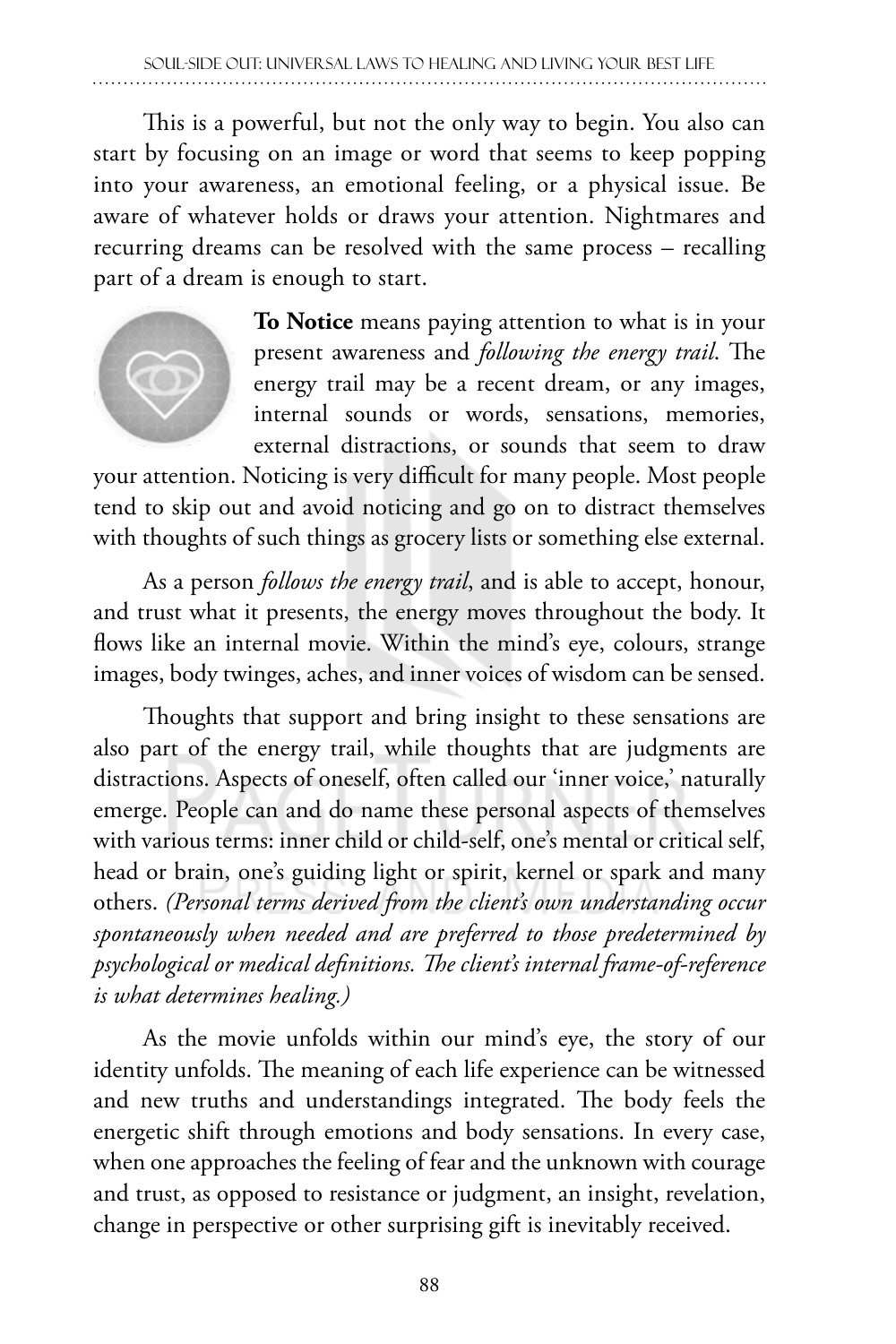This is a powerful, but not the only way to begin. You also can start by focusing on an image or word that seems to keep popping into your awareness, an emotional feeling, or a physical issue. Be aware of whatever holds or draws your attention. Nightmares and recurring dreams can be resolved with the same process – recalling part of a dream is enough to start.

**To Notice** means paying attention to what is in your present awareness and *following the energy trail*. The energy trail may be a recent dream, or any images, internal sounds or words, sensations, memories, external distractions, or sounds that seem to draw your attention. Noticing is very difficult for many people. Most people tend to skip out and avoid noticing and go on to distract themselves with thoughts of such things as grocery lists or something else external.

As a person *follows the energy trail*, and is able to accept, honour, and trust what it presents, the energy moves throughout the body. It flows like an internal movie. Within the mind's eye, colours, strange images, body twinges, aches, and inner voices of wisdom can be sensed.

Thoughts that support and bring insight to these sensations are also part of the energy trail, while thoughts that are judgments are distractions. Aspects of oneself, often called our 'inner voice,' naturally emerge. People can and do name these personal aspects of themselves with various terms: inner child or child-self, one's mental or critical self, head or brain, one's guiding light or spirit, kernel or spark and many others. *(Personal terms derived from the client's own understanding occur spontaneously when needed and are preferred to those predetermined by psychological or medical definitions. The client's internal frame-of-reference is what determines healing.)*

As the movie unfolds within our mind's eye, the story of our identity unfolds. The meaning of each life experience can be witnessed and new truths and understandings integrated. The body feels the energetic shift through emotions and body sensations. In every case, when one approaches the feeling of fear and the unknown with courage and trust, as opposed to resistance or judgment, an insight, revelation, change in perspective or other surprising gift is inevitably received.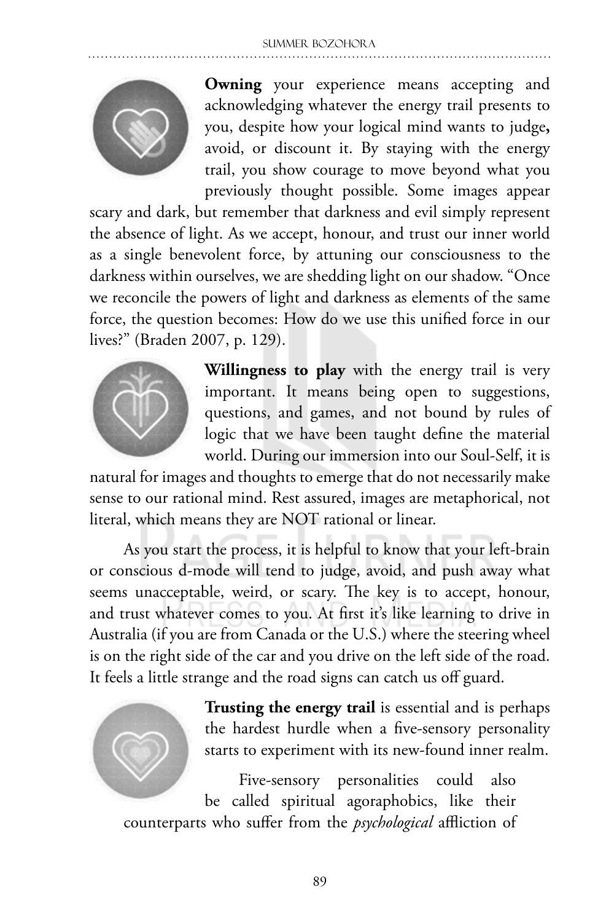**Owning** your experience means accepting and acknowledging whatever the energy trail presents to you, despite how your logical mind wants to judge**,** avoid, or discount it. By staying with the energy trail, you show courage to move beyond what you previously thought possible. Some images appear scary and dark, but remember that darkness and evil simply represent the absence of light. As we accept, honour, and trust our inner world as a single benevolent force, by attuning our consciousness to the darkness within ourselves, we are shedding light on our shadow. "Once we reconcile the powers of light and darkness as elements of the same force, the question becomes: How do we use this unified force in our lives?" (Braden 2007, p. 129).

**Willingness to play** with the energy trail is very important. It means being open to suggestions, questions, and games, and not bound by rules of logic that we have been taught define the material world. During our immersion into our Soul-Self, it is natural for images and thoughts to emerge that do not necessarily make sense to our rational mind. Rest assured, images are metaphorical, not literal, which means they are NOT rational or linear.

As you start the process, it is helpful to know that your left-brain or conscious d-mode will tend to judge, avoid, and push away what seems unacceptable, weird, or scary. The key is to accept, honour, and trust whatever comes to you. At first it's like learning to drive in Australia (if you are from Canada or the U.S.) where the steering wheel is on the right side of the car and you drive on the left side of the road. It feels a little strange and the road signs can catch us off guard.

**Trusting the energy trail** is essential and is perhaps the hardest hurdle when a five-sensory personality starts to experiment with its new-found inner realm.

Five-sensory personalities could also be called spiritual agoraphobics, like their counterparts who suffer from the *psychological* affliction of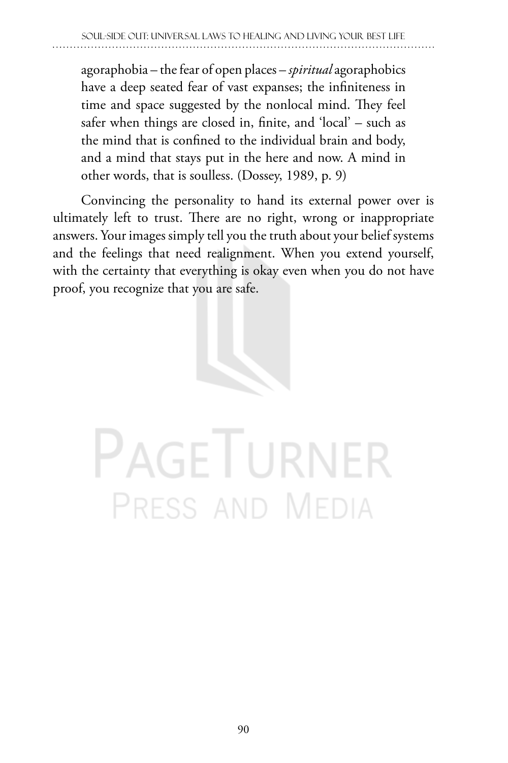> agoraphobia – the fear of open places – *spiritual* agoraphobics have a deep seated fear of vast expanses; the infiniteness in time and space suggested by the nonlocal mind. They feel safer when things are closed in, finite, and 'local' – such as the mind that is confined to the individual brain and body, and a mind that stays put in the here and now. A mind in other words, that is soulless. (Dossey, 1989, p. 9)

Convincing the personality to hand its external power over is ultimately left to trust. There are no right, wrong or inappropriate answers. Your images simply tell you the truth about your belief systems and the feelings that need realignment. When you extend yourself, with the certainty that everything is okay even when you do not have proof, you recognize that you are safe.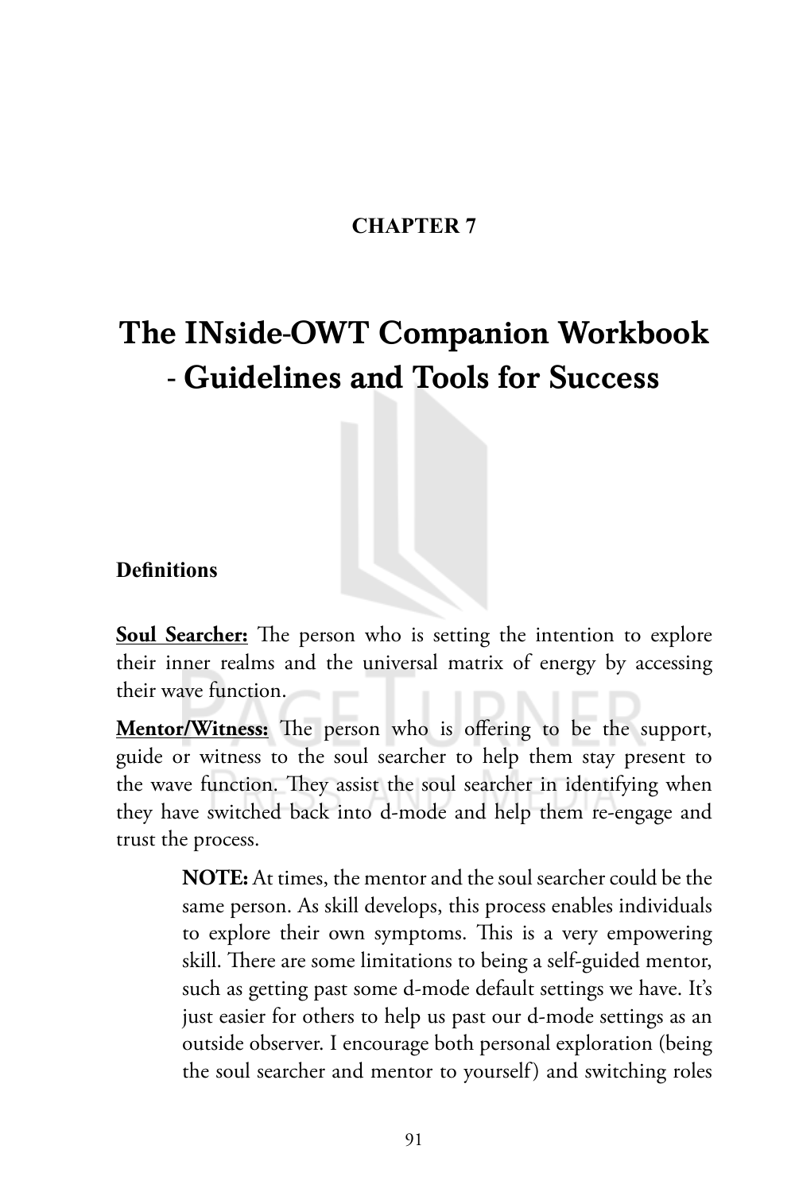**CHAPTER 7**

# The INside-OWT Companion Workbook - Guidelines and Tools for Success

**Definitions**

**Soul Searcher:** The person who is setting the intention to explore their inner realms and the universal matrix of energy by accessing their wave function.

**Mentor/Witness:** The person who is offering to be the support, guide or witness to the soul searcher to help them stay present to the wave function. They assist the soul searcher in identifying when they have switched back into d-mode and help them re-engage and trust the process.

> **NOTE:** At times, the mentor and the soul searcher could be the same person. As skill develops, this process enables individuals to explore their own symptoms. This is a very empowering skill. There are some limitations to being a self-guided mentor, such as getting past some d-mode default settings we have. It's just easier for others to help us past our d-mode settings as an outside observer. I encourage both personal exploration (being the soul searcher and mentor to yourself) and switching roles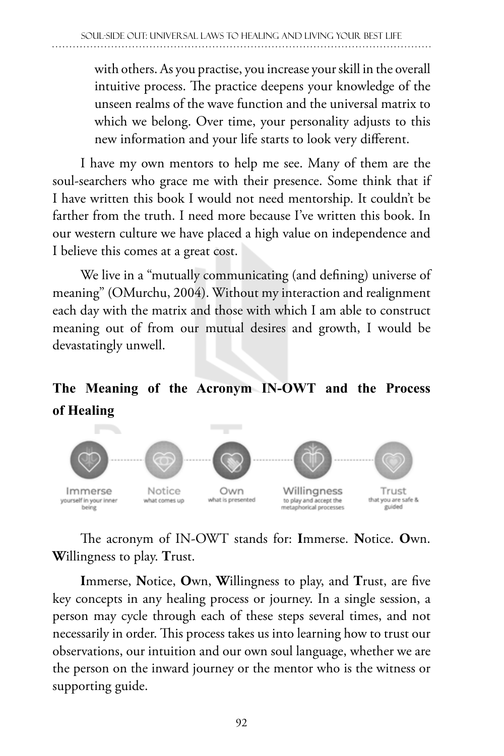with others. As you practise, you increase your skill in the overall intuitive process. The practice deepens your knowledge of the unseen realms of the wave function and the universal matrix to which we belong. Over time, your personality adjusts to this new information and your life starts to look very different.

I have my own mentors to help me see. Many of them are the soul-searchers who grace me with their presence. Some think that if I have written this book I would not need mentorship. It couldn't be farther from the truth. I need more because I've written this book. In our western culture we have placed a high value on independence and I believe this comes at a great cost.

We live in a "mutually communicating (and defining) universe of meaning" (OMurchu, 2004). Without my interaction and realignment each day with the matrix and those with which I am able to construct meaning out of from our mutual desires and growth, I would be devastatingly unwell.

## The Meaning of the Acronym IN-OWT and the Process of Healing

Immerse yourself in your inner being — Notice what comes up — Own what is presented — Willingness to play and accept the metaphorical processes — Trust that you are safe & guided

The acronym of IN-OWT stands for: **I**mmerse. **N**otice. **O**wn. **W**illingness to play. **T**rust.

**I**mmerse, **N**otice, **O**wn, **W**illingness to play, and **T**rust, are five key concepts in any healing process or journey. In a single session, a person may cycle through each of these steps several times, and not necessarily in order. This process takes us into learning how to trust our observations, our intuition and our own soul language, whether we are the person on the inward journey or the mentor who is the witness or supporting guide.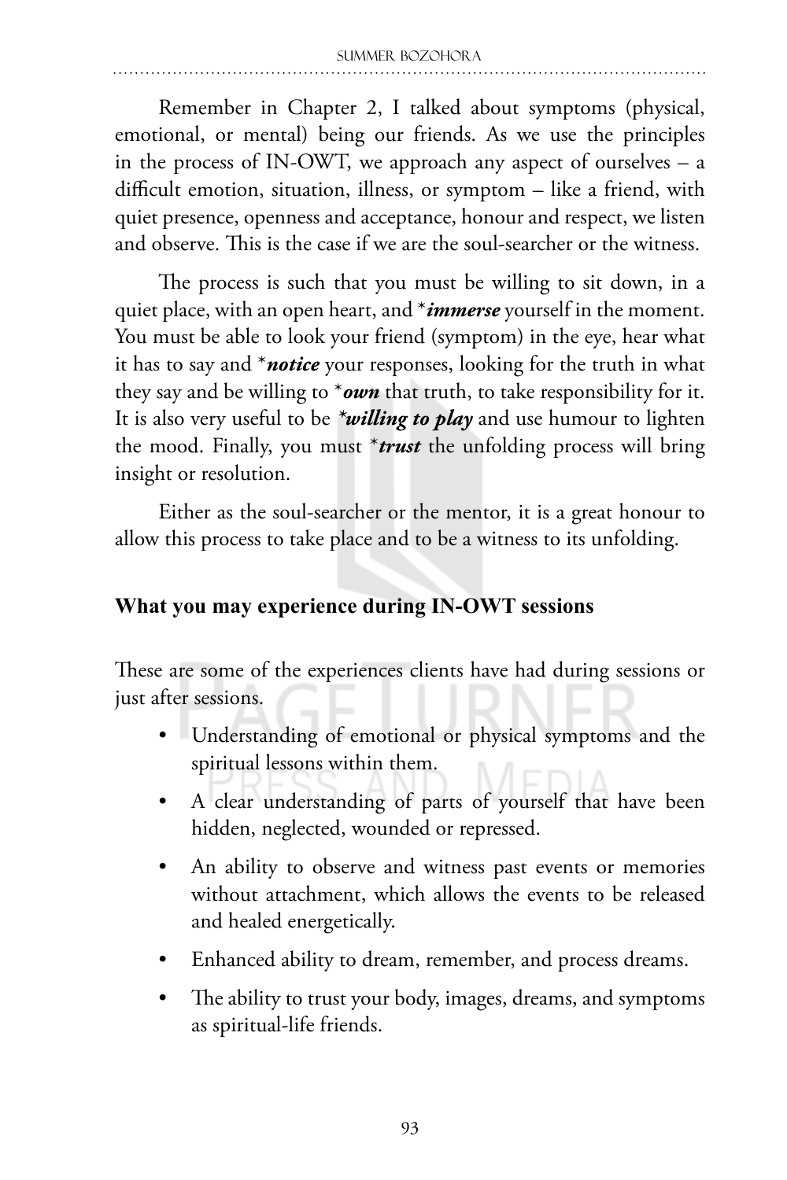Remember in Chapter 2, I talked about symptoms (physical, emotional, or mental) being our friends. As we use the principles in the process of IN-OWT, we approach any aspect of ourselves – a difficult emotion, situation, illness, or symptom – like a friend, with quiet presence, openness and acceptance, honour and respect, we listen and observe. This is the case if we are the soul-searcher or the witness.

The process is such that you must be willing to sit down, in a quiet place, with an open heart, and *immerse*** yourself in the moment. You must be able to look your friend (symptom) in the eye, hear what it has to say and ***notice*** your responses, looking for the truth in what they say and be willing to ***own*** that truth, to take responsibility for it. It is also very useful to be ***willing to play*** and use humour to lighten the mood. Finally, you must ***trust*** the unfolding process will bring insight or resolution.

Either as the soul-searcher or the mentor, it is a great honour to allow this process to take place and to be a witness to its unfolding.

## What you may experience during IN-OWT sessions

These are some of the experiences clients have had during sessions or just after sessions.

- Understanding of emotional or physical symptoms and the spiritual lessons within them.
- A clear understanding of parts of yourself that have been hidden, neglected, wounded or repressed.
- An ability to observe and witness past events or memories without attachment, which allows the events to be released and healed energetically.
- Enhanced ability to dream, remember, and process dreams.
- The ability to trust your body, images, dreams, and symptoms as spiritual-life friends.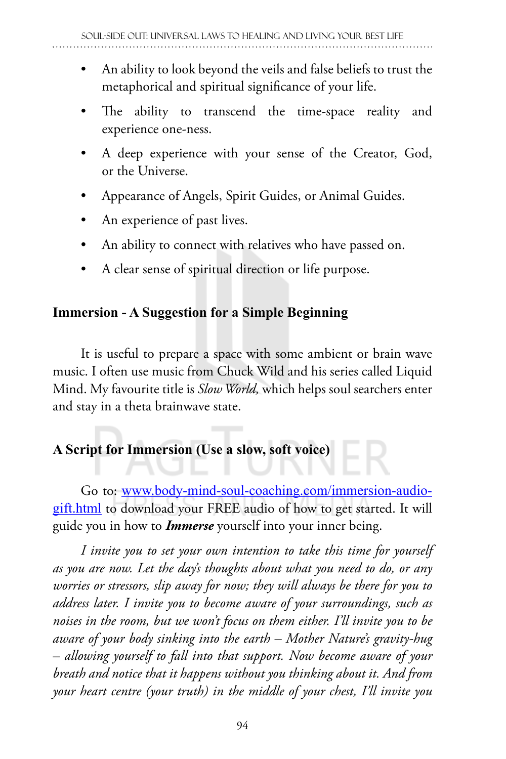- An ability to look beyond the veils and false beliefs to trust the metaphorical and spiritual significance of your life.
- The ability to transcend the time-space reality and experience one-ness.
- A deep experience with your sense of the Creator, God, or the Universe.
- Appearance of Angels, Spirit Guides, or Animal Guides.
- An experience of past lives.
- An ability to connect with relatives who have passed on.
- A clear sense of spiritual direction or life purpose.

**Immersion - A Suggestion for a Simple Beginning**

It is useful to prepare a space with some ambient or brain wave music. I often use music from Chuck Wild and his series called Liquid Mind. My favourite title is *Slow World,* which helps soul searchers enter and stay in a theta brainwave state.

**A Script for Immersion (Use a slow, soft voice)**

Go to: www.body-mind-soul-coaching.com/immersion-audio-gift.html to download your FREE audio of how to get started. It will guide you in how to ***Immerse*** yourself into your inner being.

*I invite you to set your own intention to take this time for yourself as you are now. Let the day's thoughts about what you need to do, or any worries or stressors, slip away for now; they will always be there for you to address later. I invite you to become aware of your surroundings, such as noises in the room, but we won't focus on them either. I'll invite you to be aware of your body sinking into the earth – Mother Nature's gravity-hug – allowing yourself to fall into that support. Now become aware of your breath and notice that it happens without you thinking about it. And from your heart centre (your truth) in the middle of your chest, I'll invite you*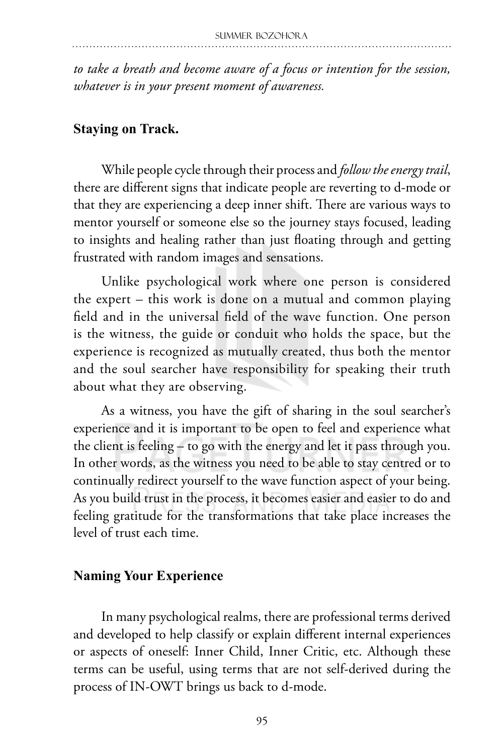*to take a breath and become aware of a focus or intention for the session, whatever is in your present moment of awareness.*

**Staying on Track.**

While people cycle through their process and *follow the energy trail*, there are different signs that indicate people are reverting to d-mode or that they are experiencing a deep inner shift. There are various ways to mentor yourself or someone else so the journey stays focused, leading to insights and healing rather than just floating through and getting frustrated with random images and sensations.

Unlike psychological work where one person is considered the expert – this work is done on a mutual and common playing field and in the universal field of the wave function. One person is the witness, the guide or conduit who holds the space, but the experience is recognized as mutually created, thus both the mentor and the soul searcher have responsibility for speaking their truth about what they are observing.

As a witness, you have the gift of sharing in the soul searcher's experience and it is important to be open to feel and experience what the client is feeling – to go with the energy and let it pass through you. In other words, as the witness you need to be able to stay centred or to continually redirect yourself to the wave function aspect of your being. As you build trust in the process, it becomes easier and easier to do and feeling gratitude for the transformations that take place increases the level of trust each time.

**Naming Your Experience**

In many psychological realms, there are professional terms derived and developed to help classify or explain different internal experiences or aspects of oneself: Inner Child, Inner Critic, etc. Although these terms can be useful, using terms that are not self-derived during the process of IN-OWT brings us back to d-mode.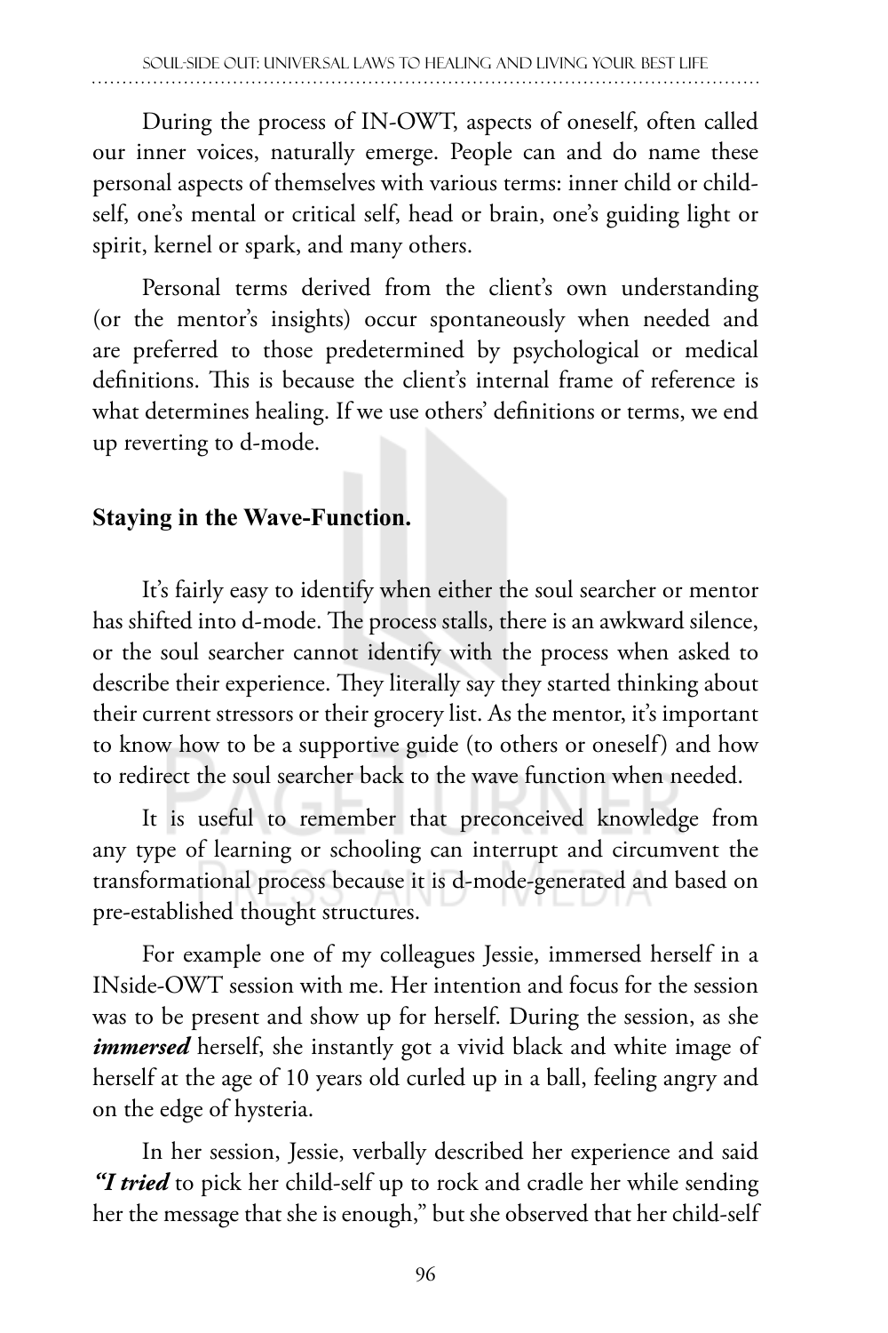During the process of IN-OWT, aspects of oneself, often called our inner voices, naturally emerge. People can and do name these personal aspects of themselves with various terms: inner child or child-self, one's mental or critical self, head or brain, one's guiding light or spirit, kernel or spark, and many others.

Personal terms derived from the client's own understanding (or the mentor's insights) occur spontaneously when needed and are preferred to those predetermined by psychological or medical definitions. This is because the client's internal frame of reference is what determines healing. If we use others' definitions or terms, we end up reverting to d-mode.

## Staying in the Wave-Function.

It's fairly easy to identify when either the soul searcher or mentor has shifted into d-mode. The process stalls, there is an awkward silence, or the soul searcher cannot identify with the process when asked to describe their experience. They literally say they started thinking about their current stressors or their grocery list. As the mentor, it's important to know how to be a supportive guide (to others or oneself) and how to redirect the soul searcher back to the wave function when needed.

It is useful to remember that preconceived knowledge from any type of learning or schooling can interrupt and circumvent the transformational process because it is d-mode-generated and based on pre-established thought structures.

For example one of my colleagues Jessie, immersed herself in a INside-OWT session with me. Her intention and focus for the session was to be present and show up for herself. During the session, as she ***immersed*** herself, she instantly got a vivid black and white image of herself at the age of 10 years old curled up in a ball, feeling angry and on the edge of hysteria.

In her session, Jessie, verbally described her experience and said ***"I tried*** to pick her child-self up to rock and cradle her while sending her the message that she is enough," but she observed that her child-self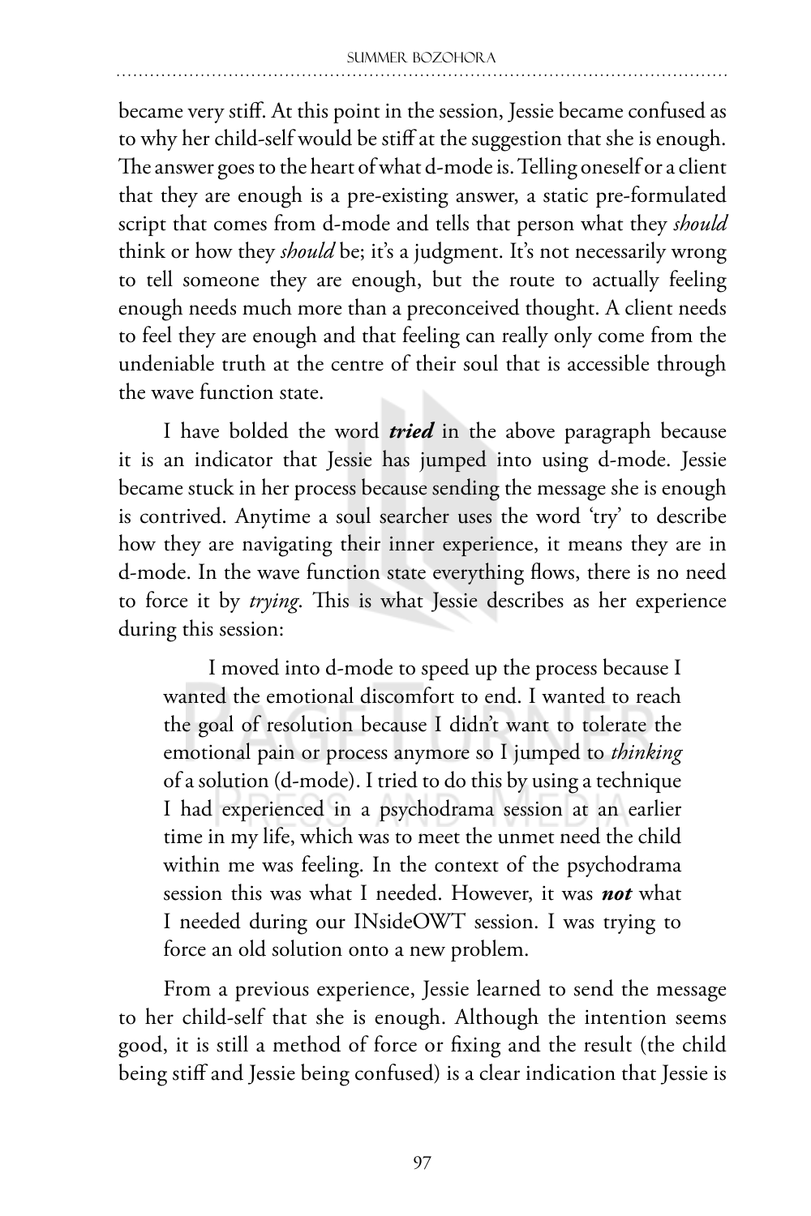became very stiff. At this point in the session, Jessie became confused as to why her child-self would be stiff at the suggestion that she is enough. The answer goes to the heart of what d-mode is. Telling oneself or a client that they are enough is a pre-existing answer, a static pre-formulated script that comes from d-mode and tells that person what they *should* think or how they *should* be; it's a judgment. It's not necessarily wrong to tell someone they are enough, but the route to actually feeling enough needs much more than a preconceived thought. A client needs to feel they are enough and that feeling can really only come from the undeniable truth at the centre of their soul that is accessible through the wave function state.

I have bolded the word ***tried*** in the above paragraph because it is an indicator that Jessie has jumped into using d-mode. Jessie became stuck in her process because sending the message she is enough is contrived. Anytime a soul searcher uses the word 'try' to describe how they are navigating their inner experience, it means they are in d-mode. In the wave function state everything flows, there is no need to force it by *trying*. This is what Jessie describes as her experience during this session:

> I moved into d-mode to speed up the process because I wanted the emotional discomfort to end. I wanted to reach the goal of resolution because I didn't want to tolerate the emotional pain or process anymore so I jumped to *thinking* of a solution (d-mode). I tried to do this by using a technique I had experienced in a psychodrama session at an earlier time in my life, which was to meet the unmet need the child within me was feeling. In the context of the psychodrama session this was what I needed. However, it was ***not*** what I needed during our INsideOWT session. I was trying to force an old solution onto a new problem.

From a previous experience, Jessie learned to send the message to her child-self that she is enough. Although the intention seems good, it is still a method of force or fixing and the result (the child being stiff and Jessie being confused) is a clear indication that Jessie is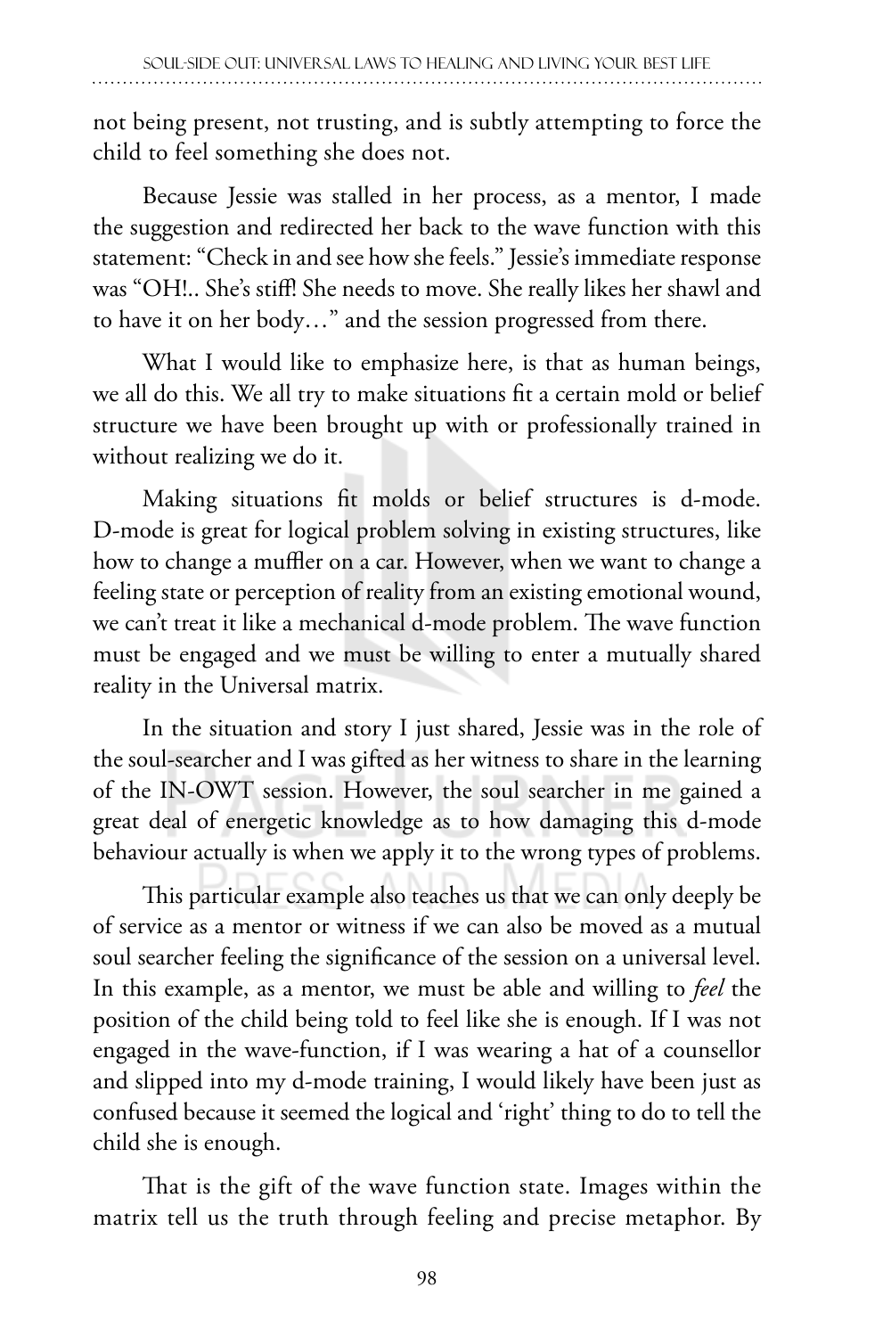not being present, not trusting, and is subtly attempting to force the child to feel something she does not.

Because Jessie was stalled in her process, as a mentor, I made the suggestion and redirected her back to the wave function with this statement: "Check in and see how she feels." Jessie's immediate response was "OH!.. She's stiff! She needs to move. She really likes her shawl and to have it on her body…" and the session progressed from there.

What I would like to emphasize here, is that as human beings, we all do this. We all try to make situations fit a certain mold or belief structure we have been brought up with or professionally trained in without realizing we do it.

Making situations fit molds or belief structures is d-mode. D-mode is great for logical problem solving in existing structures, like how to change a muffler on a car. However, when we want to change a feeling state or perception of reality from an existing emotional wound, we can't treat it like a mechanical d-mode problem. The wave function must be engaged and we must be willing to enter a mutually shared reality in the Universal matrix.

In the situation and story I just shared, Jessie was in the role of the soul-searcher and I was gifted as her witness to share in the learning of the IN-OWT session. However, the soul searcher in me gained a great deal of energetic knowledge as to how damaging this d-mode behaviour actually is when we apply it to the wrong types of problems.

This particular example also teaches us that we can only deeply be of service as a mentor or witness if we can also be moved as a mutual soul searcher feeling the significance of the session on a universal level. In this example, as a mentor, we must be able and willing to *feel* the position of the child being told to feel like she is enough. If I was not engaged in the wave-function, if I was wearing a hat of a counsellor and slipped into my d-mode training, I would likely have been just as confused because it seemed the logical and 'right' thing to do to tell the child she is enough.

That is the gift of the wave function state. Images within the matrix tell us the truth through feeling and precise metaphor. By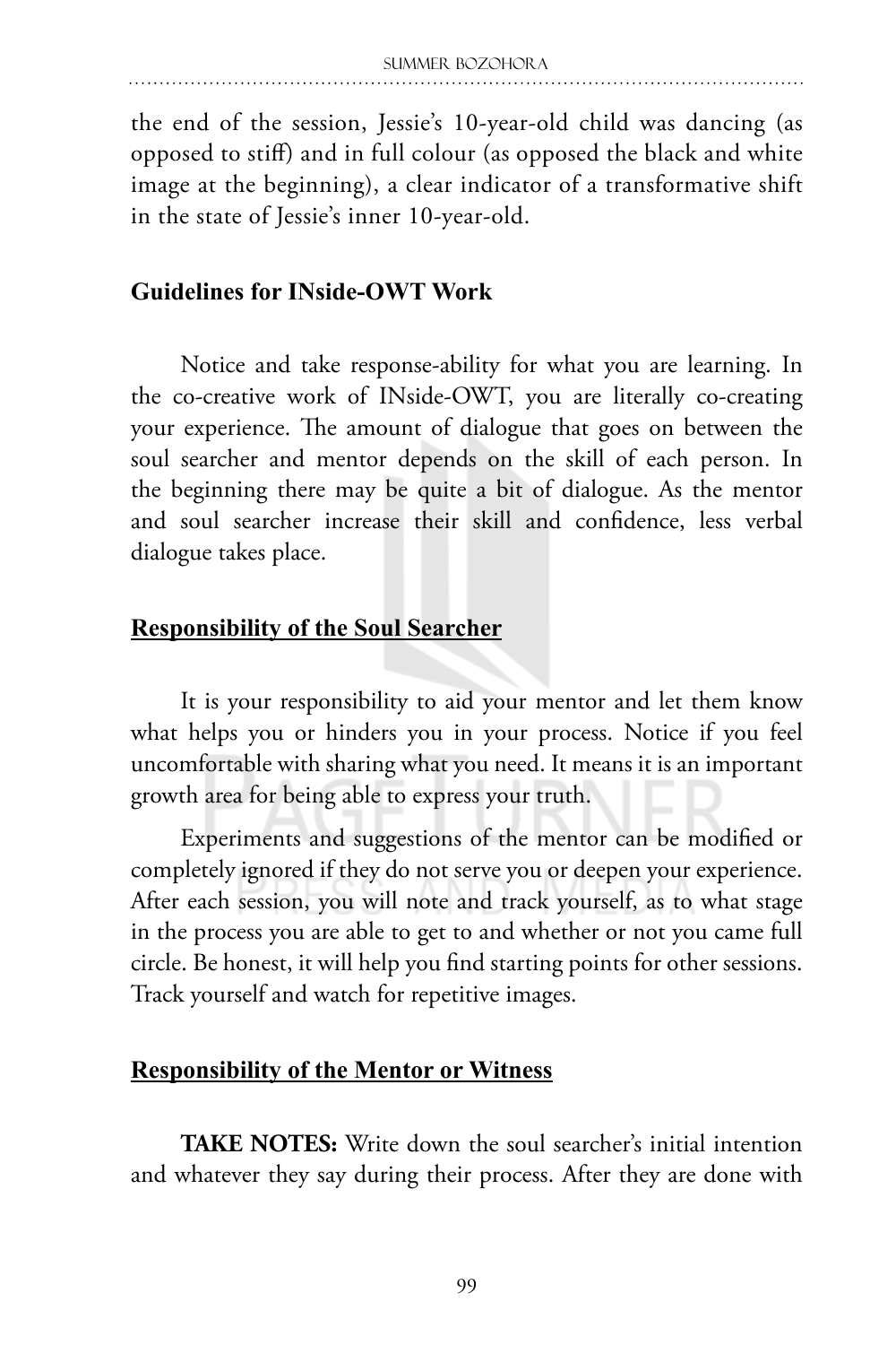the end of the session, Jessie's 10-year-old child was dancing (as opposed to stiff) and in full colour (as opposed the black and white image at the beginning), a clear indicator of a transformative shift in the state of Jessie's inner 10-year-old.

## Guidelines for INside-OWT Work

Notice and take response-ability for what you are learning. In the co-creative work of INside-OWT, you are literally co-creating your experience. The amount of dialogue that goes on between the soul searcher and mentor depends on the skill of each person. In the beginning there may be quite a bit of dialogue. As the mentor and soul searcher increase their skill and confidence, less verbal dialogue takes place.

### Responsibility of the Soul Searcher

It is your responsibility to aid your mentor and let them know what helps you or hinders you in your process. Notice if you feel uncomfortable with sharing what you need. It means it is an important growth area for being able to express your truth.

Experiments and suggestions of the mentor can be modified or completely ignored if they do not serve you or deepen your experience. After each session, you will note and track yourself, as to what stage in the process you are able to get to and whether or not you came full circle. Be honest, it will help you find starting points for other sessions. Track yourself and watch for repetitive images.

### Responsibility of the Mentor or Witness

**TAKE NOTES:** Write down the soul searcher's initial intention and whatever they say during their process. After they are done with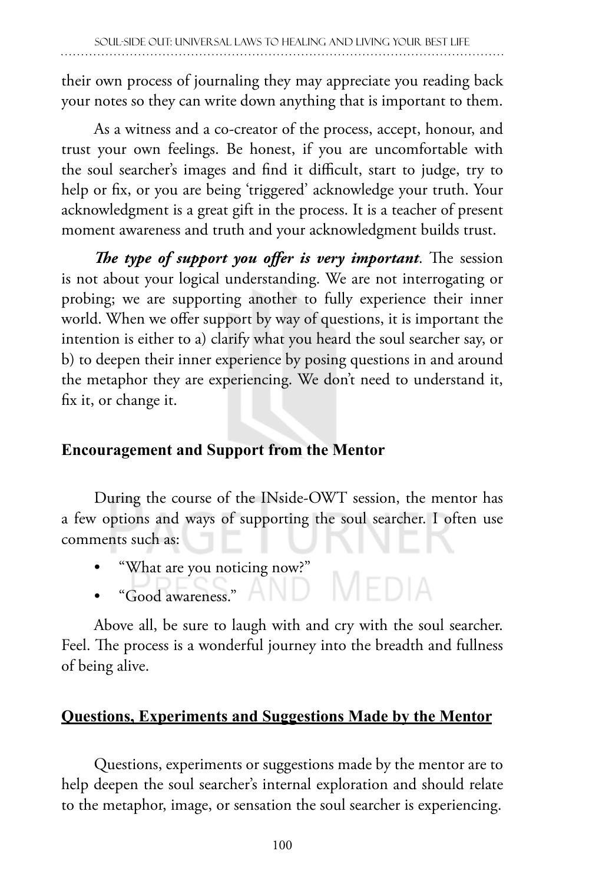their own process of journaling they may appreciate you reading back your notes so they can write down anything that is important to them.

As a witness and a co-creator of the process, accept, honour, and trust your own feelings. Be honest, if you are uncomfortable with the soul searcher's images and find it difficult, start to judge, try to help or fix, or you are being 'triggered' acknowledge your truth. Your acknowledgment is a great gift in the process. It is a teacher of present moment awareness and truth and your acknowledgment builds trust.

***The type of support you offer is very important***. The session is not about your logical understanding. We are not interrogating or probing; we are supporting another to fully experience their inner world. When we offer support by way of questions, it is important the intention is either to a) clarify what you heard the soul searcher say, or b) to deepen their inner experience by posing questions in and around the metaphor they are experiencing. We don't need to understand it, fix it, or change it.

## Encouragement and Support from the Mentor

During the course of the INside-OWT session, the mentor has a few options and ways of supporting the soul searcher. I often use comments such as:

- "What are you noticing now?"
- "Good awareness."

Above all, be sure to laugh with and cry with the soul searcher. Feel. The process is a wonderful journey into the breadth and fullness of being alive.

## Questions, Experiments and Suggestions Made by the Mentor

Questions, experiments or suggestions made by the mentor are to help deepen the soul searcher's internal exploration and should relate to the metaphor, image, or sensation the soul searcher is experiencing.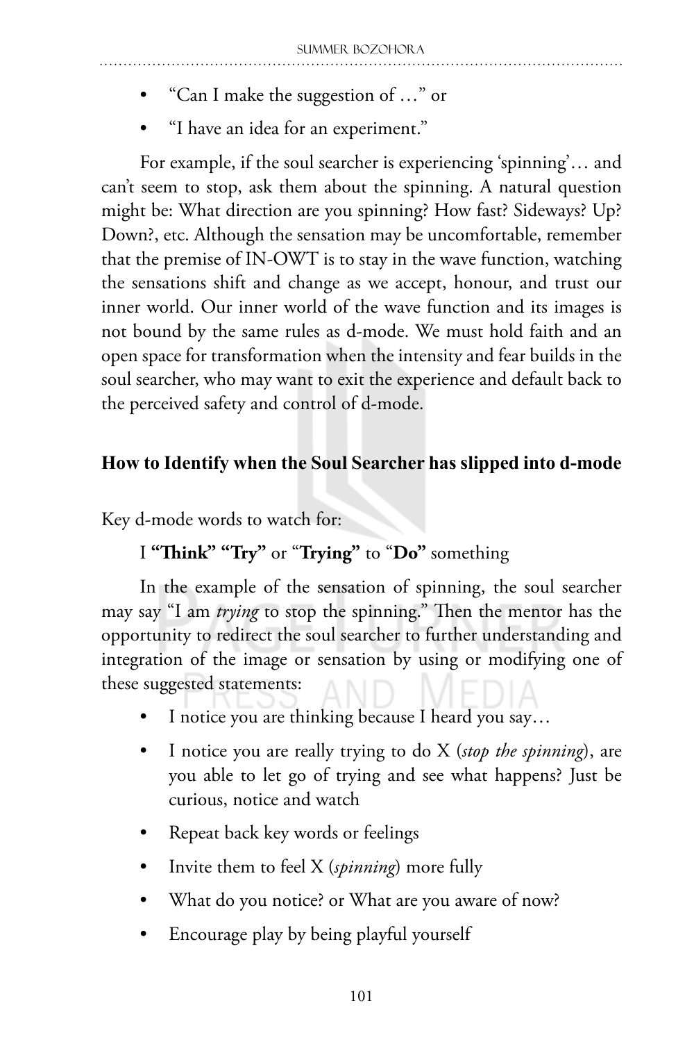- "Can I make the suggestion of …" or
- "I have an idea for an experiment."

For example, if the soul searcher is experiencing 'spinning'… and can't seem to stop, ask them about the spinning. A natural question might be: What direction are you spinning? How fast? Sideways? Up? Down?, etc. Although the sensation may be uncomfortable, remember that the premise of IN-OWT is to stay in the wave function, watching the sensations shift and change as we accept, honour, and trust our inner world. Our inner world of the wave function and its images is not bound by the same rules as d-mode. We must hold faith and an open space for transformation when the intensity and fear builds in the soul searcher, who may want to exit the experience and default back to the perceived safety and control of d-mode.

### How to Identify when the Soul Searcher has slipped into d-mode

Key d-mode words to watch for:

I **"Think" "Try"** or "**Trying"** to "**Do"** something

In the example of the sensation of spinning, the soul searcher may say "I am *trying* to stop the spinning." Then the mentor has the opportunity to redirect the soul searcher to further understanding and integration of the image or sensation by using or modifying one of these suggested statements:

- I notice you are thinking because I heard you say…
- I notice you are really trying to do X (*stop the spinning*), are you able to let go of trying and see what happens? Just be curious, notice and watch
- Repeat back key words or feelings
- Invite them to feel X (*spinning*) more fully
- What do you notice? or What are you aware of now?
- Encourage play by being playful yourself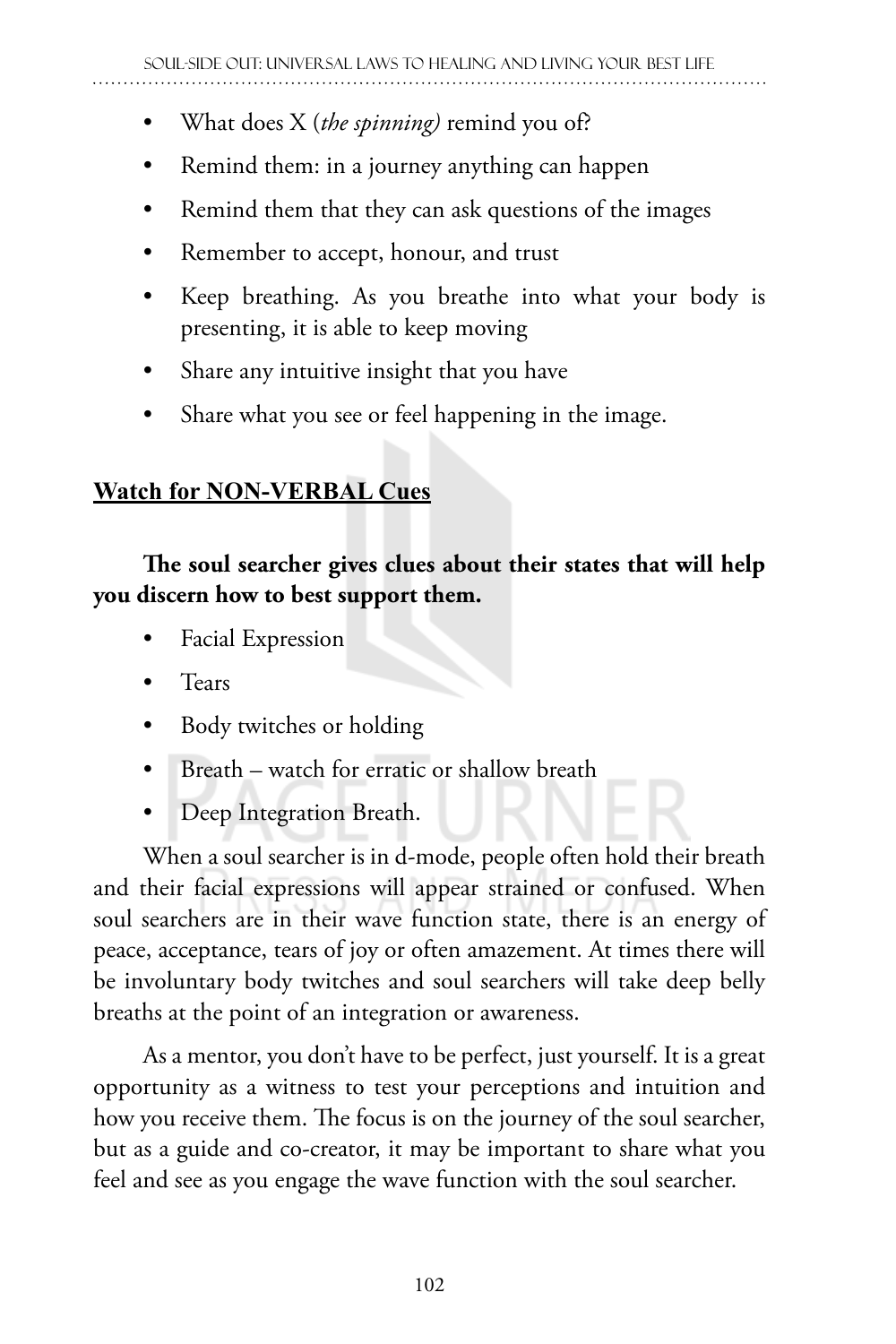- What does X (*the spinning)* remind you of?
- Remind them: in a journey anything can happen
- Remind them that they can ask questions of the images
- Remember to accept, honour, and trust
- Keep breathing. As you breathe into what your body is presenting, it is able to keep moving
- Share any intuitive insight that you have
- Share what you see or feel happening in the image.

**<u>Watch for NON-VERBAL Cues</u>**

**The soul searcher gives clues about their states that will help you discern how to best support them.**

- Facial Expression
- Tears
- Body twitches or holding
- Breath – watch for erratic or shallow breath
- Deep Integration Breath.

When a soul searcher is in d-mode, people often hold their breath and their facial expressions will appear strained or confused. When soul searchers are in their wave function state, there is an energy of peace, acceptance, tears of joy or often amazement. At times there will be involuntary body twitches and soul searchers will take deep belly breaths at the point of an integration or awareness.

As a mentor, you don't have to be perfect, just yourself. It is a great opportunity as a witness to test your perceptions and intuition and how you receive them. The focus is on the journey of the soul searcher, but as a guide and co-creator, it may be important to share what you feel and see as you engage the wave function with the soul searcher.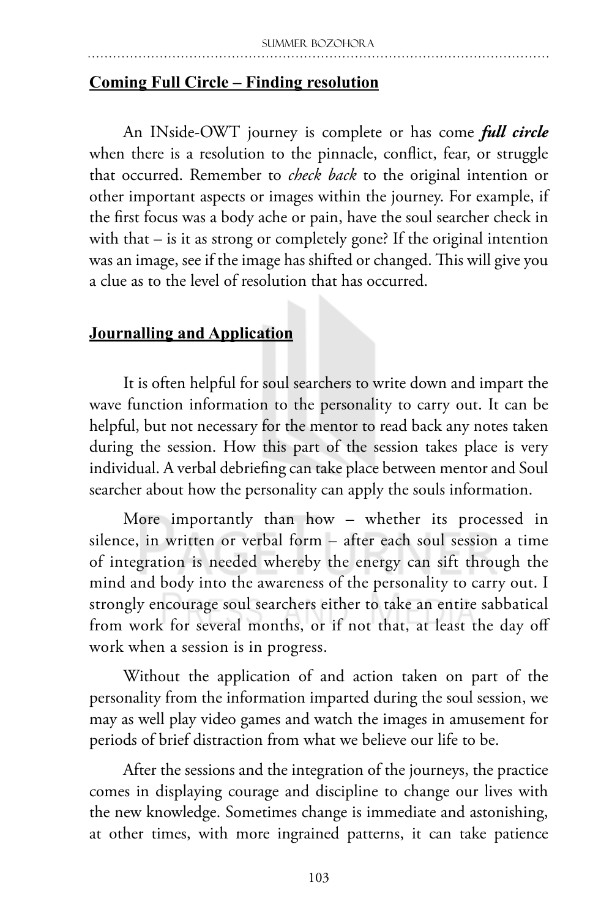## **Coming Full Circle – Finding resolution**

An INside-OWT journey is complete or has come ***full circle*** when there is a resolution to the pinnacle, conflict, fear, or struggle that occurred. Remember to *check back* to the original intention or other important aspects or images within the journey. For example, if the first focus was a body ache or pain, have the soul searcher check in with that – is it as strong or completely gone? If the original intention was an image, see if the image has shifted or changed. This will give you a clue as to the level of resolution that has occurred.

## **Journalling and Application**

It is often helpful for soul searchers to write down and impart the wave function information to the personality to carry out. It can be helpful, but not necessary for the mentor to read back any notes taken during the session. How this part of the session takes place is very individual. A verbal debriefing can take place between mentor and Soul searcher about how the personality can apply the souls information.

More importantly than how – whether its processed in silence, in written or verbal form – after each soul session a time of integration is needed whereby the energy can sift through the mind and body into the awareness of the personality to carry out. I strongly encourage soul searchers either to take an entire sabbatical from work for several months, or if not that, at least the day off work when a session is in progress.

Without the application of and action taken on part of the personality from the information imparted during the soul session, we may as well play video games and watch the images in amusement for periods of brief distraction from what we believe our life to be.

After the sessions and the integration of the journeys, the practice comes in displaying courage and discipline to change our lives with the new knowledge. Sometimes change is immediate and astonishing, at other times, with more ingrained patterns, it can take patience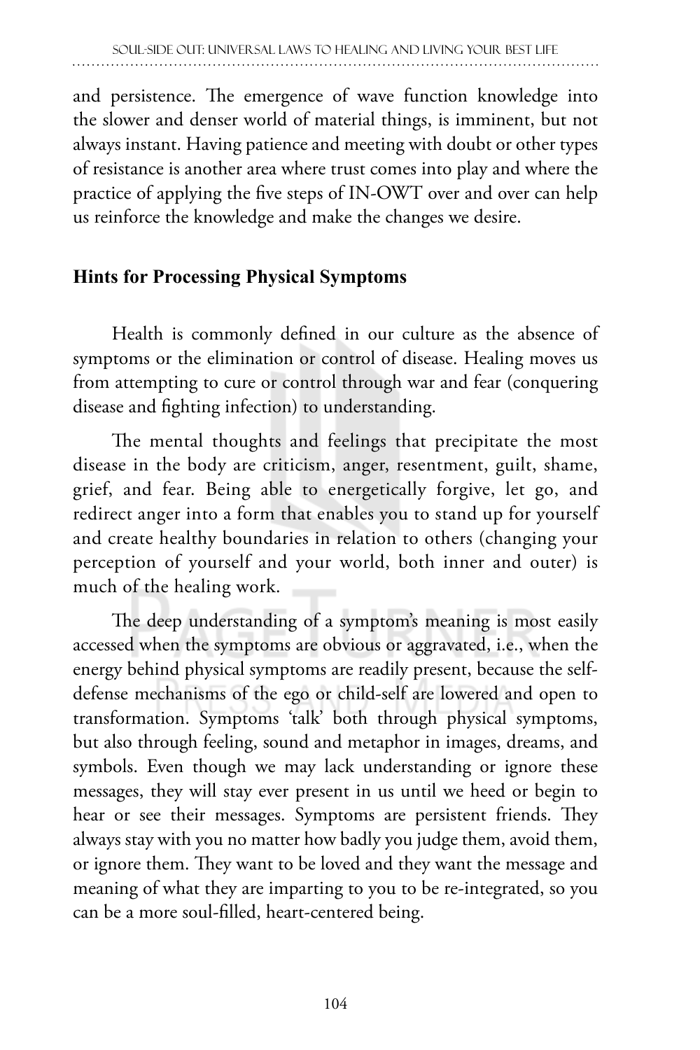and persistence. The emergence of wave function knowledge into the slower and denser world of material things, is imminent, but not always instant. Having patience and meeting with doubt or other types of resistance is another area where trust comes into play and where the practice of applying the five steps of IN-OWT over and over can help us reinforce the knowledge and make the changes we desire.

## Hints for Processing Physical Symptoms

Health is commonly defined in our culture as the absence of symptoms or the elimination or control of disease. Healing moves us from attempting to cure or control through war and fear (conquering disease and fighting infection) to understanding.

The mental thoughts and feelings that precipitate the most disease in the body are criticism, anger, resentment, guilt, shame, grief, and fear. Being able to energetically forgive, let go, and redirect anger into a form that enables you to stand up for yourself and create healthy boundaries in relation to others (changing your perception of yourself and your world, both inner and outer) is much of the healing work.

The deep understanding of a symptom's meaning is most easily accessed when the symptoms are obvious or aggravated, i.e., when the energy behind physical symptoms are readily present, because the self-defense mechanisms of the ego or child-self are lowered and open to transformation. Symptoms 'talk' both through physical symptoms, but also through feeling, sound and metaphor in images, dreams, and symbols. Even though we may lack understanding or ignore these messages, they will stay ever present in us until we heed or begin to hear or see their messages. Symptoms are persistent friends. They always stay with you no matter how badly you judge them, avoid them, or ignore them. They want to be loved and they want the message and meaning of what they are imparting to you to be re-integrated, so you can be a more soul-filled, heart-centered being.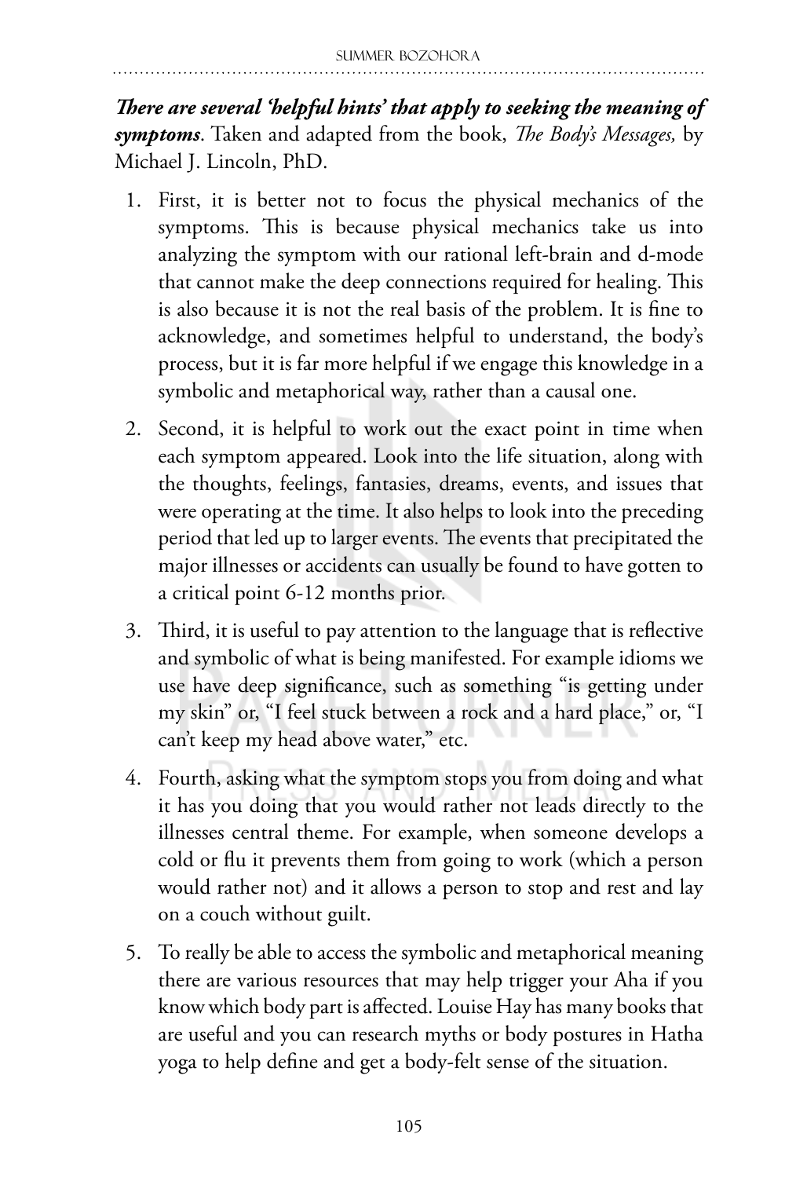***There are several 'helpful hints' that apply to seeking the meaning of symptoms***. Taken and adapted from the book, *The Body's Messages,* by Michael J. Lincoln, PhD.

1. First, it is better not to focus the physical mechanics of the symptoms. This is because physical mechanics take us into analyzing the symptom with our rational left-brain and d-mode that cannot make the deep connections required for healing. This is also because it is not the real basis of the problem. It is fine to acknowledge, and sometimes helpful to understand, the body's process, but it is far more helpful if we engage this knowledge in a symbolic and metaphorical way, rather than a causal one.

2. Second, it is helpful to work out the exact point in time when each symptom appeared. Look into the life situation, along with the thoughts, feelings, fantasies, dreams, events, and issues that were operating at the time. It also helps to look into the preceding period that led up to larger events. The events that precipitated the major illnesses or accidents can usually be found to have gotten to a critical point 6-12 months prior.

3. Third, it is useful to pay attention to the language that is reflective and symbolic of what is being manifested. For example idioms we use have deep significance, such as something "is getting under my skin" or, "I feel stuck between a rock and a hard place," or, "I can't keep my head above water," etc.

4. Fourth, asking what the symptom stops you from doing and what it has you doing that you would rather not leads directly to the illnesses central theme. For example, when someone develops a cold or flu it prevents them from going to work (which a person would rather not) and it allows a person to stop and rest and lay on a couch without guilt.

5. To really be able to access the symbolic and metaphorical meaning there are various resources that may help trigger your Aha if you know which body part is affected. Louise Hay has many books that are useful and you can research myths or body postures in Hatha yoga to help define and get a body-felt sense of the situation.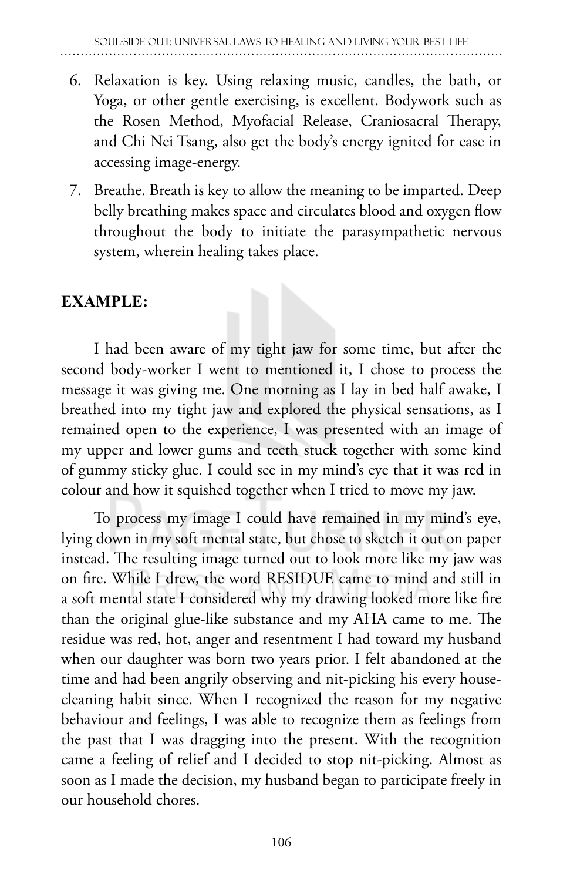6. Relaxation is key. Using relaxing music, candles, the bath, or Yoga, or other gentle exercising, is excellent. Bodywork such as the Rosen Method, Myofacial Release, Craniosacral Therapy, and Chi Nei Tsang, also get the body's energy ignited for ease in accessing image-energy.
7. Breathe. Breath is key to allow the meaning to be imparted. Deep belly breathing makes space and circulates blood and oxygen flow throughout the body to initiate the parasympathetic nervous system, wherein healing takes place.

**EXAMPLE:**

I had been aware of my tight jaw for some time, but after the second body-worker I went to mentioned it, I chose to process the message it was giving me. One morning as I lay in bed half awake, I breathed into my tight jaw and explored the physical sensations, as I remained open to the experience, I was presented with an image of my upper and lower gums and teeth stuck together with some kind of gummy sticky glue. I could see in my mind's eye that it was red in colour and how it squished together when I tried to move my jaw.

To process my image I could have remained in my mind's eye, lying down in my soft mental state, but chose to sketch it out on paper instead. The resulting image turned out to look more like my jaw was on fire. While I drew, the word RESIDUE came to mind and still in a soft mental state I considered why my drawing looked more like fire than the original glue-like substance and my AHA came to me. The residue was red, hot, anger and resentment I had toward my husband when our daughter was born two years prior. I felt abandoned at the time and had been angrily observing and nit-picking his every house-cleaning habit since. When I recognized the reason for my negative behaviour and feelings, I was able to recognize them as feelings from the past that I was dragging into the present. With the recognition came a feeling of relief and I decided to stop nit-picking. Almost as soon as I made the decision, my husband began to participate freely in our household chores.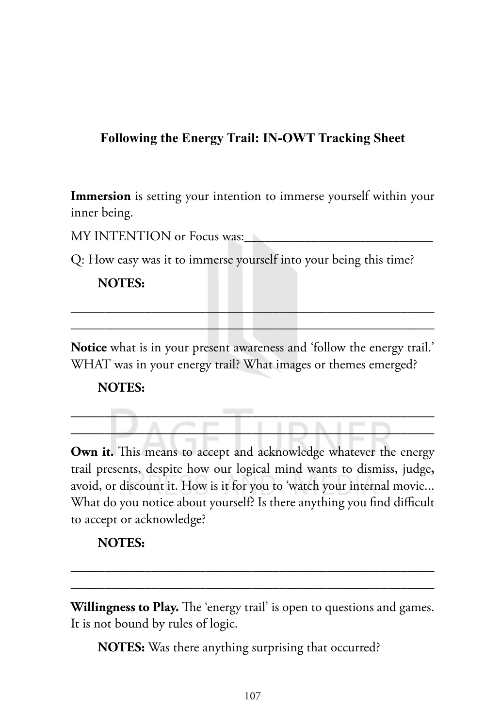## Following the Energy Trail: IN-OWT Tracking Sheet

**Immersion** is setting your intention to immerse yourself within your inner being.

MY INTENTION or Focus was:___________________________

Q: How easy was it to immerse yourself into your being this time?

**NOTES:**

_______________________________________________________

_______________________________________________________

**Notice** what is in your present awareness and 'follow the energy trail.' WHAT was in your energy trail? What images or themes emerged?

**NOTES:**

_______________________________________________________

_______________________________________________________

**Own it.** This means to accept and acknowledge whatever the energy trail presents, despite how our logical mind wants to dismiss, judge**,** avoid, or discount it. How is it for you to 'watch your internal movie... What do you notice about yourself? Is there anything you find difficult to accept or acknowledge?

**NOTES:**

_______________________________________________________

_______________________________________________________

**Willingness to Play.** The 'energy trail' is open to questions and games. It is not bound by rules of logic.

**NOTES:** Was there anything surprising that occurred?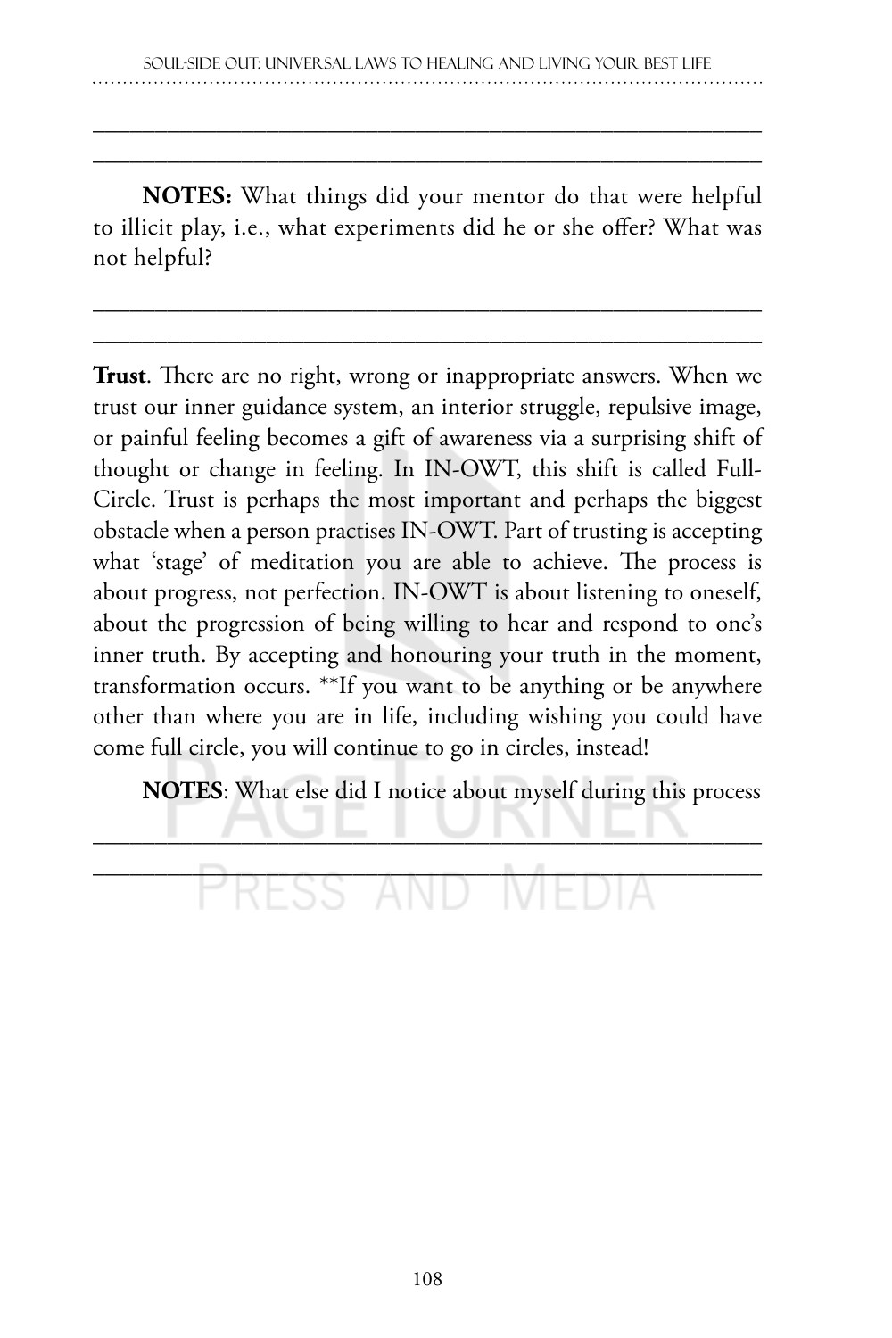\_\_\_\_\_\_\_\_\_\_\_\_\_\_\_\_\_\_\_\_\_\_\_\_\_\_\_\_\_\_\_\_\_\_\_\_\_\_\_\_\_\_\_\_\_\_\_\_\_\_\_\_\_\_\_\_

\_\_\_\_\_\_\_\_\_\_\_\_\_\_\_\_\_\_\_\_\_\_\_\_\_\_\_\_\_\_\_\_\_\_\_\_\_\_\_\_\_\_\_\_\_\_\_\_\_\_\_\_\_\_\_\_

**NOTES:** What things did your mentor do that were helpful to illicit play, i.e., what experiments did he or she offer? What was not helpful?

\_\_\_\_\_\_\_\_\_\_\_\_\_\_\_\_\_\_\_\_\_\_\_\_\_\_\_\_\_\_\_\_\_\_\_\_\_\_\_\_\_\_\_\_\_\_\_\_\_\_\_\_\_\_\_\_

\_\_\_\_\_\_\_\_\_\_\_\_\_\_\_\_\_\_\_\_\_\_\_\_\_\_\_\_\_\_\_\_\_\_\_\_\_\_\_\_\_\_\_\_\_\_\_\_\_\_\_\_\_\_\_\_

**Trust**. There are no right, wrong or inappropriate answers. When we trust our inner guidance system, an interior struggle, repulsive image, or painful feeling becomes a gift of awareness via a surprising shift of thought or change in feeling. In IN-OWT, this shift is called Full-Circle. Trust is perhaps the most important and perhaps the biggest obstacle when a person practises IN-OWT. Part of trusting is accepting what 'stage' of meditation you are able to achieve. The process is about progress, not perfection. IN-OWT is about listening to oneself, about the progression of being willing to hear and respond to one's inner truth. By accepting and honouring your truth in the moment, transformation occurs. **If you want to be anything or be anywhere other than where you are in life, including wishing you could have come full circle, you will continue to go in circles, instead!

**NOTES**: What else did I notice about myself during this process

\_\_\_\_\_\_\_\_\_\_\_\_\_\_\_\_\_\_\_\_\_\_\_\_\_\_\_\_\_\_\_\_\_\_\_\_\_\_\_\_\_\_\_\_\_\_\_\_\_\_\_\_\_\_\_\_

\_\_\_\_\_\_\_\_\_\_\_\_\_\_\_\_\_\_\_\_\_\_\_\_\_\_\_\_\_\_\_\_\_\_\_\_\_\_\_\_\_\_\_\_\_\_\_\_\_\_\_\_\_\_\_\_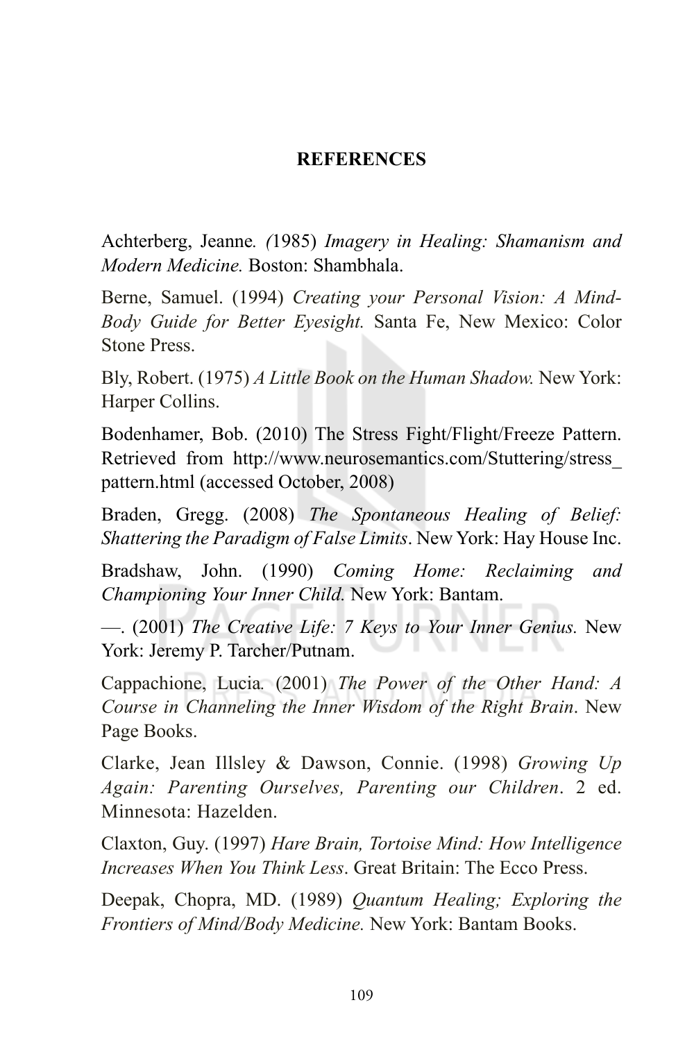## REFERENCES

Achterberg, Jeanne. *(*1985) *Imagery in Healing: Shamanism and Modern Medicine.* Boston: Shambhala.

Berne, Samuel. (1994) *Creating your Personal Vision: A Mind-Body Guide for Better Eyesight.* Santa Fe, New Mexico: Color Stone Press.

Bly, Robert. (1975) *A Little Book on the Human Shadow.* New York: Harper Collins.

Bodenhamer, Bob. (2010) The Stress Fight/Flight/Freeze Pattern. Retrieved from http://www.neurosemantics.com/Stuttering/stress_pattern.html (accessed October, 2008)

Braden, Gregg. (2008) *The Spontaneous Healing of Belief: Shattering the Paradigm of False Limits*. New York: Hay House Inc.

Bradshaw, John. (1990) *Coming Home: Reclaiming and Championing Your Inner Child.* New York: Bantam.

—. (2001) *The Creative Life: 7 Keys to Your Inner Genius.* New York: Jeremy P. Tarcher/Putnam.

Cappachione, Lucia. (2001) *The Power of the Other Hand: A Course in Channeling the Inner Wisdom of the Right Brain*. New Page Books.

Clarke, Jean Illsley & Dawson, Connie. (1998) *Growing Up Again: Parenting Ourselves, Parenting our Children*. 2 ed. Minnesota: Hazelden.

Claxton, Guy. (1997) *Hare Brain, Tortoise Mind: How Intelligence Increases When You Think Less*. Great Britain: The Ecco Press.

Deepak, Chopra, MD. (1989) *Quantum Healing; Exploring the Frontiers of Mind/Body Medicine.* New York: Bantam Books.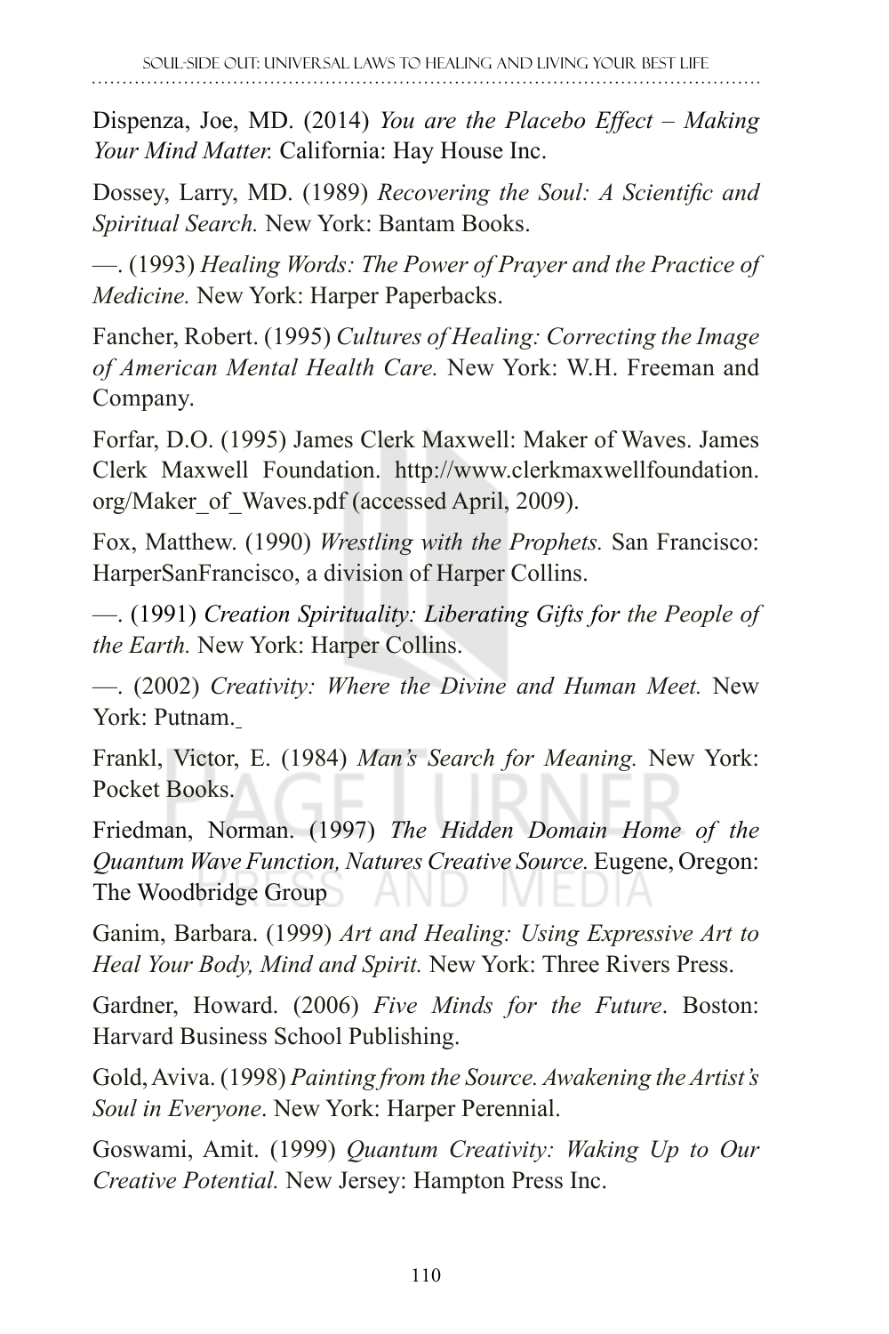Dispenza, Joe, MD. (2014) *You are the Placebo Effect – Making Your Mind Matter.* California: Hay House Inc.

Dossey, Larry, MD. (1989) *Recovering the Soul: A Scientific and Spiritual Search.* New York: Bantam Books.

—. (1993) *Healing Words: The Power of Prayer and the Practice of Medicine.* New York: Harper Paperbacks.

Fancher, Robert. (1995) *Cultures of Healing: Correcting the Image of American Mental Health Care.* New York: W.H. Freeman and Company.

Forfar, D.O. (1995) James Clerk Maxwell: Maker of Waves. James Clerk Maxwell Foundation. http://www.clerkmaxwellfoundation.org/Maker_of_Waves.pdf (accessed April, 2009).

Fox, Matthew. (1990) *Wrestling with the Prophets.* San Francisco: HarperSanFrancisco, a division of Harper Collins.

—. (1991) *Creation Spirituality: Liberating Gifts for the People of the Earth.* New York: Harper Collins.

—. (2002) *Creativity: Where the Divine and Human Meet.* New York: Putnam.

Frankl, Victor, E. (1984) *Man's Search for Meaning.* New York: Pocket Books.

Friedman, Norman. (1997) *The Hidden Domain Home of the Quantum Wave Function, Natures Creative Source.* Eugene, Oregon: The Woodbridge Group

Ganim, Barbara. (1999) *Art and Healing: Using Expressive Art to Heal Your Body, Mind and Spirit.* New York: Three Rivers Press.

Gardner, Howard. (2006) *Five Minds for the Future*. Boston: Harvard Business School Publishing.

Gold, Aviva. (1998) *Painting from the Source. Awakening the Artist's Soul in Everyone*. New York: Harper Perennial.

Goswami, Amit. (1999) *Quantum Creativity: Waking Up to Our Creative Potential.* New Jersey: Hampton Press Inc.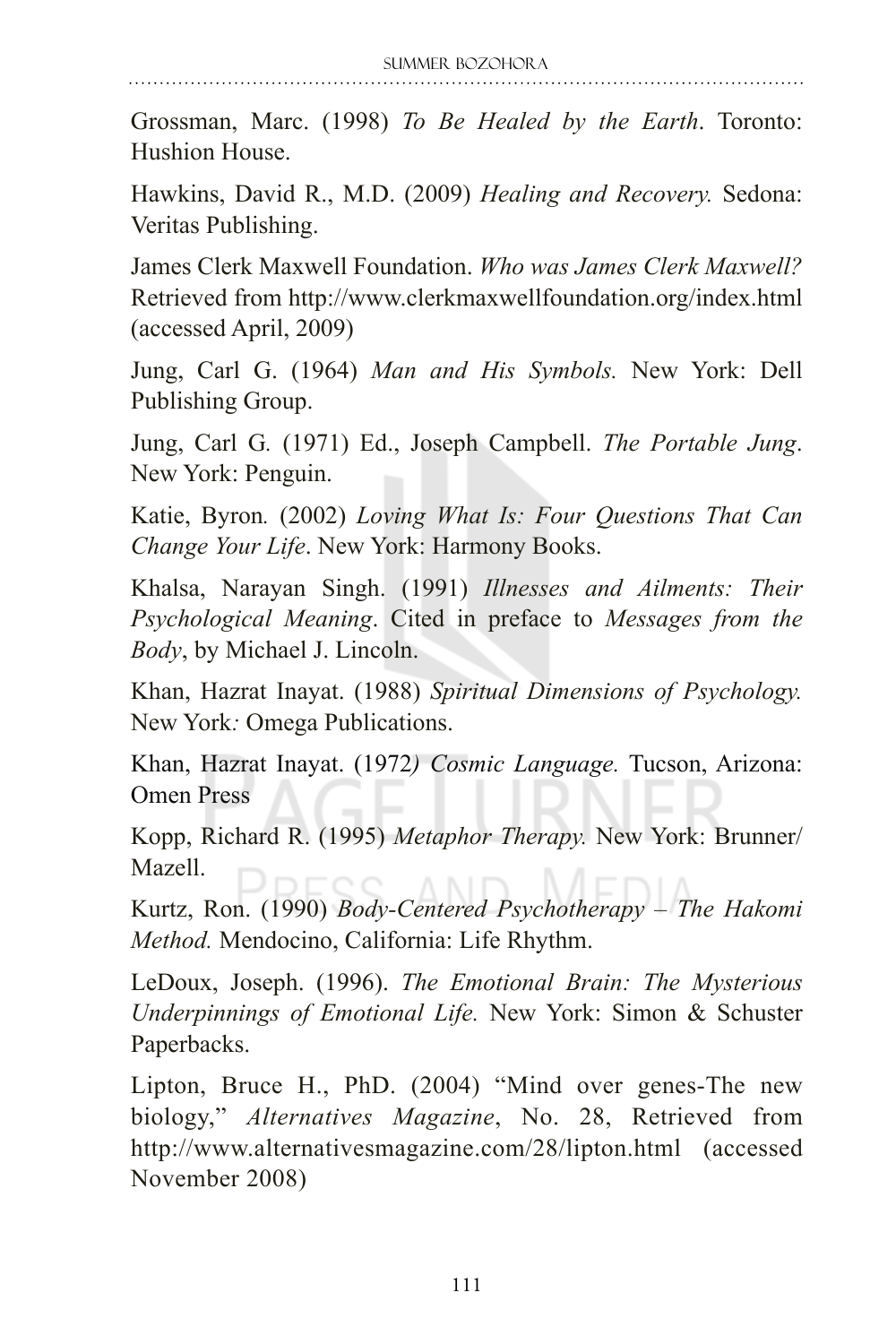Grossman, Marc. (1998) *To Be Healed by the Earth*. Toronto: Hushion House.

Hawkins, David R., M.D. (2009) *Healing and Recovery.* Sedona: Veritas Publishing.

James Clerk Maxwell Foundation. *Who was James Clerk Maxwell?* Retrieved from http://www.clerkmaxwellfoundation.org/index.html (accessed April, 2009)

Jung, Carl G. (1964) *Man and His Symbols.* New York: Dell Publishing Group.

Jung, Carl G. (1971) Ed., Joseph Campbell. *The Portable Jung*. New York: Penguin.

Katie, Byron. (2002) *Loving What Is: Four Questions That Can Change Your Life*. New York: Harmony Books.

Khalsa, Narayan Singh. (1991) *Illnesses and Ailments: Their Psychological Meaning*. Cited in preface to *Messages from the Body*, by Michael J. Lincoln.

Khan, Hazrat Inayat. (1988) *Spiritual Dimensions of Psychology.* New York*:* Omega Publications.

Khan, Hazrat Inayat. (1972*) Cosmic Language.* Tucson, Arizona: Omen Press

Kopp, Richard R. (1995) *Metaphor Therapy.* New York: Brunner/ Mazell.

Kurtz, Ron. (1990) *Body-Centered Psychotherapy – The Hakomi Method.* Mendocino, California: Life Rhythm.

LeDoux, Joseph. (1996). *The Emotional Brain: The Mysterious Underpinnings of Emotional Life.* New York: Simon & Schuster Paperbacks.

Lipton, Bruce H., PhD. (2004) "Mind over genes-The new biology," *Alternatives Magazine*, No. 28, Retrieved from http://www.alternativesmagazine.com/28/lipton.html (accessed November 2008)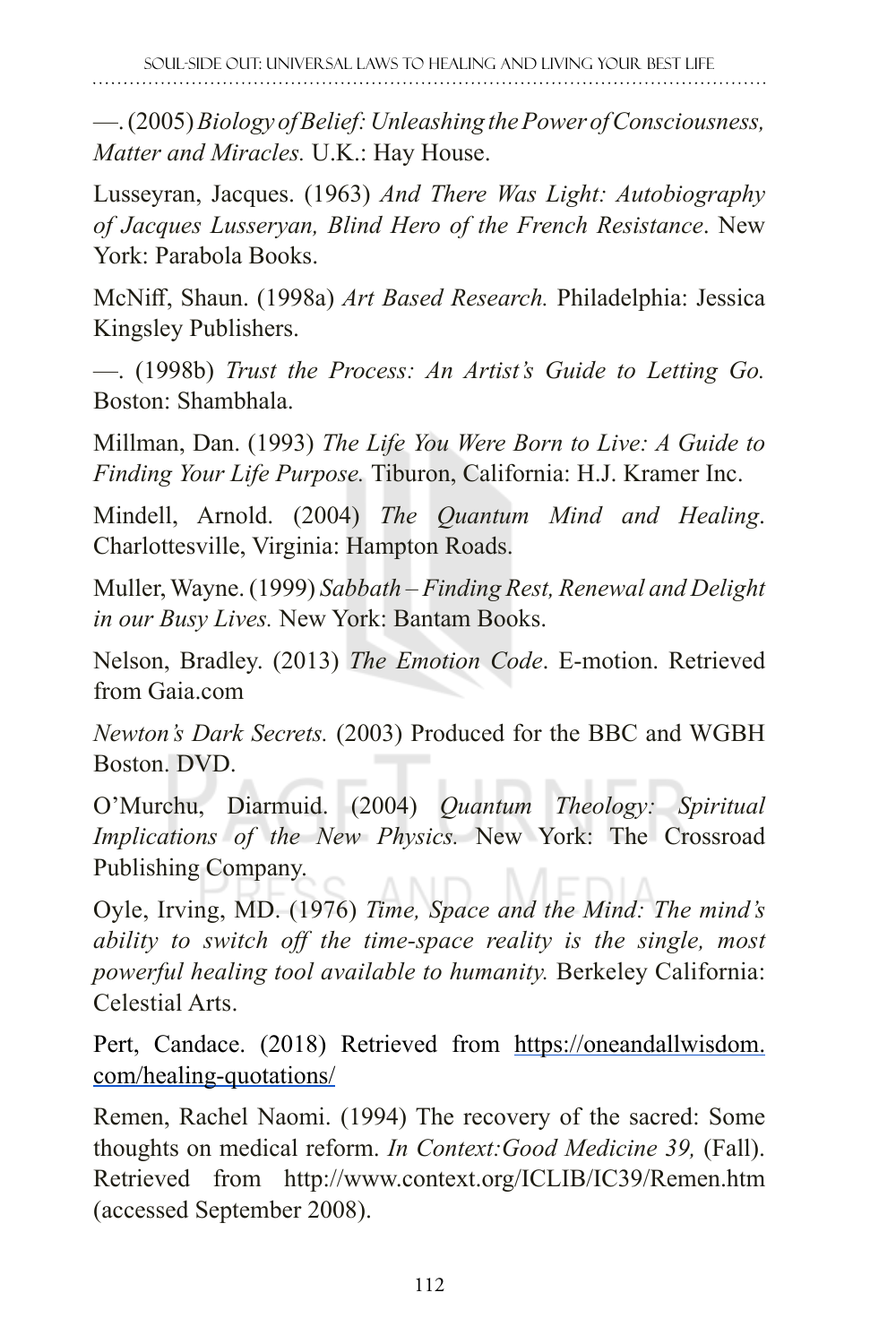—. (2005) *Biology of Belief: Unleashing the Power of Consciousness, Matter and Miracles.* U.K.: Hay House.

Lusseyran, Jacques. (1963) *And There Was Light: Autobiography of Jacques Lusseryan, Blind Hero of the French Resistance*. New York: Parabola Books.

McNiff, Shaun. (1998a) *Art Based Research.* Philadelphia: Jessica Kingsley Publishers.

—. (1998b) *Trust the Process: An Artist's Guide to Letting Go.* Boston: Shambhala.

Millman, Dan. (1993) *The Life You Were Born to Live: A Guide to Finding Your Life Purpose.* Tiburon, California: H.J. Kramer Inc.

Mindell, Arnold. (2004) *The Quantum Mind and Healing*. Charlottesville, Virginia: Hampton Roads.

Muller, Wayne. (1999) *Sabbath – Finding Rest, Renewal and Delight in our Busy Lives.* New York: Bantam Books.

Nelson, Bradley. (2013) *The Emotion Code*. E-motion. Retrieved from Gaia.com

*Newton's Dark Secrets.* (2003) Produced for the BBC and WGBH Boston. DVD.

O'Murchu, Diarmuid. (2004) *Quantum Theology: Spiritual Implications of the New Physics.* New York: The Crossroad Publishing Company.

Oyle, Irving, MD. (1976) *Time, Space and the Mind: The mind's ability to switch off the time-space reality is the single, most powerful healing tool available to humanity.* Berkeley California: Celestial Arts.

Pert, Candace. (2018) Retrieved from https://oneandallwisdom.com/healing-quotations/

Remen, Rachel Naomi. (1994) The recovery of the sacred: Some thoughts on medical reform. *In Context:Good Medicine 39,* (Fall). Retrieved from http://www.context.org/ICLIB/IC39/Remen.htm (accessed September 2008).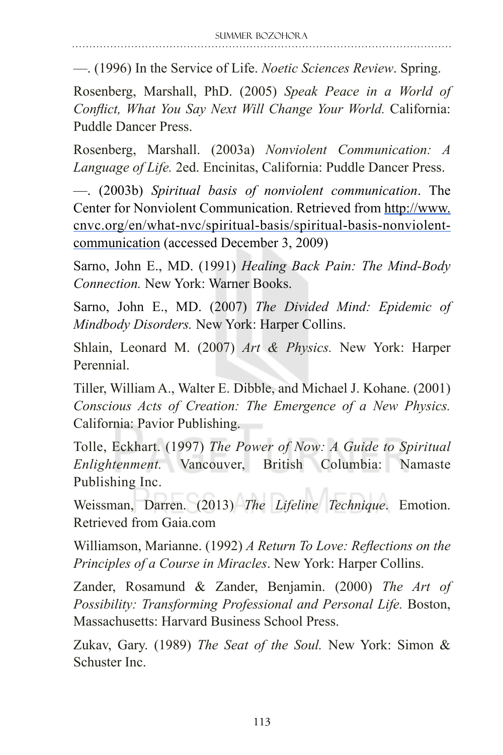—. (1996) In the Service of Life. *Noetic Sciences Review*. Spring.

Rosenberg, Marshall, PhD. (2005) *Speak Peace in a World of Conflict, What You Say Next Will Change Your World.* California: Puddle Dancer Press.

Rosenberg, Marshall. (2003a) *Nonviolent Communication: A Language of Life.* 2ed. Encinitas, California: Puddle Dancer Press.

—. (2003b) *Spiritual basis of nonviolent communication*. The Center for Nonviolent Communication. Retrieved from http://www.cnvc.org/en/what-nvc/spiritual-basis/spiritual-basis-nonviolent-communication (accessed December 3, 2009)

Sarno, John E., MD. (1991) *Healing Back Pain: The Mind-Body Connection.* New York: Warner Books.

Sarno, John E., MD. (2007) *The Divided Mind: Epidemic of Mindbody Disorders.* New York: Harper Collins.

Shlain, Leonard M. (2007) *Art & Physics.* New York: Harper Perennial.

Tiller, William A., Walter E. Dibble, and Michael J. Kohane. (2001) *Conscious Acts of Creation: The Emergence of a New Physics.* California: Pavior Publishing.

Tolle, Eckhart. (1997) *The Power of Now: A Guide to Spiritual Enlightenment.* Vancouver, British Columbia: Namaste Publishing Inc.

Weissman, Darren. (2013) *The Lifeline Technique*. Emotion. Retrieved from Gaia.com

Williamson, Marianne. (1992) *A Return To Love: Reflections on the Principles of a Course in Miracles*. New York: Harper Collins.

Zander, Rosamund & Zander, Benjamin. (2000) *The Art of Possibility: Transforming Professional and Personal Life.* Boston, Massachusetts: Harvard Business School Press.

Zukav, Gary. (1989) *The Seat of the Soul.* New York: Simon & Schuster Inc.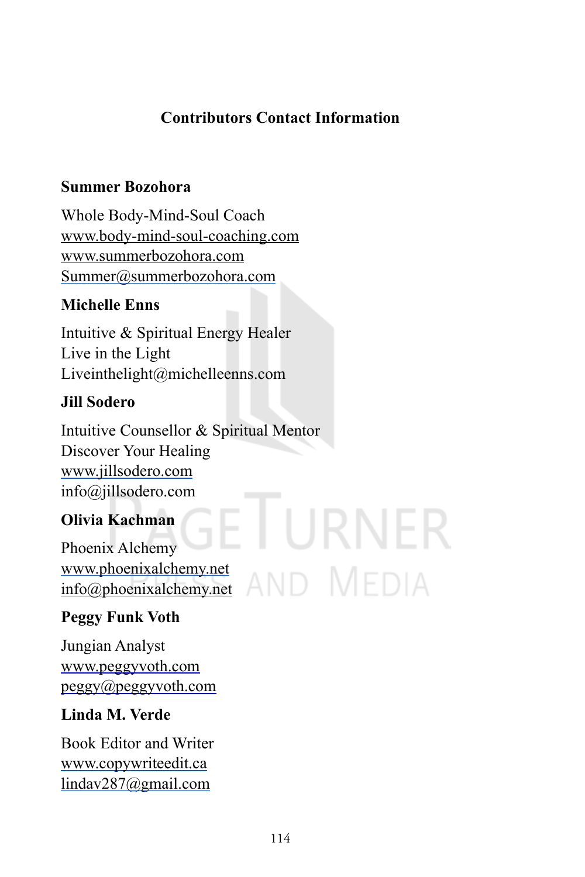## Contributors Contact Information

**Summer Bozohora**

Whole Body-Mind-Soul Coach
www.body-mind-soul-coaching.com
www.summerbozohora.com
Summer@summerbozohora.com

**Michelle Enns**

Intuitive & Spiritual Energy Healer
Live in the Light
Liveinthelight@michelleenns.com

**Jill Sodero**

Intuitive Counsellor & Spiritual Mentor
Discover Your Healing
www.jillsodero.com
info@jillsodero.com

**Olivia Kachman**

Phoenix Alchemy
www.phoenixalchemy.net
info@phoenixalchemy.net

**Peggy Funk Voth**

Jungian Analyst
www.peggyvoth.com
peggy@peggyvoth.com

**Linda M. Verde**

Book Editor and Writer
www.copywriteedit.ca
lindav287@gmail.com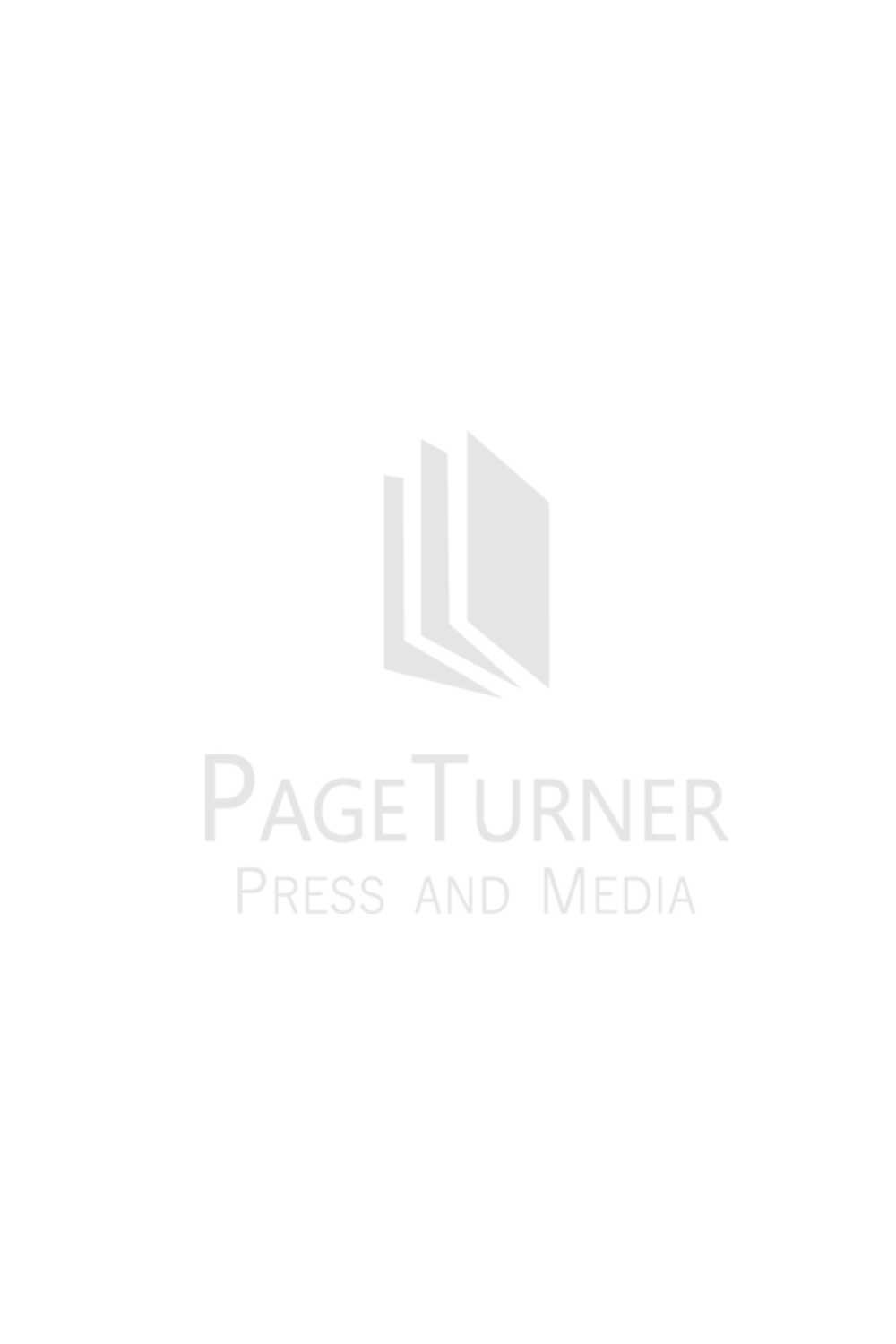PageTurner

Press and Media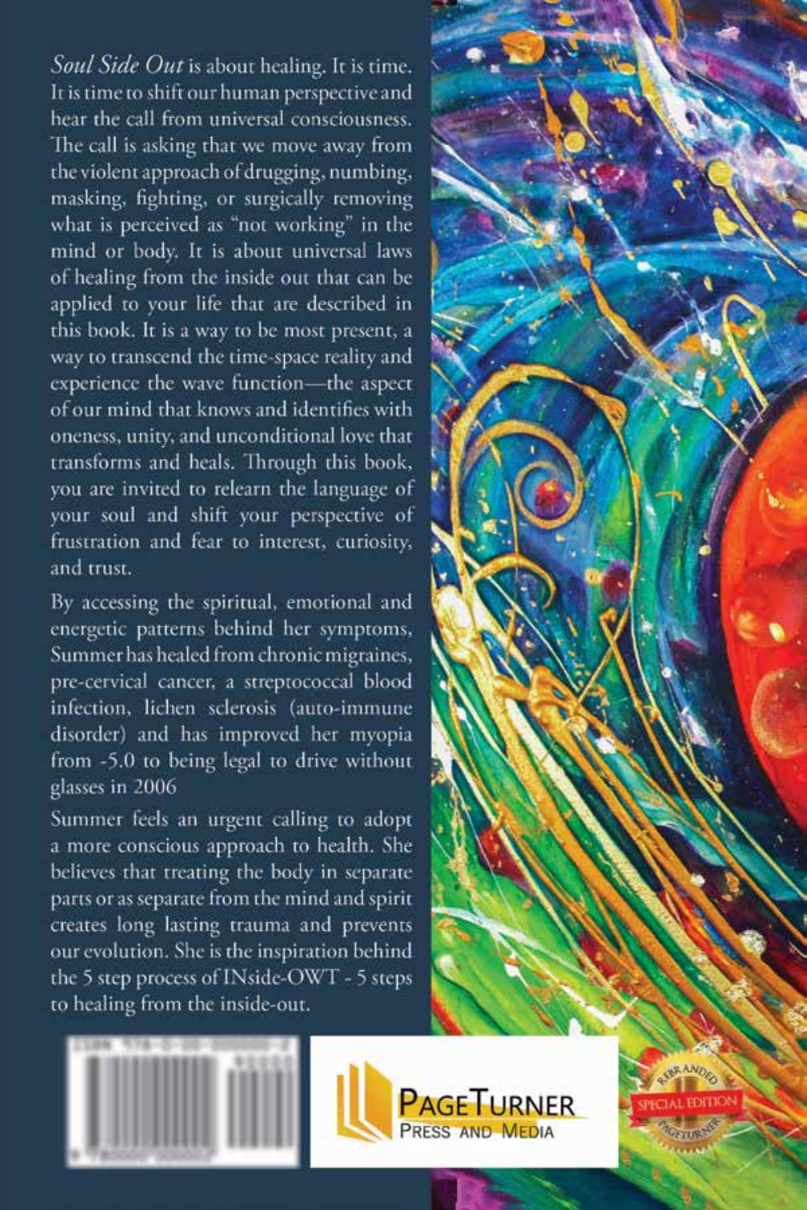*Soul Side Out* is about healing. It is time. It is time to shift our human perspective and hear the call from universal consciousness. The call is asking that we move away from the violent approach of drugging, numbing, masking, fighting, or surgically removing what is perceived as "not working" in the mind or body. It is about universal laws of healing from the inside out that can be applied to your life that are described in this book. It is a way to be most present, a way to transcend the time-space reality and experience the wave function—the aspect of our mind that knows and identifies with oneness, unity, and unconditional love that transforms and heals. Through this book, you are invited to relearn the language of your soul and shift your perspective of frustration and fear to interest, curiosity, and trust.

By accessing the spiritual, emotional and energetic patterns behind her symptoms, Summer has healed from chronic migraines, pre-cervical cancer, a streptococcal blood infection, lichen sclerosis (auto-immune disorder) and has improved her myopia from -5.0 to being legal to drive without glasses in 2006

Summer feels an urgent calling to adopt a more conscious approach to health. She believes that treating the body in separate parts or as separate from the mind and spirit creates long lasting trauma and prevents our evolution. She is the inspiration behind the 5 step process of INside-OWT - 5 steps to healing from the inside-out.

PageTurner
Press and Media

Rebranded
Special Edition
PageTurner